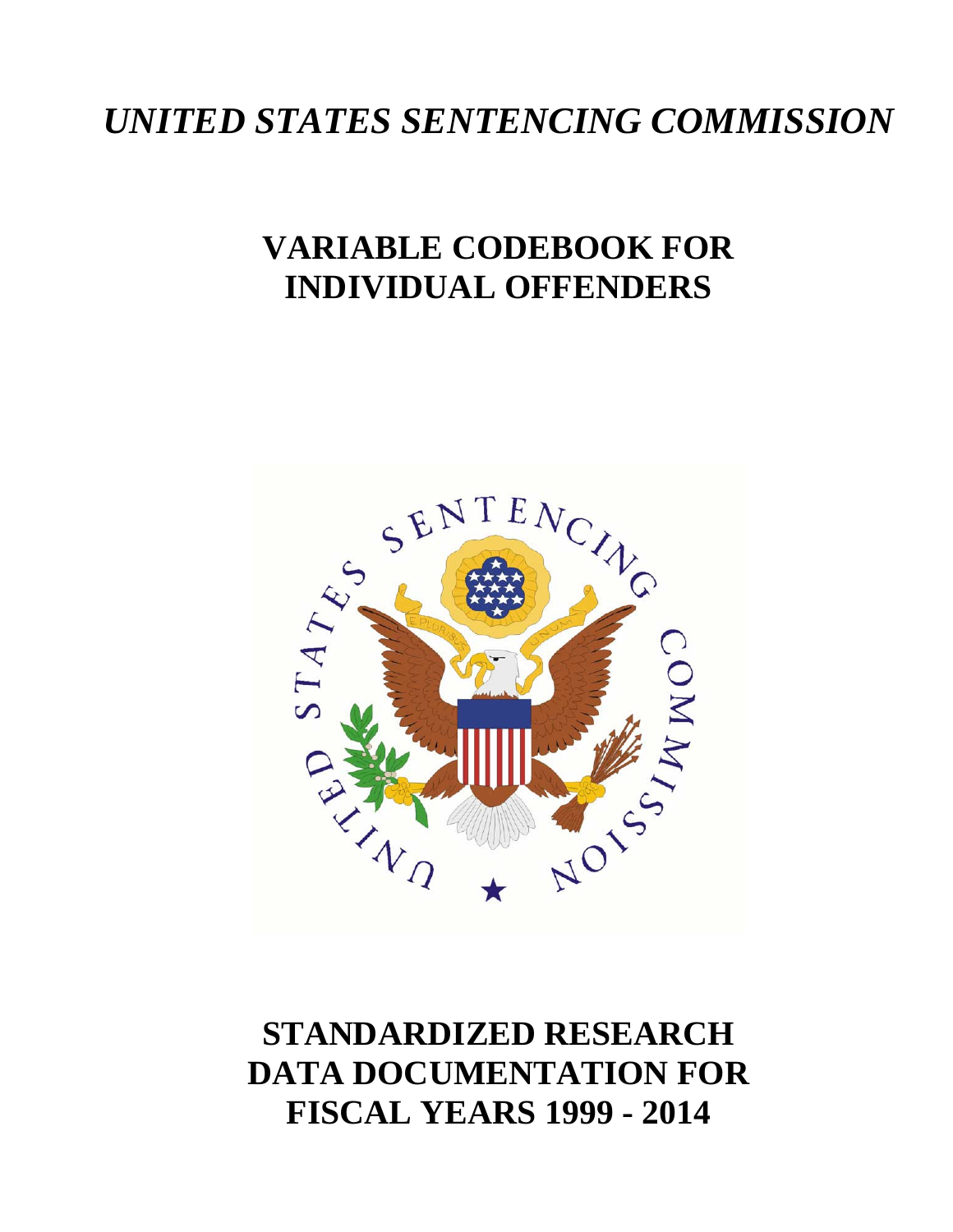# *UNITED STATES SENTENCING COMMISSION*

## VARIABLE CODEBOOK FOR INDIVIDUAL OFFENDERS

## STANDARDIZED RESEARCH DATA DOCUMENTATION FOR FISCAL YEARS 1999 - 2014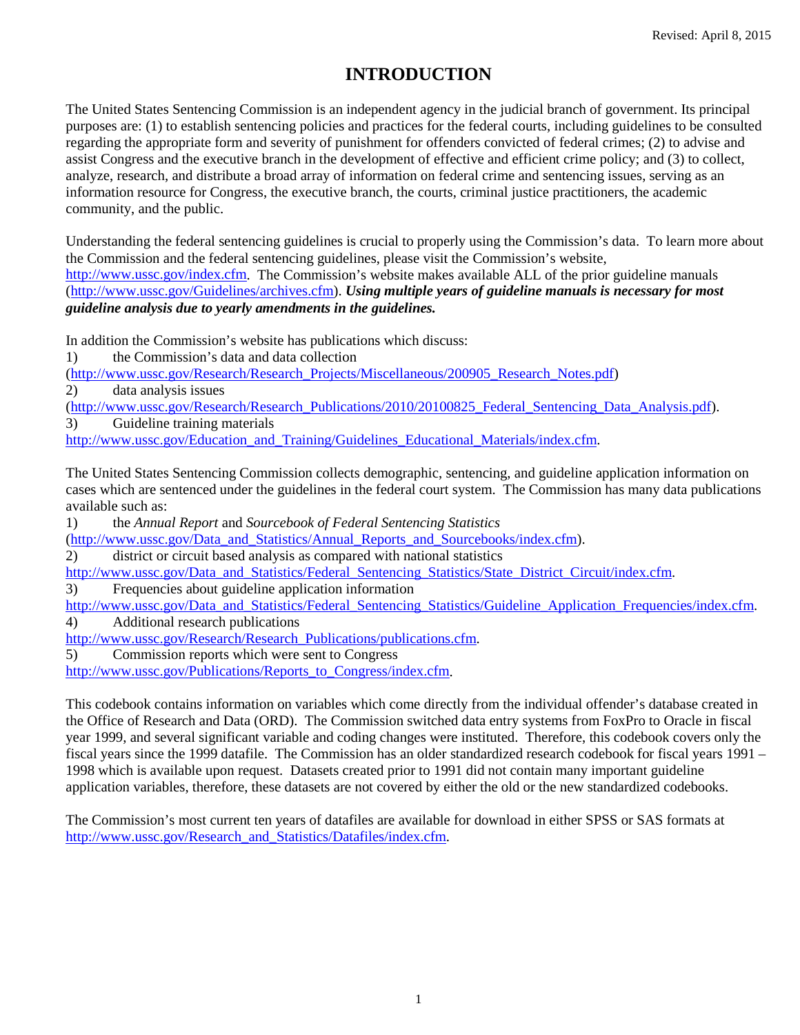Revised: April 8, 2015

# INTRODUCTION

The United States Sentencing Commission is an independent agency in the judicial branch of government. Its principal purposes are: (1) to establish sentencing policies and practices for the federal courts, including guidelines to be consulted regarding the appropriate form and severity of punishment for offenders convicted of federal crimes; (2) to advise and assist Congress and the executive branch in the development of effective and efficient crime policy; and (3) to collect, analyze, research, and distribute a broad array of information on federal crime and sentencing issues, serving as an information resource for Congress, the executive branch, the courts, criminal justice practitioners, the academic community, and the public.

Understanding the federal sentencing guidelines is crucial to properly using the Commission's data. To learn more about the Commission and the federal sentencing guidelines, please visit the Commission's website, http://www.ussc.gov/index.cfm. The Commission's website makes available ALL of the prior guideline manuals (http://www.ussc.gov/Guidelines/archives.cfm). ***Using multiple years of guideline manuals is necessary for most guideline analysis due to yearly amendments in the guidelines.***

In addition the Commission's website has publications which discuss:

1) the Commission's data and data collection
(http://www.ussc.gov/Research/Research_Projects/Miscellaneous/200905_Research_Notes.pdf)
2) data analysis issues
(http://www.ussc.gov/Research/Research_Publications/2010/20100825_Federal_Sentencing_Data_Analysis.pdf).
3) Guideline training materials
http://www.ussc.gov/Education_and_Training/Guidelines_Educational_Materials/index.cfm.

The United States Sentencing Commission collects demographic, sentencing, and guideline application information on cases which are sentenced under the guidelines in the federal court system. The Commission has many data publications available such as:

1) the *Annual Report* and *Sourcebook of Federal Sentencing Statistics*
(http://www.ussc.gov/Data_and_Statistics/Annual_Reports_and_Sourcebooks/index.cfm).
2) district or circuit based analysis as compared with national statistics
http://www.ussc.gov/Data_and_Statistics/Federal_Sentencing_Statistics/State_District_Circuit/index.cfm.
3) Frequencies about guideline application information
http://www.ussc.gov/Data_and_Statistics/Federal_Sentencing_Statistics/Guideline_Application_Frequencies/index.cfm.
4) Additional research publications
http://www.ussc.gov/Research/Research_Publications/publications.cfm.
5) Commission reports which were sent to Congress
http://www.ussc.gov/Publications/Reports_to_Congress/index.cfm.

This codebook contains information on variables which come directly from the individual offender's database created in the Office of Research and Data (ORD). The Commission switched data entry systems from FoxPro to Oracle in fiscal year 1999, and several significant variable and coding changes were instituted. Therefore, this codebook covers only the fiscal years since the 1999 datafile. The Commission has an older standardized research codebook for fiscal years 1991 – 1998 which is available upon request. Datasets created prior to 1991 did not contain many important guideline application variables, therefore, these datasets are not covered by either the old or the new standardized codebooks.

The Commission's most current ten years of datafiles are available for download in either SPSS or SAS formats at http://www.ussc.gov/Research_and_Statistics/Datafiles/index.cfm.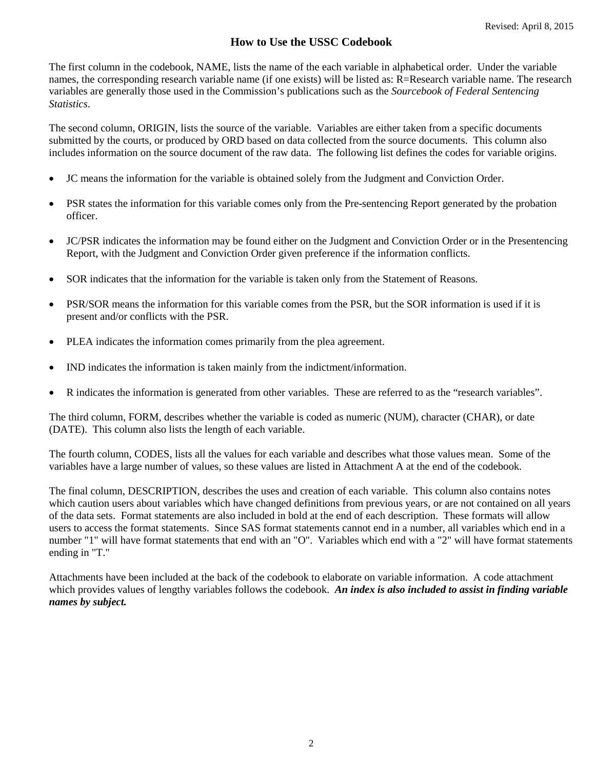Revised: April 8, 2015

## How to Use the USSC Codebook

The first column in the codebook, NAME, lists the name of the each variable in alphabetical order. Under the variable names, the corresponding research variable name (if one exists) will be listed as: R=Research variable name. The research variables are generally those used in the Commission's publications such as the *Sourcebook of Federal Sentencing Statistics*.

The second column, ORIGIN, lists the source of the variable. Variables are either taken from a specific documents submitted by the courts, or produced by ORD based on data collected from the source documents. This column also includes information on the source document of the raw data. The following list defines the codes for variable origins.

- JC means the information for the variable is obtained solely from the Judgment and Conviction Order.
- PSR states the information for this variable comes only from the Pre-sentencing Report generated by the probation officer.
- JC/PSR indicates the information may be found either on the Judgment and Conviction Order or in the Presentencing Report, with the Judgment and Conviction Order given preference if the information conflicts.
- SOR indicates that the information for the variable is taken only from the Statement of Reasons.
- PSR/SOR means the information for this variable comes from the PSR, but the SOR information is used if it is present and/or conflicts with the PSR.
- PLEA indicates the information comes primarily from the plea agreement.
- IND indicates the information is taken mainly from the indictment/information.
- R indicates the information is generated from other variables. These are referred to as the "research variables".

The third column, FORM, describes whether the variable is coded as numeric (NUM), character (CHAR), or date (DATE). This column also lists the length of each variable.

The fourth column, CODES, lists all the values for each variable and describes what those values mean. Some of the variables have a large number of values, so these values are listed in Attachment A at the end of the codebook.

The final column, DESCRIPTION, describes the uses and creation of each variable. This column also contains notes which caution users about variables which have changed definitions from previous years, or are not contained on all years of the data sets. Format statements are also included in bold at the end of each description. These formats will allow users to access the format statements. Since SAS format statements cannot end in a number, all variables which end in a number "1" will have format statements that end with an "O". Variables which end with a "2" will have format statements ending in "T."

Attachments have been included at the back of the codebook to elaborate on variable information. A code attachment which provides values of lengthy variables follows the codebook. ***An index is also included to assist in finding variable names by subject.***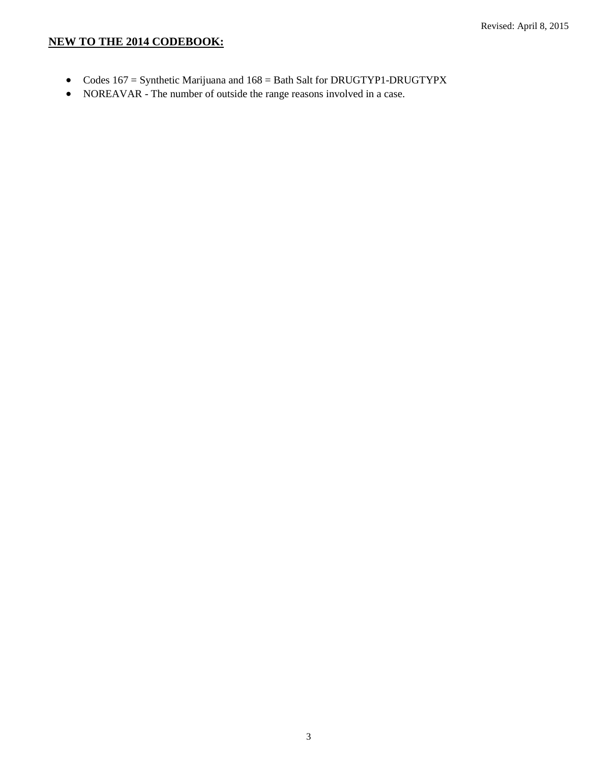## NEW TO THE 2014 CODEBOOK:

- Codes 167 = Synthetic Marijuana and 168 = Bath Salt for DRUGTYP1-DRUGTYPX
- NOREAVAR - The number of outside the range reasons involved in a case.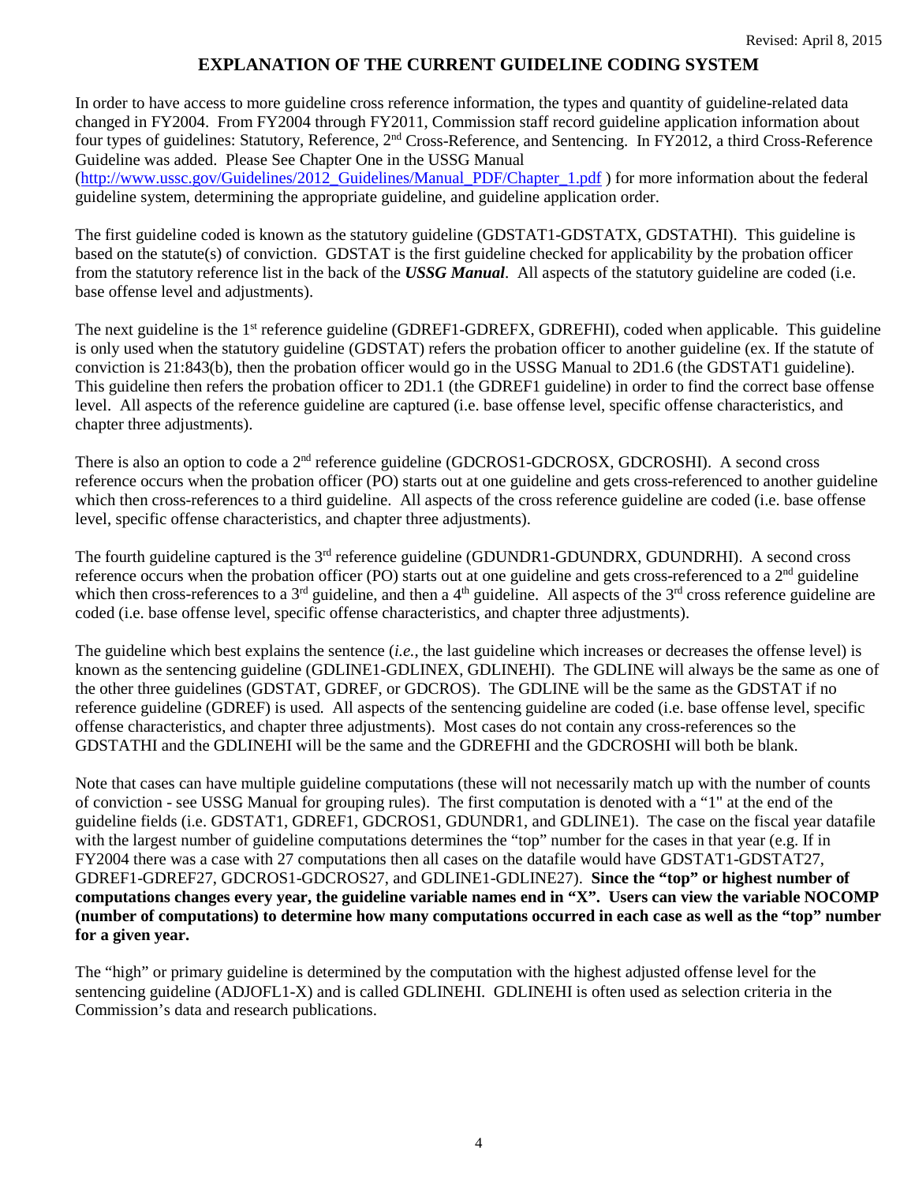Revised: April 8, 2015

# EXPLANATION OF THE CURRENT GUIDELINE CODING SYSTEM

In order to have access to more guideline cross reference information, the types and quantity of guideline-related data changed in FY2004. From FY2004 through FY2011, Commission staff record guideline application information about four types of guidelines: Statutory, Reference, 2nd Cross-Reference, and Sentencing. In FY2012, a third Cross-Reference Guideline was added. Please See Chapter One in the USSG Manual (http://www.ussc.gov/Guidelines/2012_Guidelines/Manual_PDF/Chapter_1.pdf ) for more information about the federal guideline system, determining the appropriate guideline, and guideline application order.

The first guideline coded is known as the statutory guideline (GDSTAT1-GDSTATX, GDSTATHI). This guideline is based on the statute(s) of conviction. GDSTAT is the first guideline checked for applicability by the probation officer from the statutory reference list in the back of the ***USSG Manual***. All aspects of the statutory guideline are coded (i.e. base offense level and adjustments).

The next guideline is the 1st reference guideline (GDREF1-GDREFX, GDREFHI), coded when applicable. This guideline is only used when the statutory guideline (GDSTAT) refers the probation officer to another guideline (ex. If the statute of conviction is 21:843(b), then the probation officer would go in the USSG Manual to 2D1.6 (the GDSTAT1 guideline). This guideline then refers the probation officer to 2D1.1 (the GDREF1 guideline) in order to find the correct base offense level. All aspects of the reference guideline are captured (i.e. base offense level, specific offense characteristics, and chapter three adjustments).

There is also an option to code a 2nd reference guideline (GDCROS1-GDCROSX, GDCROSHI). A second cross reference occurs when the probation officer (PO) starts out at one guideline and gets cross-referenced to another guideline which then cross-references to a third guideline. All aspects of the cross reference guideline are coded (i.e. base offense level, specific offense characteristics, and chapter three adjustments).

The fourth guideline captured is the 3rd reference guideline (GDUNDR1-GDUNDRX, GDUNDRHI). A second cross reference occurs when the probation officer (PO) starts out at one guideline and gets cross-referenced to a 2nd guideline which then cross-references to a 3rd guideline, and then a 4th guideline. All aspects of the 3rd cross reference guideline are coded (i.e. base offense level, specific offense characteristics, and chapter three adjustments).

The guideline which best explains the sentence (*i.e.*, the last guideline which increases or decreases the offense level) is known as the sentencing guideline (GDLINE1-GDLINEX, GDLINEHI). The GDLINE will always be the same as one of the other three guidelines (GDSTAT, GDREF, or GDCROS). The GDLINE will be the same as the GDSTAT if no reference guideline (GDREF) is used. All aspects of the sentencing guideline are coded (i.e. base offense level, specific offense characteristics, and chapter three adjustments). Most cases do not contain any cross-references so the GDSTATHI and the GDLINEHI will be the same and the GDREFHI and the GDCROSHI will both be blank.

Note that cases can have multiple guideline computations (these will not necessarily match up with the number of counts of conviction - see USSG Manual for grouping rules). The first computation is denoted with a "1" at the end of the guideline fields (i.e. GDSTAT1, GDREF1, GDCROS1, GDUNDR1, and GDLINE1). The case on the fiscal year datafile with the largest number of guideline computations determines the "top" number for the cases in that year (e.g. If in FY2004 there was a case with 27 computations then all cases on the datafile would have GDSTAT1-GDSTAT27, GDREF1-GDREF27, GDCROS1-GDCROS27, and GDLINE1-GDLINE27). **Since the "top" or highest number of computations changes every year, the guideline variable names end in "X". Users can view the variable NOCOMP (number of computations) to determine how many computations occurred in each case as well as the "top" number for a given year.**

The "high" or primary guideline is determined by the computation with the highest adjusted offense level for the sentencing guideline (ADJOFL1-X) and is called GDLINEHI. GDLINEHI is often used as selection criteria in the Commission's data and research publications.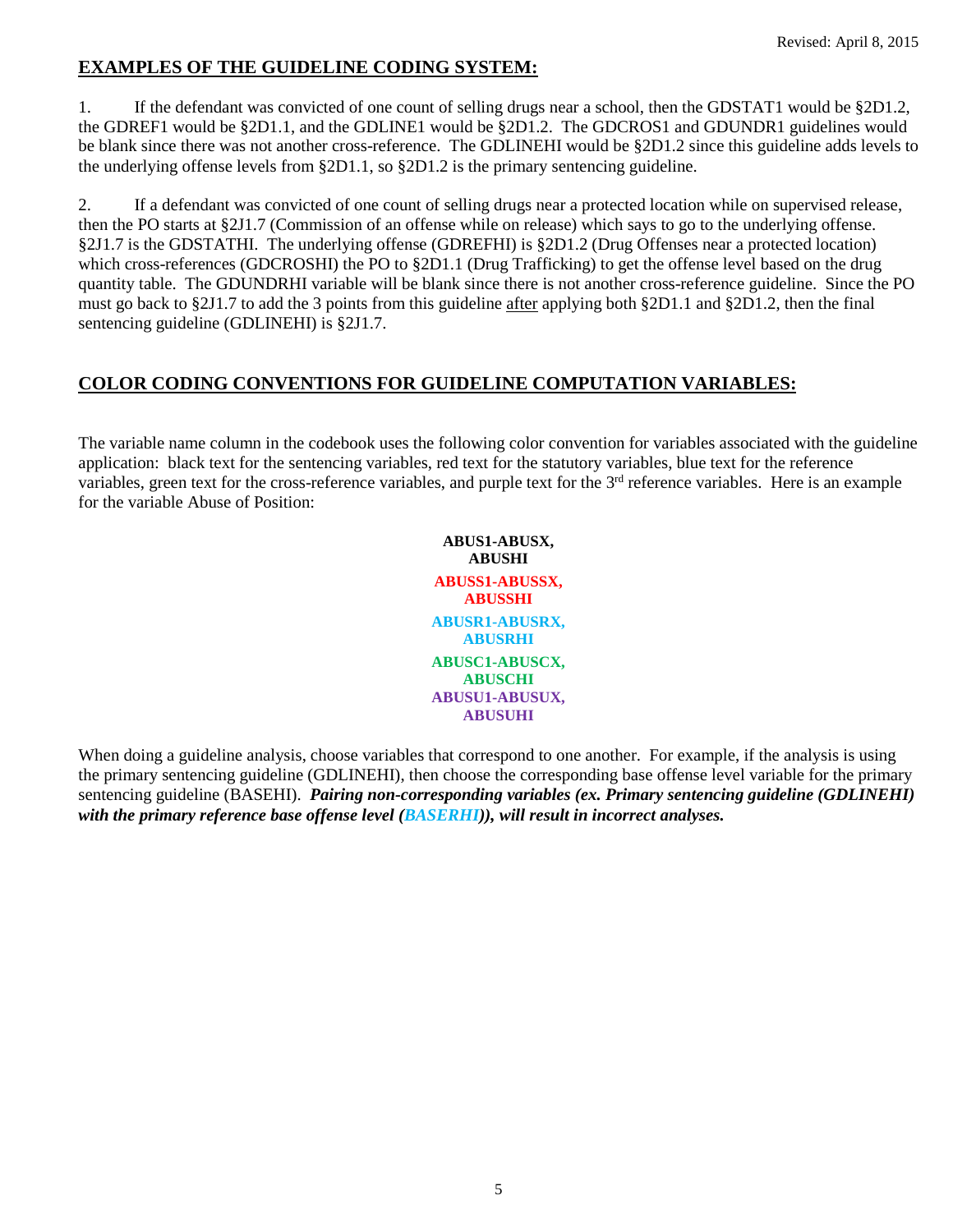Revised: April 8, 2015

## EXAMPLES OF THE GUIDELINE CODING SYSTEM:

1. If the defendant was convicted of one count of selling drugs near a school, then the GDSTAT1 would be §2D1.2, the GDREF1 would be §2D1.1, and the GDLINE1 would be §2D1.2. The GDCROS1 and GDUNDR1 guidelines would be blank since there was not another cross-reference. The GDLINEHI would be §2D1.2 since this guideline adds levels to the underlying offense levels from §2D1.1, so §2D1.2 is the primary sentencing guideline.

2. If a defendant was convicted of one count of selling drugs near a protected location while on supervised release, then the PO starts at §2J1.7 (Commission of an offense while on release) which says to go to the underlying offense. §2J1.7 is the GDSTATHI. The underlying offense (GDREFHI) is §2D1.2 (Drug Offenses near a protected location) which cross-references (GDCROSHI) the PO to §2D1.1 (Drug Trafficking) to get the offense level based on the drug quantity table. The GDUNDRHI variable will be blank since there is not another cross-reference guideline. Since the PO must go back to §2J1.7 to add the 3 points from this guideline after applying both §2D1.1 and §2D1.2, then the final sentencing guideline (GDLINEHI) is §2J1.7.

## COLOR CODING CONVENTIONS FOR GUIDELINE COMPUTATION VARIABLES:

The variable name column in the codebook uses the following color convention for variables associated with the guideline application: black text for the sentencing variables, red text for the statutory variables, blue text for the reference variables, green text for the cross-reference variables, and purple text for the 3rd reference variables. Here is an example for the variable Abuse of Position:

**ABUS1-ABUSX, ABUSHI**

**ABUSS1-ABUSSX, ABUSSHI**

**ABUSR1-ABUSRX, ABUSRHI**

**ABUSC1-ABUSCX, ABUSCHI**

**ABUSU1-ABUSUX, ABUSUHI**

When doing a guideline analysis, choose variables that correspond to one another. For example, if the analysis is using the primary sentencing guideline (GDLINEHI), then choose the corresponding base offense level variable for the primary sentencing guideline (BASEHI). ***Pairing non-corresponding variables (ex. Primary sentencing guideline (GDLINEHI) with the primary reference base offense level (BASERHI)), will result in incorrect analyses.***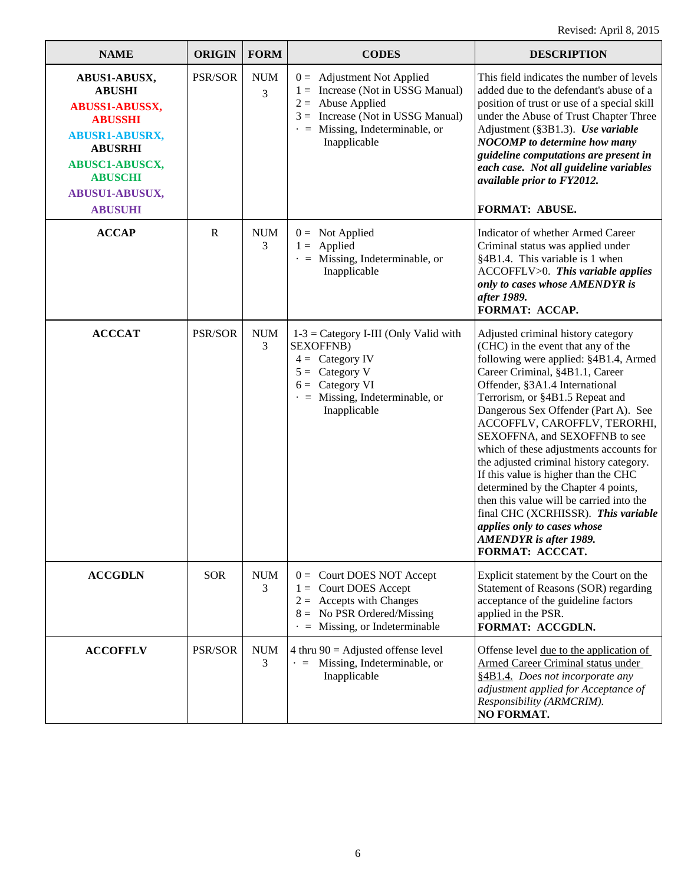Revised: April 8, 2015

| NAME | ORIGIN | FORM | CODES | DESCRIPTION |
|---|---|---|---|---|
| **ABUS1-ABUSX, ABUSHI**<br>**ABUSS1-ABUSSX, ABUSSHI**<br>**ABUSR1-ABUSRX, ABUSRHI**<br>**ABUSC1-ABUSCX, ABUSCHI**<br>**ABUSU1-ABUSUX, ABUSUHI** | PSR/SOR | NUM 3 | 0 = Adjustment Not Applied<br>1 = Increase (Not in USSG Manual)<br>2 = Abuse Applied<br>3 = Increase (Not in USSG Manual)<br>. = Missing, Indeterminable, or Inapplicable | This field indicates the number of levels added due to the defendant's abuse of a position of trust or use of a special skill under the Abuse of Trust Chapter Three Adjustment (§3B1.3). ***Use variable NOCOMP to determine how many guideline computations are present in each case. Not all guideline variables available prior to FY2012.***<br><br>**FORMAT: ABUSE.** |
| **ACCAP** | R | NUM 3 | 0 = Not Applied<br>1 = Applied<br>. = Missing, Indeterminable, or Inapplicable | Indicator of whether Armed Career Criminal status was applied under §4B1.4. This variable is 1 when ACCOFFLV>0. ***This variable applies only to cases whose AMENDYR is after 1989.***<br>**FORMAT: ACCAP.** |
| **ACCCAT** | PSR/SOR | NUM 3 | 1-3 = Category I-III (Only Valid with SEXOFFNB)<br>4 = Category IV<br>5 = Category V<br>6 = Category VI<br>. = Missing, Indeterminable, or Inapplicable | Adjusted criminal history category (CHC) in the event that any of the following were applied: §4B1.4, Armed Career Criminal, §4B1.1, Career Offender, §3A1.4 International Terrorism, or §4B1.5 Repeat and Dangerous Sex Offender (Part A). See ACCOFFLV, CAROFFLV, TERORHI, SEXOFFNA, and SEXOFFNB to see which of these adjustments accounts for the adjusted criminal history category. If this value is higher than the CHC determined by the Chapter 4 points, then this value will be carried into the final CHC (XCRHISSR). ***This variable applies only to cases whose AMENDYR is after 1989.***<br>**FORMAT: ACCCAT.** |
| **ACCGDLN** | SOR | NUM 3 | 0 = Court DOES NOT Accept<br>1 = Court DOES Accept<br>2 = Accepts with Changes<br>8 = No PSR Ordered/Missing<br>. = Missing, or Indeterminable | Explicit statement by the Court on the Statement of Reasons (SOR) regarding acceptance of the guideline factors applied in the PSR.<br>**FORMAT: ACCGDLN.** |
| **ACCOFFLV** | PSR/SOR | NUM 3 | 4 thru 90 = Adjusted offense level<br>. = Missing, Indeterminable, or Inapplicable | Offense level due to the application of Armed Career Criminal status under §4B1.4. *Does not incorporate any adjustment applied for Acceptance of Responsibility (ARMCRIM).*<br>**NO FORMAT.** |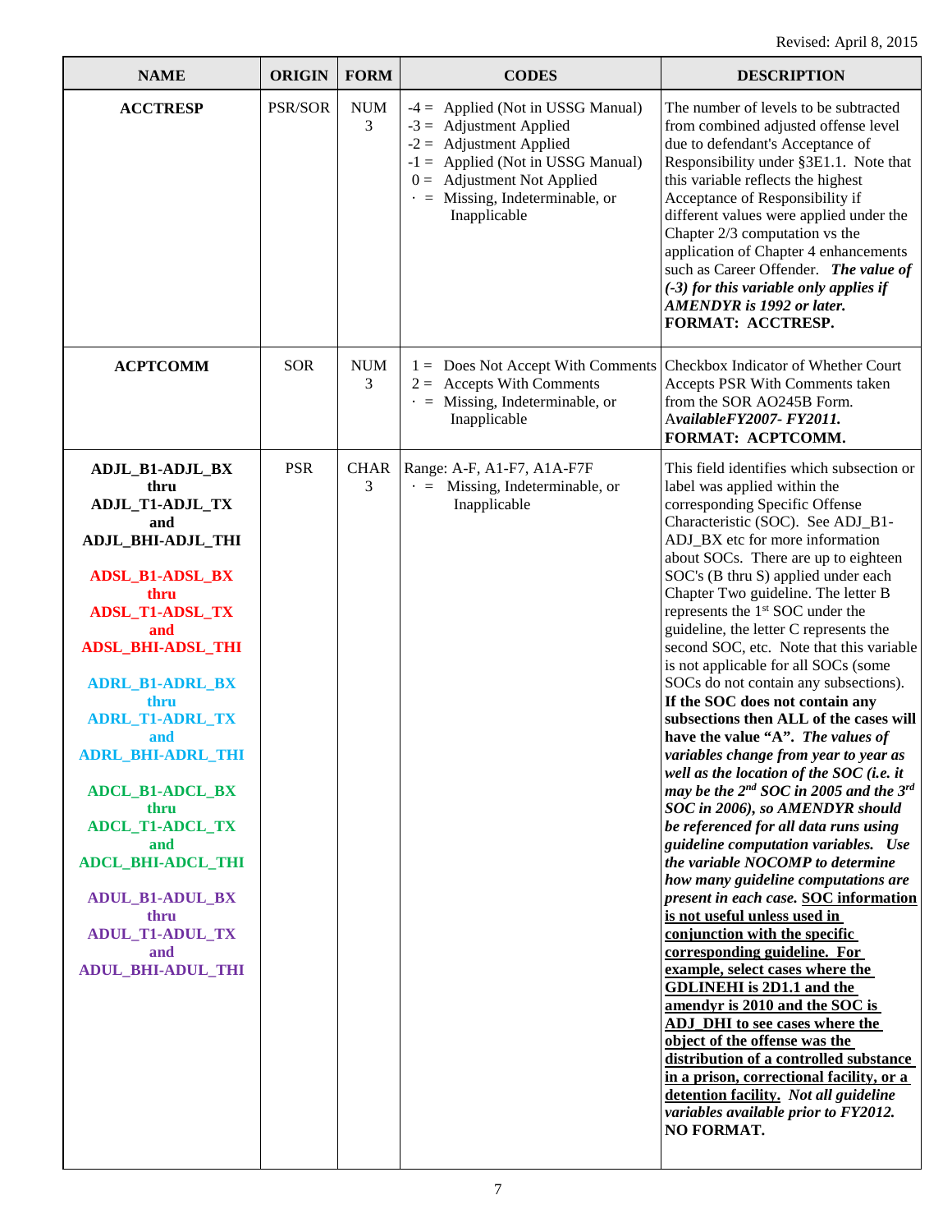Revised: April 8, 2015

| NAME | ORIGIN | FORM | CODES | DESCRIPTION |
|---|---|---|---|---|
| **ACCTRESP** | PSR/SOR | NUM 3 | -4 = Applied (Not in USSG Manual)<br>-3 = Adjustment Applied<br>-2 = Adjustment Applied<br>-1 = Applied (Not in USSG Manual)<br>0 = Adjustment Not Applied<br>· = Missing, Indeterminable, or Inapplicable | The number of levels to be subtracted from combined adjusted offense level due to defendant's Acceptance of Responsibility under §3E1.1. Note that this variable reflects the highest Acceptance of Responsibility if different values were applied under the Chapter 2/3 computation vs the application of Chapter 4 enhancements such as Career Offender. ***The value of (-3) for this variable only applies if AMENDYR is 1992 or later.*** **FORMAT: ACCTRESP.** |
| **ACPTCOMM** | SOR | NUM 3 | 1 = Does Not Accept With Comments<br>2 = Accepts With Comments<br>· = Missing, Indeterminable, or Inapplicable | Checkbox Indicator of Whether Court Accepts PSR With Comments taken from the SOR AO245B Form. A*vailableFY2007- FY2011.* **FORMAT: ACPTCOMM.** |
| **ADJL_B1-ADJL_BX thru ADJL_T1-ADJL_TX and ADJL_BHI-ADJL_THI**<br><br>**ADSL_B1-ADSL_BX thru ADSL_T1-ADSL_TX and ADSL_BHI-ADSL_THI**<br><br>**ADRL_B1-ADRL_BX thru ADRL_T1-ADRL_TX and ADRL_BHI-ADRL_THI**<br><br>**ADCL_B1-ADCL_BX thru ADCL_T1-ADCL_TX and ADCL_BHI-ADCL_THI**<br><br>**ADUL_B1-ADUL_BX thru ADUL_T1-ADUL_TX and ADUL_BHI-ADUL_THI** | PSR | CHAR 3 | Range: A-F, A1-F7, A1A-F7F<br>· = Missing, Indeterminable, or Inapplicable | This field identifies which subsection or label was applied within the corresponding Specific Offense Characteristic (SOC). See ADJ_B1-ADJ_BX etc for more information about SOCs. There are up to eighteen SOC's (B thru S) applied under each Chapter Two guideline. The letter B represents the 1st SOC under the guideline, the letter C represents the second SOC, etc. Note that this variable is not applicable for all SOCs (some SOCs do not contain any subsections). **If the SOC does not contain any subsections then ALL of the cases will have the value "A".** ***The values of variables change from year to year as well as the location of the SOC (i.e. it may be the 2nd SOC in 2005 and the 3rd SOC in 2006), so AMENDYR should be referenced for all data runs using guideline computation variables. Use the variable NOCOMP to determine how many guideline computations are present in each case.*** **<u>SOC information is not useful unless used in conjunction with the specific corresponding guideline. For example, select cases where the GDLINEHI is 2D1.1 and the amendyr is 2010 and the SOC is ADJ_DHI to see cases where the object of the offense was the distribution of a controlled substance in a prison, correctional facility, or a detention facility.</u>** ***Not all guideline variables available prior to FY2012.*** **NO FORMAT.** |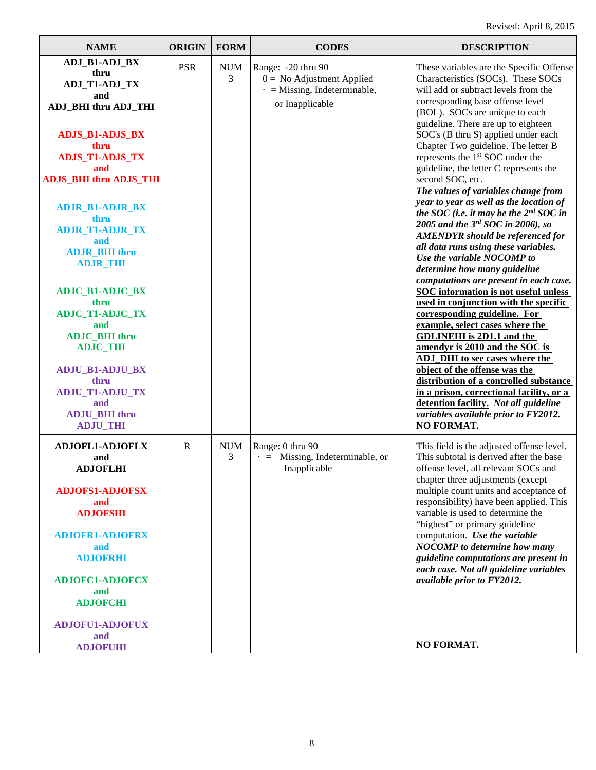Revised: April 8, 2015

| NAME | ORIGIN | FORM | CODES | DESCRIPTION |
| --- | --- | --- | --- | --- |
| **ADJ_B1-ADJ_BX thru ADJ_T1-ADJ_TX and ADJ_BHI thru ADJ_THI**<br><br>**ADJS_B1-ADJS_BX thru ADJS_T1-ADJS_TX and ADJS_BHI thru ADJS_THI**<br><br>**ADJR_B1-ADJR_BX thru ADJR_T1-ADJR_TX and ADJR_BHI thru ADJR_THI**<br><br>**ADJC_B1-ADJC_BX thru ADJC_T1-ADJC_TX and ADJC_BHI thru ADJC_THI**<br><br>**ADJU_B1-ADJU_BX thru ADJU_T1-ADJU_TX and ADJU_BHI thru ADJU_THI** | PSR | NUM 3 | Range: -20 thru 90<br>0 = No Adjustment Applied<br>· = Missing, Indeterminable, or Inapplicable | These variables are the Specific Offense Characteristics (SOCs). These SOCs will add or subtract levels from the corresponding base offense level (BOL). SOCs are unique to each guideline. There are up to eighteen SOC's (B thru S) applied under each Chapter Two guideline. The letter B represents the 1st SOC under the guideline, the letter C represents the second SOC, etc. ***The values of variables change from year to year as well as the location of the SOC (i.e. it may be the 2nd SOC in 2005 and the 3rd SOC in 2006), so AMENDYR should be referenced for all data runs using these variables. Use the variable NOCOMP to determine how many guideline computations are present in each case.*** **SOC information is not useful unless used in conjunction with the specific corresponding guideline. For example, select cases where the GDLINEHI is 2D1.1 and the amendyr is 2010 and the SOC is ADJ_DHI to see cases where the object of the offense was the distribution of a controlled substance in a prison, correctional facility, or a detention facility.** ***Not all guideline variables available prior to FY2012.*** **NO FORMAT.** |
| **ADJOFL1-ADJOFLX and ADJOFLHI**<br><br>**ADJOFS1-ADJOFSX and ADJOFSHI**<br><br>**ADJOFR1-ADJOFRX and ADJOFRHI**<br><br>**ADJOFC1-ADJOFCX and ADJOFCHI**<br><br>**ADJOFU1-ADJOFUX and ADJOFUHI** | R | NUM 3 | Range: 0 thru 90<br>· = Missing, Indeterminable, or Inapplicable | This field is the adjusted offense level. This subtotal is derived after the base offense level, all relevant SOCs and chapter three adjustments (except multiple count units and acceptance of responsibility) have been applied. This variable is used to determine the "highest" or primary guideline computation. ***Use the variable NOCOMP to determine how many guideline computations are present in each case. Not all guideline variables available prior to FY2012.*** **NO FORMAT.** |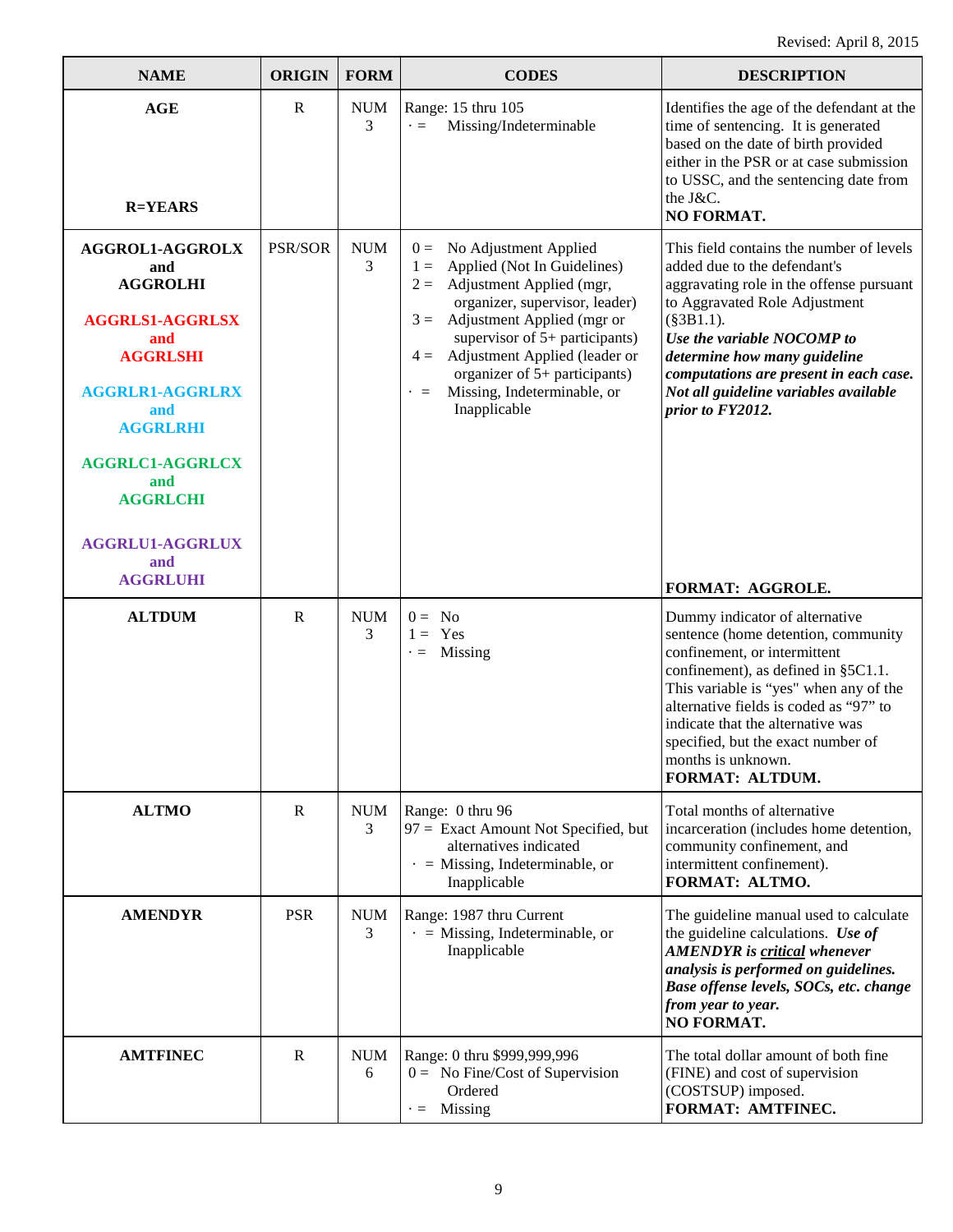Revised: April 8, 2015

| NAME | ORIGIN | FORM | CODES | DESCRIPTION |
|---|---|---|---|---|
| **AGE**<br><br>**R=YEARS** | R | NUM 3 | Range: 15 thru 105<br>· = Missing/Indeterminable | Identifies the age of the defendant at the time of sentencing. It is generated based on the date of birth provided either in the PSR or at case submission to USSC, and the sentencing date from the J&C.<br>**NO FORMAT.** |
| **AGGROL1-AGGROLX and AGGROLHI**<br><br>**AGGRLS1-AGGRLSX and AGGRLSHI**<br><br>**AGGRLR1-AGGRLRX and AGGRLRHI**<br><br>**AGGRLC1-AGGRLCX and AGGRLCHI**<br><br>**AGGRLU1-AGGRLUX and AGGRLUHI** | PSR/SOR | NUM 3 | 0 = No Adjustment Applied<br>1 = Applied (Not In Guidelines)<br>2 = Adjustment Applied (mgr, organizer, supervisor, leader)<br>3 = Adjustment Applied (mgr or supervisor of 5+ participants)<br>4 = Adjustment Applied (leader or organizer of 5+ participants)<br>· = Missing, Indeterminable, or Inapplicable | This field contains the number of levels added due to the defendant's aggravating role in the offense pursuant to Aggravated Role Adjustment (§3B1.1).<br>***Use the variable NOCOMP to determine how many guideline computations are present in each case. Not all guideline variables available prior to FY2012.***<br><br>**FORMAT: AGGROLE.** |
| **ALTDUM** | R | NUM 3 | 0 = No<br>1 = Yes<br>· = Missing | Dummy indicator of alternative sentence (home detention, community confinement, or intermittent confinement), as defined in §5C1.1. This variable is "yes" when any of the alternative fields is coded as "97" to indicate that the alternative was specified, but the exact number of months is unknown.<br>**FORMAT: ALTDUM.** |
| **ALTMO** | R | NUM 3 | Range: 0 thru 96<br>97 = Exact Amount Not Specified, but alternatives indicated<br>· = Missing, Indeterminable, or Inapplicable | Total months of alternative incarceration (includes home detention, community confinement, and intermittent confinement).<br>**FORMAT: ALTMO.** |
| **AMENDYR** | PSR | NUM 3 | Range: 1987 thru Current<br>· = Missing, Indeterminable, or Inapplicable | The guideline manual used to calculate the guideline calculations. ***Use of AMENDYR is <u>critical</u> whenever analysis is performed on guidelines. Base offense levels, SOCs, etc. change from year to year.***<br>**NO FORMAT.** |
| **AMTFINEC** | R | NUM 6 | Range: 0 thru $999,999,996<br>0 = No Fine/Cost of Supervision Ordered<br>· = Missing | The total dollar amount of both fine (FINE) and cost of supervision (COSTSUP) imposed.<br>**FORMAT: AMTFINEC.** |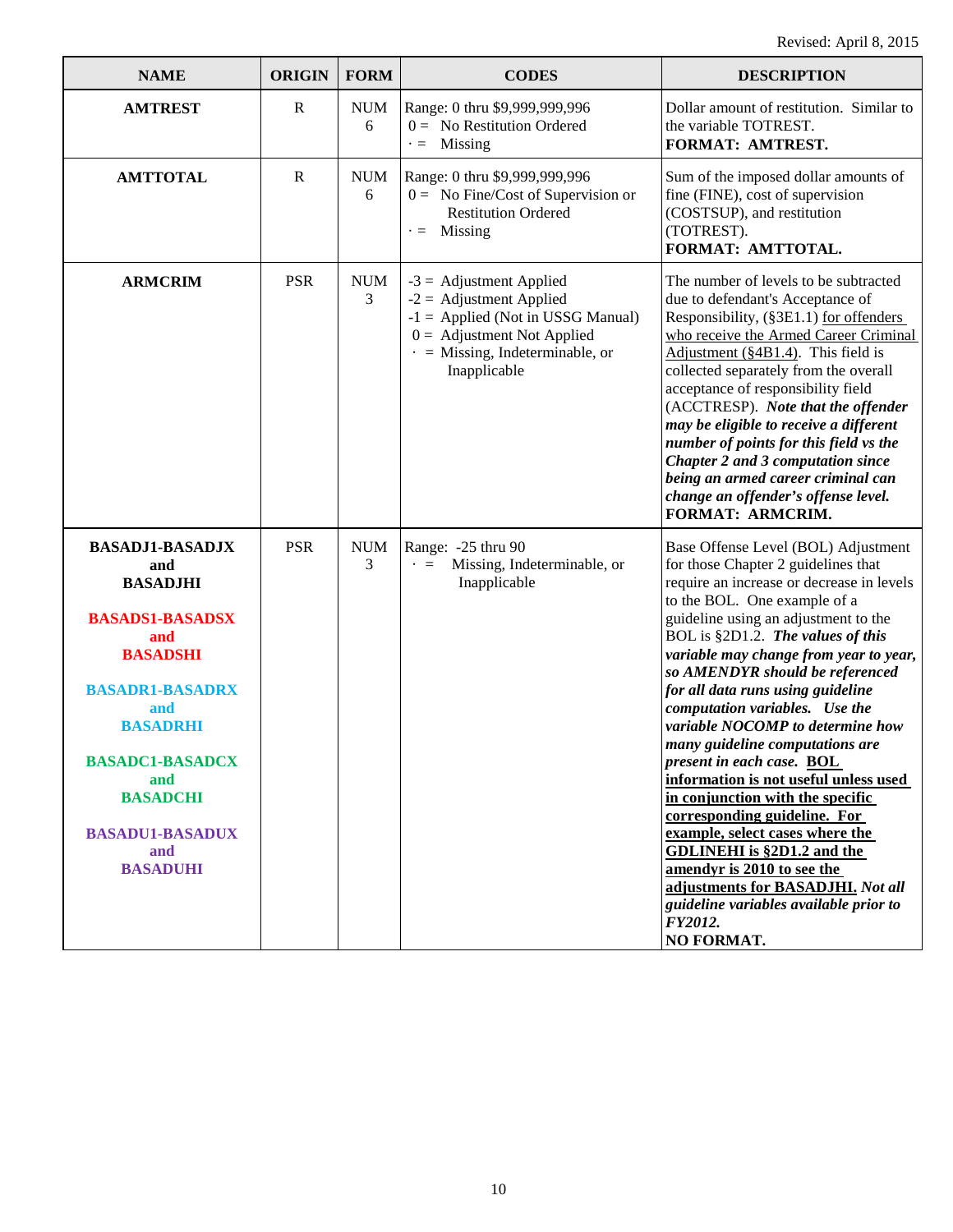Revised: April 8, 2015

| NAME | ORIGIN | FORM | CODES | DESCRIPTION |
|---|---|---|---|---|
| **AMTREST** | R | NUM 6 | Range: 0 thru $9,999,999,996<br>0 = No Restitution Ordered<br>. = Missing | Dollar amount of restitution. Similar to the variable TOTREST.<br>**FORMAT: AMTREST.** |
| **AMTTOTAL** | R | NUM 6 | Range: 0 thru $9,999,999,996<br>0 = No Fine/Cost of Supervision or Restitution Ordered<br>. = Missing | Sum of the imposed dollar amounts of fine (FINE), cost of supervision (COSTSUP), and restitution (TOTREST).<br>**FORMAT: AMTTOTAL.** |
| **ARMCRIM** | PSR | NUM 3 | -3 = Adjustment Applied<br>-2 = Adjustment Applied<br>-1 = Applied (Not in USSG Manual)<br>0 = Adjustment Not Applied<br>. = Missing, Indeterminable, or Inapplicable | The number of levels to be subtracted due to defendant's Acceptance of Responsibility, (§3E1.1) <u>for offenders who receive the Armed Career Criminal Adjustment (§4B1.4)</u>. This field is collected separately from the overall acceptance of responsibility field (ACCTRESP). ***Note that the offender may be eligible to receive a different number of points for this field vs the Chapter 2 and 3 computation since being an armed career criminal can change an offender's offense level.***<br>**FORMAT: ARMCRIM.** |
| **BASADJ1-BASADJX and BASADJHI**<br><br>**BASADS1-BASADSX and BASADSHI**<br><br>**BASADR1-BASADRX and BASADRHI**<br><br>**BASADC1-BASADCX and BASADCHI**<br><br>**BASADU1-BASADUX and BASADUHI** | PSR | NUM 3 | Range: -25 thru 90<br>. = Missing, Indeterminable, or Inapplicable | Base Offense Level (BOL) Adjustment for those Chapter 2 guidelines that require an increase or decrease in levels to the BOL. One example of a guideline using an adjustment to the BOL is §2D1.2. ***The values of this variable may change from year to year, so AMENDYR should be referenced for all data runs using guideline computation variables. Use the variable NOCOMP to determine how many guideline computations are present in each case.*** **<u>BOL information is not useful unless used in conjunction with the specific corresponding guideline. For example, select cases where the GDLINEHI is §2D1.2 and the amendyr is 2010 to see the adjustments for BASADJHI.</u>** ***Not all guideline variables available prior to FY2012.***<br>**NO FORMAT.** |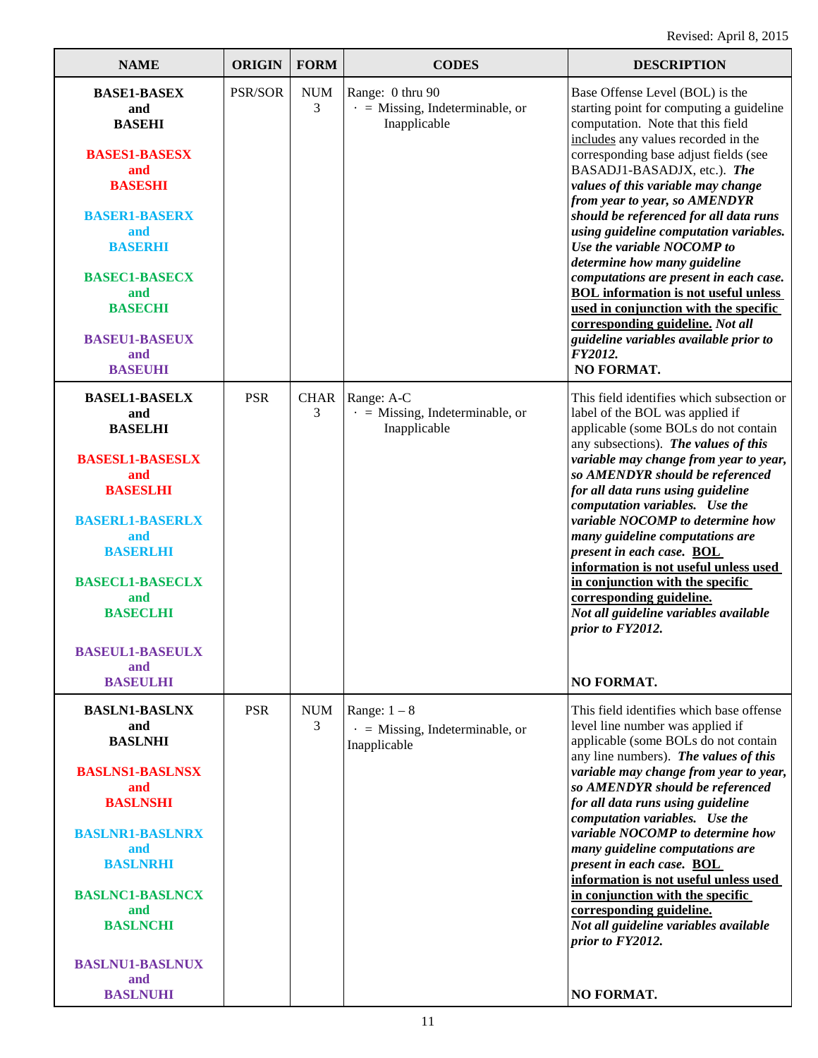Revised: April 8, 2015

| NAME | ORIGIN | FORM | CODES | DESCRIPTION |
|---|---|---|---|---|
| **BASE1-BASEX and BASEHI**<br><br>**BASES1-BASESX and BASESHI**<br><br>**BASER1-BASERX and BASERHI**<br><br>**BASEC1-BASECX and BASECHI**<br><br>**BASEU1-BASEUX and BASEUHI** | PSR/SOR | NUM 3 | Range: 0 thru 90<br>· = Missing, Indeterminable, or Inapplicable | Base Offense Level (BOL) is the starting point for computing a guideline computation. Note that this field includes any values recorded in the corresponding base adjust fields (see BASADJ1-BASADJX, etc.). ***The values of this variable may change from year to year, so AMENDYR should be referenced for all data runs using guideline computation variables. Use the variable NOCOMP to determine how many guideline computations are present in each case. BOL information is not useful unless used in conjunction with the specific corresponding guideline. Not all guideline variables available prior to FY2012.***<br>**NO FORMAT.** |
| **BASEL1-BASELX and BASELHI**<br><br>**BASESL1-BASESLX and BASESLHI**<br><br>**BASERL1-BASERLX and BASERLHI**<br><br>**BASECL1-BASECLX and BASECLHI**<br><br>**BASEUL1-BASEULX and BASEULHI** | PSR | CHAR 3 | Range: A-C<br>· = Missing, Indeterminable, or Inapplicable | This field identifies which subsection or label of the BOL was applied if applicable (some BOLs do not contain any subsections). ***The values of this variable may change from year to year, so AMENDYR should be referenced for all data runs using guideline computation variables. Use the variable NOCOMP to determine how many guideline computations are present in each case. BOL information is not useful unless used in conjunction with the specific corresponding guideline. Not all guideline variables available prior to FY2012.***<br><br>**NO FORMAT.** |
| **BASLN1-BASLNX and BASLNHI**<br><br>**BASLNS1-BASLNSX and BASLNSHI**<br><br>**BASLNR1-BASLNRX and BASLNRHI**<br><br>**BASLNC1-BASLNCX and BASLNCHI**<br><br>**BASLNU1-BASLNUX and BASLNUHI** | PSR | NUM 3 | Range: 1 – 8<br>· = Missing, Indeterminable, or Inapplicable | This field identifies which base offense level line number was applied if applicable (some BOLs do not contain any line numbers). ***The values of this variable may change from year to year, so AMENDYR should be referenced for all data runs using guideline computation variables. Use the variable NOCOMP to determine how many guideline computations are present in each case. BOL information is not useful unless used in conjunction with the specific corresponding guideline. Not all guideline variables available prior to FY2012.***<br><br>**NO FORMAT.** |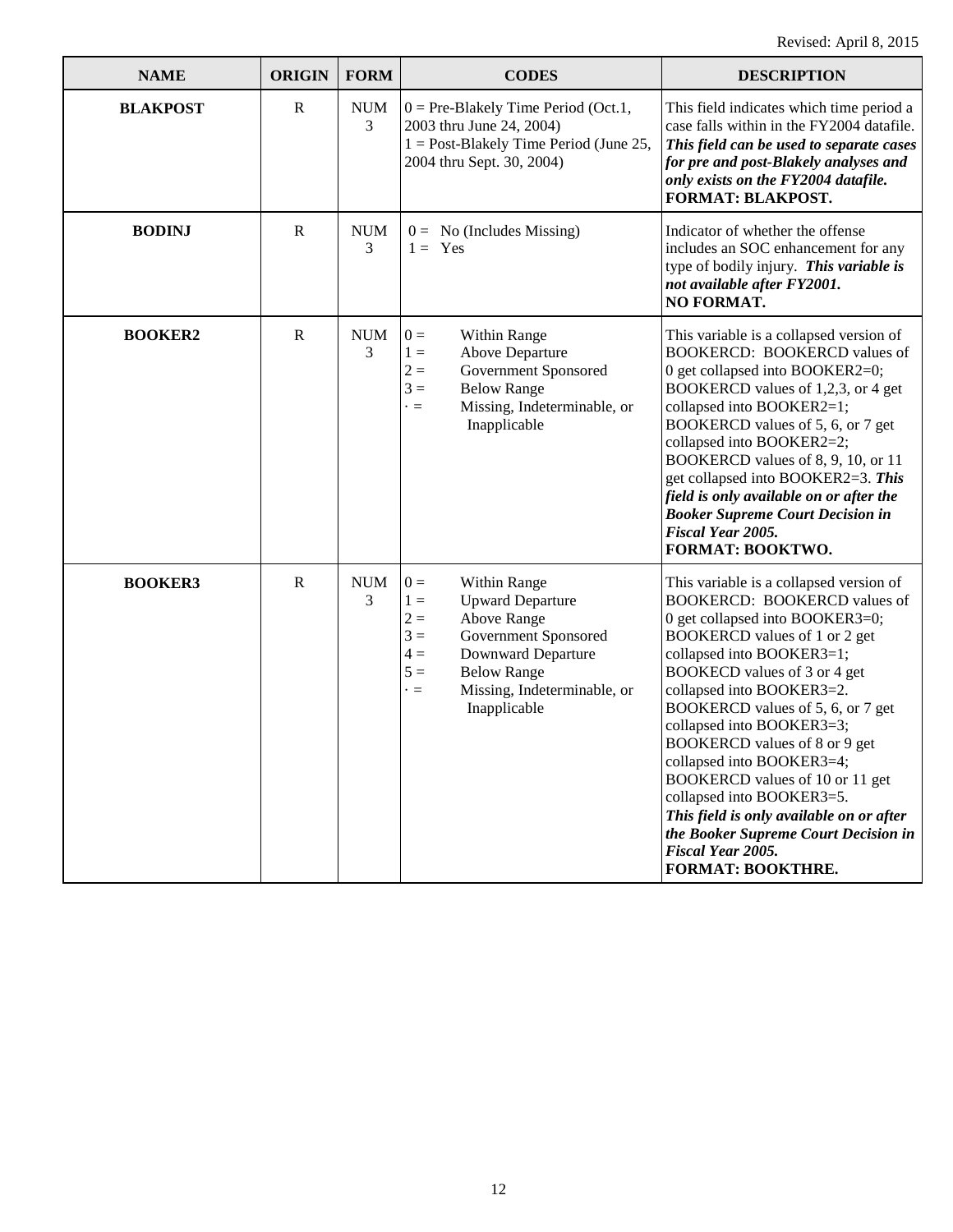Revised: April 8, 2015

| NAME | ORIGIN | FORM | CODES | DESCRIPTION |
|---|---|---|---|---|
| **BLAKPOST** | R | NUM 3 | 0 = Pre-Blakely Time Period (Oct.1, 2003 thru June 24, 2004)<br>1 = Post-Blakely Time Period (June 25, 2004 thru Sept. 30, 2004) | This field indicates which time period a case falls within in the FY2004 datafile. ***This field can be used to separate cases for pre and post-Blakely analyses and only exists on the FY2004 datafile.***<br>**FORMAT: BLAKPOST.** |
| **BODINJ** | R | NUM 3 | 0 = No (Includes Missing)<br>1 = Yes | Indicator of whether the offense includes an SOC enhancement for any type of bodily injury. ***This variable is not available after FY2001.***<br>**NO FORMAT.** |
| **BOOKER2** | R | NUM 3 | 0 = Within Range<br>1 = Above Departure<br>2 = Government Sponsored<br>3 = Below Range<br>· = Missing, Indeterminable, or Inapplicable | This variable is a collapsed version of BOOKERCD: BOOKERCD values of 0 get collapsed into BOOKER2=0; BOOKERCD values of 1,2,3, or 4 get collapsed into BOOKER2=1; BOOKERCD values of 5, 6, or 7 get collapsed into BOOKER2=2; BOOKERCD values of 8, 9, 10, or 11 get collapsed into BOOKER2=3. ***This field is only available on or after the Booker Supreme Court Decision in Fiscal Year 2005.***<br>**FORMAT: BOOKTWO.** |
| **BOOKER3** | R | NUM 3 | 0 = Within Range<br>1 = Upward Departure<br>2 = Above Range<br>3 = Government Sponsored<br>4 = Downward Departure<br>5 = Below Range<br>· = Missing, Indeterminable, or Inapplicable | This variable is a collapsed version of BOOKERCD: BOOKERCD values of 0 get collapsed into BOOKER3=0; BOOKERCD values of 1 or 2 get collapsed into BOOKER3=1; BOOKECD values of 3 or 4 get collapsed into BOOKER3=2. BOOKERCD values of 5, 6, or 7 get collapsed into BOOKER3=3; BOOKERCD values of 8 or 9 get collapsed into BOOKER3=4; BOOKERCD values of 10 or 11 get collapsed into BOOKER3=5. ***This field is only available on or after the Booker Supreme Court Decision in Fiscal Year 2005.***<br>**FORMAT: BOOKTHRE.** |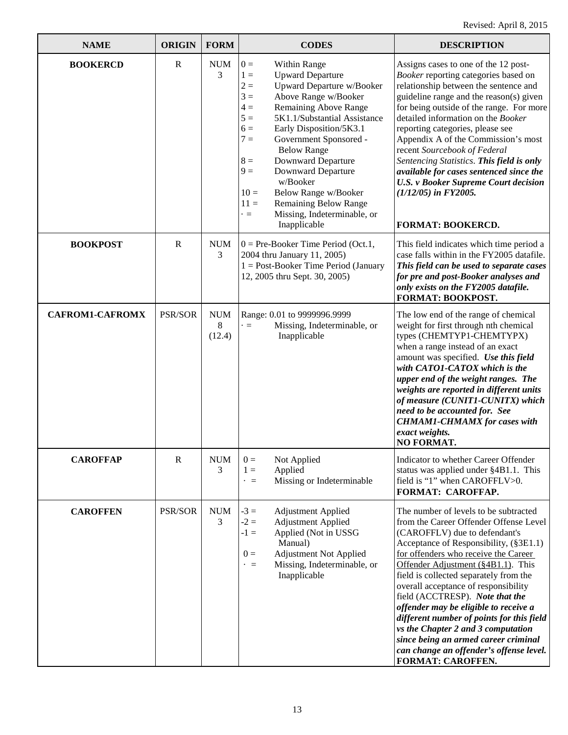Revised: April 8, 2015

| NAME | ORIGIN | FORM | CODES | DESCRIPTION |
|---|---|---|---|---|
| **BOOKERCD** | R | NUM 3 | 0 = Within Range<br>1 = Upward Departure<br>2 = Upward Departure w/Booker<br>3 = Above Range w/Booker<br>4 = Remaining Above Range<br>5 = 5K1.1/Substantial Assistance<br>6 = Early Disposition/5K3.1<br>7 = Government Sponsored - Below Range<br>8 = Downward Departure<br>9 = Downward Departure w/Booker<br>10 = Below Range w/Booker<br>11 = Remaining Below Range<br>· = Missing, Indeterminable, or Inapplicable | Assigns cases to one of the 12 post-*Booker* reporting categories based on relationship between the sentence and guideline range and the reason(s) given for being outside of the range. For more detailed information on the *Booker* reporting categories, please see Appendix A of the Commission's most recent *Sourcebook of Federal Sentencing Statistics*. ***This field is only available for cases sentenced since the U.S. v Booker Supreme Court decision (1/12/05) in FY2005.***<br><br>**FORMAT: BOOKERCD.** |
| **BOOKPOST** | R | NUM 3 | 0 = Pre-Booker Time Period (Oct.1, 2004 thru January 11, 2005)<br>1 = Post-Booker Time Period (January 12, 2005 thru Sept. 30, 2005) | This field indicates which time period a case falls within in the FY2005 datafile. ***This field can be used to separate cases for pre and post-Booker analyses and only exists on the FY2005 datafile.***<br>**FORMAT: BOOKPOST.** |
| **CAFROM1-CAFROMX** | PSR/SOR | NUM 8 (12.4) | Range: 0.01 to 9999996.9999<br>· = Missing, Indeterminable, or Inapplicable | The low end of the range of chemical weight for first through nth chemical types (CHEMTYP1-CHEMTYPX) when a range instead of an exact amount was specified. ***Use this field with CATO1-CATOX which is the upper end of the weight ranges. The weights are reported in different units of measure (CUNIT1-CUNITX) which need to be accounted for. See CHMAM1-CHMAMX for cases with exact weights.***<br>**NO FORMAT.** |
| **CAROFFAP** | R | NUM 3 | 0 = Not Applied<br>1 = Applied<br>· = Missing or Indeterminable | Indicator to whether Career Offender status was applied under §4B1.1. This field is "1" when CAROFFLV>0.<br>**FORMAT: CAROFFAP.** |
| **CAROFFEN** | PSR/SOR | NUM 3 | -3 = Adjustment Applied<br>-2 = Adjustment Applied<br>-1 = Applied (Not in USSG Manual)<br>0 = Adjustment Not Applied<br>· = Missing, Indeterminable, or Inapplicable | The number of levels to be subtracted from the Career Offender Offense Level (CAROFFLV) due to defendant's Acceptance of Responsibility, (§3E1.1) for offenders who receive the Career Offender Adjustment (§4B1.1). This field is collected separately from the overall acceptance of responsibility field (ACCTRESP). ***Note that the offender may be eligible to receive a different number of points for this field vs the Chapter 2 and 3 computation since being an armed career criminal can change an offender's offense level.***<br>**FORMAT: CAROFFEN.** |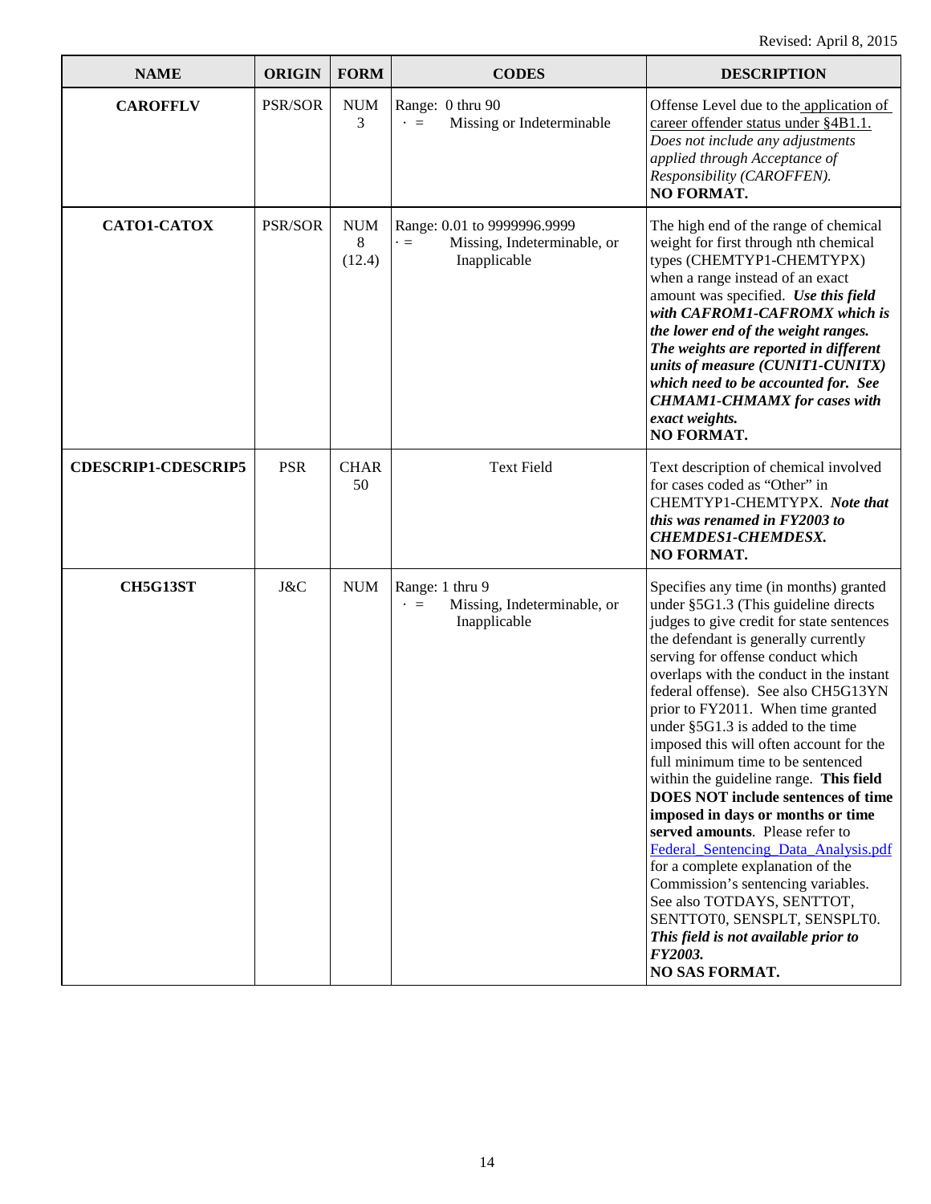Revised: April 8, 2015

| NAME | ORIGIN | FORM | CODES | DESCRIPTION |
|---|---|---|---|---|
| **CAROFFLV** | PSR/SOR | NUM 3 | Range: 0 thru 90<br>. = Missing or Indeterminable | Offense Level due to the application of career offender status under §4B1.1. *Does not include any adjustments applied through Acceptance of Responsibility (CAROFFEN).*<br>**NO FORMAT.** |
| **CATO1-CATOX** | PSR/SOR | NUM 8 (12.4) | Range: 0.01 to 9999996.9999<br>. = Missing, Indeterminable, or Inapplicable | The high end of the range of chemical weight for first through nth chemical types (CHEMTYP1-CHEMTYPX) when a range instead of an exact amount was specified. ***Use this field with CAFROM1-CAFROMX which is the lower end of the weight ranges. The weights are reported in different units of measure (CUNIT1-CUNITX) which need to be accounted for. See CHMAM1-CHMAMX for cases with exact weights.***<br>**NO FORMAT.** |
| **CDESCRIP1-CDESCRIP5** | PSR | CHAR 50 | Text Field | Text description of chemical involved for cases coded as "Other" in CHEMTYP1-CHEMTYPX. ***Note that this was renamed in FY2003 to CHEMDES1-CHEMDESX.***<br>**NO FORMAT.** |
| **CH5G13ST** | J&C | NUM | Range: 1 thru 9<br>. = Missing, Indeterminable, or Inapplicable | Specifies any time (in months) granted under §5G1.3 (This guideline directs judges to give credit for state sentences the defendant is generally currently serving for offense conduct which overlaps with the conduct in the instant federal offense). See also CH5G13YN prior to FY2011. When time granted under §5G1.3 is added to the time imposed this will often account for the full minimum time to be sentenced within the guideline range. **This field DOES NOT include sentences of time imposed in days or months or time served amounts**. Please refer to Federal_Sentencing_Data_Analysis.pdf for a complete explanation of the Commission's sentencing variables. See also TOTDAYS, SENTTOT, SENTTOT0, SENSPLT, SENSPLT0. ***This field is not available prior to FY2003.***<br>**NO SAS FORMAT.** |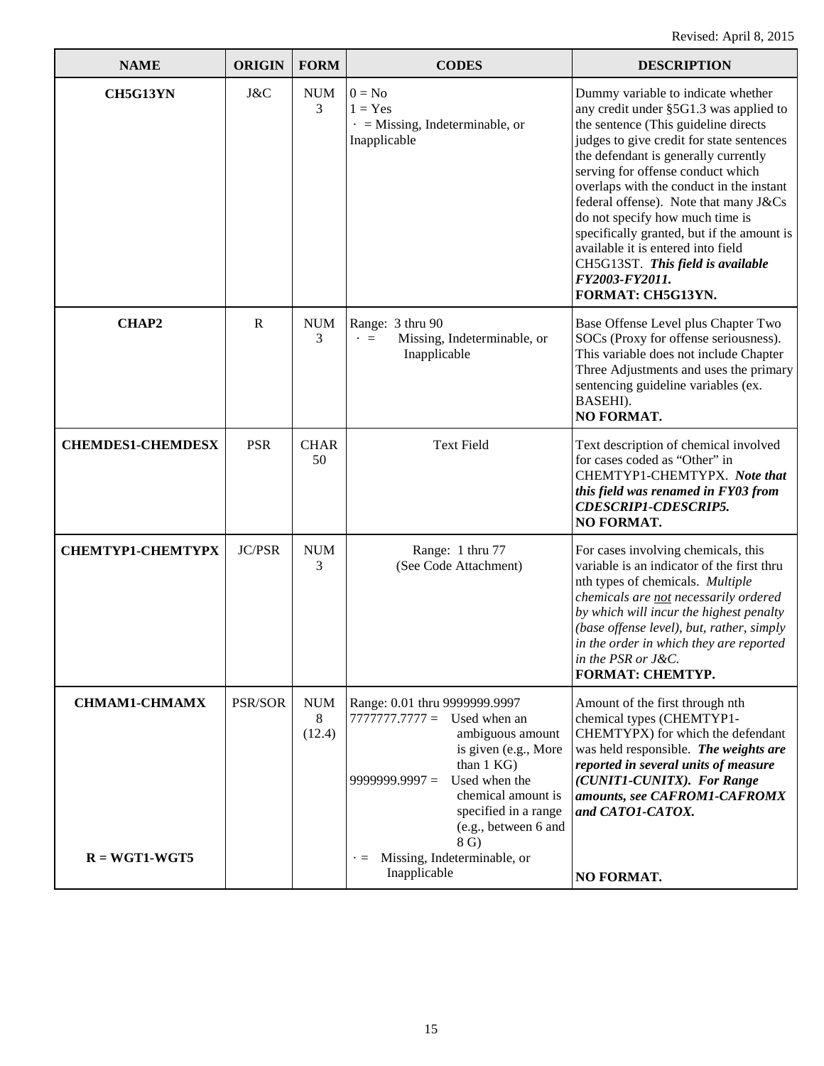Revised: April 8, 2015

| NAME | ORIGIN | FORM | CODES | DESCRIPTION |
|---|---|---|---|---|
| **CH5G13YN** | J&C | NUM 3 | 0 = No<br>1 = Yes<br>· = Missing, Indeterminable, or Inapplicable | Dummy variable to indicate whether any credit under §5G1.3 was applied to the sentence (This guideline directs judges to give credit for state sentences the defendant is generally currently serving for offense conduct which overlaps with the conduct in the instant federal offense). Note that many J&Cs do not specify how much time is specifically granted, but if the amount is available it is entered into field CH5G13ST. ***This field is available FY2003-FY2011.***<br>**FORMAT: CH5G13YN.** |
| **CHAP2** | R | NUM 3 | Range: 3 thru 90<br>· = Missing, Indeterminable, or Inapplicable | Base Offense Level plus Chapter Two SOCs (Proxy for offense seriousness). This variable does not include Chapter Three Adjustments and uses the primary sentencing guideline variables (ex. BASEHI).<br>**NO FORMAT.** |
| **CHEMDES1-CHEMDESX** | PSR | CHAR 50 | Text Field | Text description of chemical involved for cases coded as "Other" in CHEMTYP1-CHEMTYPX. ***Note that this field was renamed in FY03 from CDESCRIP1-CDESCRIP5.***<br>**NO FORMAT.** |
| **CHEMTYP1-CHEMTYPX** | JC/PSR | NUM 3 | Range: 1 thru 77<br>(See Code Attachment) | For cases involving chemicals, this variable is an indicator of the first thru nth types of chemicals. *Multiple chemicals are not necessarily ordered by which will incur the highest penalty (base offense level), but, rather, simply in the order in which they are reported in the PSR or J&C.*<br>**FORMAT: CHEMTYP.** |
| **CHMAM1-CHMAMX**<br><br>**R = WGT1-WGT5** | PSR/SOR | NUM 8 (12.4) | Range: 0.01 thru 9999999.9997<br>7777777.7777 = Used when an ambiguous amount is given (e.g., More than 1 KG)<br>9999999.9997 = Used when the chemical amount is specified in a range (e.g., between 6 and 8 G)<br>· = Missing, Indeterminable, or Inapplicable | Amount of the first through nth chemical types (CHEMTYP1-CHEMTYPX) for which the defendant was held responsible. ***The weights are reported in several units of measure (CUNIT1-CUNITX). For Range amounts, see CAFROM1-CAFROMX and CATO1-CATOX.***<br><br>**NO FORMAT.** |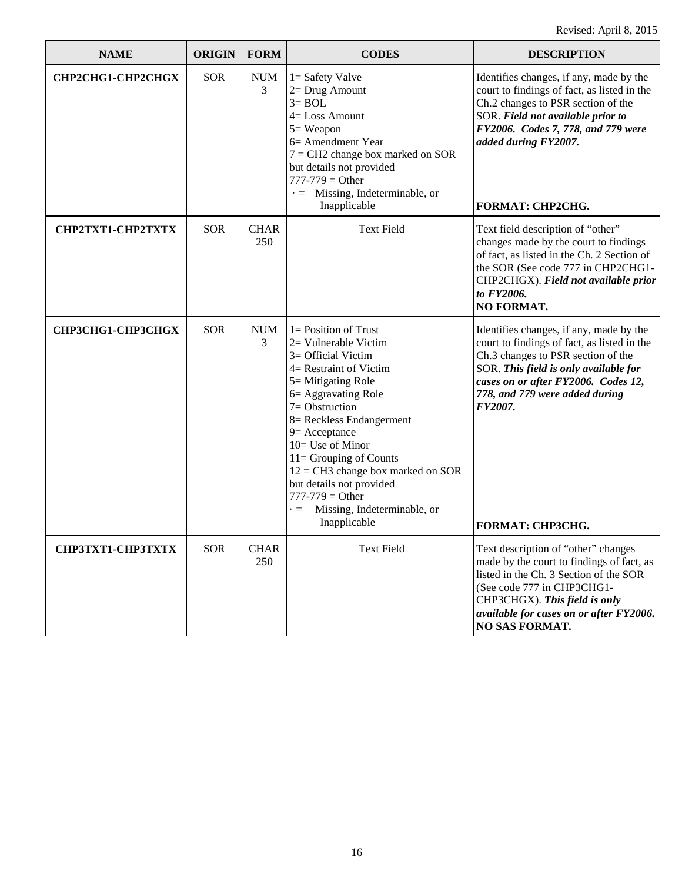Revised: April 8, 2015

| NAME | ORIGIN | FORM | CODES | DESCRIPTION |
|---|---|---|---|---|
| **CHP2CHG1-CHP2CHGX** | SOR | NUM 3 | 1= Safety Valve<br>2= Drug Amount<br>3= BOL<br>4= Loss Amount<br>5= Weapon<br>6= Amendment Year<br>7 = CH2 change box marked on SOR but details not provided<br>777-779 = Other<br>. = Missing, Indeterminable, or Inapplicable | Identifies changes, if any, made by the court to findings of fact, as listed in the Ch.2 changes to PSR section of the SOR. ***Field not available prior to FY2006. Codes 7, 778, and 779 were added during FY2007.***<br><br>**FORMAT: CHP2CHG.** |
| **CHP2TXT1-CHP2TXTX** | SOR | CHAR 250 | Text Field | Text field description of "other" changes made by the court to findings of fact, as listed in the Ch. 2 Section of the SOR (See code 777 in CHP2CHG1-CHP2CHGX). ***Field not available prior to FY2006.***<br>**NO FORMAT.** |
| **CHP3CHG1-CHP3CHGX** | SOR | NUM 3 | 1= Position of Trust<br>2= Vulnerable Victim<br>3= Official Victim<br>4= Restraint of Victim<br>5= Mitigating Role<br>6= Aggravating Role<br>7= Obstruction<br>8= Reckless Endangerment<br>9= Acceptance<br>10= Use of Minor<br>11= Grouping of Counts<br>12 = CH3 change box marked on SOR but details not provided<br>777-779 = Other<br>. = Missing, Indeterminable, or Inapplicable | Identifies changes, if any, made by the court to findings of fact, as listed in the Ch.3 changes to PSR section of the SOR. ***This field is only available for cases on or after FY2006. Codes 12, 778, and 779 were added during FY2007.***<br><br>**FORMAT: CHP3CHG.** |
| **CHP3TXT1-CHP3TXTX** | SOR | CHAR 250 | Text Field | Text description of "other" changes made by the court to findings of fact, as listed in the Ch. 3 Section of the SOR (See code 777 in CHP3CHG1-CHP3CHGX). ***This field is only available for cases on or after FY2006.***<br>**NO SAS FORMAT.** |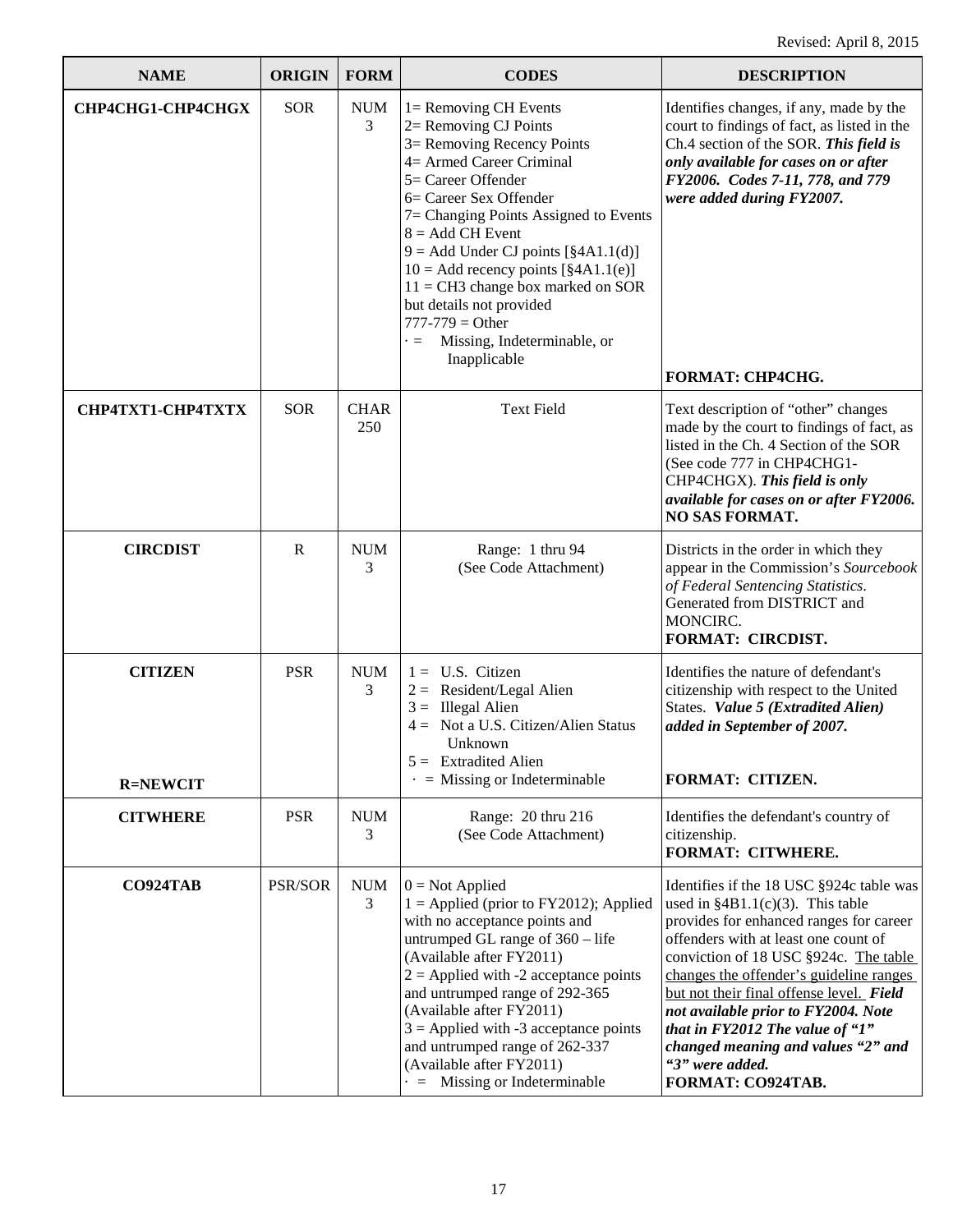Revised: April 8, 2015

| NAME | ORIGIN | FORM | CODES | DESCRIPTION |
|---|---|---|---|---|
| **CHP4CHG1-CHP4CHGX** | SOR | NUM 3 | 1= Removing CH Events<br>2= Removing CJ Points<br>3= Removing Recency Points<br>4= Armed Career Criminal<br>5= Career Offender<br>6= Career Sex Offender<br>7= Changing Points Assigned to Events<br>8 = Add CH Event<br>9 = Add Under CJ points [§4A1.1(d)]<br>10 = Add recency points [§4A1.1(e)]<br>11 = CH3 change box marked on SOR but details not provided<br>777-779 = Other<br>· = Missing, Indeterminable, or Inapplicable | Identifies changes, if any, made by the court to findings of fact, as listed in the Ch.4 section of the SOR. ***This field is only available for cases on or after FY2006. Codes 7-11, 778, and 779 were added during FY2007.***<br>**FORMAT: CHP4CHG.** |
| **CHP4TXT1-CHP4TXTX** | SOR | CHAR 250 | Text Field | Text description of "other" changes made by the court to findings of fact, as listed in the Ch. 4 Section of the SOR (See code 777 in CHP4CHG1-CHP4CHGX). ***This field is only available for cases on or after FY2006.***<br>**NO SAS FORMAT.** |
| **CIRCDIST** | R | NUM 3 | Range: 1 thru 94<br>(See Code Attachment) | Districts in the order in which they appear in the Commission's *Sourcebook of Federal Sentencing Statistics*. Generated from DISTRICT and MONCIRC.<br>**FORMAT: CIRCDIST.** |
| **CITIZEN**<br><br>**R=NEWCIT** | PSR | NUM 3 | 1 = U.S. Citizen<br>2 = Resident/Legal Alien<br>3 = Illegal Alien<br>4 = Not a U.S. Citizen/Alien Status Unknown<br>5 = Extradited Alien<br>· = Missing or Indeterminable | Identifies the nature of defendant's citizenship with respect to the United States. ***Value 5 (Extradited Alien) added in September of 2007.***<br>**FORMAT: CITIZEN.** |
| **CITWHERE** | PSR | NUM 3 | Range: 20 thru 216<br>(See Code Attachment) | Identifies the defendant's country of citizenship.<br>**FORMAT: CITWHERE.** |
| **CO924TAB** | PSR/SOR | NUM 3 | 0 = Not Applied<br>1 = Applied (prior to FY2012); Applied with no acceptance points and untrumped GL range of 360 – life (Available after FY2011)<br>2 = Applied with -2 acceptance points and untrumped range of 292-365 (Available after FY2011)<br>3 = Applied with -3 acceptance points and untrumped range of 262-337 (Available after FY2011)<br>· = Missing or Indeterminable | Identifies if the 18 USC §924c table was used in §4B1.1(c)(3). This table provides for enhanced ranges for career offenders with at least one count of conviction of 18 USC §924c. The table changes the offender's guideline ranges but not their final offense level. ***Field not available prior to FY2004. Note that in FY2012 The value of "1" changed meaning and values "2" and "3" were added.***<br>**FORMAT: CO924TAB.** |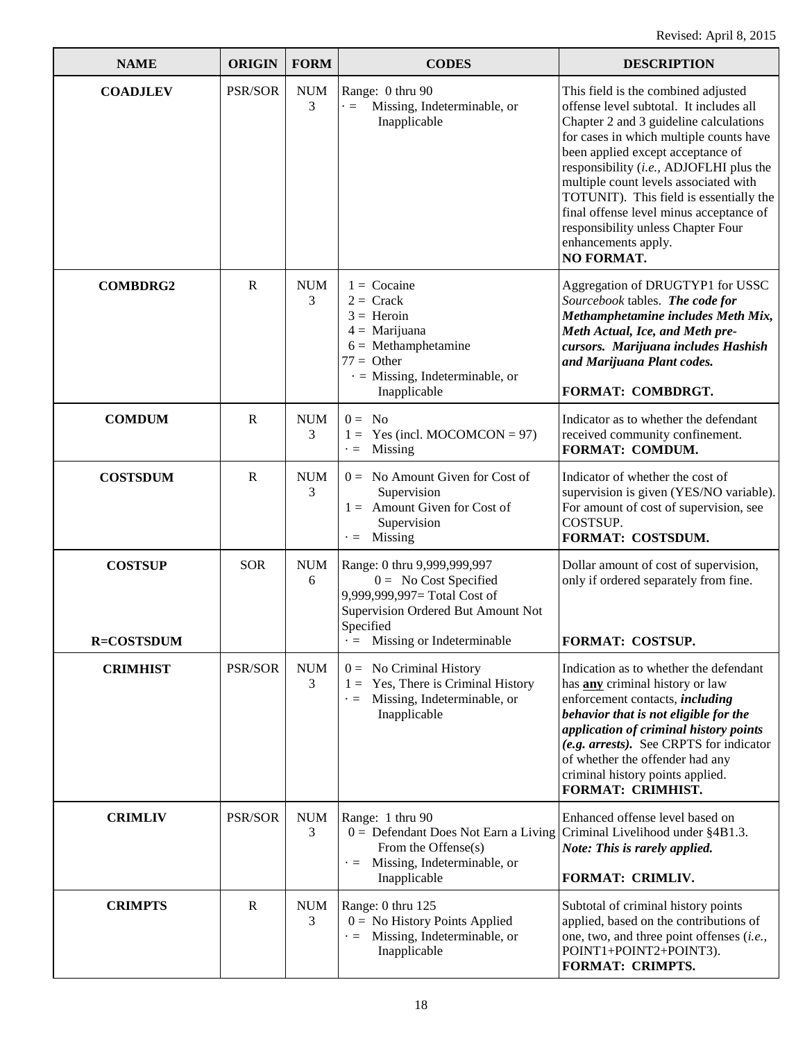Revised: April 8, 2015

| NAME | ORIGIN | FORM | CODES | DESCRIPTION |
|---|---|---|---|---|
| **COADJLEV** | PSR/SOR | NUM 3 | Range: 0 thru 90<br>· = Missing, Indeterminable, or Inapplicable | This field is the combined adjusted offense level subtotal. It includes all Chapter 2 and 3 guideline calculations for cases in which multiple counts have been applied except acceptance of responsibility (*i.e.,* ADJOFLHI plus the multiple count levels associated with TOTUNIT). This field is essentially the final offense level minus acceptance of responsibility unless Chapter Four enhancements apply.<br>**NO FORMAT.** |
| **COMBDRG2** | R | NUM 3 | 1 = Cocaine<br>2 = Crack<br>3 = Heroin<br>4 = Marijuana<br>6 = Methamphetamine<br>77 = Other<br>· = Missing, Indeterminable, or Inapplicable | Aggregation of DRUGTYP1 for USSC *Sourcebook* tables. ***The code for Methamphetamine includes Meth Mix, Meth Actual, Ice, and Meth pre-cursors. Marijuana includes Hashish and Marijuana Plant codes.***<br>**FORMAT: COMBDRGT.** |
| **COMDUM** | R | NUM 3 | 0 = No<br>1 = Yes (incl. MOCOMCON = 97)<br>· = Missing | Indicator as to whether the defendant received community confinement.<br>**FORMAT: COMDUM.** |
| **COSTSDUM** | R | NUM 3 | 0 = No Amount Given for Cost of Supervision<br>1 = Amount Given for Cost of Supervision<br>· = Missing | Indicator of whether the cost of supervision is given (YES/NO variable). For amount of cost of supervision, see COSTSUP.<br>**FORMAT: COSTSDUM.** |
| **COSTSUP**<br><br>**R=COSTSDUM** | SOR | NUM 6 | Range: 0 thru 9,999,999,997<br>0 = No Cost Specified<br>9,999,999,997= Total Cost of Supervision Ordered But Amount Not Specified<br>· = Missing or Indeterminable | Dollar amount of cost of supervision, only if ordered separately from fine.<br><br>**FORMAT: COSTSUP.** |
| **CRIMHIST** | PSR/SOR | NUM 3 | 0 = No Criminal History<br>1 = Yes, There is Criminal History<br>· = Missing, Indeterminable, or Inapplicable | Indication as to whether the defendant has **<u>any</u>** criminal history or law enforcement contacts, ***including behavior that is not eligible for the application of criminal history points (e.g. arrests).*** See CRPTS for indicator of whether the offender had any criminal history points applied.<br>**FORMAT: CRIMHIST.** |
| **CRIMLIV** | PSR/SOR | NUM 3 | Range: 1 thru 90<br>0 = Defendant Does Not Earn a Living From the Offense(s)<br>· = Missing, Indeterminable, or Inapplicable | Enhanced offense level based on Criminal Livelihood under §4B1.3.<br>***Note: This is rarely applied.***<br>**FORMAT: CRIMLIV.** |
| **CRIMPTS** | R | NUM 3 | Range: 0 thru 125<br>0 = No History Points Applied<br>· = Missing, Indeterminable, or Inapplicable | Subtotal of criminal history points applied, based on the contributions of one, two, and three point offenses (*i.e.,* POINT1+POINT2+POINT3).<br>**FORMAT: CRIMPTS.** |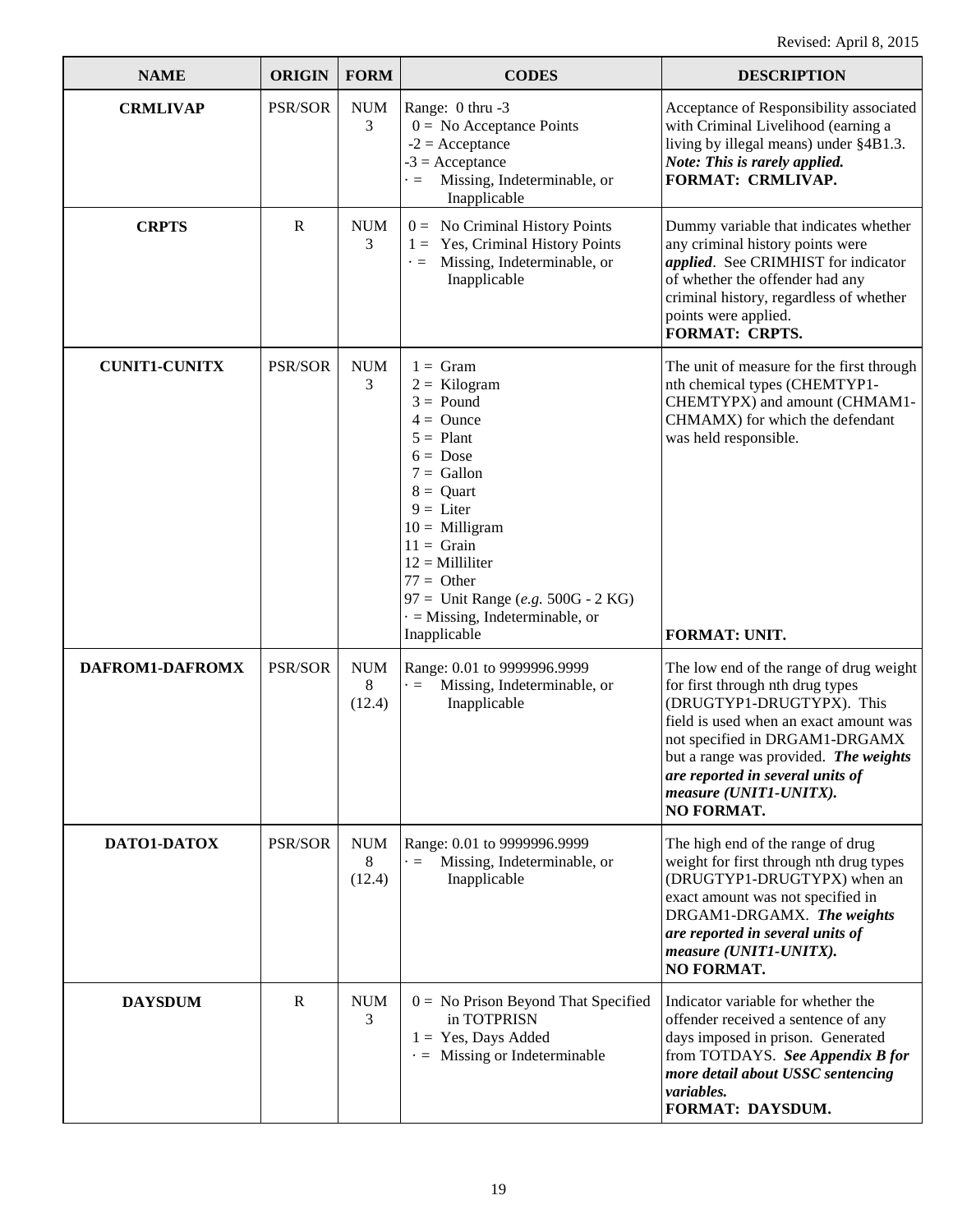Revised: April 8, 2015

| NAME | ORIGIN | FORM | CODES | DESCRIPTION |
|---|---|---|---|---|
| **CRMLIVAP** | PSR/SOR | NUM 3 | Range: 0 thru -3<br>0 = No Acceptance Points<br>-2 = Acceptance<br>-3 = Acceptance<br>· = Missing, Indeterminable, or Inapplicable | Acceptance of Responsibility associated with Criminal Livelihood (earning a living by illegal means) under §4B1.3. ***Note: This is rarely applied.***<br>**FORMAT: CRMLIVAP.** |
| **CRPTS** | R | NUM 3 | 0 = No Criminal History Points<br>1 = Yes, Criminal History Points<br>· = Missing, Indeterminable, or Inapplicable | Dummy variable that indicates whether any criminal history points were ***applied***. See CRIMHIST for indicator of whether the offender had any criminal history, regardless of whether points were applied.<br>**FORMAT: CRPTS.** |
| **CUNIT1-CUNITX** | PSR/SOR | NUM 3 | 1 = Gram<br>2 = Kilogram<br>3 = Pound<br>4 = Ounce<br>5 = Plant<br>6 = Dose<br>7 = Gallon<br>8 = Quart<br>9 = Liter<br>10 = Milligram<br>11 = Grain<br>12 = Milliliter<br>77 = Other<br>97 = Unit Range (*e.g.* 500G - 2 KG)<br>· = Missing, Indeterminable, or Inapplicable | The unit of measure for the first through nth chemical types (CHEMTYP1-CHEMTYPX) and amount (CHMAM1-CHMAMX) for which the defendant was held responsible.<br>**FORMAT: UNIT.** |
| **DAFROM1-DAFROMX** | PSR/SOR | NUM 8 (12.4) | Range: 0.01 to 9999996.9999<br>· = Missing, Indeterminable, or Inapplicable | The low end of the range of drug weight for first through nth drug types (DRUGTYP1-DRUGTYPX). This field is used when an exact amount was not specified in DRGAM1-DRGAMX but a range was provided. ***The weights are reported in several units of measure (UNIT1-UNITX).***<br>**NO FORMAT.** |
| **DATO1-DATOX** | PSR/SOR | NUM 8 (12.4) | Range: 0.01 to 9999996.9999<br>· = Missing, Indeterminable, or Inapplicable | The high end of the range of drug weight for first through nth drug types (DRUGTYP1-DRUGTYPX) when an exact amount was not specified in DRGAM1-DRGAMX. ***The weights are reported in several units of measure (UNIT1-UNITX).***<br>**NO FORMAT.** |
| **DAYSDUM** | R | NUM 3 | 0 = No Prison Beyond That Specified in TOTPRISN<br>1 = Yes, Days Added<br>· = Missing or Indeterminable | Indicator variable for whether the offender received a sentence of any days imposed in prison. Generated from TOTDAYS. ***See Appendix B for more detail about USSC sentencing variables.***<br>**FORMAT: DAYSDUM.** |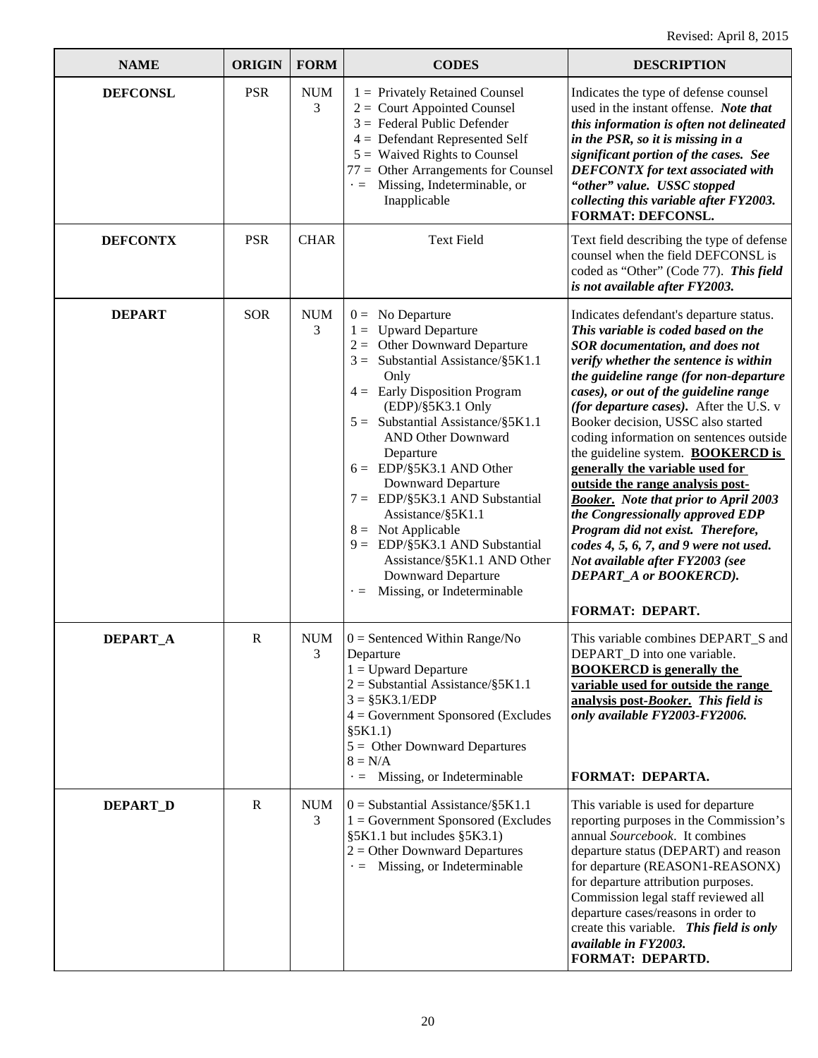Revised: April 8, 2015

| NAME | ORIGIN | FORM | CODES | DESCRIPTION |
|---|---|---|---|---|
| **DEFCONSL** | PSR | NUM 3 | 1 = Privately Retained Counsel<br>2 = Court Appointed Counsel<br>3 = Federal Public Defender<br>4 = Defendant Represented Self<br>5 = Waived Rights to Counsel<br>77 = Other Arrangements for Counsel<br>· = Missing, Indeterminable, or Inapplicable | Indicates the type of defense counsel used in the instant offense. ***Note that this information is often not delineated in the PSR, so it is missing in a significant portion of the cases. See DEFCONTX for text associated with "other" value. USSC stopped collecting this variable after FY2003.*** **FORMAT: DEFCONSL.** |
| **DEFCONTX** | PSR | CHAR | Text Field | Text field describing the type of defense counsel when the field DEFCONSL is coded as "Other" (Code 77). ***This field is not available after FY2003.*** |
| **DEPART** | SOR | NUM 3 | 0 = No Departure<br>1 = Upward Departure<br>2 = Other Downward Departure<br>3 = Substantial Assistance/§5K1.1 Only<br>4 = Early Disposition Program (EDP)/§5K3.1 Only<br>5 = Substantial Assistance/§5K1.1 AND Other Downward Departure<br>6 = EDP/§5K3.1 AND Other Downward Departure<br>7 = EDP/§5K3.1 AND Substantial Assistance/§5K1.1<br>8 = Not Applicable<br>9 = EDP/§5K3.1 AND Substantial Assistance/§5K1.1 AND Other Downward Departure<br>· = Missing, or Indeterminable | Indicates defendant's departure status. ***This variable is coded based on the SOR documentation, and does not verify whether the sentence is within the guideline range (for non-departure cases), or out of the guideline range (for departure cases).*** After the U.S. v Booker decision, USSC also started coding information on sentences outside the guideline system. **BOOKERCD is generally the variable used for outside the range analysis post-*Booker*.** ***Note that prior to April 2003 the Congressionally approved EDP Program did not exist. Therefore, codes 4, 5, 6, 7, and 9 were not used. Not available after FY2003 (see DEPART_A or BOOKERCD).***<br><br>**FORMAT: DEPART.** |
| **DEPART_A** | R | NUM 3 | 0 = Sentenced Within Range/No Departure<br>1 = Upward Departure<br>2 = Substantial Assistance/§5K1.1<br>3 = §5K3.1/EDP<br>4 = Government Sponsored (Excludes §5K1.1)<br>5 = Other Downward Departures<br>8 = N/A<br>· = Missing, or Indeterminable | This variable combines DEPART_S and DEPART_D into one variable. **BOOKERCD is generally the variable used for outside the range analysis post-*Booker*.** ***This field is only available FY2003-FY2006.***<br><br>**FORMAT: DEPARTA.** |
| **DEPART_D** | R | NUM 3 | 0 = Substantial Assistance/§5K1.1<br>1 = Government Sponsored (Excludes §5K1.1 but includes §5K3.1)<br>2 = Other Downward Departures<br>· = Missing, or Indeterminable | This variable is used for departure reporting purposes in the Commission's annual *Sourcebook*. It combines departure status (DEPART) and reason for departure (REASON1-REASONX) for departure attribution purposes. Commission legal staff reviewed all departure cases/reasons in order to create this variable. ***This field is only available in FY2003.*** **FORMAT: DEPARTD.** |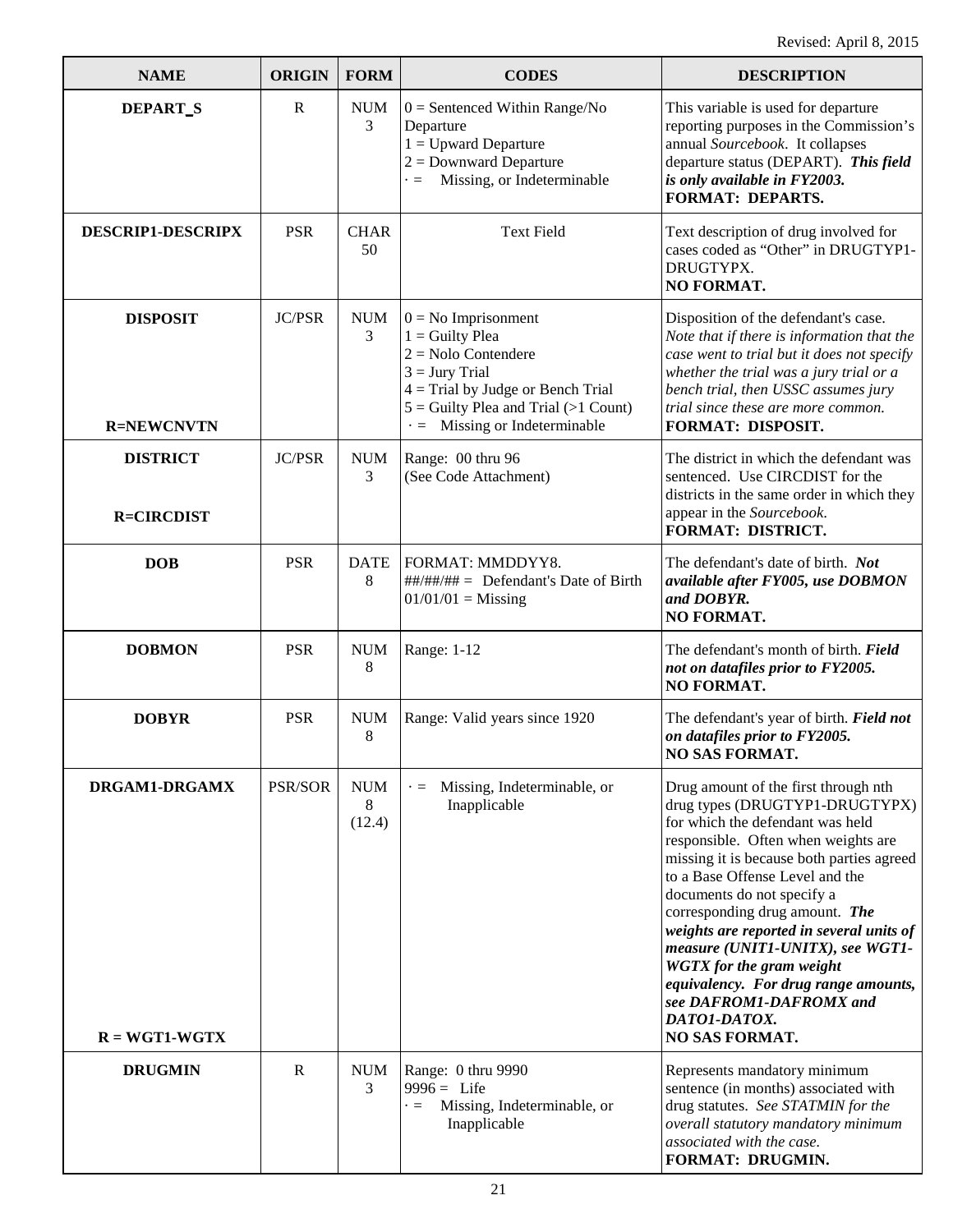Revised: April 8, 2015

| NAME | ORIGIN | FORM | CODES | DESCRIPTION |
|---|---|---|---|---|
| **DEPART_S** | R | NUM 3 | 0 = Sentenced Within Range/No Departure<br>1 = Upward Departure<br>2 = Downward Departure<br>· = Missing, or Indeterminable | This variable is used for departure reporting purposes in the Commission's annual *Sourcebook*. It collapses departure status (DEPART). ***This field is only available in FY2003.***<br>**FORMAT: DEPARTS.** |
| **DESCRIP1-DESCRIPX** | PSR | CHAR 50 | Text Field | Text description of drug involved for cases coded as "Other" in DRUGTYP1-DRUGTYPX.<br>**NO FORMAT.** |
| **DISPOSIT**<br><br>**R=NEWCNVTN** | JC/PSR | NUM 3 | 0 = No Imprisonment<br>1 = Guilty Plea<br>2 = Nolo Contendere<br>3 = Jury Trial<br>4 = Trial by Judge or Bench Trial<br>5 = Guilty Plea and Trial (>1 Count)<br>· = Missing or Indeterminable | Disposition of the defendant's case. *Note that if there is information that the case went to trial but it does not specify whether the trial was a jury trial or a bench trial, then USSC assumes jury trial since these are more common.*<br>**FORMAT: DISPOSIT.** |
| **DISTRICT**<br><br>**R=CIRCDIST** | JC/PSR | NUM 3 | Range: 00 thru 96<br>(See Code Attachment) | The district in which the defendant was sentenced. Use CIRCDIST for the districts in the same order in which they appear in the *Sourcebook*.<br>**FORMAT: DISTRICT.** |
| **DOB** | PSR | DATE 8 | FORMAT: MMDDYY8.<br>##/##/## = Defendant's Date of Birth<br>01/01/01 = Missing | The defendant's date of birth. ***Not available after FY005, use DOBMON and DOBYR.***<br>**NO FORMAT.** |
| **DOBMON** | PSR | NUM 8 | Range: 1-12 | The defendant's month of birth. ***Field not on datafiles prior to FY2005.***<br>**NO FORMAT.** |
| **DOBYR** | PSR | NUM 8 | Range: Valid years since 1920 | The defendant's year of birth. ***Field not on datafiles prior to FY2005.***<br>**NO SAS FORMAT.** |
| **DRGAM1-DRGAMX**<br><br>**R = WGT1-WGTX** | PSR/SOR | NUM 8 (12.4) | · = Missing, Indeterminable, or Inapplicable | Drug amount of the first through nth drug types (DRUGTYP1-DRUGTYPX) for which the defendant was held responsible. Often when weights are missing it is because both parties agreed to a Base Offense Level and the documents do not specify a corresponding drug amount. ***The weights are reported in several units of measure (UNIT1-UNITX), see WGT1-WGTX for the gram weight equivalency. For drug range amounts, see DAFROM1-DAFROMX and DATO1-DATOX.***<br>**NO SAS FORMAT.** |
| **DRUGMIN** | R | NUM 3 | Range: 0 thru 9990<br>9996 = Life<br>· = Missing, Indeterminable, or Inapplicable | Represents mandatory minimum sentence (in months) associated with drug statutes. *See STATMIN for the overall statutory mandatory minimum associated with the case.*<br>**FORMAT: DRUGMIN.** |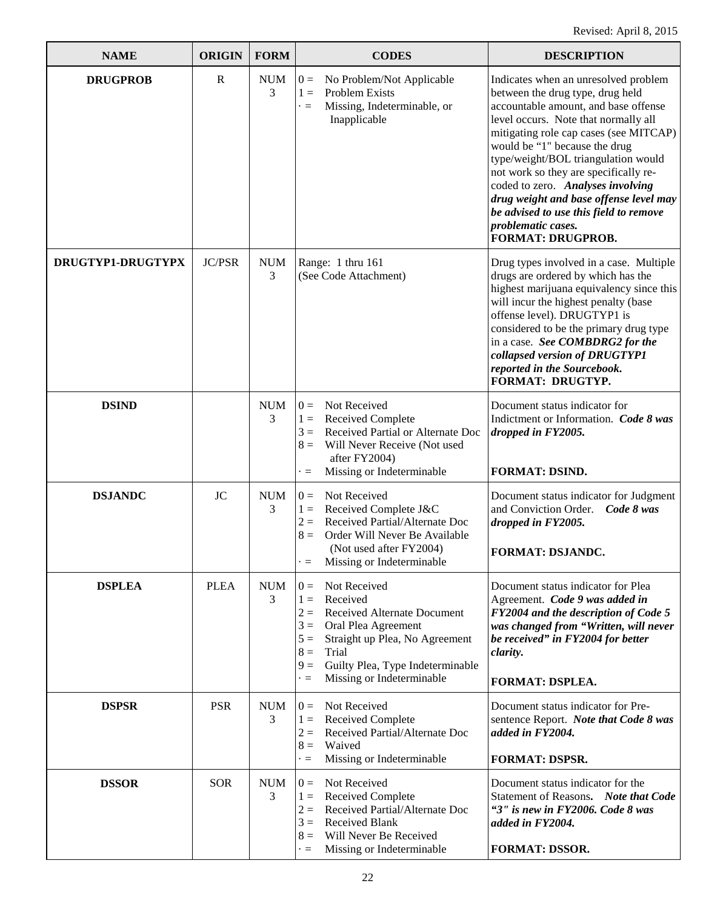Revised: April 8, 2015

| NAME | ORIGIN | FORM | CODES | DESCRIPTION |
|---|---|---|---|---|
| **DRUGPROB** | R | NUM 3 | 0 = No Problem/Not Applicable<br>1 = Problem Exists<br>. = Missing, Indeterminable, or Inapplicable | Indicates when an unresolved problem between the drug type, drug held accountable amount, and base offense level occurs. Note that normally all mitigating role cap cases (see MITCAP) would be "1" because the drug type/weight/BOL triangulation would not work so they are specifically re-coded to zero. ***Analyses involving drug weight and base offense level may be advised to use this field to remove problematic cases.***<br>**FORMAT: DRUGPROB.** |
| **DRUGTYP1-DRUGTYPX** | JC/PSR | NUM 3 | Range: 1 thru 161<br>(See Code Attachment) | Drug types involved in a case. Multiple drugs are ordered by which has the highest marijuana equivalency since this will incur the highest penalty (base offense level). DRUGTYP1 is considered to be the primary drug type in a case. ***See COMBDRG2 for the collapsed version of DRUGTYP1 reported in the Sourcebook.***<br>**FORMAT: DRUGTYP.** |
| **DSIND** | | NUM 3 | 0 = Not Received<br>1 = Received Complete<br>3 = Received Partial or Alternate Doc<br>8 = Will Never Receive (Not used after FY2004)<br>. = Missing or Indeterminable | Document status indicator for Indictment or Information. ***Code 8 was dropped in FY2005.***<br>**FORMAT: DSIND.** |
| **DSJANDC** | JC | NUM 3 | 0 = Not Received<br>1 = Received Complete J&C<br>2 = Received Partial/Alternate Doc<br>8 = Order Will Never Be Available (Not used after FY2004)<br>. = Missing or Indeterminable | Document status indicator for Judgment and Conviction Order. ***Code 8 was dropped in FY2005.***<br>**FORMAT: DSJANDC.** |
| **DSPLEA** | PLEA | NUM 3 | 0 = Not Received<br>1 = Received<br>2 = Received Alternate Document<br>3 = Oral Plea Agreement<br>5 = Straight up Plea, No Agreement<br>8 = Trial<br>9 = Guilty Plea, Type Indeterminable<br>. = Missing or Indeterminable | Document status indicator for Plea Agreement. ***Code 9 was added in FY2004 and the description of Code 5 was changed from "Written, will never be received" in FY2004 for better clarity.***<br>**FORMAT: DSPLEA.** |
| **DSPSR** | PSR | NUM 3 | 0 = Not Received<br>1 = Received Complete<br>2 = Received Partial/Alternate Doc<br>8 = Waived<br>. = Missing or Indeterminable | Document status indicator for Pre-sentence Report. ***Note that Code 8 was added in FY2004.***<br>**FORMAT: DSPSR.** |
| **DSSOR** | SOR | NUM 3 | 0 = Not Received<br>1 = Received Complete<br>2 = Received Partial/Alternate Doc<br>3 = Received Blank<br>8 = Will Never Be Received<br>. = Missing or Indeterminable | Document status indicator for the Statement of Reasons. ***Note that Code "3" is new in FY2006. Code 8 was added in FY2004.***<br>**FORMAT: DSSOR.** |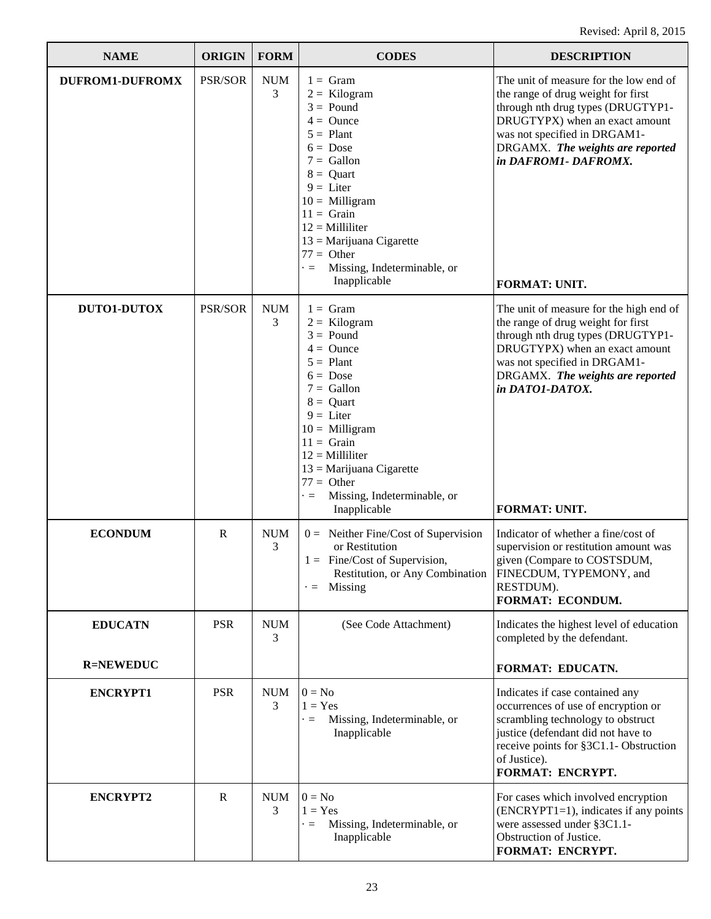Revised: April 8, 2015

| NAME | ORIGIN | FORM | CODES | DESCRIPTION |
|---|---|---|---|---|
| **DUFROM1-DUFROMX** | PSR/SOR | NUM 3 | 1 = Gram<br>2 = Kilogram<br>3 = Pound<br>4 = Ounce<br>5 = Plant<br>6 = Dose<br>7 = Gallon<br>8 = Quart<br>9 = Liter<br>10 = Milligram<br>11 = Grain<br>12 = Milliliter<br>13 = Marijuana Cigarette<br>77 = Other<br>· = Missing, Indeterminable, or Inapplicable | The unit of measure for the low end of the range of drug weight for first through nth drug types (DRUGTYP1-DRUGTYPX) when an exact amount was not specified in DRGAM1-DRGAMX. ***The weights are reported in DAFROM1- DAFROMX.***<br>**FORMAT: UNIT.** |
| **DUTO1-DUTOX** | PSR/SOR | NUM 3 | 1 = Gram<br>2 = Kilogram<br>3 = Pound<br>4 = Ounce<br>5 = Plant<br>6 = Dose<br>7 = Gallon<br>8 = Quart<br>9 = Liter<br>10 = Milligram<br>11 = Grain<br>12 = Milliliter<br>13 = Marijuana Cigarette<br>77 = Other<br>· = Missing, Indeterminable, or Inapplicable | The unit of measure for the high end of the range of drug weight for first through nth drug types (DRUGTYP1-DRUGTYPX) when an exact amount was not specified in DRGAM1-DRGAMX. ***The weights are reported in DATO1-DATOX.***<br>**FORMAT: UNIT.** |
| **ECONDUM** | R | NUM 3 | 0 = Neither Fine/Cost of Supervision or Restitution<br>1 = Fine/Cost of Supervision, Restitution, or Any Combination<br>· = Missing | Indicator of whether a fine/cost of supervision or restitution amount was given (Compare to COSTSDUM, FINECDUM, TYPEMONY, and RESTDUM).<br>**FORMAT: ECONDUM.** |
| **EDUCATN**<br><br>**R=NEWEDUC** | PSR | NUM 3 | (See Code Attachment) | Indicates the highest level of education completed by the defendant.<br><br>**FORMAT: EDUCATN.** |
| **ENCRYPT1** | PSR | NUM 3 | 0 = No<br>1 = Yes<br>· = Missing, Indeterminable, or Inapplicable | Indicates if case contained any occurrences of use of encryption or scrambling technology to obstruct justice (defendant did not have to receive points for §3C1.1- Obstruction of Justice).<br>**FORMAT: ENCRYPT.** |
| **ENCRYPT2** | R | NUM 3 | 0 = No<br>1 = Yes<br>· = Missing, Indeterminable, or Inapplicable | For cases which involved encryption (ENCRYPT1=1), indicates if any points were assessed under §3C1.1- Obstruction of Justice.<br>**FORMAT: ENCRYPT.** |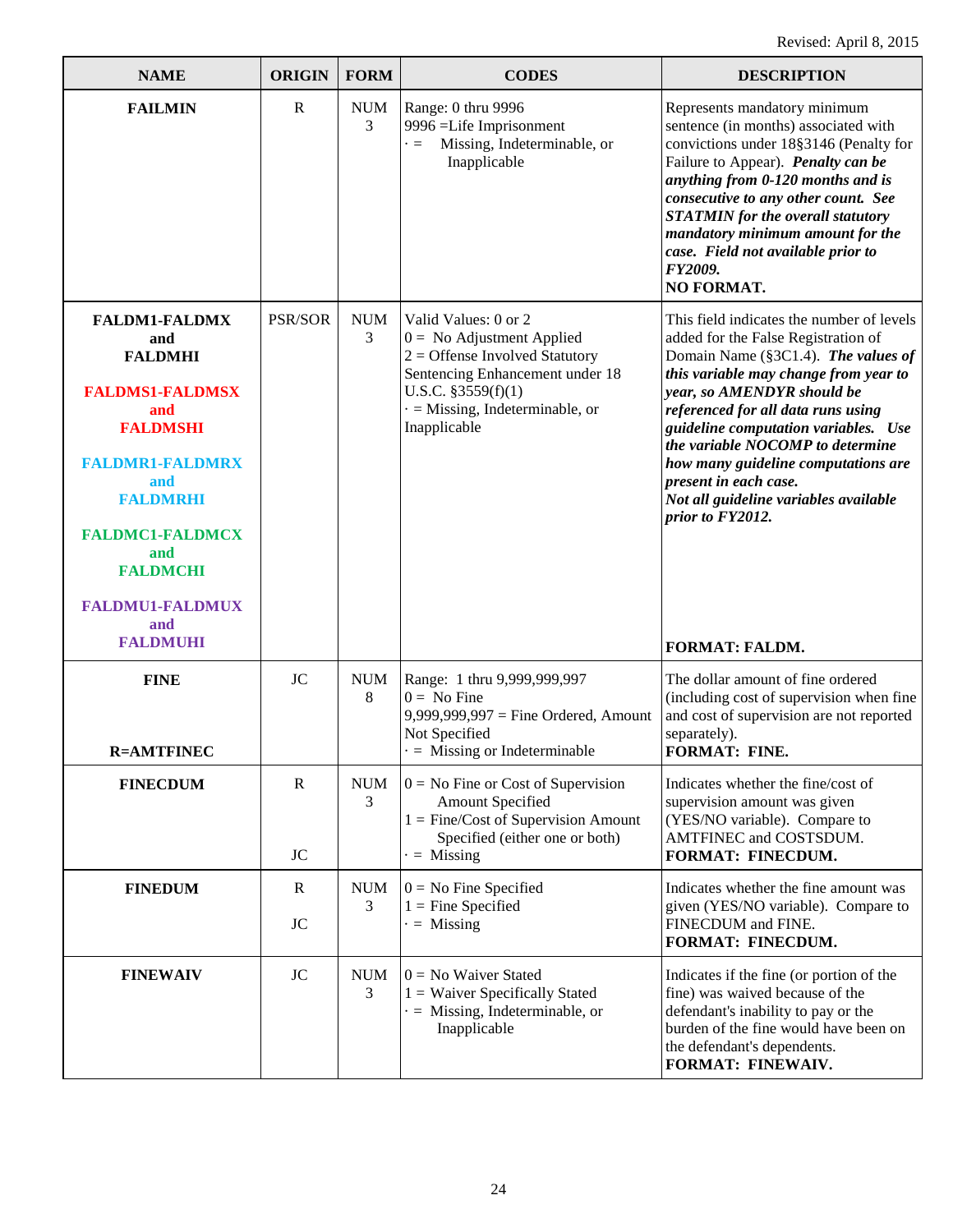Revised: April 8, 2015

| NAME | ORIGIN | FORM | CODES | DESCRIPTION |
|---|---|---|---|---|
| **FAILMIN** | R | NUM 3 | Range: 0 thru 9996<br>9996 =Life Imprisonment<br>· = Missing, Indeterminable, or Inapplicable | Represents mandatory minimum sentence (in months) associated with convictions under 18§3146 (Penalty for Failure to Appear). ***Penalty can be anything from 0-120 months and is consecutive to any other count. See STATMIN for the overall statutory mandatory minimum amount for the case. Field not available prior to FY2009.***<br>**NO FORMAT.** |
| **FALDM1-FALDMX and FALDMHI**<br><br>**FALDMS1-FALDMSX and FALDMSHI**<br><br>**FALDMR1-FALDMRX and FALDMRHI**<br><br>**FALDMC1-FALDMCX and FALDMCHI**<br><br>**FALDMU1-FALDMUX and FALDMUHI** | PSR/SOR | NUM 3 | Valid Values: 0 or 2<br>0 = No Adjustment Applied<br>2 = Offense Involved Statutory Sentencing Enhancement under 18 U.S.C. §3559(f)(1)<br>· = Missing, Indeterminable, or Inapplicable | This field indicates the number of levels added for the False Registration of Domain Name (§3C1.4). ***The values of this variable may change from year to year, so AMENDYR should be referenced for all data runs using guideline computation variables. Use the variable NOCOMP to determine how many guideline computations are present in each case. Not all guideline variables available prior to FY2012.***<br>**FORMAT: FALDM.** |
| **FINE**<br><br>**R=AMTFINEC** | JC | NUM 8 | Range: 1 thru 9,999,999,997<br>0 = No Fine<br>9,999,999,997 = Fine Ordered, Amount Not Specified<br>· = Missing or Indeterminable | The dollar amount of fine ordered (including cost of supervision when fine and cost of supervision are not reported separately).<br>**FORMAT: FINE.** |
| **FINECDUM** | R<br><br>JC | NUM 3 | 0 = No Fine or Cost of Supervision Amount Specified<br>1 = Fine/Cost of Supervision Amount Specified (either one or both)<br>· = Missing | Indicates whether the fine/cost of supervision amount was given (YES/NO variable). Compare to AMTFINEC and COSTSDUM.<br>**FORMAT: FINECDUM.** |
| **FINEDUM** | R<br><br>JC | NUM 3 | 0 = No Fine Specified<br>1 = Fine Specified<br>· = Missing | Indicates whether the fine amount was given (YES/NO variable). Compare to FINECDUM and FINE.<br>**FORMAT: FINECDUM.** |
| **FINEWAIV** | JC | NUM 3 | 0 = No Waiver Stated<br>1 = Waiver Specifically Stated<br>· = Missing, Indeterminable, or Inapplicable | Indicates if the fine (or portion of the fine) was waived because of the defendant's inability to pay or the burden of the fine would have been on the defendant's dependents.<br>**FORMAT: FINEWAIV.** |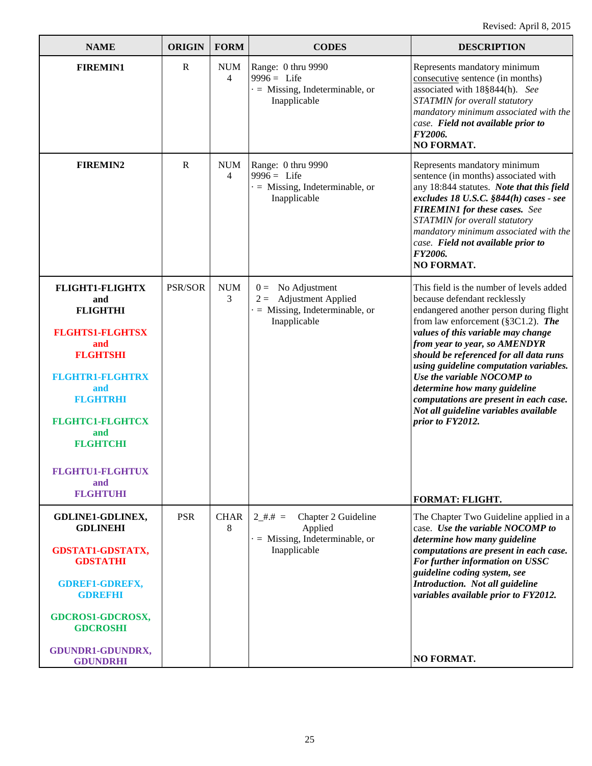Revised: April 8, 2015

| NAME | ORIGIN | FORM | CODES | DESCRIPTION |
|---|---|---|---|---|
| **FIREMIN1** | R | NUM 4 | Range: 0 thru 9990<br>9996 = Life<br>· = Missing, Indeterminable, or Inapplicable | Represents mandatory minimum consecutive sentence (in months) associated with 18§844(h). *See STATMIN for overall statutory mandatory minimum associated with the case.* ***Field not available prior to FY2006.***<br>**NO FORMAT.** |
| **FIREMIN2** | R | NUM 4 | Range: 0 thru 9990<br>9996 = Life<br>· = Missing, Indeterminable, or Inapplicable | Represents mandatory minimum sentence (in months) associated with any 18:844 statutes. ***Note that this field excludes 18 U.S.C. §844(h) cases - see FIREMIN1 for these cases.*** *See STATMIN for overall statutory mandatory minimum associated with the case.* ***Field not available prior to FY2006.***<br>**NO FORMAT.** |
| **FLIGHT1-FLIGHTX and FLIGHTHI**<br><br>**FLGHTS1-FLGHTSX and FLGHTSHI**<br><br>**FLGHTR1-FLGHTRX and FLGHTRHI**<br><br>**FLGHTC1-FLGHTCX and FLGHTCHI**<br><br>**FLGHTU1-FLGHTUX and FLGHTUHI** | PSR/SOR | NUM 3 | 0 = No Adjustment<br>2 = Adjustment Applied<br>· = Missing, Indeterminable, or Inapplicable | This field is the number of levels added because defendant recklessly endangered another person during flight from law enforcement (§3C1.2). ***The values of this variable may change from year to year, so AMENDYR should be referenced for all data runs using guideline computation variables. Use the variable NOCOMP to determine how many guideline computations are present in each case. Not all guideline variables available prior to FY2012.***<br>**FORMAT: FLIGHT.** |
| **GDLINE1-GDLINEX, GDLINEHI**<br><br>**GDSTAT1-GDSTATX, GDSTATHI**<br><br>**GDREF1-GDREFX, GDREFHI**<br><br>**GDCROS1-GDCROSX, GDCROSHI**<br><br>**GDUNDR1-GDUNDRX, GDUNDRHI** | PSR | CHAR 8 | 2_#.# = Chapter 2 Guideline Applied<br>· = Missing, Indeterminable, or Inapplicable | The Chapter Two Guideline applied in a case. ***Use the variable NOCOMP to determine how many guideline computations are present in each case. For further information on USSC guideline coding system, see Introduction. Not all guideline variables available prior to FY2012.***<br>**NO FORMAT.** |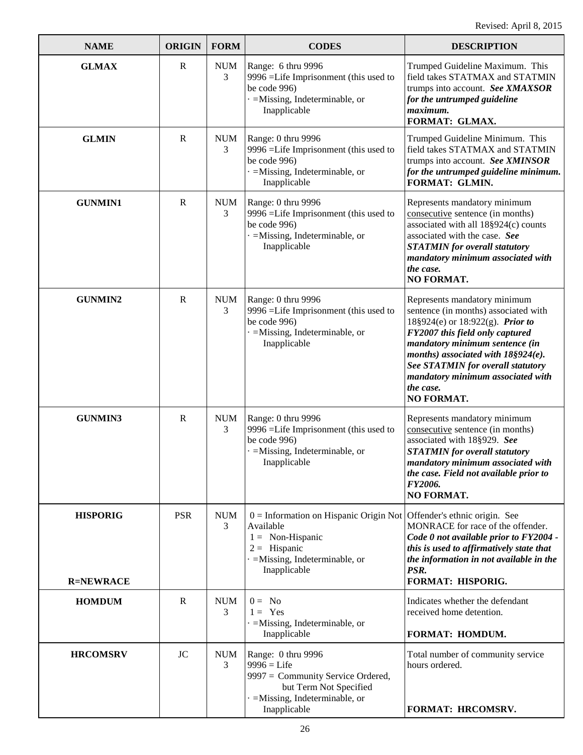Revised: April 8, 2015

| NAME | ORIGIN | FORM | CODES | DESCRIPTION |
|---|---|---|---|---|
| **GLMAX** | R | NUM 3 | Range: 6 thru 9996<br>9996 =Life Imprisonment (this used to be code 996)<br>· =Missing, Indeterminable, or Inapplicable | Trumped Guideline Maximum. This field takes STATMAX and STATMIN trumps into account. ***See XMAXSOR for the untrumped guideline maximum.***<br>**FORMAT: GLMAX.** |
| **GLMIN** | R | NUM 3 | Range: 0 thru 9996<br>9996 =Life Imprisonment (this used to be code 996)<br>· =Missing, Indeterminable, or Inapplicable | Trumped Guideline Minimum. This field takes STATMAX and STATMIN trumps into account. ***See XMINSOR for the untrumped guideline minimum.***<br>**FORMAT: GLMIN.** |
| **GUNMIN1** | R | NUM 3 | Range: 0 thru 9996<br>9996 =Life Imprisonment (this used to be code 996)<br>· =Missing, Indeterminable, or Inapplicable | Represents mandatory minimum consecutive sentence (in months) associated with all 18§924(c) counts associated with the case. ***See STATMIN for overall statutory mandatory minimum associated with the case.***<br>**NO FORMAT.** |
| **GUNMIN2** | R | NUM 3 | Range: 0 thru 9996<br>9996 =Life Imprisonment (this used to be code 996)<br>· =Missing, Indeterminable, or Inapplicable | Represents mandatory minimum sentence (in months) associated with 18§924(e) or 18:922(g). ***Prior to FY2007 this field only captured mandatory minimum sentence (in months) associated with 18§924(e). See STATMIN for overall statutory mandatory minimum associated with the case.***<br>**NO FORMAT.** |
| **GUNMIN3** | R | NUM 3 | Range: 0 thru 9996<br>9996 =Life Imprisonment (this used to be code 996)<br>· =Missing, Indeterminable, or Inapplicable | Represents mandatory minimum consecutive sentence (in months) associated with 18§929. ***See STATMIN for overall statutory mandatory minimum associated with the case. Field not available prior to FY2006.***<br>**NO FORMAT.** |
| **HISPORIG**<br><br>**R=NEWRACE** | PSR | NUM 3 | 0 = Information on Hispanic Origin Not Available<br>1 = Non-Hispanic<br>2 = Hispanic<br>· =Missing, Indeterminable, or Inapplicable | Offender's ethnic origin. See MONRACE for race of the offender. ***Code 0 not available prior to FY2004 - this is used to affirmatively state that the information in not available in the PSR.***<br>**FORMAT: HISPORIG.** |
| **HOMDUM** | R | NUM 3 | 0 = No<br>1 = Yes<br>· =Missing, Indeterminable, or Inapplicable | Indicates whether the defendant received home detention.<br><br>**FORMAT: HOMDUM.** |
| **HRCOMSRV** | JC | NUM 3 | Range: 0 thru 9996<br>9996 = Life<br>9997 = Community Service Ordered, but Term Not Specified<br>· =Missing, Indeterminable, or Inapplicable | Total number of community service hours ordered.<br><br>**FORMAT: HRCOMSRV.** |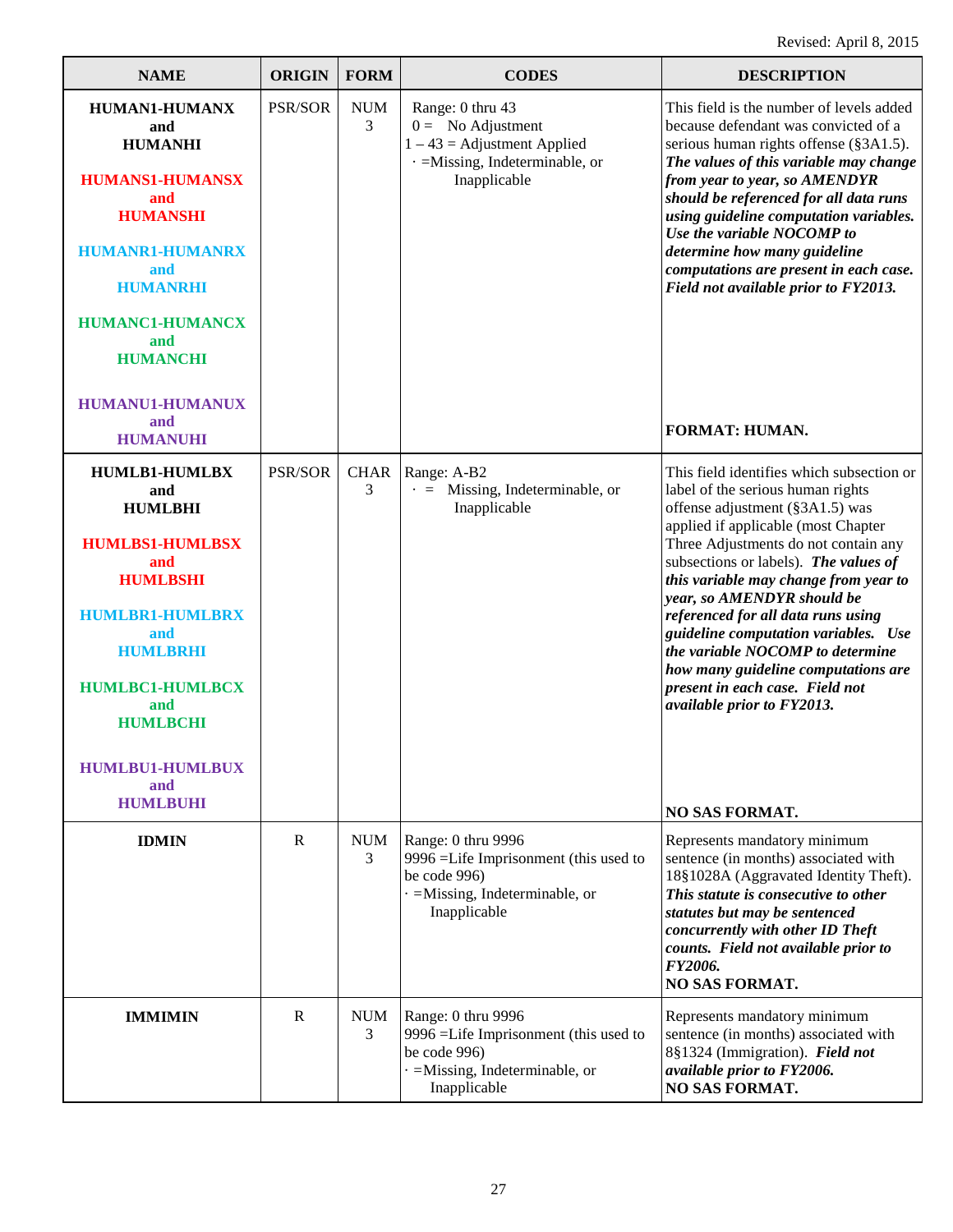Revised: April 8, 2015

| NAME | ORIGIN | FORM | CODES | DESCRIPTION |
|---|---|---|---|---|
| **HUMAN1-HUMANX and HUMANHI**<br><br>**HUMANS1-HUMANSX and HUMANSHI**<br><br>**HUMANR1-HUMANRX and HUMANRHI**<br><br>**HUMANC1-HUMANCX and HUMANCHI**<br><br>**HUMANU1-HUMANUX and HUMANUHI** | PSR/SOR | NUM 3 | Range: 0 thru 43<br>0 = No Adjustment<br>1 – 43 = Adjustment Applied<br>· =Missing, Indeterminable, or Inapplicable | This field is the number of levels added because defendant was convicted of a serious human rights offense (§3A1.5). ***The values of this variable may change from year to year, so AMENDYR should be referenced for all data runs using guideline computation variables. Use the variable NOCOMP to determine how many guideline computations are present in each case. Field not available prior to FY2013.***<br><br>**FORMAT: HUMAN.** |
| **HUMLB1-HUMLBX and HUMLBHI**<br><br>**HUMLBS1-HUMLBSX and HUMLBSHI**<br><br>**HUMLBR1-HUMLBRX and HUMLBRHI**<br><br>**HUMLBC1-HUMLBCX and HUMLBCHI**<br><br>**HUMLBU1-HUMLBUX and HUMLBUHI** | PSR/SOR | CHAR 3 | Range: A-B2<br>· = Missing, Indeterminable, or Inapplicable | This field identifies which subsection or label of the serious human rights offense adjustment (§3A1.5) was applied if applicable (most Chapter Three Adjustments do not contain any subsections or labels). ***The values of this variable may change from year to year, so AMENDYR should be referenced for all data runs using guideline computation variables. Use the variable NOCOMP to determine how many guideline computations are present in each case. Field not available prior to FY2013.***<br><br>**NO SAS FORMAT.** |
| **IDMIN** | R | NUM 3 | Range: 0 thru 9996<br>9996 =Life Imprisonment (this used to be code 996)<br>· =Missing, Indeterminable, or Inapplicable | Represents mandatory minimum sentence (in months) associated with 18§1028A (Aggravated Identity Theft). ***This statute is consecutive to other statutes but may be sentenced concurrently with other ID Theft counts. Field not available prior to FY2006.***<br>**NO SAS FORMAT.** |
| **IMMIMIN** | R | NUM 3 | Range: 0 thru 9996<br>9996 =Life Imprisonment (this used to be code 996)<br>· =Missing, Indeterminable, or Inapplicable | Represents mandatory minimum sentence (in months) associated with 8§1324 (Immigration). ***Field not available prior to FY2006.***<br>**NO SAS FORMAT.** |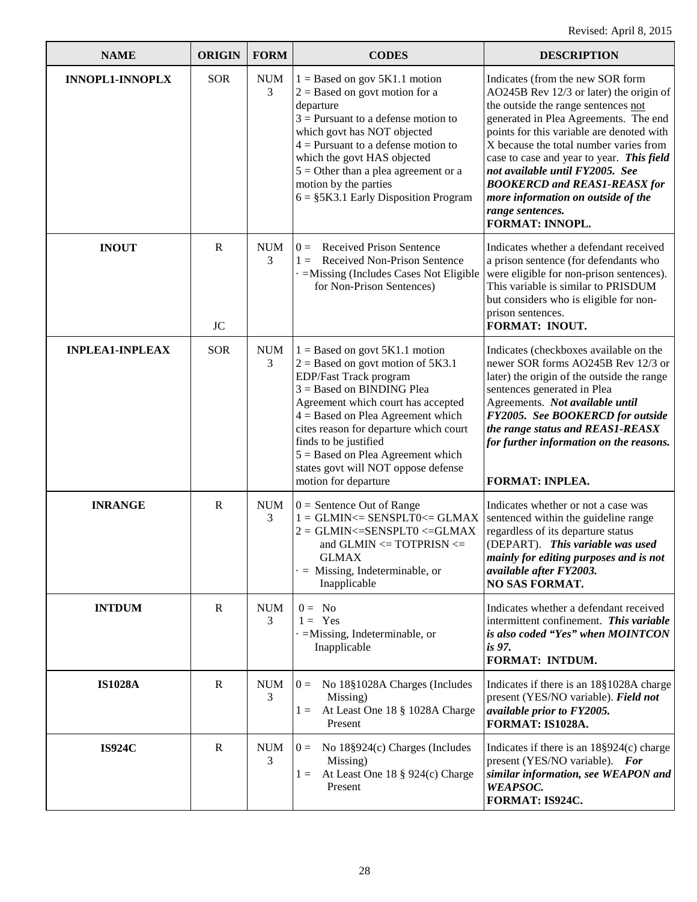Revised: April 8, 2015

| NAME | ORIGIN | FORM | CODES | DESCRIPTION |
|---|---|---|---|---|
| **INNOPL1-INNOPLX** | SOR | NUM 3 | 1 = Based on gov 5K1.1 motion<br>2 = Based on govt motion for a departure<br>3 = Pursuant to a defense motion to which govt has NOT objected<br>4 = Pursuant to a defense motion to which the govt HAS objected<br>5 = Other than a plea agreement or a motion by the parties<br>6 = §5K3.1 Early Disposition Program | Indicates (from the new SOR form AO245B Rev 12/3 or later) the origin of the outside the range sentences not generated in Plea Agreements. The end points for this variable are denoted with X because the total number varies from case to case and year to year. ***This field not available until FY2005. See BOOKERCD and REAS1-REASX for more information on outside of the range sentences.***<br>**FORMAT: INNOPL.** |
| **INOUT** | R<br><br>JC | NUM 3 | 0 = Received Prison Sentence<br>1 = Received Non-Prison Sentence<br>· =Missing (Includes Cases Not Eligible for Non-Prison Sentences) | Indicates whether a defendant received a prison sentence (for defendants who were eligible for non-prison sentences). This variable is similar to PRISDUM but considers who is eligible for non-prison sentences.<br>**FORMAT: INOUT.** |
| **INPLEA1-INPLEAX** | SOR | NUM 3 | 1 = Based on govt 5K1.1 motion<br>2 = Based on govt motion of 5K3.1 EDP/Fast Track program<br>3 = Based on BINDING Plea Agreement which court has accepted<br>4 = Based on Plea Agreement which cites reason for departure which court finds to be justified<br>5 = Based on Plea Agreement which states govt will NOT oppose defense motion for departure | Indicates (checkboxes available on the newer SOR forms AO245B Rev 12/3 or later) the origin of the outside the range sentences generated in Plea Agreements. ***Not available until FY2005. See BOOKERCD for outside the range status and REAS1-REASX for further information on the reasons.***<br>**FORMAT: INPLEA.** |
| **INRANGE** | R | NUM 3 | 0 = Sentence Out of Range<br>1 = GLMIN<= SENSPLT0<= GLMAX<br>2 = GLMIN<=SENSPLT0 <=GLMAX and GLMIN <= TOTPRISN <= GLMAX<br>· = Missing, Indeterminable, or Inapplicable | Indicates whether or not a case was sentenced within the guideline range regardless of its departure status (DEPART). ***This variable was used mainly for editing purposes and is not available after FY2003.***<br>**NO SAS FORMAT.** |
| **INTDUM** | R | NUM 3 | 0 = No<br>1 = Yes<br>· =Missing, Indeterminable, or Inapplicable | Indicates whether a defendant received intermittent confinement. ***This variable is also coded "Yes" when MOINTCON is 97.***<br>**FORMAT: INTDUM.** |
| **IS1028A** | R | NUM 3 | 0 = No 18§1028A Charges (Includes Missing)<br>1 = At Least One 18 § 1028A Charge Present | Indicates if there is an 18§1028A charge present (YES/NO variable). ***Field not available prior to FY2005.***<br>**FORMAT: IS1028A.** |
| **IS924C** | R | NUM 3 | 0 = No 18§924(c) Charges (Includes Missing)<br>1 = At Least One 18 § 924(c) Charge Present | Indicates if there is an 18§924(c) charge present (YES/NO variable). ***For similar information, see WEAPON and WEAPSOC.***<br>**FORMAT: IS924C.** |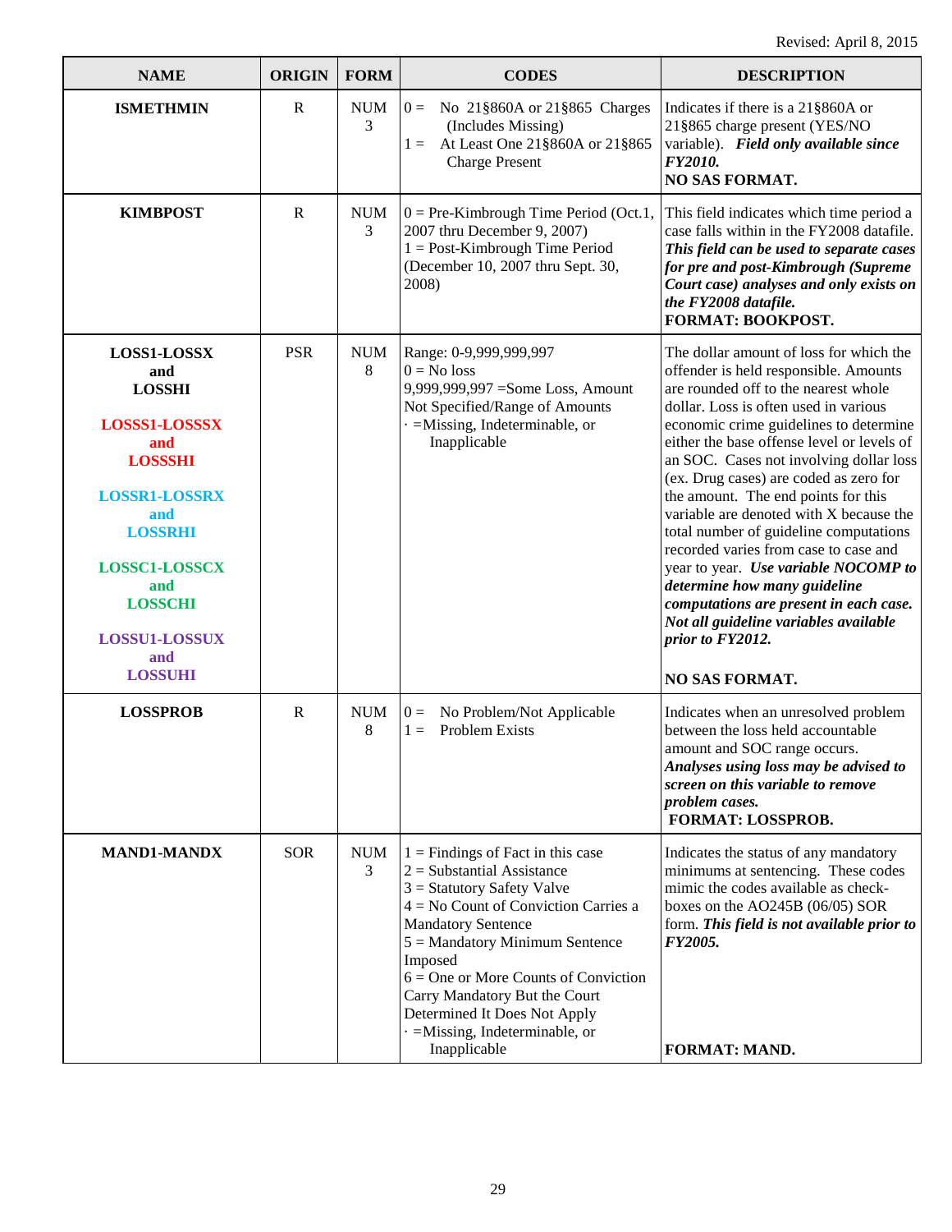Revised: April 8, 2015

| NAME | ORIGIN | FORM | CODES | DESCRIPTION |
|---|---|---|---|---|
| **ISMETHMIN** | R | NUM 3 | 0 = No 21§860A or 21§865 Charges (Includes Missing)<br>1 = At Least One 21§860A or 21§865 Charge Present | Indicates if there is a 21§860A or 21§865 charge present (YES/NO variable). ***Field only available since FY2010.***<br>**NO SAS FORMAT.** |
| **KIMBPOST** | R | NUM 3 | 0 = Pre-Kimbrough Time Period (Oct.1, 2007 thru December 9, 2007)<br>1 = Post-Kimbrough Time Period (December 10, 2007 thru Sept. 30, 2008) | This field indicates which time period a case falls within in the FY2008 datafile. ***This field can be used to separate cases for pre and post-Kimbrough (Supreme Court case) analyses and only exists on the FY2008 datafile.***<br>**FORMAT: BOOKPOST.** |
| **LOSS1-LOSSX and LOSSHI**<br><br>**LOSSS1-LOSSSX and LOSSSHI**<br><br>**LOSSR1-LOSSRX and LOSSRHI**<br><br>**LOSSC1-LOSSCX and LOSSCHI**<br><br>**LOSSU1-LOSSUX and LOSSUHI** | PSR | NUM 8 | Range: 0-9,999,999,997<br>0 = No loss<br>9,999,999,997 =Some Loss, Amount Not Specified/Range of Amounts<br>· =Missing, Indeterminable, or Inapplicable | The dollar amount of loss for which the offender is held responsible. Amounts are rounded off to the nearest whole dollar. Loss is often used in various economic crime guidelines to determine either the base offense level or levels of an SOC. Cases not involving dollar loss (ex. Drug cases) are coded as zero for the amount. The end points for this variable are denoted with X because the total number of guideline computations recorded varies from case to case and year to year. ***Use variable NOCOMP to determine how many guideline computations are present in each case. Not all guideline variables available prior to FY2012.***<br><br>**NO SAS FORMAT.** |
| **LOSSPROB** | R | NUM 8 | 0 = No Problem/Not Applicable<br>1 = Problem Exists | Indicates when an unresolved problem between the loss held accountable amount and SOC range occurs. ***Analyses using loss may be advised to screen on this variable to remove problem cases.***<br>**FORMAT: LOSSPROB.** |
| **MAND1-MANDX** | SOR | NUM 3 | 1 = Findings of Fact in this case<br>2 = Substantial Assistance<br>3 = Statutory Safety Valve<br>4 = No Count of Conviction Carries a Mandatory Sentence<br>5 = Mandatory Minimum Sentence Imposed<br>6 = One or More Counts of Conviction Carry Mandatory But the Court Determined It Does Not Apply<br>· =Missing, Indeterminable, or Inapplicable | Indicates the status of any mandatory minimums at sentencing. These codes mimic the codes available as check-boxes on the AO245B (06/05) SOR form. ***This field is not available prior to FY2005.***<br><br>**FORMAT: MAND.** |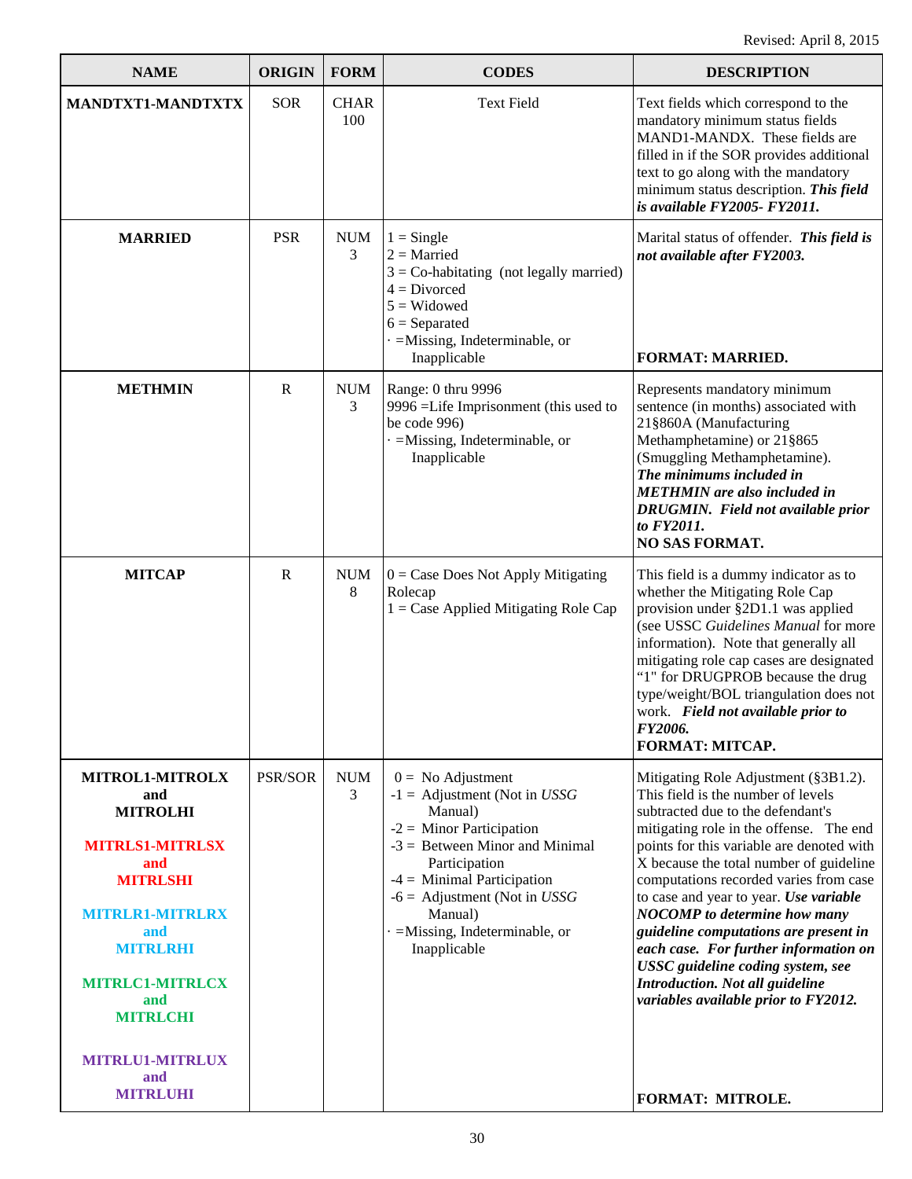Revised: April 8, 2015

| NAME | ORIGIN | FORM | CODES | DESCRIPTION |
|---|---|---|---|---|
| **MANDTXT1-MANDTXTX** | SOR | CHAR 100 | Text Field | Text fields which correspond to the mandatory minimum status fields MAND1-MANDX. These fields are filled in if the SOR provides additional text to go along with the mandatory minimum status description. ***This field is available FY2005- FY2011.*** |
| **MARRIED** | PSR | NUM 3 | 1 = Single<br>2 = Married<br>3 = Co-habitating (not legally married)<br>4 = Divorced<br>5 = Widowed<br>6 = Separated<br>· =Missing, Indeterminable, or Inapplicable | Marital status of offender. ***This field is not available after FY2003.***<br><br>**FORMAT: MARRIED.** |
| **METHMIN** | R | NUM 3 | Range: 0 thru 9996<br>9996 =Life Imprisonment (this used to be code 996)<br>· =Missing, Indeterminable, or Inapplicable | Represents mandatory minimum sentence (in months) associated with 21§860A (Manufacturing Methamphetamine) or 21§865 (Smuggling Methamphetamine). ***The minimums included in METHMIN are also included in DRUGMIN. Field not available prior to FY2011.***<br>**NO SAS FORMAT.** |
| **MITCAP** | R | NUM 8 | 0 = Case Does Not Apply Mitigating Rolecap<br>1 = Case Applied Mitigating Role Cap | This field is a dummy indicator as to whether the Mitigating Role Cap provision under §2D1.1 was applied (see USSC *Guidelines Manual* for more information). Note that generally all mitigating role cap cases are designated "1" for DRUGPROB because the drug type/weight/BOL triangulation does not work. ***Field not available prior to FY2006.***<br>**FORMAT: MITCAP.** |
| **MITROL1-MITROLX and MITROLHI**<br><br>**MITRLS1-MITRLSX and MITRLSHI**<br><br>**MITRLR1-MITRLRX and MITRLRHI**<br><br>**MITRLC1-MITRLCX and MITRLCHI**<br><br>**MITRLU1-MITRLUX and MITRLUHI** | PSR/SOR | NUM 3 | 0 = No Adjustment<br>-1 = Adjustment (Not in *USSG* Manual)<br>-2 = Minor Participation<br>-3 = Between Minor and Minimal Participation<br>-4 = Minimal Participation<br>-6 = Adjustment (Not in *USSG* Manual)<br>· =Missing, Indeterminable, or Inapplicable | Mitigating Role Adjustment (§3B1.2). This field is the number of levels subtracted due to the defendant's mitigating role in the offense. The end points for this variable are denoted with X because the total number of guideline computations recorded varies from case to case and year to year. ***Use variable NOCOMP to determine how many guideline computations are present in each case. For further information on USSC guideline coding system, see Introduction. Not all guideline variables available prior to FY2012.***<br><br>**FORMAT: MITROLE.** |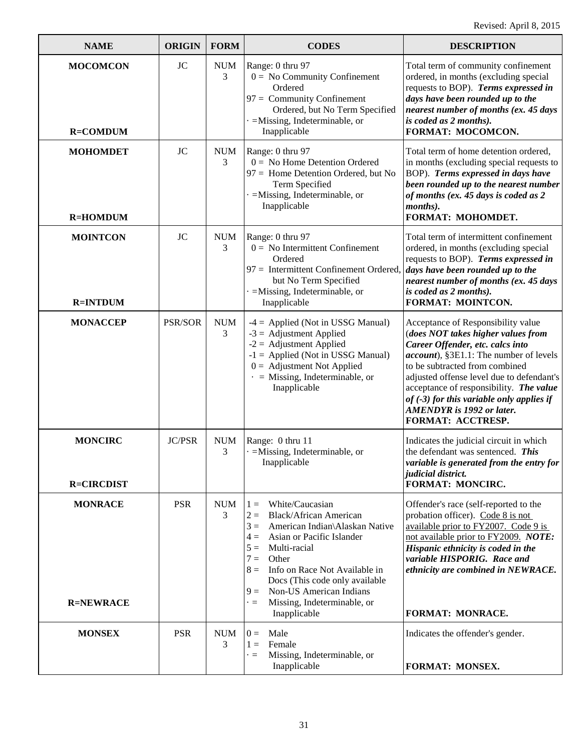Revised: April 8, 2015

| NAME | ORIGIN | FORM | CODES | DESCRIPTION |
|---|---|---|---|---|
| **MOCOMCON**<br><br>**R=COMDUM** | JC | NUM 3 | Range: 0 thru 97<br>0 = No Community Confinement Ordered<br>97 = Community Confinement Ordered, but No Term Specified<br>· =Missing, Indeterminable, or Inapplicable | Total term of community confinement ordered, in months (excluding special requests to BOP). ***Terms expressed in days have been rounded up to the nearest number of months (ex. 45 days is coded as 2 months).***<br>**FORMAT: MOCOMCON.** |
| **MOHOMDET**<br><br>**R=HOMDUM** | JC | NUM 3 | Range: 0 thru 97<br>0 = No Home Detention Ordered<br>97 = Home Detention Ordered, but No Term Specified<br>· =Missing, Indeterminable, or Inapplicable | Total term of home detention ordered, in months (excluding special requests to BOP). ***Terms expressed in days have been rounded up to the nearest number of months (ex. 45 days is coded as 2 months).***<br>**FORMAT: MOHOMDET.** |
| **MOINTCON**<br><br>**R=INTDUM** | JC | NUM 3 | Range: 0 thru 97<br>0 = No Intermittent Confinement Ordered<br>97 = Intermittent Confinement Ordered, but No Term Specified<br>· =Missing, Indeterminable, or Inapplicable | Total term of intermittent confinement ordered, in months (excluding special requests to BOP). ***Terms expressed in days have been rounded up to the nearest number of months (ex. 45 days is coded as 2 months).***<br>**FORMAT: MOINTCON.** |
| **MONACCEP** | PSR/SOR | NUM 3 | -4 = Applied (Not in USSG Manual)<br>-3 = Adjustment Applied<br>-2 = Adjustment Applied<br>-1 = Applied (Not in USSG Manual)<br>0 = Adjustment Not Applied<br>· = Missing, Indeterminable, or Inapplicable | Acceptance of Responsibility value (***does NOT takes higher values from Career Offender, etc. calcs into account***), §3E1.1: The number of levels to be subtracted from combined adjusted offense level due to defendant's acceptance of responsibility. ***The value of (-3) for this variable only applies if AMENDYR is 1992 or later.***<br>**FORMAT: ACCTRESP.** |
| **MONCIRC**<br><br>**R=CIRCDIST** | JC/PSR | NUM 3 | Range: 0 thru 11<br>· =Missing, Indeterminable, or Inapplicable | Indicates the judicial circuit in which the defendant was sentenced. ***This variable is generated from the entry for judicial district.***<br>**FORMAT: MONCIRC.** |
| **MONRACE**<br><br>**R=NEWRACE** | PSR | NUM 3 | 1 = White/Caucasian<br>2 = Black/African American<br>3 = American Indian\Alaskan Native<br>4 = Asian or Pacific Islander<br>5 = Multi-racial<br>7 = Other<br>8 = Info on Race Not Available in Docs (This code only available<br>9 = Non-US American Indians<br>· = Missing, Indeterminable, or Inapplicable | Offender's race (self-reported to the probation officer). Code 8 is not available prior to FY2007. Code 9 is not available prior to FY2009. ***NOTE: Hispanic ethnicity is coded in the variable HISPORIG. Race and ethnicity are combined in NEWRACE.***<br>**FORMAT: MONRACE.** |
| **MONSEX** | PSR | NUM 3 | 0 = Male<br>1 = Female<br>· = Missing, Indeterminable, or Inapplicable | Indicates the offender's gender.<br>**FORMAT: MONSEX.** |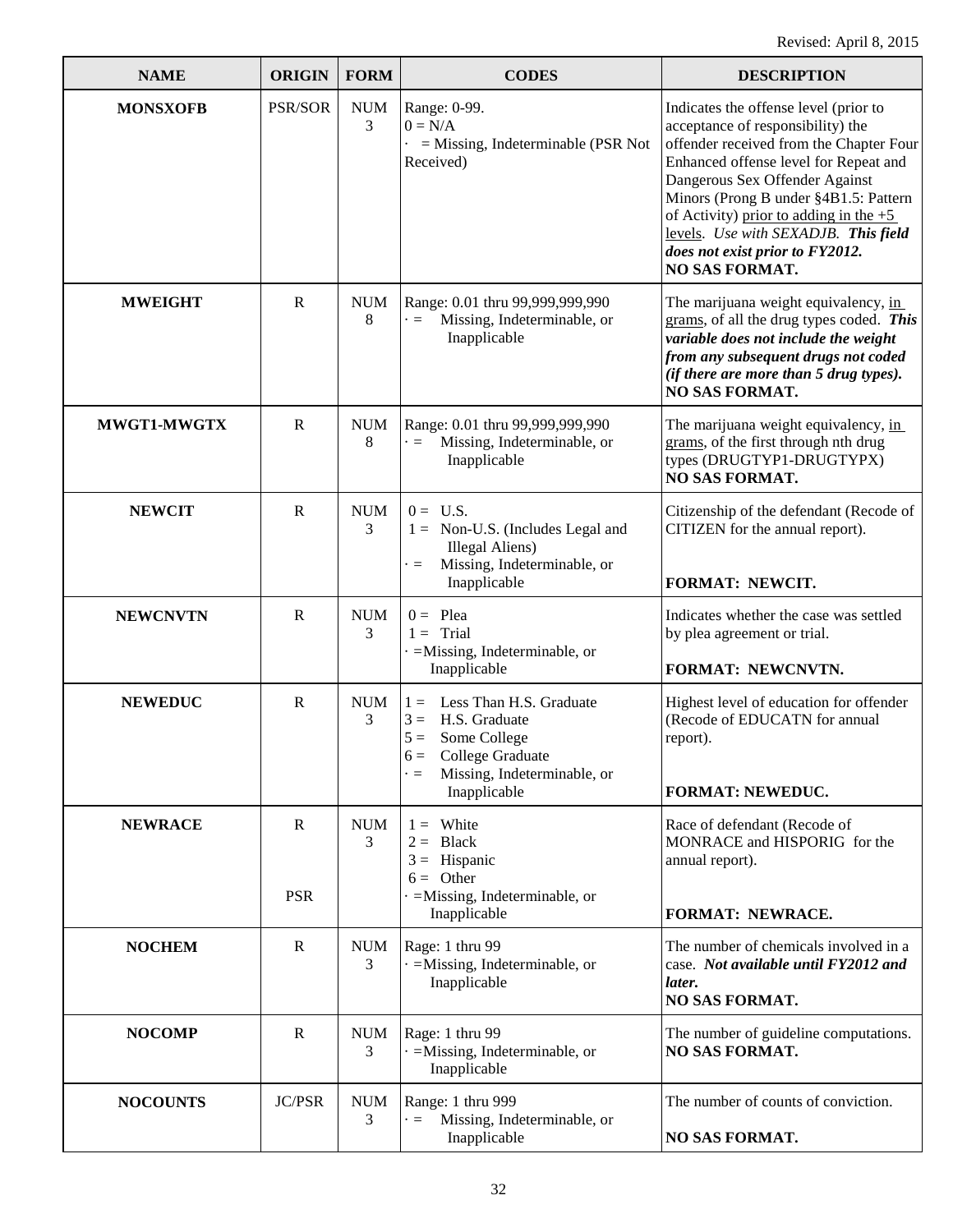Revised: April 8, 2015

| NAME | ORIGIN | FORM | CODES | DESCRIPTION |
|---|---|---|---|---|
| **MONSXOFB** | PSR/SOR | NUM 3 | Range: 0-99.<br>0 = N/A<br>· = Missing, Indeterminable (PSR Not Received) | Indicates the offense level (prior to acceptance of responsibility) the offender received from the Chapter Four Enhanced offense level for Repeat and Dangerous Sex Offender Against Minors (Prong B under §4B1.5: Pattern of Activity) prior to adding in the +5 levels. *Use with SEXADJB.* ***This field does not exist prior to FY2012.***<br>**NO SAS FORMAT.** |
| **MWEIGHT** | R | NUM 8 | Range: 0.01 thru 99,999,999,990<br>· = Missing, Indeterminable, or Inapplicable | The marijuana weight equivalency, in grams, of all the drug types coded. ***This variable does not include the weight from any subsequent drugs not coded (if there are more than 5 drug types).***<br>**NO SAS FORMAT.** |
| **MWGT1-MWGTX** | R | NUM 8 | Range: 0.01 thru 99,999,999,990<br>· = Missing, Indeterminable, or Inapplicable | The marijuana weight equivalency, in grams, of the first through nth drug types (DRUGTYP1-DRUGTYPX)<br>**NO SAS FORMAT.** |
| **NEWCIT** | R | NUM 3 | 0 = U.S.<br>1 = Non-U.S. (Includes Legal and Illegal Aliens)<br>· = Missing, Indeterminable, or Inapplicable | Citizenship of the defendant (Recode of CITIZEN for the annual report).<br>**FORMAT: NEWCIT.** |
| **NEWCNVTN** | R | NUM 3 | 0 = Plea<br>1 = Trial<br>· =Missing, Indeterminable, or Inapplicable | Indicates whether the case was settled by plea agreement or trial.<br>**FORMAT: NEWCNVTN.** |
| **NEWEDUC** | R | NUM 3 | 1 = Less Than H.S. Graduate<br>3 = H.S. Graduate<br>5 = Some College<br>6 = College Graduate<br>· = Missing, Indeterminable, or Inapplicable | Highest level of education for offender (Recode of EDUCATN for annual report).<br>**FORMAT: NEWEDUC.** |
| **NEWRACE** | R<br>PSR | NUM 3 | 1 = White<br>2 = Black<br>3 = Hispanic<br>6 = Other<br>· =Missing, Indeterminable, or Inapplicable | Race of defendant (Recode of MONRACE and HISPORIG for the annual report).<br>**FORMAT: NEWRACE.** |
| **NOCHEM** | R | NUM 3 | Rage: 1 thru 99<br>· =Missing, Indeterminable, or Inapplicable | The number of chemicals involved in a case. ***Not available until FY2012 and later.***<br>**NO SAS FORMAT.** |
| **NOCOMP** | R | NUM 3 | Rage: 1 thru 99<br>· =Missing, Indeterminable, or Inapplicable | The number of guideline computations.<br>**NO SAS FORMAT.** |
| **NOCOUNTS** | JC/PSR | NUM 3 | Range: 1 thru 999<br>· = Missing, Indeterminable, or Inapplicable | The number of counts of conviction.<br>**NO SAS FORMAT.** |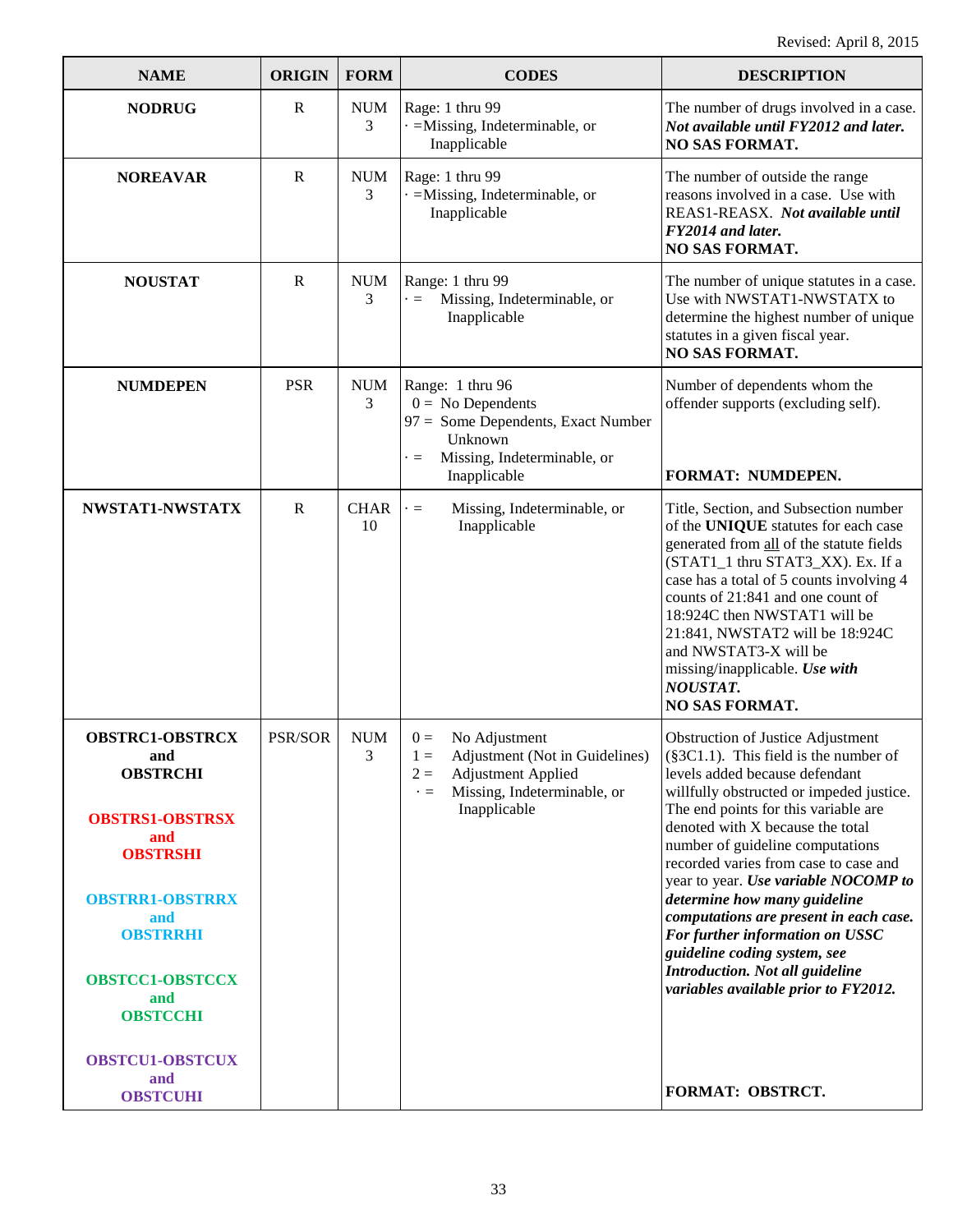Revised: April 8, 2015

| NAME | ORIGIN | FORM | CODES | DESCRIPTION |
|---|---|---|---|---|
| **NODRUG** | R | NUM 3 | Rage: 1 thru 99<br>· =Missing, Indeterminable, or Inapplicable | The number of drugs involved in a case. ***Not available until FY2012 and later.***<br>**NO SAS FORMAT.** |
| **NOREAVAR** | R | NUM 3 | Rage: 1 thru 99<br>· =Missing, Indeterminable, or Inapplicable | The number of outside the range reasons involved in a case. Use with REAS1-REASX. ***Not available until FY2014 and later.***<br>**NO SAS FORMAT.** |
| **NOUSTAT** | R | NUM 3 | Range: 1 thru 99<br>· = Missing, Indeterminable, or Inapplicable | The number of unique statutes in a case. Use with NWSTAT1-NWSTATX to determine the highest number of unique statutes in a given fiscal year.<br>**NO SAS FORMAT.** |
| **NUMDEPEN** | PSR | NUM 3 | Range: 1 thru 96<br>0 = No Dependents<br>97 = Some Dependents, Exact Number Unknown<br>· = Missing, Indeterminable, or Inapplicable | Number of dependents whom the offender supports (excluding self).<br>**FORMAT: NUMDEPEN.** |
| **NWSTAT1-NWSTATX** | R | CHAR 10 | · = Missing, Indeterminable, or Inapplicable | Title, Section, and Subsection number of the **UNIQUE** statutes for each case generated from all of the statute fields (STAT1_1 thru STAT3_XX). Ex. If a case has a total of 5 counts involving 4 counts of 21:841 and one count of 18:924C then NWSTAT1 will be 21:841, NWSTAT2 will be 18:924C and NWSTAT3-X will be missing/inapplicable. ***Use with NOUSTAT.***<br>**NO SAS FORMAT.** |
| **OBSTRC1-OBSTRCX and OBSTRCHI**<br><br>**OBSTRS1-OBSTRSX and OBSTRSHI**<br><br>**OBSTRR1-OBSTRRX and OBSTRRHI**<br><br>**OBSTCC1-OBSTCCX and OBSTCCHI**<br><br>**OBSTCU1-OBSTCUX and OBSTCUHI** | PSR/SOR | NUM 3 | 0 = No Adjustment<br>1 = Adjustment (Not in Guidelines)<br>2 = Adjustment Applied<br>· = Missing, Indeterminable, or Inapplicable | Obstruction of Justice Adjustment (§3C1.1). This field is the number of levels added because defendant willfully obstructed or impeded justice. The end points for this variable are denoted with X because the total number of guideline computations recorded varies from case to case and year to year. ***Use variable NOCOMP to determine how many guideline computations are present in each case. For further information on USSC guideline coding system, see Introduction. Not all guideline variables available prior to FY2012.***<br>**FORMAT: OBSTRCT.** |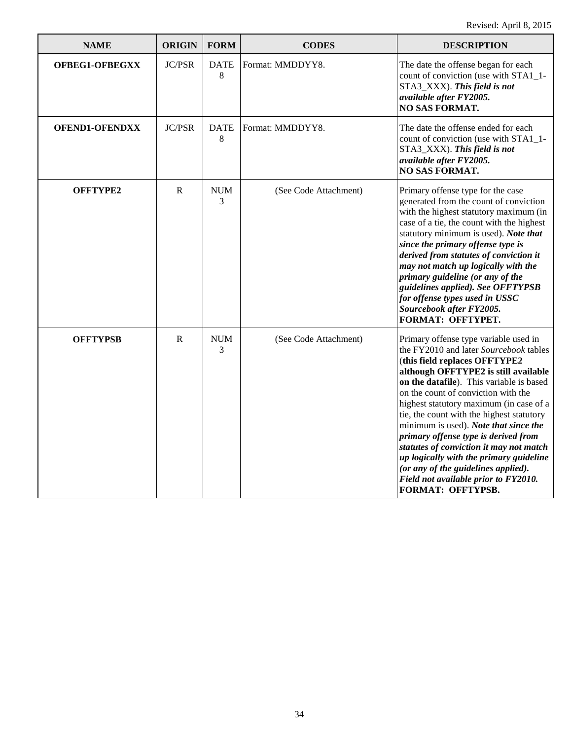| NAME | ORIGIN | FORM | CODES | DESCRIPTION |
|---|---|---|---|---|
| **OFBEG1-OFBEGXX** | JC/PSR | DATE 8 | Format: MMDDYY8. | The date the offense began for each count of conviction (use with STA1_1-STA3_XXX). ***This field is not available after FY2005.*** **NO SAS FORMAT.** |
| **OFEND1-OFENDXX** | JC/PSR | DATE 8 | Format: MMDDYY8. | The date the offense ended for each count of conviction (use with STA1_1-STA3_XXX). ***This field is not available after FY2005.*** **NO SAS FORMAT.** |
| **OFFTYPE2** | R | NUM 3 | (See Code Attachment) | Primary offense type for the case generated from the count of conviction with the highest statutory maximum (in case of a tie, the count with the highest statutory minimum is used). ***Note that since the primary offense type is derived from statutes of conviction it may not match up logically with the primary guideline (or any of the guidelines applied). See OFFTYPSB for offense types used in USSC Sourcebook after FY2005.*** **FORMAT: OFFTYPET.** |
| **OFFTYPSB** | R | NUM 3 | (See Code Attachment) | Primary offense type variable used in the FY2010 and later *Sourcebook* tables (**this field replaces OFFTYPE2 although OFFTYPE2 is still available on the datafile**). This variable is based on the count of conviction with the highest statutory maximum (in case of a tie, the count with the highest statutory minimum is used). ***Note that since the primary offense type is derived from statutes of conviction it may not match up logically with the primary guideline (or any of the guidelines applied). Field not available prior to FY2010.*** **FORMAT: OFFTYPSB.** |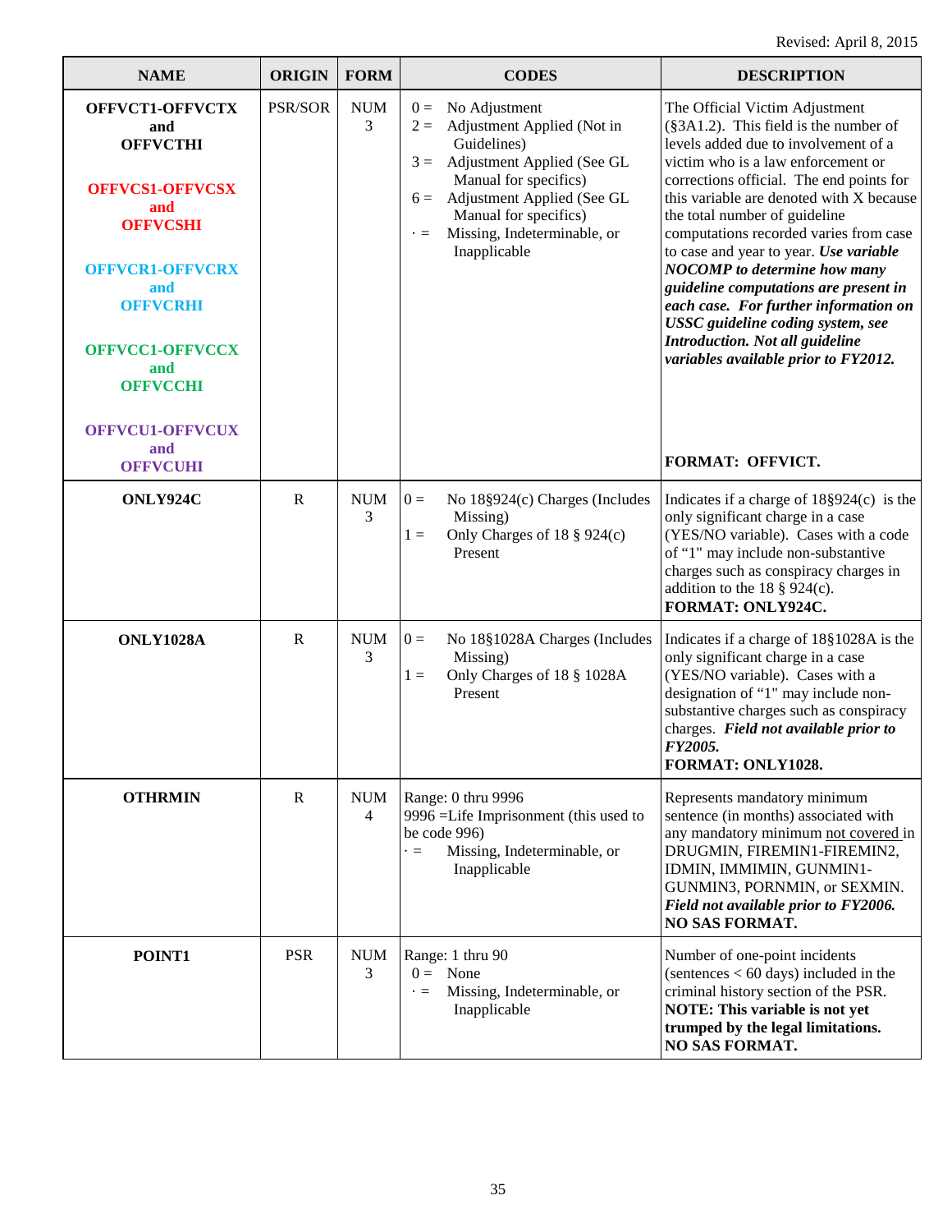Revised: April 8, 2015

| NAME | ORIGIN | FORM | CODES | DESCRIPTION |
|---|---|---|---|---|
| **OFFVCT1-OFFVCTX and OFFVCTHI**<br><br>**OFFVCS1-OFFVCSX and OFFVCSHI**<br><br>**OFFVCR1-OFFVCRX and OFFVCRHI**<br><br>**OFFVCC1-OFFVCCX and OFFVCCHI**<br><br>**OFFVCU1-OFFVCUX and OFFVCUHI** | PSR/SOR | NUM 3 | 0 = No Adjustment<br>2 = Adjustment Applied (Not in Guidelines)<br>3 = Adjustment Applied (See GL Manual for specifics)<br>6 = Adjustment Applied (See GL Manual for specifics)<br>· = Missing, Indeterminable, or Inapplicable | The Official Victim Adjustment (§3A1.2). This field is the number of levels added due to involvement of a victim who is a law enforcement or corrections official. The end points for this variable are denoted with X because the total number of guideline computations recorded varies from case to case and year to year. ***Use variable NOCOMP to determine how many guideline computations are present in each case. For further information on USSC guideline coding system, see Introduction. Not all guideline variables available prior to FY2012.***<br><br>**FORMAT: OFFVICT.** |
| **ONLY924C** | R | NUM 3 | 0 = No 18§924(c) Charges (Includes Missing)<br>1 = Only Charges of 18 § 924(c) Present | Indicates if a charge of 18§924(c) is the only significant charge in a case (YES/NO variable). Cases with a code of "1" may include non-substantive charges such as conspiracy charges in addition to the 18 § 924(c).<br>**FORMAT: ONLY924C.** |
| **ONLY1028A** | R | NUM 3 | 0 = No 18§1028A Charges (Includes Missing)<br>1 = Only Charges of 18 § 1028A Present | Indicates if a charge of 18§1028A is the only significant charge in a case (YES/NO variable). Cases with a designation of "1" may include non-substantive charges such as conspiracy charges. ***Field not available prior to FY2005.***<br>**FORMAT: ONLY1028.** |
| **OTHRMIN** | R | NUM 4 | Range: 0 thru 9996<br>9996 =Life Imprisonment (this used to be code 996)<br>· = Missing, Indeterminable, or Inapplicable | Represents mandatory minimum sentence (in months) associated with any mandatory minimum not covered in DRUGMIN, FIREMIN1-FIREMIN2, IDMIN, IMMIMIN, GUNMIN1-GUNMIN3, PORNMIN, or SEXMIN. ***Field not available prior to FY2006.***<br>**NO SAS FORMAT.** |
| **POINT1** | PSR | NUM 3 | Range: 1 thru 90<br>0 = None<br>· = Missing, Indeterminable, or Inapplicable | Number of one-point incidents (sentences < 60 days) included in the criminal history section of the PSR. **NOTE: This variable is not yet trumped by the legal limitations.**<br>**NO SAS FORMAT.** |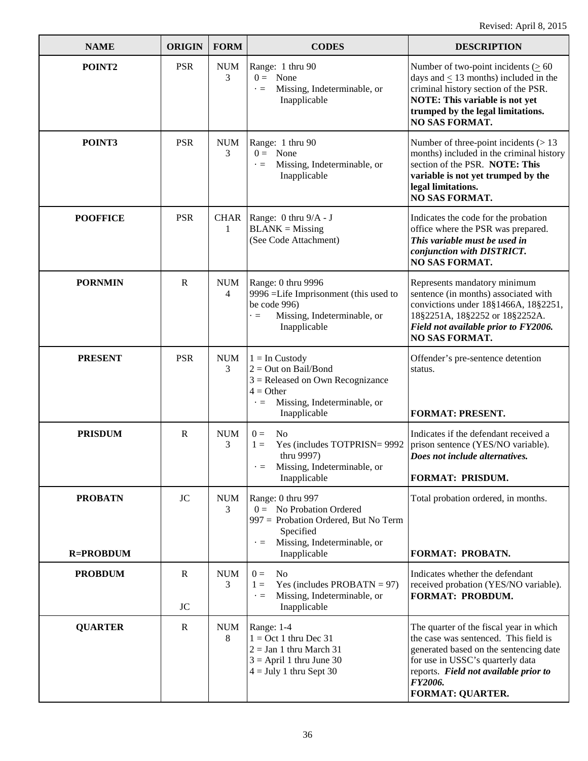Revised: April 8, 2015

| NAME | ORIGIN | FORM | CODES | DESCRIPTION |
|---|---|---|---|---|
| **POINT2** | PSR | NUM 3 | Range: 1 thru 90<br>0 = None<br>· = Missing, Indeterminable, or Inapplicable | Number of two-point incidents (≥ 60 days and ≤ 13 months) included in the criminal history section of the PSR. **NOTE: This variable is not yet trumped by the legal limitations.**<br>**NO SAS FORMAT.** |
| **POINT3** | PSR | NUM 3 | Range: 1 thru 90<br>0 = None<br>· = Missing, Indeterminable, or Inapplicable | Number of three-point incidents (> 13 months) included in the criminal history section of the PSR. **NOTE: This variable is not yet trumped by the legal limitations.**<br>**NO SAS FORMAT.** |
| **POOFFICE** | PSR | CHAR 1 | Range: 0 thru 9/A - J<br>BLANK = Missing<br>(See Code Attachment) | Indicates the code for the probation office where the PSR was prepared. ***This variable must be used in conjunction with DISTRICT.***<br>**NO SAS FORMAT.** |
| **PORNMIN** | R | NUM 4 | Range: 0 thru 9996<br>9996 =Life Imprisonment (this used to be code 996)<br>· = Missing, Indeterminable, or Inapplicable | Represents mandatory minimum sentence (in months) associated with convictions under 18§1466A, 18§2251, 18§2251A, 18§2252 or 18§2252A. ***Field not available prior to FY2006.***<br>**NO SAS FORMAT.** |
| **PRESENT** | PSR | NUM 3 | 1 = In Custody<br>2 = Out on Bail/Bond<br>3 = Released on Own Recognizance<br>4 = Other<br>· = Missing, Indeterminable, or Inapplicable | Offender's pre-sentence detention status.<br>**FORMAT: PRESENT.** |
| **PRISDUM** | R | NUM 3 | 0 = No<br>1 = Yes (includes TOTPRISN= 9992 thru 9997)<br>· = Missing, Indeterminable, or Inapplicable | Indicates if the defendant received a prison sentence (YES/NO variable). ***Does not include alternatives.***<br>**FORMAT: PRISDUM.** |
| **PROBATN**<br>**R=PROBDUM** | JC | NUM 3 | Range: 0 thru 997<br>0 = No Probation Ordered<br>997 = Probation Ordered, But No Term Specified<br>· = Missing, Indeterminable, or Inapplicable | Total probation ordered, in months.<br>**FORMAT: PROBATN.** |
| **PROBDUM** | R<br>JC | NUM 3 | 0 = No<br>1 = Yes (includes PROBATN = 97)<br>· = Missing, Indeterminable, or Inapplicable | Indicates whether the defendant received probation (YES/NO variable).<br>**FORMAT: PROBDUM.** |
| **QUARTER** | R | NUM 8 | Range: 1-4<br>1 = Oct 1 thru Dec 31<br>2 = Jan 1 thru March 31<br>3 = April 1 thru June 30<br>4 = July 1 thru Sept 30 | The quarter of the fiscal year in which the case was sentenced. This field is generated based on the sentencing date for use in USSC's quarterly data reports. ***Field not available prior to FY2006.***<br>**FORMAT: QUARTER.** |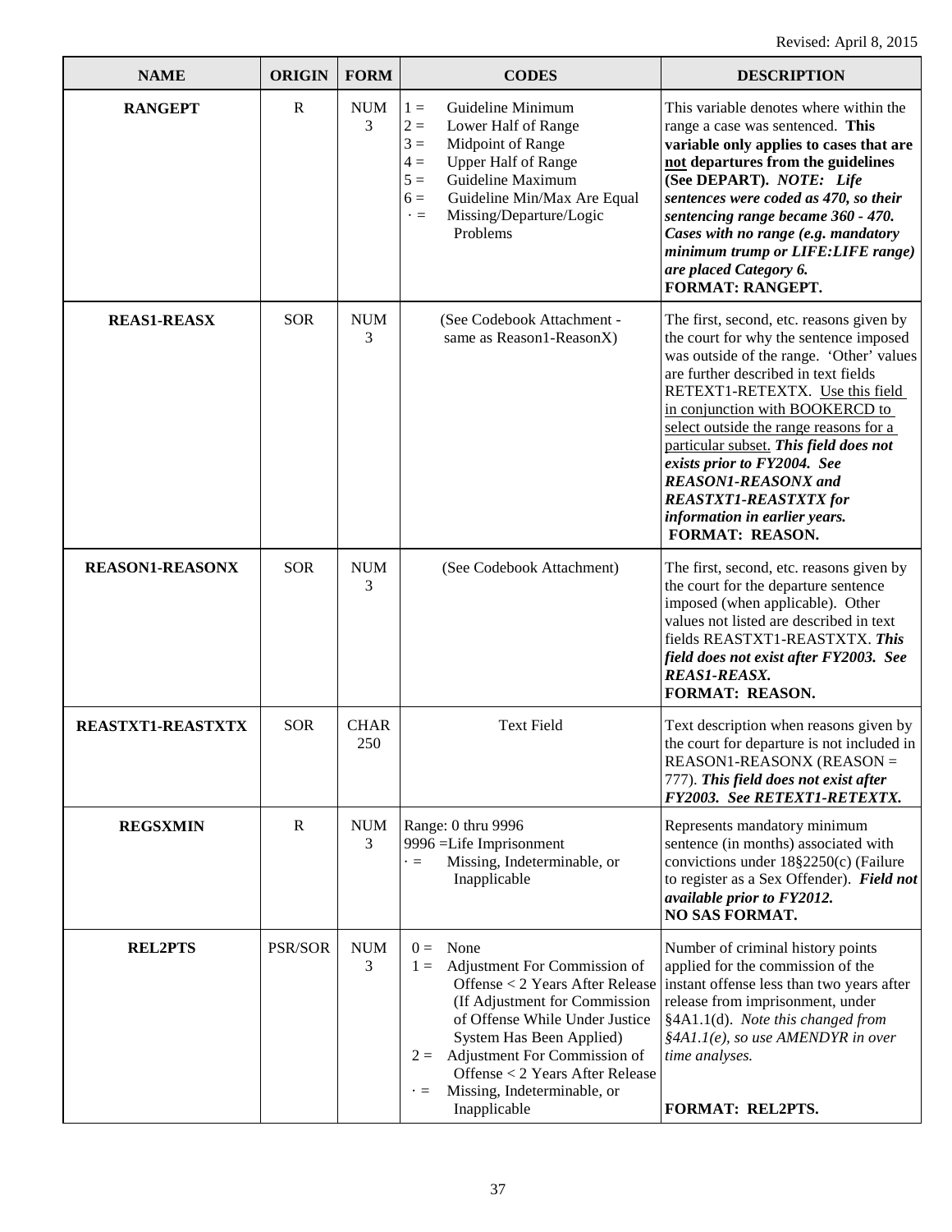Revised: April 8, 2015

| NAME | ORIGIN | FORM | CODES | DESCRIPTION |
|---|---|---|---|---|
| **RANGEPT** | R | NUM 3 | 1 = Guideline Minimum<br>2 = Lower Half of Range<br>3 = Midpoint of Range<br>4 = Upper Half of Range<br>5 = Guideline Maximum<br>6 = Guideline Min/Max Are Equal<br>· = Missing/Departure/Logic Problems | This variable denotes where within the range a case was sentenced. **This variable only applies to cases that are not departures from the guidelines (See DEPART).** ***NOTE: Life sentences were coded as 470, so their sentencing range became 360 - 470. Cases with no range (e.g. mandatory minimum trump or LIFE:LIFE range) are placed Category 6.***<br>**FORMAT: RANGEPT.** |
| **REAS1-REASX** | SOR | NUM 3 | (See Codebook Attachment - same as Reason1-ReasonX) | The first, second, etc. reasons given by the court for why the sentence imposed was outside of the range. 'Other' values are further described in text fields RETEXT1-RETEXTX. Use this field in conjunction with BOOKERCD to select outside the range reasons for a particular subset. ***This field does not exists prior to FY2004. See REASON1-REASONX and REASTXT1-REASTXTX for information in earlier years.***<br>**FORMAT: REASON.** |
| **REASON1-REASONX** | SOR | NUM 3 | (See Codebook Attachment) | The first, second, etc. reasons given by the court for the departure sentence imposed (when applicable). Other values not listed are described in text fields REASTXT1-REASTXTX. ***This field does not exist after FY2003. See REAS1-REASX.***<br>**FORMAT: REASON.** |
| **REASTXT1-REASTXTX** | SOR | CHAR 250 | Text Field | Text description when reasons given by the court for departure is not included in REASON1-REASONX (REASON = 777). ***This field does not exist after FY2003. See RETEXT1-RETEXTX.*** |
| **REGSXMIN** | R | NUM 3 | Range: 0 thru 9996<br>9996 =Life Imprisonment<br>· = Missing, Indeterminable, or Inapplicable | Represents mandatory minimum sentence (in months) associated with convictions under 18§2250(c) (Failure to register as a Sex Offender). ***Field not available prior to FY2012.***<br>**NO SAS FORMAT.** |
| **REL2PTS** | PSR/SOR | NUM 3 | 0 = None<br>1 = Adjustment For Commission of Offense < 2 Years After Release (If Adjustment for Commission of Offense While Under Justice System Has Been Applied)<br>2 = Adjustment For Commission of Offense < 2 Years After Release<br>· = Missing, Indeterminable, or Inapplicable | Number of criminal history points applied for the commission of the instant offense less than two years after release from imprisonment, under §4A1.1(d). *Note this changed from §4A1.1(e), so use AMENDYR in over time analyses.*<br>**FORMAT: REL2PTS.** |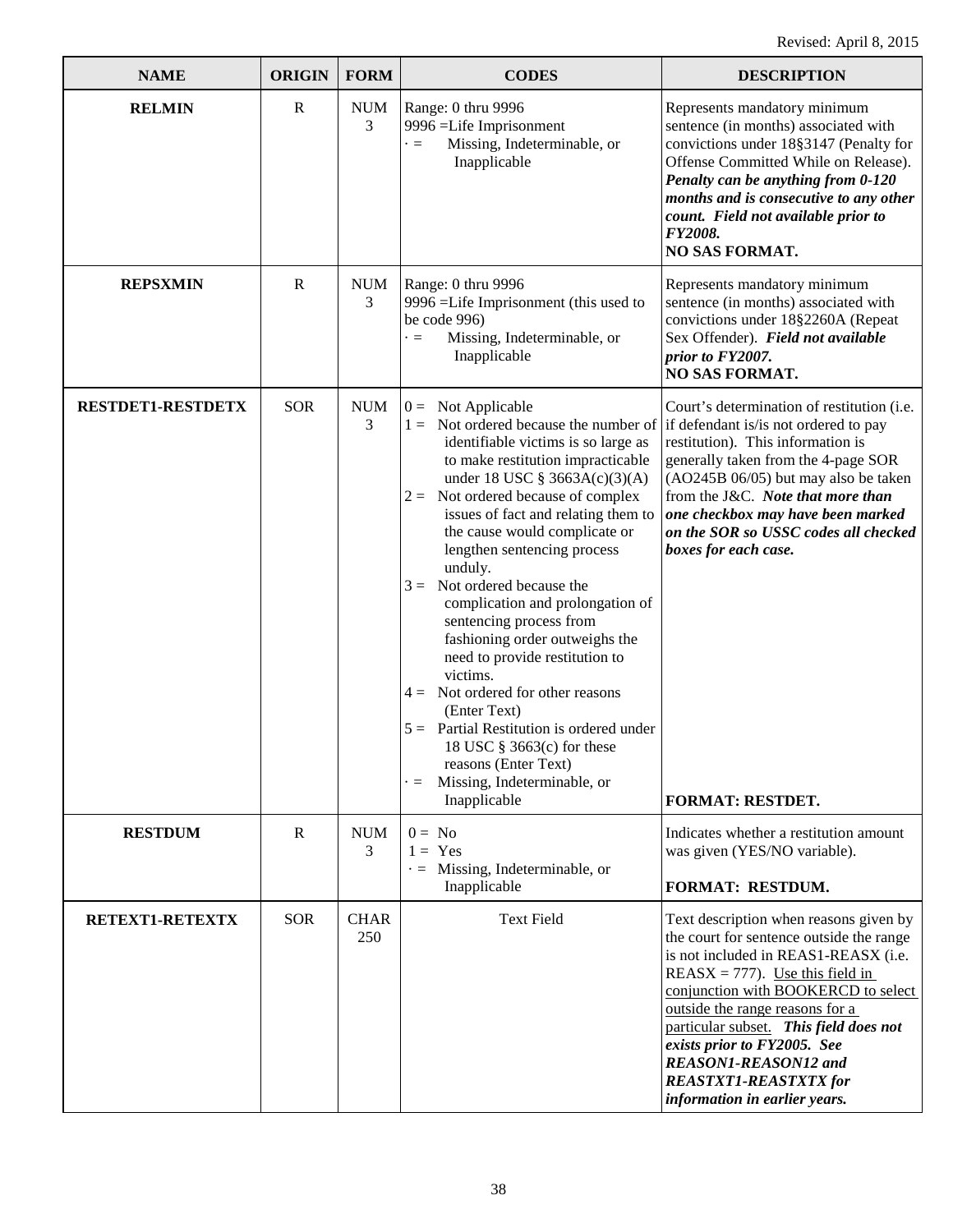Revised: April 8, 2015

| NAME | ORIGIN | FORM | CODES | DESCRIPTION |
|---|---|---|---|---|
| **RELMIN** | R | NUM 3 | Range: 0 thru 9996<br>9996 =Life Imprisonment<br>· = Missing, Indeterminable, or Inapplicable | Represents mandatory minimum sentence (in months) associated with convictions under 18§3147 (Penalty for Offense Committed While on Release). ***Penalty can be anything from 0-120 months and is consecutive to any other count. Field not available prior to FY2008.***<br>**NO SAS FORMAT.** |
| **REPSXMIN** | R | NUM 3 | Range: 0 thru 9996<br>9996 =Life Imprisonment (this used to be code 996)<br>· = Missing, Indeterminable, or Inapplicable | Represents mandatory minimum sentence (in months) associated with convictions under 18§2260A (Repeat Sex Offender). ***Field not available prior to FY2007.***<br>**NO SAS FORMAT.** |
| **RESTDET1-RESTDETX** | SOR | NUM 3 | 0 = Not Applicable<br>1 = Not ordered because the number of identifiable victims is so large as to make restitution impracticable under 18 USC § 3663A(c)(3)(A)<br>2 = Not ordered because of complex issues of fact and relating them to the cause would complicate or lengthen sentencing process unduly.<br>3 = Not ordered because the complication and prolongation of sentencing process from fashioning order outweighs the need to provide restitution to victims.<br>4 = Not ordered for other reasons (Enter Text)<br>5 = Partial Restitution is ordered under 18 USC § 3663(c) for these reasons (Enter Text)<br>· = Missing, Indeterminable, or Inapplicable | Court's determination of restitution (i.e. if defendant is/is not ordered to pay restitution). This information is generally taken from the 4-page SOR (AO245B 06/05) but may also be taken from the J&C. ***Note that more than one checkbox may have been marked on the SOR so USSC codes all checked boxes for each case.***<br>**FORMAT: RESTDET.** |
| **RESTDUM** | R | NUM 3 | 0 = No<br>1 = Yes<br>· = Missing, Indeterminable, or Inapplicable | Indicates whether a restitution amount was given (YES/NO variable).<br>**FORMAT: RESTDUM.** |
| **RETEXT1-RETEXTX** | SOR | CHAR 250 | Text Field | Text description when reasons given by the court for sentence outside the range is not included in REAS1-REASX (i.e. REASX = 777). <u>Use this field in conjunction with BOOKERCD to select outside the range reasons for a particular subset.</u> ***This field does not exists prior to FY2005. See REASON1-REASON12 and REASTXT1-REASTXTX for information in earlier years.*** |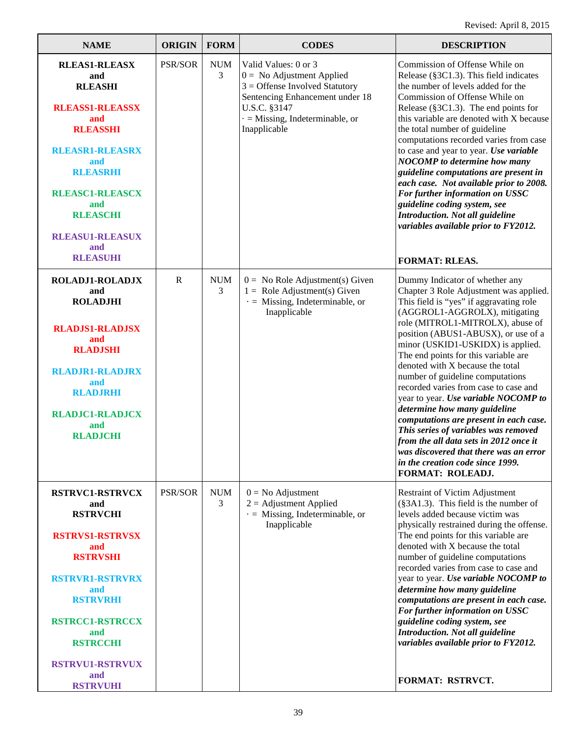Revised: April 8, 2015

| NAME | ORIGIN | FORM | CODES | DESCRIPTION |
|---|---|---|---|---|
| **RLEAS1-RLEASX and RLEASHI**<br><br>**RLEASS1-RLEASSX and RLEASSHI**<br><br>**RLEASR1-RLEASRX and RLEASRHI**<br><br>**RLEASC1-RLEASCX and RLEASCHI**<br><br>**RLEASU1-RLEASUX and RLEASUHI** | PSR/SOR | NUM 3 | Valid Values: 0 or 3<br>0 = No Adjustment Applied<br>3 = Offense Involved Statutory Sentencing Enhancement under 18 U.S.C. §3147<br>· = Missing, Indeterminable, or Inapplicable | Commission of Offense While on Release (§3C1.3). This field indicates the number of levels added for the Commission of Offense While on Release (§3C1.3). The end points for this variable are denoted with X because the total number of guideline computations recorded varies from case to case and year to year. ***Use variable NOCOMP to determine how many guideline computations are present in each case. Not available prior to 2008. For further information on USSC guideline coding system, see Introduction. Not all guideline variables available prior to FY2012.***<br><br>**FORMAT: RLEAS.** |
| **ROLADJ1-ROLADJX and ROLADJHI**<br><br>**RLADJS1-RLADJSX and RLADJSHI**<br><br>**RLADJR1-RLADJRX and RLADJRHI**<br><br>**RLADJC1-RLADJCX and RLADJCHI** | R | NUM 3 | 0 = No Role Adjustment(s) Given<br>1 = Role Adjustment(s) Given<br>· = Missing, Indeterminable, or Inapplicable | Dummy Indicator of whether any Chapter 3 Role Adjustment was applied. This field is "yes" if aggravating role (AGGROL1-AGGROLX), mitigating role (MITROL1-MITROLX), abuse of position (ABUS1-ABUSX), or use of a minor (USKID1-USKIDX) is applied. The end points for this variable are denoted with X because the total number of guideline computations recorded varies from case to case and year to year. ***Use variable NOCOMP to determine how many guideline computations are present in each case. This series of variables was removed from the all data sets in 2012 once it was discovered that there was an error in the creation code since 1999.***<br>**FORMAT: ROLEADJ.** |
| **RSTRVC1-RSTRVCX and RSTRVCHI**<br><br>**RSTRVS1-RSTRVSX and RSTRVSHI**<br><br>**RSTRVR1-RSTRVRX and RSTRVRHI**<br><br>**RSTRCC1-RSTRCCX and RSTRCCHI**<br><br>**RSTRVU1-RSTRVUX and RSTRVUHI** | PSR/SOR | NUM 3 | 0 = No Adjustment<br>2 = Adjustment Applied<br>· = Missing, Indeterminable, or Inapplicable | Restraint of Victim Adjustment (§3A1.3). This field is the number of levels added because victim was physically restrained during the offense. The end points for this variable are denoted with X because the total number of guideline computations recorded varies from case to case and year to year. ***Use variable NOCOMP to determine how many guideline computations are present in each case. For further information on USSC guideline coding system, see Introduction. Not all guideline variables available prior to FY2012.***<br><br>**FORMAT: RSTRVCT.** |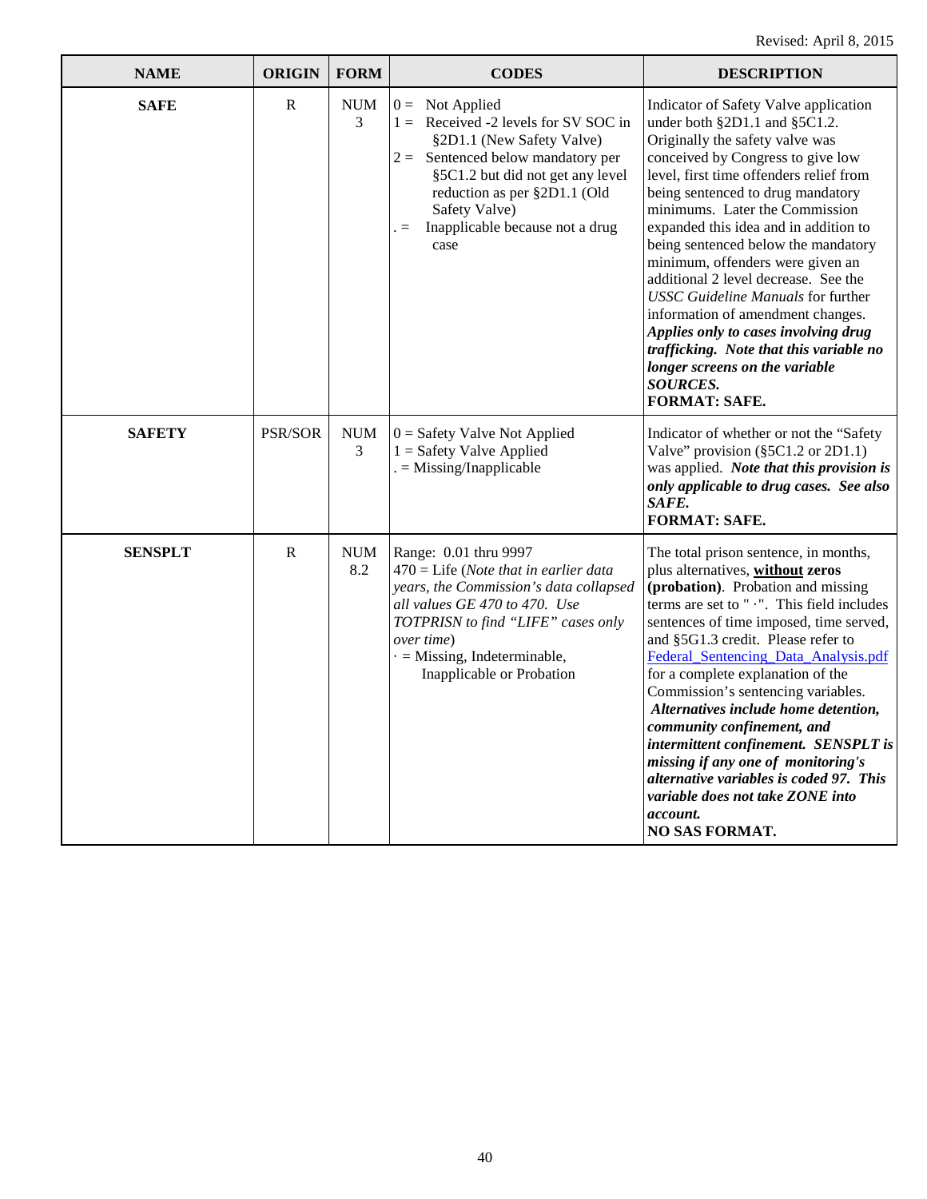Revised: April 8, 2015

| NAME | ORIGIN | FORM | CODES | DESCRIPTION |
|---|---|---|---|---|
| **SAFE** | R | NUM 3 | 0 = Not Applied<br>1 = Received -2 levels for SV SOC in §2D1.1 (New Safety Valve)<br>2 = Sentenced below mandatory per §5C1.2 but did not get any level reduction as per §2D1.1 (Old Safety Valve)<br>. = Inapplicable because not a drug case | Indicator of Safety Valve application under both §2D1.1 and §5C1.2. Originally the safety valve was conceived by Congress to give low level, first time offenders relief from being sentenced to drug mandatory minimums. Later the Commission expanded this idea and in addition to being sentenced below the mandatory minimum, offenders were given an additional 2 level decrease. See the *USSC Guideline Manuals* for further information of amendment changes. ***Applies only to cases involving drug trafficking. Note that this variable no longer screens on the variable SOURCES.***<br>**FORMAT: SAFE.** |
| **SAFETY** | PSR/SOR | NUM 3 | 0 = Safety Valve Not Applied<br>1 = Safety Valve Applied<br>. = Missing/Inapplicable | Indicator of whether or not the "Safety Valve" provision (§5C1.2 or 2D1.1) was applied. ***Note that this provision is only applicable to drug cases. See also SAFE.***<br>**FORMAT: SAFE.** |
| **SENSPLT** | R | NUM 8.2 | Range: 0.01 thru 9997<br>470 = Life (*Note that in earlier data years, the Commission's data collapsed all values GE 470 to 470. Use TOTPRISN to find "LIFE" cases only over time*)<br>· = Missing, Indeterminable, Inapplicable or Probation | The total prison sentence, in months, plus alternatives, **without zeros (probation)**. Probation and missing terms are set to " ·". This field includes sentences of time imposed, time served, and §5G1.3 credit. Please refer to Federal_Sentencing_Data_Analysis.pdf for a complete explanation of the Commission's sentencing variables. ***Alternatives include home detention, community confinement, and intermittent confinement. SENSPLT is missing if any one of monitoring's alternative variables is coded 97. This variable does not take ZONE into account.***<br>**NO SAS FORMAT.** |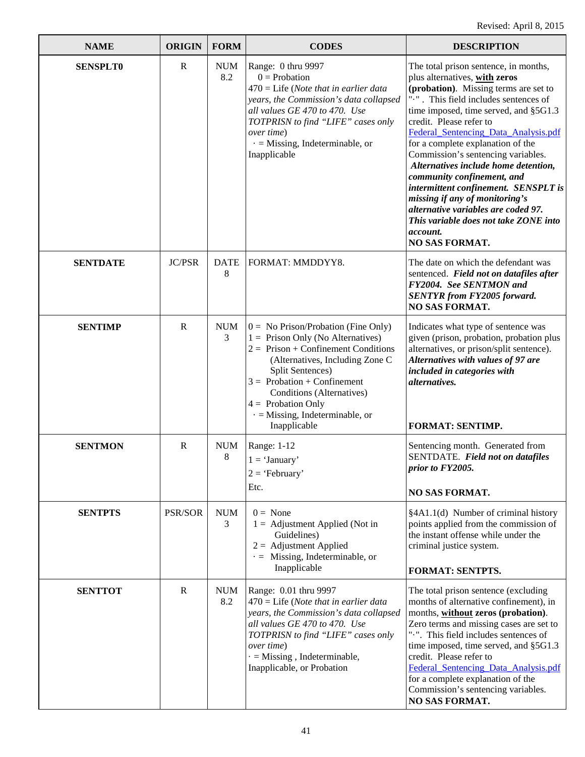Revised: April 8, 2015

| NAME | ORIGIN | FORM | CODES | DESCRIPTION |
|---|---|---|---|---|
| **SENSPLT0** | R | NUM 8.2 | Range: 0 thru 9997<br>0 = Probation<br>470 = Life (*Note that in earlier data years, the Commission's data collapsed all values GE 470 to 470. Use TOTPRISN to find "LIFE" cases only over time*)<br>· = Missing, Indeterminable, or Inapplicable | The total prison sentence, in months, plus alternatives, **<u>with</u> zeros (probation)**. Missing terms are set to "·" . This field includes sentences of time imposed, time served, and §5G1.3 credit. Please refer to [Federal_Sentencing_Data_Analysis.pdf](Federal_Sentencing_Data_Analysis.pdf) for a complete explanation of the Commission's sentencing variables. ***Alternatives include home detention, community confinement, and intermittent confinement. SENSPLT is missing if any of monitoring's alternative variables are coded 97. This variable does not take ZONE into account.***<br>**NO SAS FORMAT.** |
| **SENTDATE** | JC/PSR | DATE 8 | FORMAT: MMDDYY8. | The date on which the defendant was sentenced. ***Field not on datafiles after FY2004. See SENTMON and SENTYR from FY2005 forward.***<br>**NO SAS FORMAT.** |
| **SENTIMP** | R | NUM 3 | 0 = No Prison/Probation (Fine Only)<br>1 = Prison Only (No Alternatives)<br>2 = Prison + Confinement Conditions (Alternatives, Including Zone C Split Sentences)<br>3 = Probation + Confinement Conditions (Alternatives)<br>4 = Probation Only<br>· = Missing, Indeterminable, or Inapplicable | Indicates what type of sentence was given (prison, probation, probation plus alternatives, or prison/split sentence). ***Alternatives with values of 97 are included in categories with alternatives.***<br>**FORMAT: SENTIMP.** |
| **SENTMON** | R | NUM 8 | Range: 1-12<br>1 = 'January'<br>2 = 'February'<br>Etc. | Sentencing month. Generated from SENTDATE. ***Field not on datafiles prior to FY2005.***<br>**NO SAS FORMAT.** |
| **SENTPTS** | PSR/SOR | NUM 3 | 0 = None<br>1 = Adjustment Applied (Not in Guidelines)<br>2 = Adjustment Applied<br>· = Missing, Indeterminable, or Inapplicable | §4A1.1(d) Number of criminal history points applied from the commission of the instant offense while under the criminal justice system.<br>**FORMAT: SENTPTS.** |
| **SENTTOT** | R | NUM 8.2 | Range: 0.01 thru 9997<br>470 = Life (*Note that in earlier data years, the Commission's data collapsed all values GE 470 to 470. Use TOTPRISN to find "LIFE" cases only over time*)<br>· = Missing , Indeterminable, Inapplicable, or Probation | The total prison sentence (excluding months of alternative confinement), in months, **<u>without</u> zeros (probation)**. Zero terms and missing cases are set to "·". This field includes sentences of time imposed, time served, and §5G1.3 credit. Please refer to [Federal_Sentencing_Data_Analysis.pdf](Federal_Sentencing_Data_Analysis.pdf) for a complete explanation of the Commission's sentencing variables.<br>**NO SAS FORMAT.** |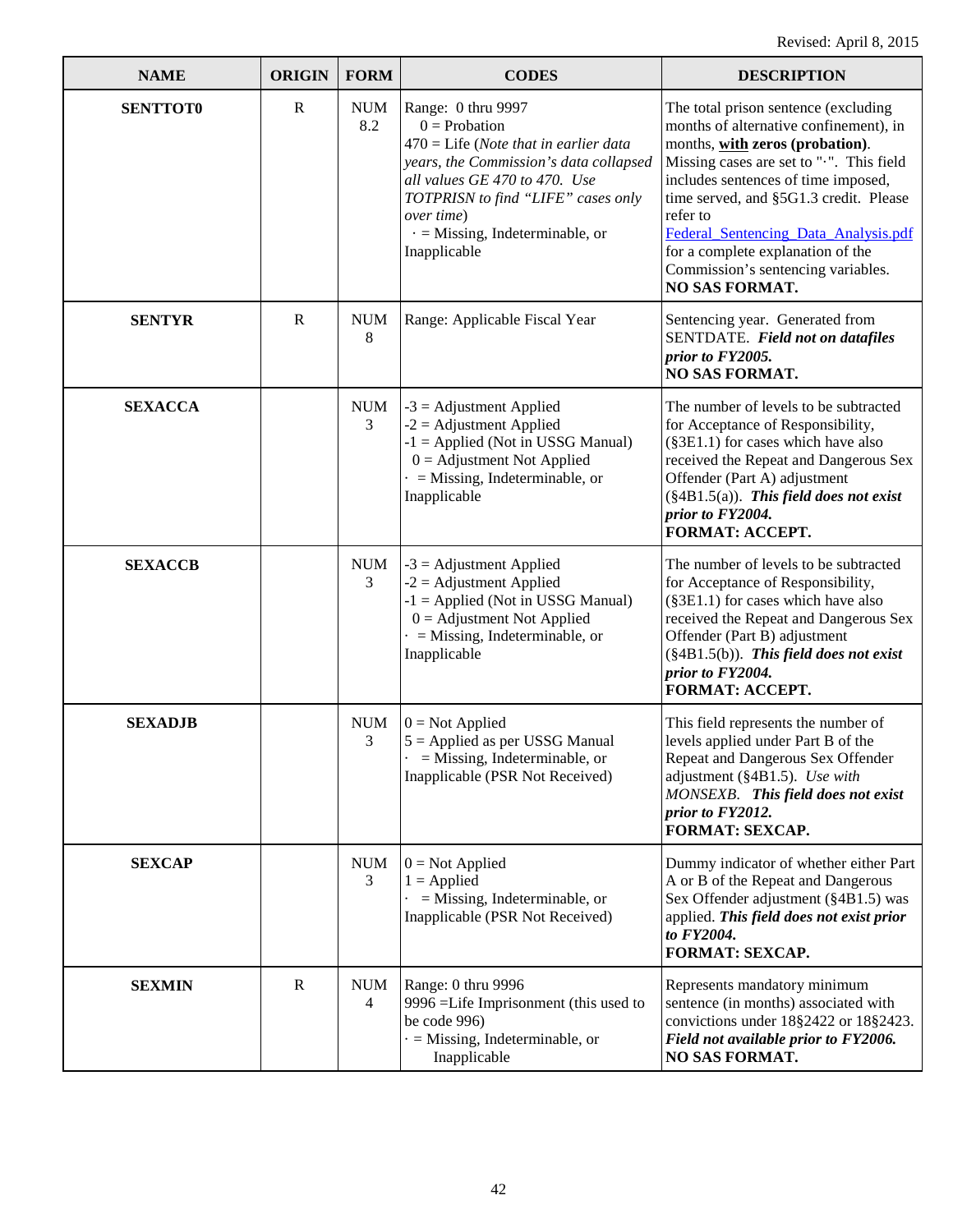Revised: April 8, 2015

| NAME | ORIGIN | FORM | CODES | DESCRIPTION |
| --- | --- | --- | --- | --- |
| **SENTTOT0** | R | NUM 8.2 | Range: 0 thru 9997<br>0 = Probation<br>470 = Life (*Note that in earlier data years, the Commission's data collapsed all values GE 470 to 470. Use TOTPRISN to find "LIFE" cases only over time*)<br>· = Missing, Indeterminable, or Inapplicable | The total prison sentence (excluding months of alternative confinement), in months, **with zeros (probation)**. Missing cases are set to "·". This field includes sentences of time imposed, time served, and §5G1.3 credit. Please refer to Federal_Sentencing_Data_Analysis.pdf for a complete explanation of the Commission's sentencing variables.<br>**NO SAS FORMAT.** |
| **SENTYR** | R | NUM 8 | Range: Applicable Fiscal Year | Sentencing year. Generated from SENTDATE. ***Field not on datafiles prior to FY2005.***<br>**NO SAS FORMAT.** |
| **SEXACCA** | | NUM 3 | -3 = Adjustment Applied<br>-2 = Adjustment Applied<br>-1 = Applied (Not in USSG Manual)<br>0 = Adjustment Not Applied<br>· = Missing, Indeterminable, or Inapplicable | The number of levels to be subtracted for Acceptance of Responsibility, (§3E1.1) for cases which have also received the Repeat and Dangerous Sex Offender (Part A) adjustment (§4B1.5(a)). ***This field does not exist prior to FY2004.***<br>**FORMAT: ACCEPT.** |
| **SEXACCB** | | NUM 3 | -3 = Adjustment Applied<br>-2 = Adjustment Applied<br>-1 = Applied (Not in USSG Manual)<br>0 = Adjustment Not Applied<br>· = Missing, Indeterminable, or Inapplicable | The number of levels to be subtracted for Acceptance of Responsibility, (§3E1.1) for cases which have also received the Repeat and Dangerous Sex Offender (Part B) adjustment (§4B1.5(b)). ***This field does not exist prior to FY2004.***<br>**FORMAT: ACCEPT.** |
| **SEXADJB** | | NUM 3 | 0 = Not Applied<br>5 = Applied as per USSG Manual<br>· = Missing, Indeterminable, or Inapplicable (PSR Not Received) | This field represents the number of levels applied under Part B of the Repeat and Dangerous Sex Offender adjustment (§4B1.5). *Use with MONSEXB.* ***This field does not exist prior to FY2012.***<br>**FORMAT: SEXCAP.** |
| **SEXCAP** | | NUM 3 | 0 = Not Applied<br>1 = Applied<br>· = Missing, Indeterminable, or Inapplicable (PSR Not Received) | Dummy indicator of whether either Part A or B of the Repeat and Dangerous Sex Offender adjustment (§4B1.5) was applied. ***This field does not exist prior to FY2004.***<br>**FORMAT: SEXCAP.** |
| **SEXMIN** | R | NUM 4 | Range: 0 thru 9996<br>9996 =Life Imprisonment (this used to be code 996)<br>· = Missing, Indeterminable, or Inapplicable | Represents mandatory minimum sentence (in months) associated with convictions under 18§2422 or 18§2423. ***Field not available prior to FY2006.***<br>**NO SAS FORMAT.** |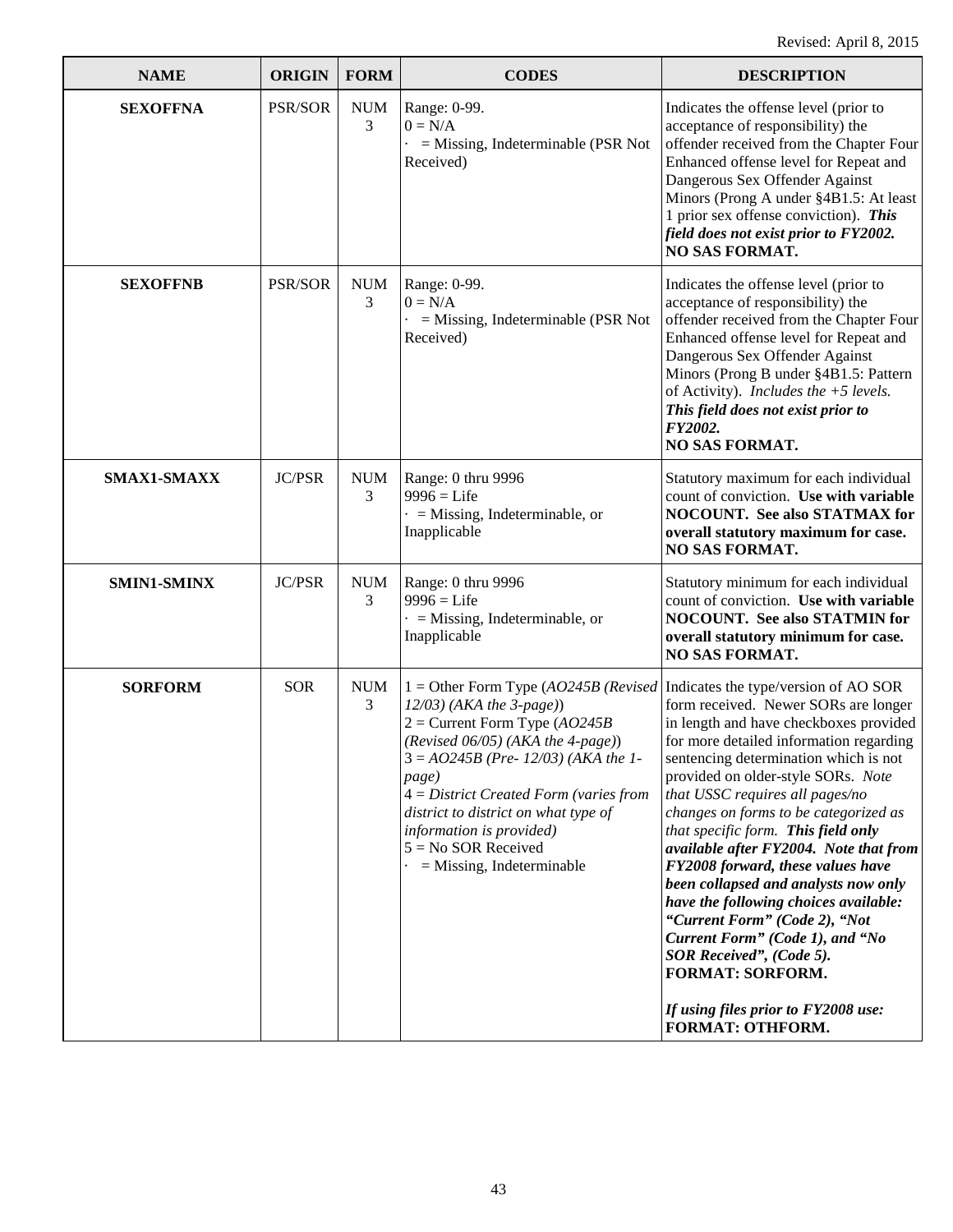Revised: April 8, 2015

| NAME | ORIGIN | FORM | CODES | DESCRIPTION |
|---|---|---|---|---|
| **SEXOFFNA** | PSR/SOR | NUM 3 | Range: 0-99.<br>0 = N/A<br>· = Missing, Indeterminable (PSR Not Received) | Indicates the offense level (prior to acceptance of responsibility) the offender received from the Chapter Four Enhanced offense level for Repeat and Dangerous Sex Offender Against Minors (Prong A under §4B1.5: At least 1 prior sex offense conviction). ***This field does not exist prior to FY2002.***<br>**NO SAS FORMAT.** |
| **SEXOFFNB** | PSR/SOR | NUM 3 | Range: 0-99.<br>0 = N/A<br>· = Missing, Indeterminable (PSR Not Received) | Indicates the offense level (prior to acceptance of responsibility) the offender received from the Chapter Four Enhanced offense level for Repeat and Dangerous Sex Offender Against Minors (Prong B under §4B1.5: Pattern of Activity). *Includes the +5 levels.* ***This field does not exist prior to FY2002.***<br>**NO SAS FORMAT.** |
| **SMAX1-SMAXX** | JC/PSR | NUM 3 | Range: 0 thru 9996<br>9996 = Life<br>· = Missing, Indeterminable, or Inapplicable | Statutory maximum for each individual count of conviction. **Use with variable NOCOUNT. See also STATMAX for overall statutory maximum for case. NO SAS FORMAT.** |
| **SMIN1-SMINX** | JC/PSR | NUM 3 | Range: 0 thru 9996<br>9996 = Life<br>· = Missing, Indeterminable, or Inapplicable | Statutory minimum for each individual count of conviction. **Use with variable NOCOUNT. See also STATMIN for overall statutory minimum for case. NO SAS FORMAT.** |
| **SORFORM** | SOR | NUM 3 | 1 = Other Form Type (*AO245B (Revised 12/03) (AKA the 3-page)*)<br>2 = Current Form Type (*AO245B (Revised 06/05) (AKA the 4-page)*)<br>*3 = AO245B (Pre- 12/03) (AKA the 1-page)*<br>*4 = District Created Form (varies from district to district on what type of information is provided)*<br>5 = No SOR Received<br>· = Missing, Indeterminable | Indicates the type/version of AO SOR form received. Newer SORs are longer in length and have checkboxes provided for more detailed information regarding sentencing determination which is not provided on older-style SORs. *Note that USSC requires all pages/no changes on forms to be categorized as that specific form.* ***This field only available after FY2004. Note that from FY2008 forward, these values have been collapsed and analysts now only have the following choices available: "Current Form" (Code 2), "Not Current Form" (Code 1), and "No SOR Received", (Code 5).***<br>**FORMAT: SORFORM.**<br><br>***If using files prior to FY2008 use:***<br>**FORMAT: OTHFORM.** |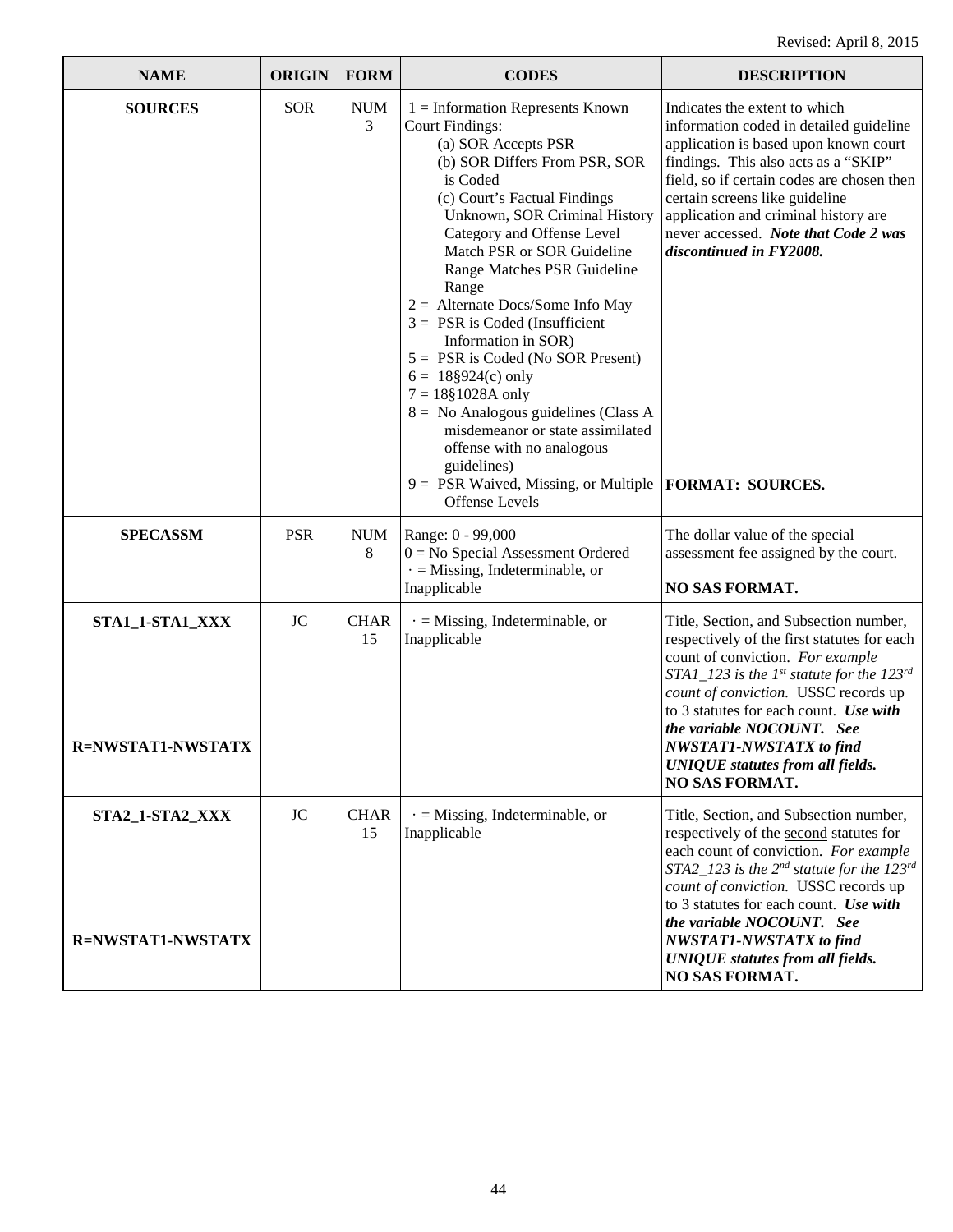Revised: April 8, 2015

| NAME | ORIGIN | FORM | CODES | DESCRIPTION |
|---|---|---|---|---|
| **SOURCES** | SOR | NUM 3 | 1 = Information Represents Known Court Findings:<br>(a) SOR Accepts PSR<br>(b) SOR Differs From PSR, SOR is Coded<br>(c) Court's Factual Findings Unknown, SOR Criminal History Category and Offense Level Match PSR or SOR Guideline Range Matches PSR Guideline Range<br>2 = Alternate Docs/Some Info May<br>3 = PSR is Coded (Insufficient Information in SOR)<br>5 = PSR is Coded (No SOR Present)<br>6 = 18§924(c) only<br>7 = 18§1028A only<br>8 = No Analogous guidelines (Class A misdemeanor or state assimilated offense with no analogous guidelines)<br>9 = PSR Waived, Missing, or Multiple Offense Levels | Indicates the extent to which information coded in detailed guideline application is based upon known court findings. This also acts as a "SKIP" field, so if certain codes are chosen then certain screens like guideline application and criminal history are never accessed. ***Note that Code 2 was discontinued in FY2008.***<br><br>**FORMAT: SOURCES.** |
| **SPECASSM** | PSR | NUM 8 | Range: 0 - 99,000<br>0 = No Special Assessment Ordered<br>· = Missing, Indeterminable, or Inapplicable | The dollar value of the special assessment fee assigned by the court.<br><br>**NO SAS FORMAT.** |
| **STA1_1-STA1_XXX**<br><br>**R=NWSTAT1-NWSTATX** | JC | CHAR 15 | · = Missing, Indeterminable, or Inapplicable | Title, Section, and Subsection number, respectively of the first statutes for each count of conviction. *For example STA1_123 is the 1st statute for the 123rd count of conviction.* USSC records up to 3 statutes for each count. ***Use with the variable NOCOUNT. See NWSTAT1-NWSTATX to find UNIQUE statutes from all fields.***<br>**NO SAS FORMAT.** |
| **STA2_1-STA2_XXX**<br><br>**R=NWSTAT1-NWSTATX** | JC | CHAR 15 | · = Missing, Indeterminable, or Inapplicable | Title, Section, and Subsection number, respectively of the second statutes for each count of conviction. *For example STA2_123 is the 2nd statute for the 123rd count of conviction.* USSC records up to 3 statutes for each count. ***Use with the variable NOCOUNT. See NWSTAT1-NWSTATX to find UNIQUE statutes from all fields.***<br>**NO SAS FORMAT.** |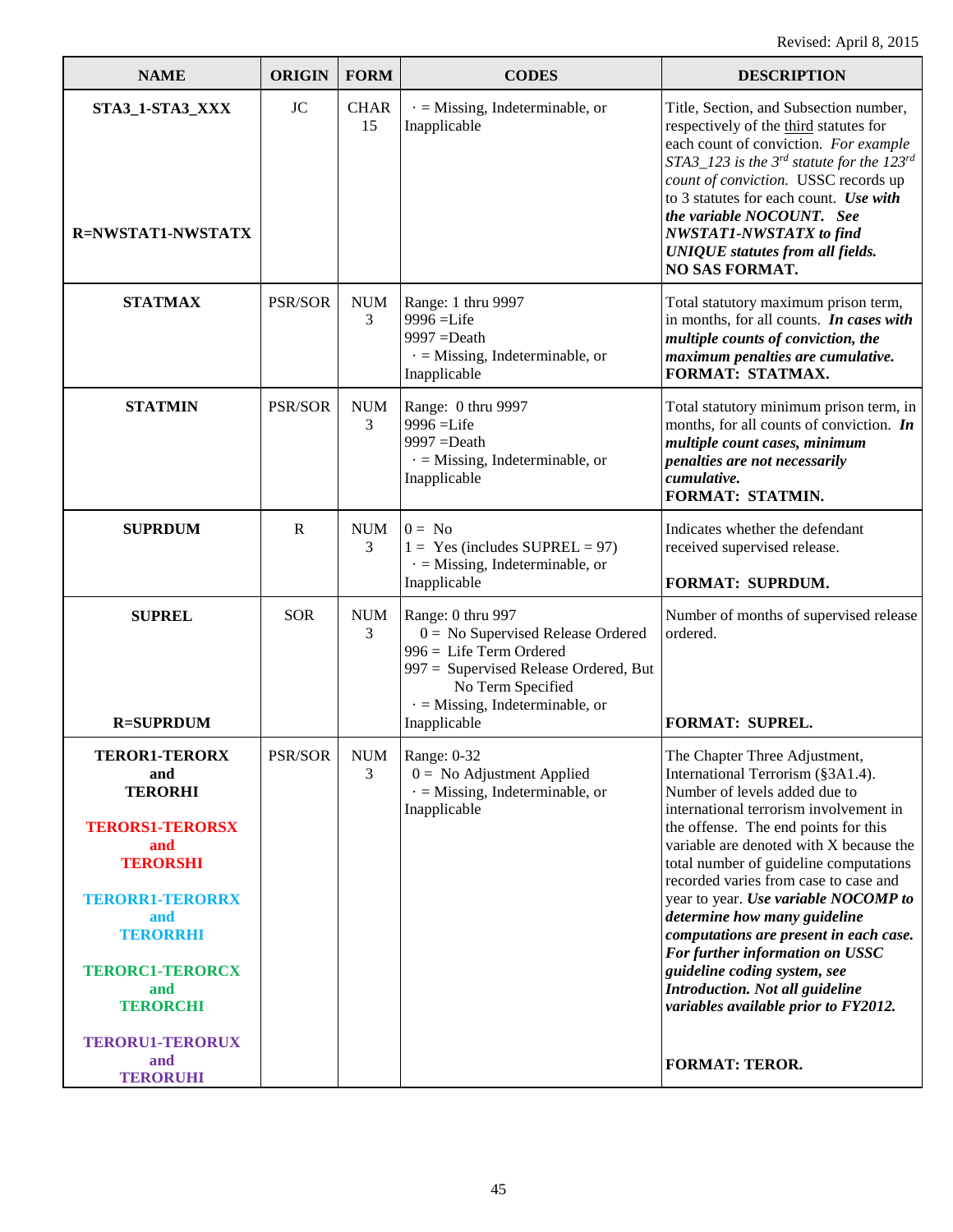Revised: April 8, 2015

| NAME | ORIGIN | FORM | CODES | DESCRIPTION |
|---|---|---|---|---|
| **STA3_1-STA3_XXX**<br><br>**R=NWSTAT1-NWSTATX** | JC | CHAR 15 | · = Missing, Indeterminable, or Inapplicable | Title, Section, and Subsection number, respectively of the third statutes for each count of conviction. *For example STA3_123 is the 3rd statute for the 123rd count of conviction.* USSC records up to 3 statutes for each count. ***Use with the variable NOCOUNT. See NWSTAT1-NWSTATX to find UNIQUE statutes from all fields.*** **NO SAS FORMAT.** |
| **STATMAX** | PSR/SOR | NUM 3 | Range: 1 thru 9997<br>9996 =Life<br>9997 =Death<br>· = Missing, Indeterminable, or Inapplicable | Total statutory maximum prison term, in months, for all counts. ***In cases with multiple counts of conviction, the maximum penalties are cumulative.*** **FORMAT: STATMAX.** |
| **STATMIN** | PSR/SOR | NUM 3 | Range: 0 thru 9997<br>9996 =Life<br>9997 =Death<br>· = Missing, Indeterminable, or Inapplicable | Total statutory minimum prison term, in months, for all counts of conviction. ***In multiple count cases, minimum penalties are not necessarily cumulative.*** **FORMAT: STATMIN.** |
| **SUPRDUM** | R | NUM 3 | 0 = No<br>1 = Yes (includes SUPREL = 97)<br>· = Missing, Indeterminable, or Inapplicable | Indicates whether the defendant received supervised release.<br><br>**FORMAT: SUPRDUM.** |
| **SUPREL**<br><br>**R=SUPRDUM** | SOR | NUM 3 | Range: 0 thru 997<br>0 = No Supervised Release Ordered<br>996 = Life Term Ordered<br>997 = Supervised Release Ordered, But No Term Specified<br>· = Missing, Indeterminable, or Inapplicable | Number of months of supervised release ordered.<br><br>**FORMAT: SUPREL.** |
| **TEROR1-TERORX and TERORHI**<br><br>**TERORS1-TERORSX and TERORSHI**<br><br>**TERORR1-TERORRX and TERORRHI**<br><br>**TERORC1-TERORCX and TERORCHI**<br><br>**TERORU1-TERORUX and TERORUHI** | PSR/SOR | NUM 3 | Range: 0-32<br>0 = No Adjustment Applied<br>· = Missing, Indeterminable, or Inapplicable | The Chapter Three Adjustment, International Terrorism (§3A1.4). Number of levels added due to international terrorism involvement in the offense. The end points for this variable are denoted with X because the total number of guideline computations recorded varies from case to case and year to year. ***Use variable NOCOMP to determine how many guideline computations are present in each case. For further information on USSC guideline coding system, see Introduction. Not all guideline variables available prior to FY2012.***<br><br>**FORMAT: TEROR.** |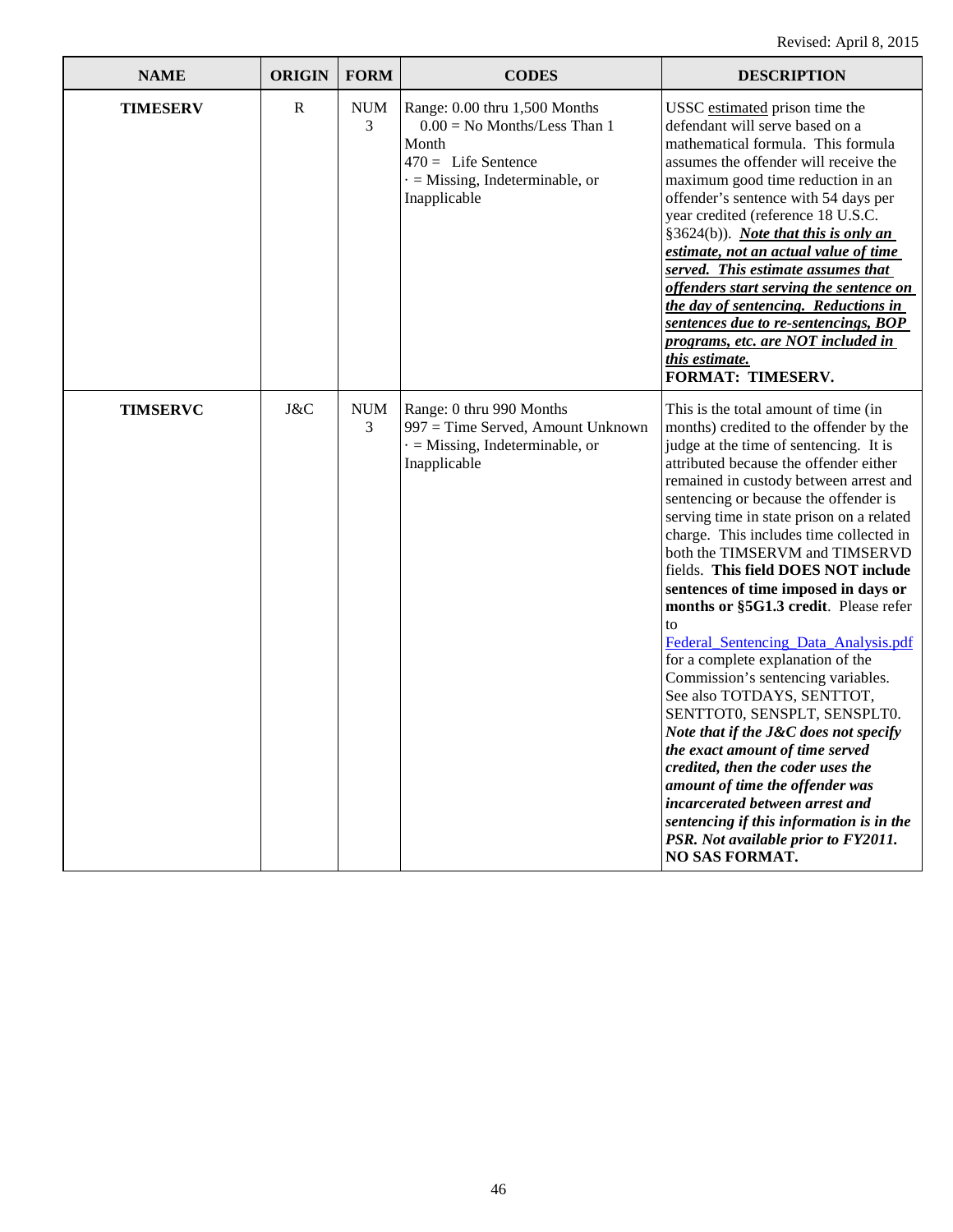Revised: April 8, 2015

| NAME | ORIGIN | FORM | CODES | DESCRIPTION |
|---|---|---|---|---|
| **TIMESERV** | R | NUM 3 | Range: 0.00 thru 1,500 Months<br>0.00 = No Months/Less Than 1 Month<br>470 = Life Sentence<br>· = Missing, Indeterminable, or Inapplicable | USSC estimated prison time the defendant will serve based on a mathematical formula. This formula assumes the offender will receive the maximum good time reduction in an offender's sentence with 54 days per year credited (reference 18 U.S.C. §3624(b)). ***Note that this is only an estimate, not an actual value of time served. This estimate assumes that offenders start serving the sentence on the day of sentencing. Reductions in sentences due to re-sentencings, BOP programs, etc. are NOT included in this estimate.***<br>**FORMAT: TIMESERV.** |
| **TIMSERVC** | J&C | NUM 3 | Range: 0 thru 990 Months<br>997 = Time Served, Amount Unknown<br>· = Missing, Indeterminable, or Inapplicable | This is the total amount of time (in months) credited to the offender by the judge at the time of sentencing. It is attributed because the offender either remained in custody between arrest and sentencing or because the offender is serving time in state prison on a related charge. This includes time collected in both the TIMSERVM and TIMSERVD fields. **This field DOES NOT include sentences of time imposed in days or months or §5G1.3 credit**. Please refer to Federal_Sentencing_Data_Analysis.pdf for a complete explanation of the Commission's sentencing variables. See also TOTDAYS, SENTTOT, SENTTOT0, SENSPLT, SENSPLT0. ***Note that if the J&C does not specify the exact amount of time served credited, then the coder uses the amount of time the offender was incarcerated between arrest and sentencing if this information is in the PSR. Not available prior to FY2011.***<br>**NO SAS FORMAT.** |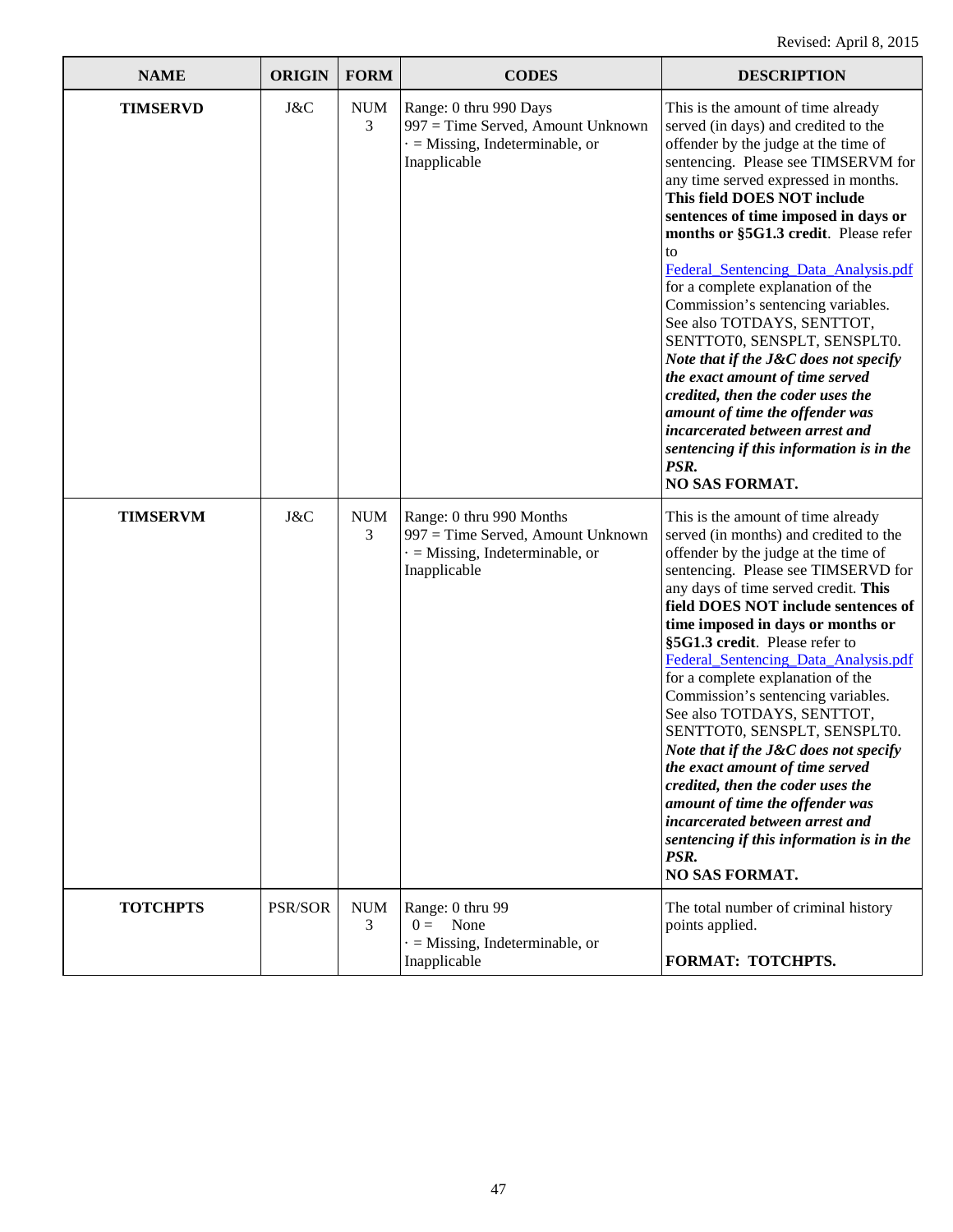Revised: April 8, 2015

| NAME | ORIGIN | FORM | CODES | DESCRIPTION |
|---|---|---|---|---|
| **TIMSERVD** | J&C | NUM 3 | Range: 0 thru 990 Days<br>997 = Time Served, Amount Unknown<br>· = Missing, Indeterminable, or Inapplicable | This is the amount of time already served (in days) and credited to the offender by the judge at the time of sentencing. Please see TIMSERVM for any time served expressed in months. **This field DOES NOT include sentences of time imposed in days or months or §5G1.3 credit**. Please refer to Federal_Sentencing_Data_Analysis.pdf for a complete explanation of the Commission's sentencing variables. See also TOTDAYS, SENTTOT, SENTTOT0, SENSPLT, SENSPLT0. ***Note that if the J&C does not specify the exact amount of time served credited, then the coder uses the amount of time the offender was incarcerated between arrest and sentencing if this information is in the PSR.***<br>**NO SAS FORMAT.** |
| **TIMSERVM** | J&C | NUM 3 | Range: 0 thru 990 Months<br>997 = Time Served, Amount Unknown<br>· = Missing, Indeterminable, or Inapplicable | This is the amount of time already served (in months) and credited to the offender by the judge at the time of sentencing. Please see TIMSERVD for any days of time served credit. **This field DOES NOT include sentences of time imposed in days or months or §5G1.3 credit**. Please refer to Federal_Sentencing_Data_Analysis.pdf for a complete explanation of the Commission's sentencing variables. See also TOTDAYS, SENTTOT, SENTTOT0, SENSPLT, SENSPLT0. ***Note that if the J&C does not specify the exact amount of time served credited, then the coder uses the amount of time the offender was incarcerated between arrest and sentencing if this information is in the PSR.***<br>**NO SAS FORMAT.** |
| **TOTCHPTS** | PSR/SOR | NUM 3 | Range: 0 thru 99<br>0 = None<br>· = Missing, Indeterminable, or Inapplicable | The total number of criminal history points applied.<br><br>**FORMAT: TOTCHPTS.** |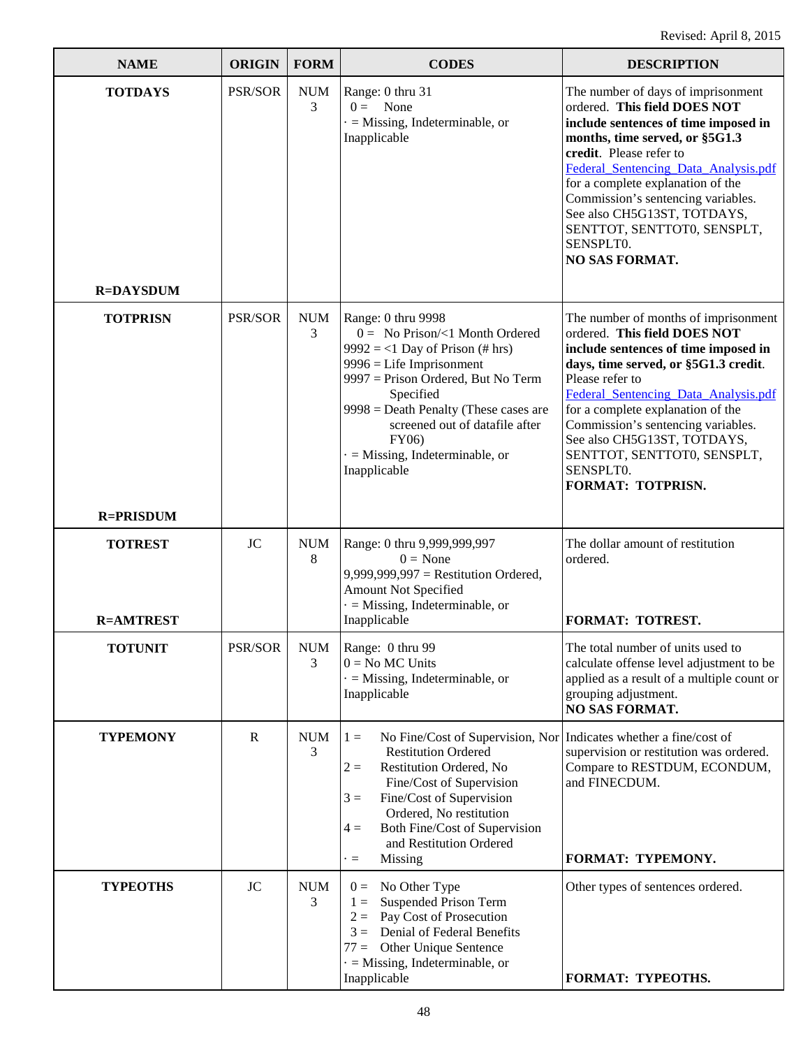Revised: April 8, 2015

| NAME | ORIGIN | FORM | CODES | DESCRIPTION |
| --- | --- | --- | --- | --- |
| **TOTDAYS**<br><br>**R=DAYSDUM** | PSR/SOR | NUM 3 | Range: 0 thru 31<br>0 = None<br>· = Missing, Indeterminable, or Inapplicable | The number of days of imprisonment ordered. **This field DOES NOT include sentences of time imposed in months, time served, or §5G1.3 credit**. Please refer to Federal_Sentencing_Data_Analysis.pdf for a complete explanation of the Commission's sentencing variables. See also CH5G13ST, TOTDAYS, SENTTOT, SENTTOT0, SENSPLT, SENSPLT0.<br>**NO SAS FORMAT.** |
| **TOTPRISN**<br><br>**R=PRISDUM** | PSR/SOR | NUM 3 | Range: 0 thru 9998<br>0 = No Prison/<1 Month Ordered<br>9992 = <1 Day of Prison (# hrs)<br>9996 = Life Imprisonment<br>9997 = Prison Ordered, But No Term Specified<br>9998 = Death Penalty (These cases are screened out of datafile after FY06)<br>· = Missing, Indeterminable, or Inapplicable | The number of months of imprisonment ordered. **This field DOES NOT include sentences of time imposed in days, time served, or §5G1.3 credit**. Please refer to Federal_Sentencing_Data_Analysis.pdf for a complete explanation of the Commission's sentencing variables. See also CH5G13ST, TOTDAYS, SENTTOT, SENTTOT0, SENSPLT, SENSPLT0.<br>**FORMAT: TOTPRISN.** |
| **TOTREST**<br><br>**R=AMTREST** | JC | NUM 8 | Range: 0 thru 9,999,999,997<br>0 = None<br>9,999,999,997 = Restitution Ordered, Amount Not Specified<br>· = Missing, Indeterminable, or Inapplicable | The dollar amount of restitution ordered.<br><br>**FORMAT: TOTREST.** |
| **TOTUNIT** | PSR/SOR | NUM 3 | Range: 0 thru 99<br>0 = No MC Units<br>· = Missing, Indeterminable, or Inapplicable | The total number of units used to calculate offense level adjustment to be applied as a result of a multiple count or grouping adjustment.<br>**NO SAS FORMAT.** |
| **TYPEMONY** | R | NUM 3 | 1 = No Fine/Cost of Supervision, Nor Restitution Ordered<br>2 = Restitution Ordered, No Fine/Cost of Supervision<br>3 = Fine/Cost of Supervision Ordered, No restitution<br>4 = Both Fine/Cost of Supervision and Restitution Ordered<br>· = Missing | Indicates whether a fine/cost of supervision or restitution was ordered. Compare to RESTDUM, ECONDUM, and FINECDUM.<br><br>**FORMAT: TYPEMONY.** |
| **TYPEOTHS** | JC | NUM 3 | 0 = No Other Type<br>1 = Suspended Prison Term<br>2 = Pay Cost of Prosecution<br>3 = Denial of Federal Benefits<br>77 = Other Unique Sentence<br>· = Missing, Indeterminable, or Inapplicable | Other types of sentences ordered.<br><br>**FORMAT: TYPEOTHS.** |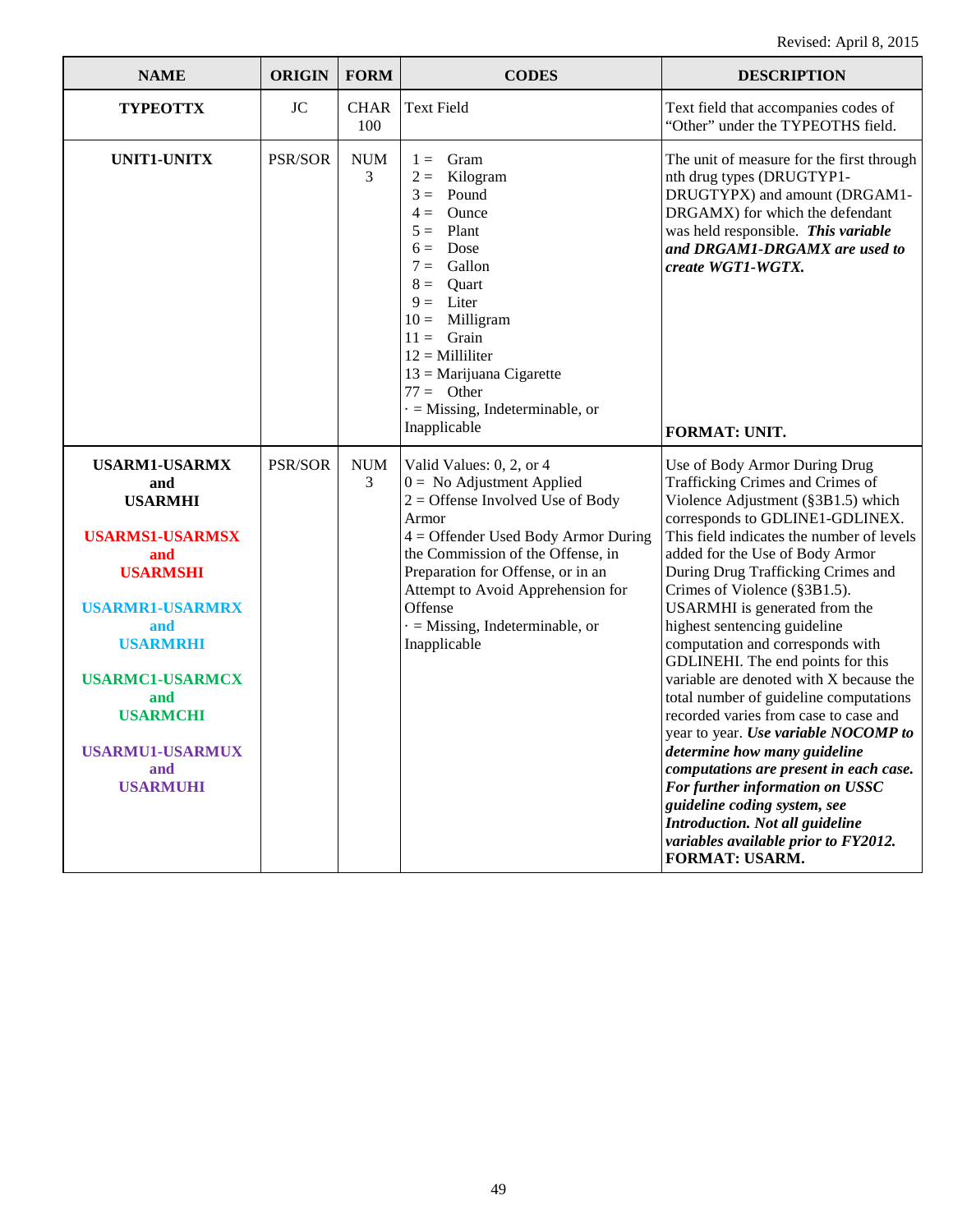Revised: April 8, 2015

| NAME | ORIGIN | FORM | CODES | DESCRIPTION |
| --- | --- | --- | --- | --- |
| **TYPEOTTX** | JC | CHAR 100 | Text Field | Text field that accompanies codes of "Other" under the TYPEOTHS field. |
| **UNIT1-UNITX** | PSR/SOR | NUM 3 | 1 = Gram<br>2 = Kilogram<br>3 = Pound<br>4 = Ounce<br>5 = Plant<br>6 = Dose<br>7 = Gallon<br>8 = Quart<br>9 = Liter<br>10 = Milligram<br>11 = Grain<br>12 = Milliliter<br>13 = Marijuana Cigarette<br>77 = Other<br>· = Missing, Indeterminable, or Inapplicable | The unit of measure for the first through nth drug types (DRUGTYP1-DRUGTYPX) and amount (DRGAM1-DRGAMX) for which the defendant was held responsible. ***This variable and DRGAM1-DRGAMX are used to create WGT1-WGTX.***<br><br>**FORMAT: UNIT.** |
| **USARM1-USARMX and USARMHI**<br><br>**USARMS1-USARMSX and USARMSHI**<br><br>**USARMR1-USARMRX and USARMRHI**<br><br>**USARMC1-USARMCX and USARMCHI**<br><br>**USARMU1-USARMUX and USARMUHI** | PSR/SOR | NUM 3 | Valid Values: 0, 2, or 4<br>0 = No Adjustment Applied<br>2 = Offense Involved Use of Body Armor<br>4 = Offender Used Body Armor During the Commission of the Offense, in Preparation for Offense, or in an Attempt to Avoid Apprehension for Offense<br>· = Missing, Indeterminable, or Inapplicable | Use of Body Armor During Drug Trafficking Crimes and Crimes of Violence Adjustment (§3B1.5) which corresponds to GDLINE1-GDLINEX. This field indicates the number of levels added for the Use of Body Armor During Drug Trafficking Crimes and Crimes of Violence (§3B1.5). USARMHI is generated from the highest sentencing guideline computation and corresponds with GDLINEHI. The end points for this variable are denoted with X because the total number of guideline computations recorded varies from case to case and year to year. ***Use variable NOCOMP to determine how many guideline computations are present in each case. For further information on USSC guideline coding system, see Introduction. Not all guideline variables available prior to FY2012.***<br>**FORMAT: USARM.** |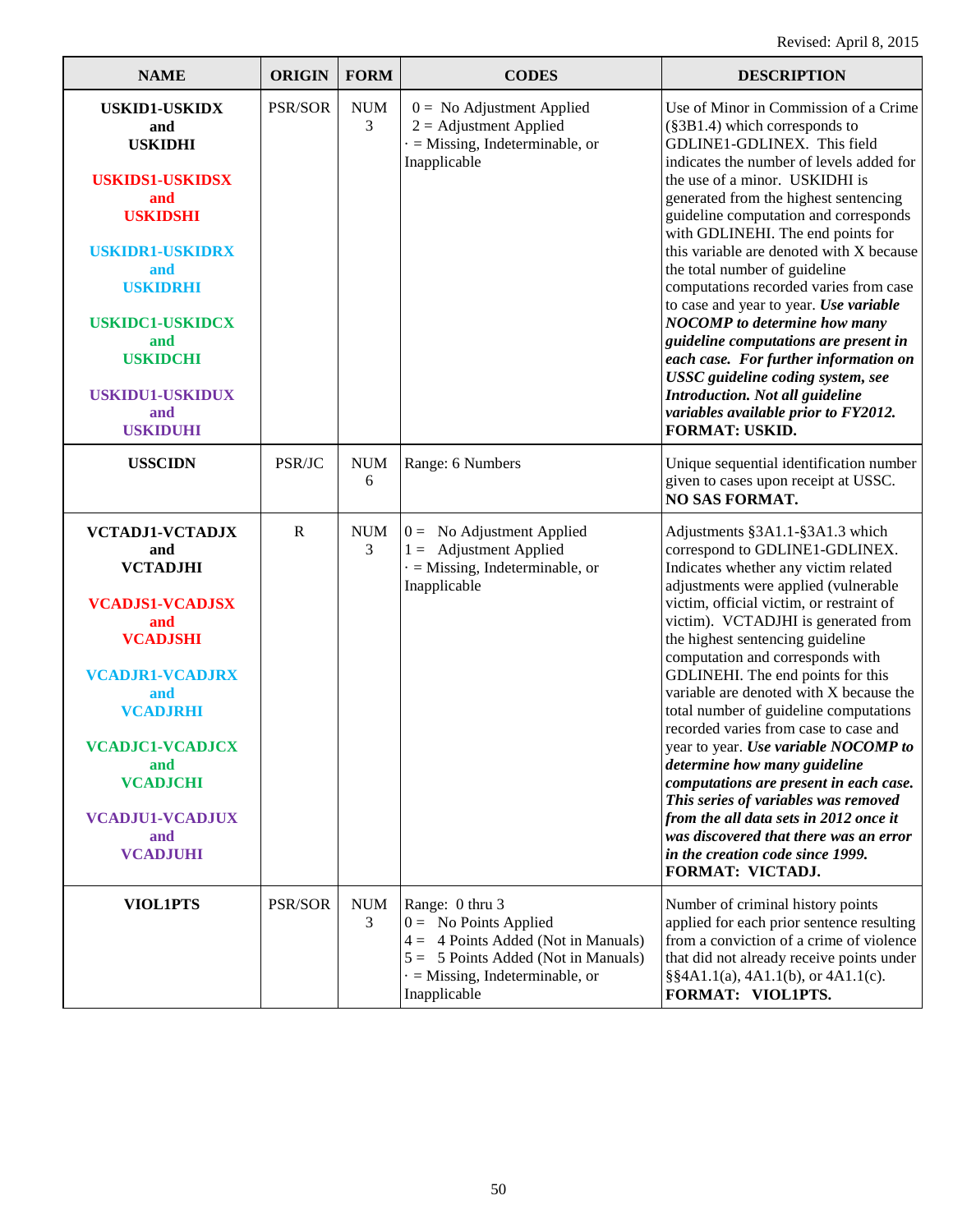Revised: April 8, 2015

| NAME | ORIGIN | FORM | CODES | DESCRIPTION |
|---|---|---|---|---|
| **USKID1-USKIDX and USKIDHI**<br><br>**USKIDS1-USKIDSX and USKIDSHI**<br><br>**USKIDR1-USKIDRX and USKIDRHI**<br><br>**USKIDC1-USKIDCX and USKIDCHI**<br><br>**USKIDU1-USKIDUX and USKIDUHI** | PSR/SOR | NUM 3 | 0 = No Adjustment Applied<br>2 = Adjustment Applied<br>· = Missing, Indeterminable, or Inapplicable | Use of Minor in Commission of a Crime (§3B1.4) which corresponds to GDLINE1-GDLINEX. This field indicates the number of levels added for the use of a minor. USKIDHI is generated from the highest sentencing guideline computation and corresponds with GDLINEHI. The end points for this variable are denoted with X because the total number of guideline computations recorded varies from case to case and year to year. ***Use variable NOCOMP to determine how many guideline computations are present in each case. For further information on USSC guideline coding system, see Introduction. Not all guideline variables available prior to FY2012.*** **FORMAT: USKID.** |
| **USSCIDN** | PSR/JC | NUM 6 | Range: 6 Numbers | Unique sequential identification number given to cases upon receipt at USSC. **NO SAS FORMAT.** |
| **VCTADJ1-VCTADJX and VCTADJHI**<br><br>**VCADJS1-VCADJSX and VCADJSHI**<br><br>**VCADJR1-VCADJRX and VCADJRHI**<br><br>**VCADJC1-VCADJCX and VCADJCHI**<br><br>**VCADJU1-VCADJUX and VCADJUHI** | R | NUM 3 | 0 = No Adjustment Applied<br>1 = Adjustment Applied<br>· = Missing, Indeterminable, or Inapplicable | Adjustments §3A1.1-§3A1.3 which correspond to GDLINE1-GDLINEX. Indicates whether any victim related adjustments were applied (vulnerable victim, official victim, or restraint of victim). VCTADJHI is generated from the highest sentencing guideline computation and corresponds with GDLINEHI. The end points for this variable are denoted with X because the total number of guideline computations recorded varies from case to case and year to year. ***Use variable NOCOMP to determine how many guideline computations are present in each case. This series of variables was removed from the all data sets in 2012 once it was discovered that there was an error in the creation code since 1999.*** **FORMAT: VICTADJ.** |
| **VIOL1PTS** | PSR/SOR | NUM 3 | Range: 0 thru 3<br>0 = No Points Applied<br>4 = 4 Points Added (Not in Manuals)<br>5 = 5 Points Added (Not in Manuals)<br>· = Missing, Indeterminable, or Inapplicable | Number of criminal history points applied for each prior sentence resulting from a conviction of a crime of violence that did not already receive points under §§4A1.1(a), 4A1.1(b), or 4A1.1(c). **FORMAT: VIOL1PTS.** |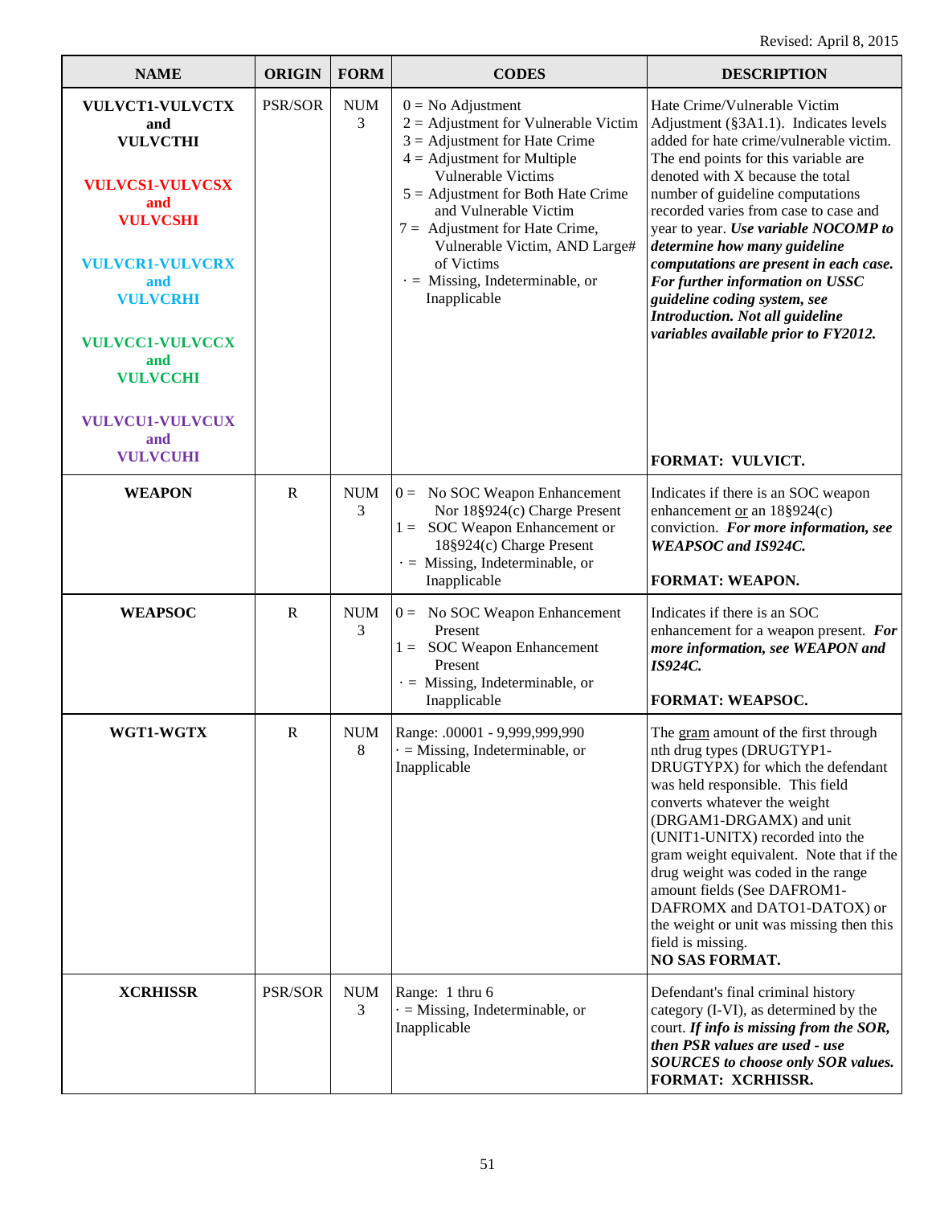Revised: April 8, 2015

| NAME | ORIGIN | FORM | CODES | DESCRIPTION |
|---|---|---|---|---|
| **VULVCT1-VULVCTX and VULVCTHI**<br><br>**VULVCS1-VULVCSX and VULVCSHI**<br><br>**VULVCR1-VULVCRX and VULVCRHI**<br><br>**VULVCC1-VULVCCX and VULVCCHI**<br><br>**VULVCU1-VULVCUX and VULVCUHI** | PSR/SOR | NUM 3 | 0 = No Adjustment<br>2 = Adjustment for Vulnerable Victim<br>3 = Adjustment for Hate Crime<br>4 = Adjustment for Multiple Vulnerable Victims<br>5 = Adjustment for Both Hate Crime and Vulnerable Victim<br>7 = Adjustment for Hate Crime, Vulnerable Victim, AND Large# of Victims<br>· = Missing, Indeterminable, or Inapplicable | Hate Crime/Vulnerable Victim Adjustment (§3A1.1). Indicates levels added for hate crime/vulnerable victim. The end points for this variable are denoted with X because the total number of guideline computations recorded varies from case to case and year to year. ***Use variable NOCOMP to determine how many guideline computations are present in each case. For further information on USSC guideline coding system, see Introduction. Not all guideline variables available prior to FY2012.***<br><br>**FORMAT: VULVICT.** |
| **WEAPON** | R | NUM 3 | 0 = No SOC Weapon Enhancement Nor 18§924(c) Charge Present<br>1 = SOC Weapon Enhancement or 18§924(c) Charge Present<br>· = Missing, Indeterminable, or Inapplicable | Indicates if there is an SOC weapon enhancement or an 18§924(c) conviction. ***For more information, see WEAPSOC and IS924C.***<br><br>**FORMAT: WEAPON.** |
| **WEAPSOC** | R | NUM 3 | 0 = No SOC Weapon Enhancement Present<br>1 = SOC Weapon Enhancement Present<br>· = Missing, Indeterminable, or Inapplicable | Indicates if there is an SOC enhancement for a weapon present. ***For more information, see WEAPON and IS924C.***<br><br>**FORMAT: WEAPSOC.** |
| **WGT1-WGTX** | R | NUM 8 | Range: .00001 - 9,999,999,990<br>· = Missing, Indeterminable, or Inapplicable | The gram amount of the first through nth drug types (DRUGTYP1-DRUGTYPX) for which the defendant was held responsible. This field converts whatever the weight (DRGAM1-DRGAMX) and unit (UNIT1-UNITX) recorded into the gram weight equivalent. Note that if the drug weight was coded in the range amount fields (See DAFROM1-DAFROMX and DATO1-DATOX) or the weight or unit was missing then this field is missing.<br>**NO SAS FORMAT.** |
| **XCRHISSR** | PSR/SOR | NUM 3 | Range: 1 thru 6<br>· = Missing, Indeterminable, or Inapplicable | Defendant's final criminal history category (I-VI), as determined by the court. ***If info is missing from the SOR, then PSR values are used - use SOURCES to choose only SOR values.***<br>**FORMAT: XCRHISSR.** |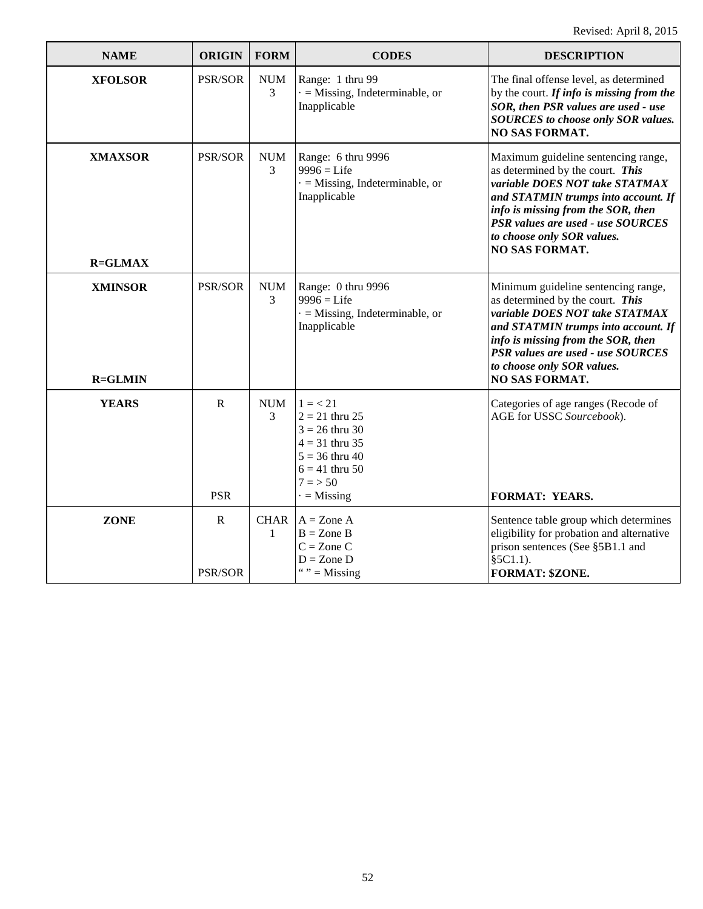Revised: April 8, 2015

| NAME | ORIGIN | FORM | CODES | DESCRIPTION |
|---|---|---|---|---|
| **XFOLSOR** | PSR/SOR | NUM 3 | Range: 1 thru 99<br>· = Missing, Indeterminable, or Inapplicable | The final offense level, as determined by the court. ***If info is missing from the SOR, then PSR values are used - use SOURCES to choose only SOR values.***<br>**NO SAS FORMAT.** |
| **XMAXSOR**<br><br>**R=GLMAX** | PSR/SOR | NUM 3 | Range: 6 thru 9996<br>9996 = Life<br>· = Missing, Indeterminable, or Inapplicable | Maximum guideline sentencing range, as determined by the court. ***This variable DOES NOT take STATMAX and STATMIN trumps into account. If info is missing from the SOR, then PSR values are used - use SOURCES to choose only SOR values.***<br>**NO SAS FORMAT.** |
| **XMINSOR**<br><br>**R=GLMIN** | PSR/SOR | NUM 3 | Range: 0 thru 9996<br>9996 = Life<br>· = Missing, Indeterminable, or Inapplicable | Minimum guideline sentencing range, as determined by the court. ***This variable DOES NOT take STATMAX and STATMIN trumps into account. If info is missing from the SOR, then PSR values are used - use SOURCES to choose only SOR values.***<br>**NO SAS FORMAT.** |
| **YEARS** | R<br><br>PSR | NUM 3 | 1 = < 21<br>2 = 21 thru 25<br>3 = 26 thru 30<br>4 = 31 thru 35<br>5 = 36 thru 40<br>6 = 41 thru 50<br>7 = > 50<br>· = Missing | Categories of age ranges (Recode of AGE for USSC *Sourcebook*).<br><br>**FORMAT: YEARS.** |
| **ZONE** | R<br><br>PSR/SOR | CHAR 1 | A = Zone A<br>B = Zone B<br>C = Zone C<br>D = Zone D<br>“ ” = Missing | Sentence table group which determines eligibility for probation and alternative prison sentences (See §5B1.1 and §5C1.1).<br>**FORMAT: $ZONE.** |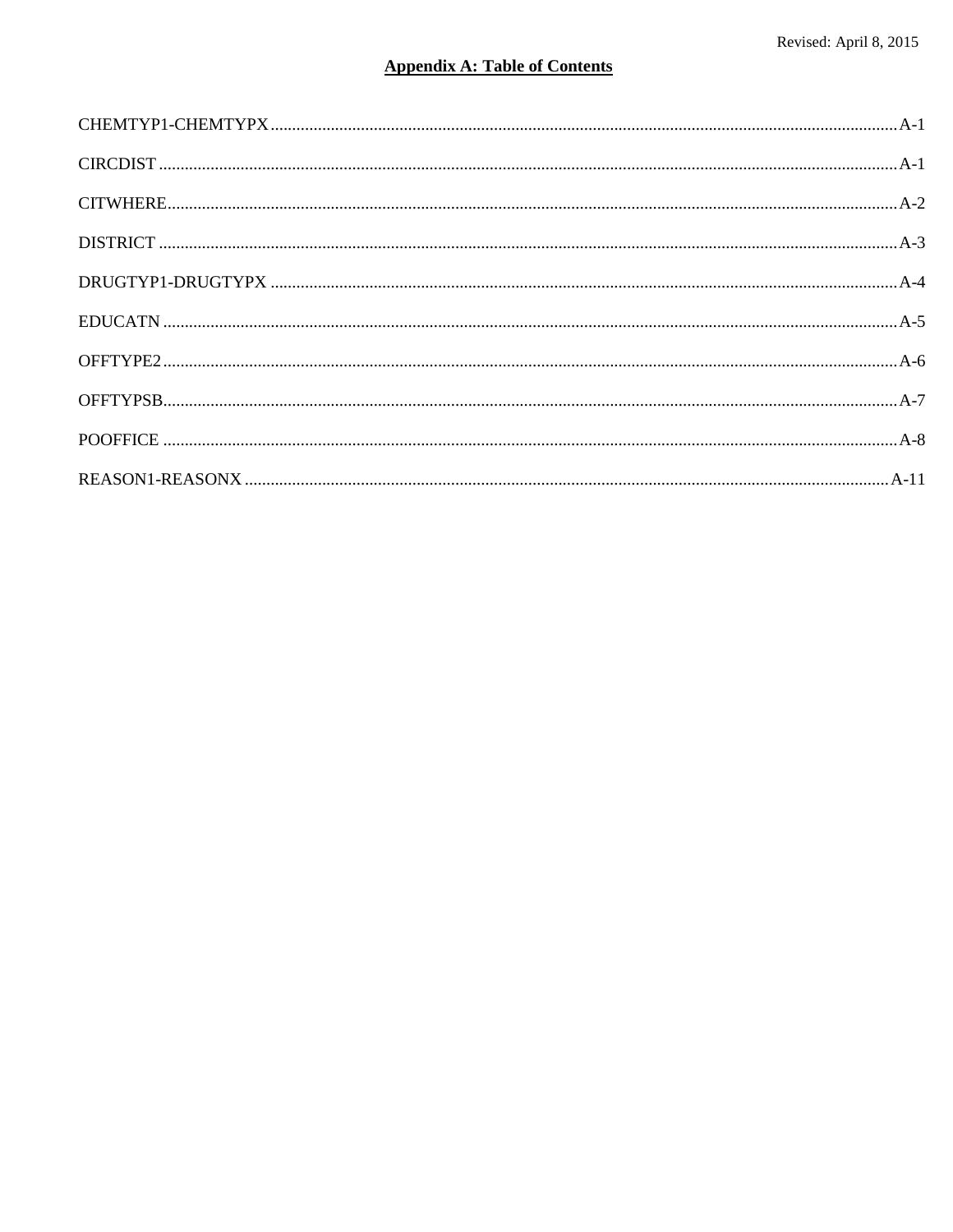## Appendix A: Table of Contents

CHEMTYP1-CHEMTYPX .......... A-1

CIRCDIST .......... A-1

CITWHERE .......... A-2

DISTRICT .......... A-3

DRUGTYP1-DRUGTYPX .......... A-4

EDUCATN .......... A-5

OFFTYPE2 .......... A-6

OFFTYPSB .......... A-7

POOFFICE .......... A-8

REASON1-REASONX .......... A-11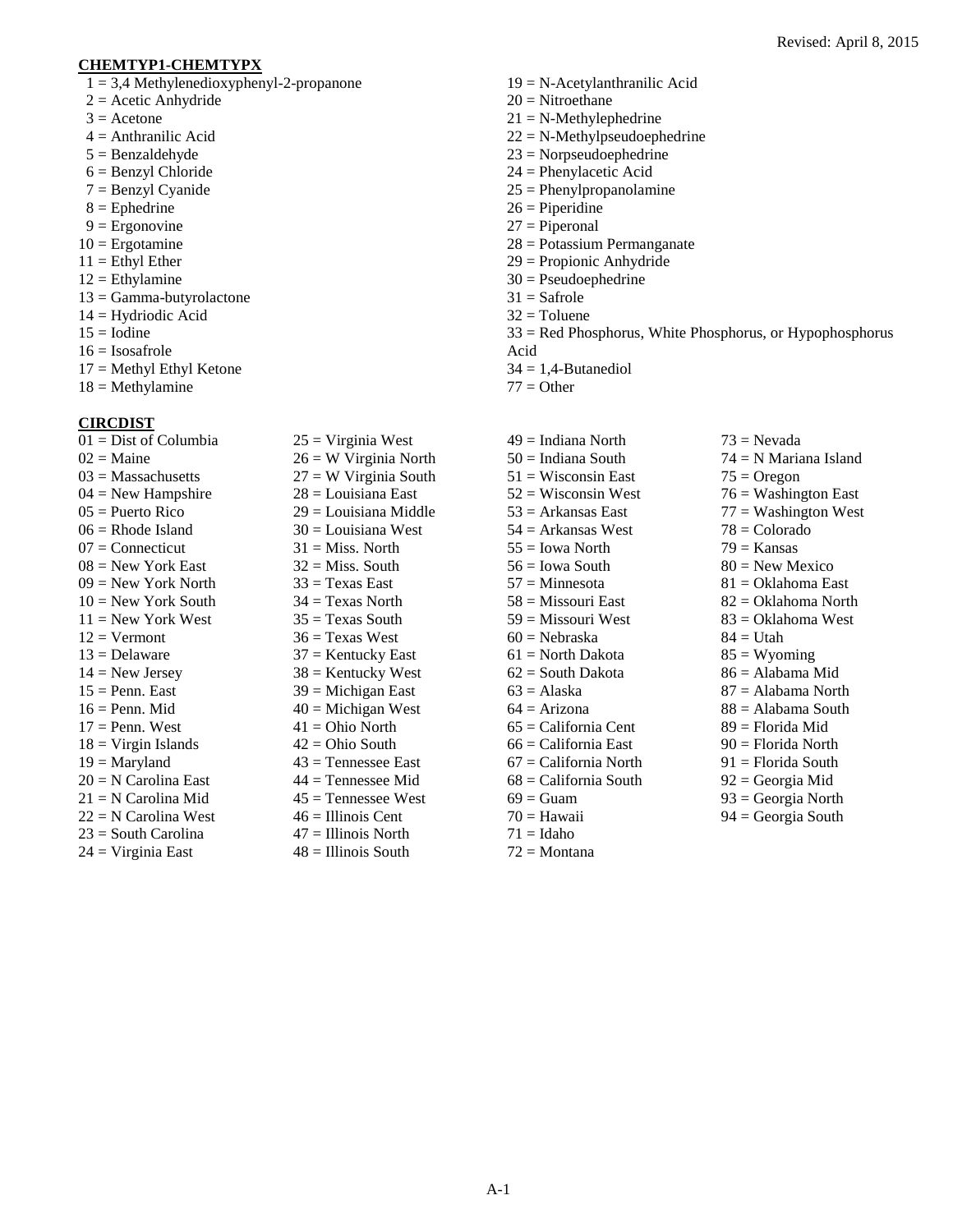Revised: April 8, 2015

**CHEMTYP1-CHEMTYPX**

1 = 3,4 Methylenedioxyphenyl-2-propanone
2 = Acetic Anhydride
3 = Acetone
4 = Anthranilic Acid
5 = Benzaldehyde
6 = Benzyl Chloride
7 = Benzyl Cyanide
8 = Ephedrine
9 = Ergonovine
10 = Ergotamine
11 = Ethyl Ether
12 = Ethylamine
13 = Gamma-butyrolactone
14 = Hydriodic Acid
15 = Iodine
16 = Isosafrole
17 = Methyl Ethyl Ketone
18 = Methylamine
19 = N-Acetylanthranilic Acid
20 = Nitroethane
21 = N-Methylephedrine
22 = N-Methylpseudoephedrine
23 = Norpseudoephedrine
24 = Phenylacetic Acid
25 = Phenylpropanolamine
26 = Piperidine
27 = Piperonal
28 = Potassium Permanganate
29 = Propionic Anhydride
30 = Pseudoephedrine
31 = Safrole
32 = Toluene
33 = Red Phosphorus, White Phosphorus, or Hypophosphorus Acid
34 = 1,4-Butanediol
77 = Other

**CIRCDIST**

01 = Dist of Columbia
02 = Maine
03 = Massachusetts
04 = New Hampshire
05 = Puerto Rico
06 = Rhode Island
07 = Connecticut
08 = New York East
09 = New York North
10 = New York South
11 = New York West
12 = Vermont
13 = Delaware
14 = New Jersey
15 = Penn. East
16 = Penn. Mid
17 = Penn. West
18 = Virgin Islands
19 = Maryland
20 = N Carolina East
21 = N Carolina Mid
22 = N Carolina West
23 = South Carolina
24 = Virginia East
25 = Virginia West
26 = W Virginia North
27 = W Virginia South
28 = Louisiana East
29 = Louisiana Middle
30 = Louisiana West
31 = Miss. North
32 = Miss. South
33 = Texas East
34 = Texas North
35 = Texas South
36 = Texas West
37 = Kentucky East
38 = Kentucky West
39 = Michigan East
40 = Michigan West
41 = Ohio North
42 = Ohio South
43 = Tennessee East
44 = Tennessee Mid
45 = Tennessee West
46 = Illinois Cent
47 = Illinois North
48 = Illinois South
49 = Indiana North
50 = Indiana South
51 = Wisconsin East
52 = Wisconsin West
53 = Arkansas East
54 = Arkansas West
55 = Iowa North
56 = Iowa South
57 = Minnesota
58 = Missouri East
59 = Missouri West
60 = Nebraska
61 = North Dakota
62 = South Dakota
63 = Alaska
64 = Arizona
65 = California Cent
66 = California East
67 = California North
68 = California South
69 = Guam
70 = Hawaii
71 = Idaho
72 = Montana
73 = Nevada
74 = N Mariana Island
75 = Oregon
76 = Washington East
77 = Washington West
78 = Colorado
79 = Kansas
80 = New Mexico
81 = Oklahoma East
82 = Oklahoma North
83 = Oklahoma West
84 = Utah
85 = Wyoming
86 = Alabama Mid
87 = Alabama North
88 = Alabama South
89 = Florida Mid
90 = Florida North
91 = Florida South
92 = Georgia Mid
93 = Georgia North
94 = Georgia South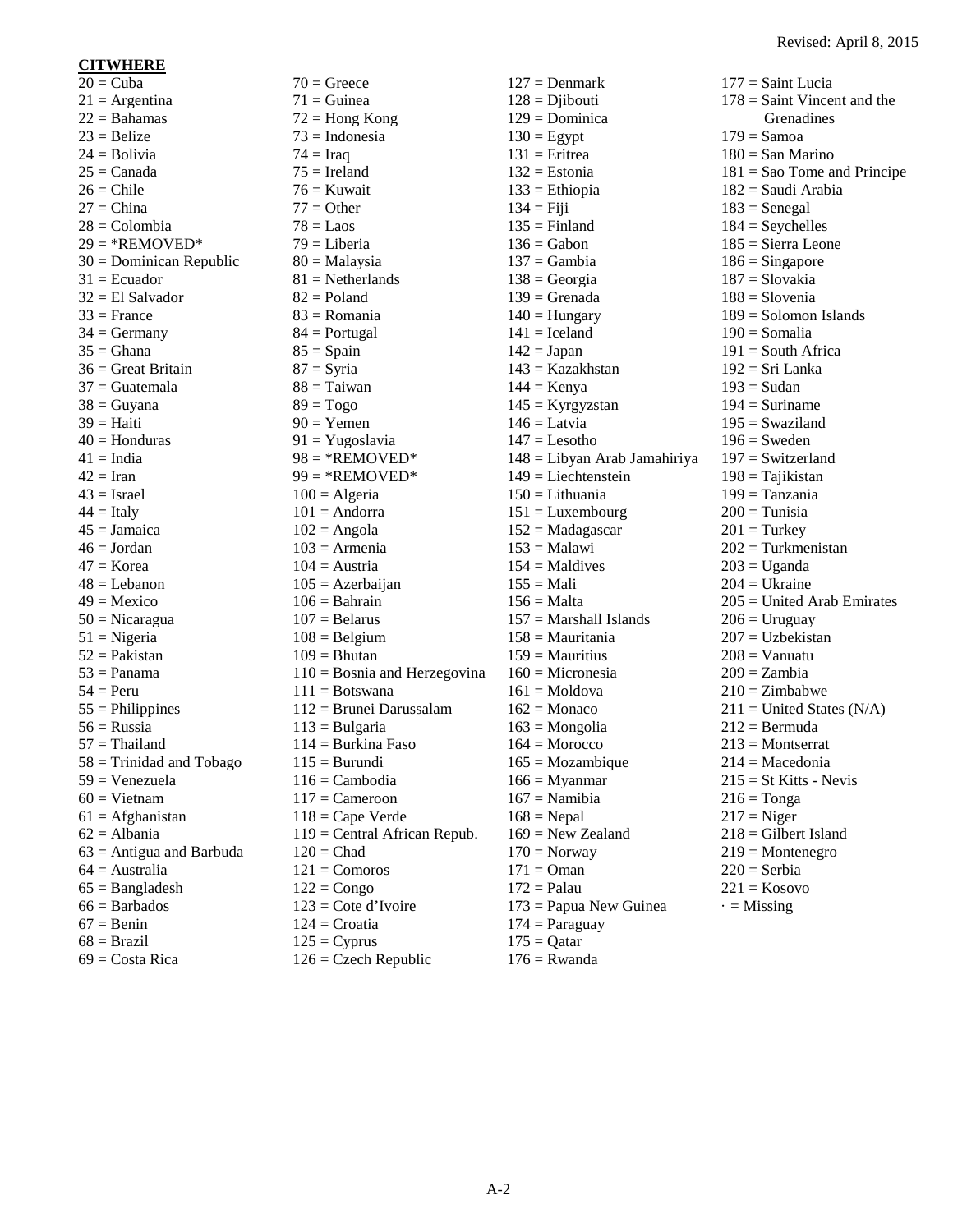**CITWHERE**

20 = Cuba
21 = Argentina
22 = Bahamas
23 = Belize
24 = Bolivia
25 = Canada
26 = Chile
27 = China
28 = Colombia
29 = *REMOVED*
30 = Dominican Republic
31 = Ecuador
32 = El Salvador
33 = France
34 = Germany
35 = Ghana
36 = Great Britain
37 = Guatemala
38 = Guyana
39 = Haiti
40 = Honduras
41 = India
42 = Iran
43 = Israel
44 = Italy
45 = Jamaica
46 = Jordan
47 = Korea
48 = Lebanon
49 = Mexico
50 = Nicaragua
51 = Nigeria
52 = Pakistan
53 = Panama
54 = Peru
55 = Philippines
56 = Russia
57 = Thailand
58 = Trinidad and Tobago
59 = Venezuela
60 = Vietnam
61 = Afghanistan
62 = Albania
63 = Antigua and Barbuda
64 = Australia
65 = Bangladesh
66 = Barbados
67 = Benin
68 = Brazil
69 = Costa Rica
70 = Greece
71 = Guinea
72 = Hong Kong
73 = Indonesia
74 = Iraq
75 = Ireland
76 = Kuwait
77 = Other
78 = Laos
79 = Liberia
80 = Malaysia
81 = Netherlands
82 = Poland
83 = Romania
84 = Portugal
85 = Spain
87 = Syria
88 = Taiwan
89 = Togo
90 = Yemen
91 = Yugoslavia
98 = *REMOVED*
99 = *REMOVED*
100 = Algeria
101 = Andorra
102 = Angola
103 = Armenia
104 = Austria
105 = Azerbaijan
106 = Bahrain
107 = Belarus
108 = Belgium
109 = Bhutan
110 = Bosnia and Herzegovina
111 = Botswana
112 = Brunei Darussalam
113 = Bulgaria
114 = Burkina Faso
115 = Burundi
116 = Cambodia
117 = Cameroon
118 = Cape Verde
119 = Central African Repub.
120 = Chad
121 = Comoros
122 = Congo
123 = Cote d'Ivoire
124 = Croatia
125 = Cyprus
126 = Czech Republic
127 = Denmark
128 = Djibouti
129 = Dominica
130 = Egypt
131 = Eritrea
132 = Estonia
133 = Ethiopia
134 = Fiji
135 = Finland
136 = Gabon
137 = Gambia
138 = Georgia
139 = Grenada
140 = Hungary
141 = Iceland
142 = Japan
143 = Kazakhstan
144 = Kenya
145 = Kyrgyzstan
146 = Latvia
147 = Lesotho
148 = Libyan Arab Jamahiriya
149 = Liechtenstein
150 = Lithuania
151 = Luxembourg
152 = Madagascar
153 = Malawi
154 = Maldives
155 = Mali
156 = Malta
157 = Marshall Islands
158 = Mauritania
159 = Mauritius
160 = Micronesia
161 = Moldova
162 = Monaco
163 = Mongolia
164 = Morocco
165 = Mozambique
166 = Myanmar
167 = Namibia
168 = Nepal
169 = New Zealand
170 = Norway
171 = Oman
172 = Palau
173 = Papua New Guinea
174 = Paraguay
175 = Qatar
176 = Rwanda
177 = Saint Lucia
178 = Saint Vincent and the Grenadines
179 = Samoa
180 = San Marino
181 = Sao Tome and Principe
182 = Saudi Arabia
183 = Senegal
184 = Seychelles
185 = Sierra Leone
186 = Singapore
187 = Slovakia
188 = Slovenia
189 = Solomon Islands
190 = Somalia
191 = South Africa
192 = Sri Lanka
193 = Sudan
194 = Suriname
195 = Swaziland
196 = Sweden
197 = Switzerland
198 = Tajikistan
199 = Tanzania
200 = Tunisia
201 = Turkey
202 = Turkmenistan
203 = Uganda
204 = Ukraine
205 = United Arab Emirates
206 = Uruguay
207 = Uzbekistan
208 = Vanuatu
209 = Zambia
210 = Zimbabwe
211 = United States (N/A)
212 = Bermuda
213 = Montserrat
214 = Macedonia
215 = St Kitts - Nevis
216 = Tonga
217 = Niger
218 = Gilbert Island
219 = Montenegro
220 = Serbia
221 = Kosovo
· = Missing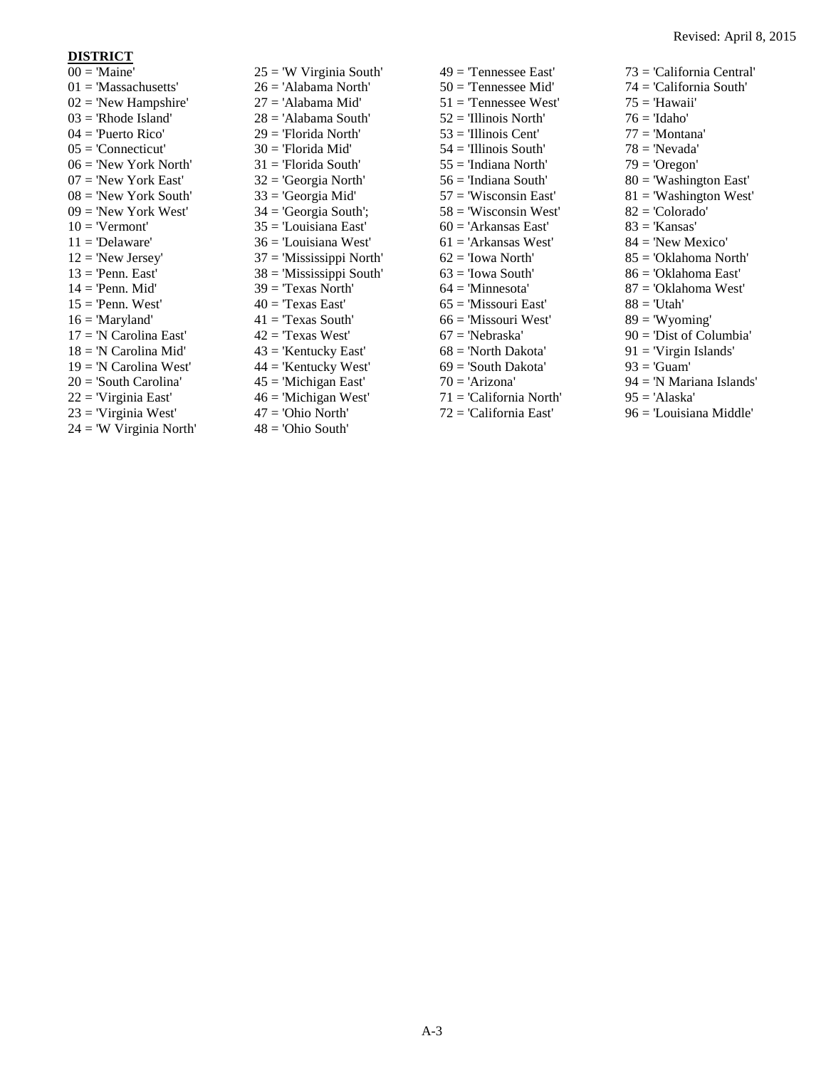**DISTRICT**

00 = 'Maine'
01 = 'Massachusetts'
02 = 'New Hampshire'
03 = 'Rhode Island'
04 = 'Puerto Rico'
05 = 'Connecticut'
06 = 'New York North'
07 = 'New York East'
08 = 'New York South'
09 = 'New York West'
10 = 'Vermont'
11 = 'Delaware'
12 = 'New Jersey'
13 = 'Penn. East'
14 = 'Penn. Mid'
15 = 'Penn. West'
16 = 'Maryland'
17 = 'N Carolina East'
18 = 'N Carolina Mid'
19 = 'N Carolina West'
20 = 'South Carolina'
22 = 'Virginia East'
23 = 'Virginia West'
24 = 'W Virginia North'
25 = 'W Virginia South'
26 = 'Alabama North'
27 = 'Alabama Mid'
28 = 'Alabama South'
29 = 'Florida North'
30 = 'Florida Mid'
31 = 'Florida South'
32 = 'Georgia North'
33 = 'Georgia Mid'
34 = 'Georgia South';
35 = 'Louisiana East'
36 = 'Louisiana West'
37 = 'Mississippi North'
38 = 'Mississippi South'
39 = 'Texas North'
40 = 'Texas East'
41 = 'Texas South'
42 = 'Texas West'
43 = 'Kentucky East'
44 = 'Kentucky West'
45 = 'Michigan East'
46 = 'Michigan West'
47 = 'Ohio North'
48 = 'Ohio South'
49 = 'Tennessee East'
50 = 'Tennessee Mid'
51 = 'Tennessee West'
52 = 'Illinois North'
53 = 'Illinois Cent'
54 = 'Illinois South'
55 = 'Indiana North'
56 = 'Indiana South'
57 = 'Wisconsin East'
58 = 'Wisconsin West'
60 = 'Arkansas East'
61 = 'Arkansas West'
62 = 'Iowa North'
63 = 'Iowa South'
64 = 'Minnesota'
65 = 'Missouri East'
66 = 'Missouri West'
67 = 'Nebraska'
68 = 'North Dakota'
69 = 'South Dakota'
70 = 'Arizona'
71 = 'California North'
72 = 'California East'
73 = 'California Central'
74 = 'California South'
75 = 'Hawaii'
76 = 'Idaho'
77 = 'Montana'
78 = 'Nevada'
79 = 'Oregon'
80 = 'Washington East'
81 = 'Washington West'
82 = 'Colorado'
83 = 'Kansas'
84 = 'New Mexico'
85 = 'Oklahoma North'
86 = 'Oklahoma East'
87 = 'Oklahoma West'
88 = 'Utah'
89 = 'Wyoming'
90 = 'Dist of Columbia'
91 = 'Virgin Islands'
93 = 'Guam'
94 = 'N Mariana Islands'
95 = 'Alaska'
96 = 'Louisiana Middle'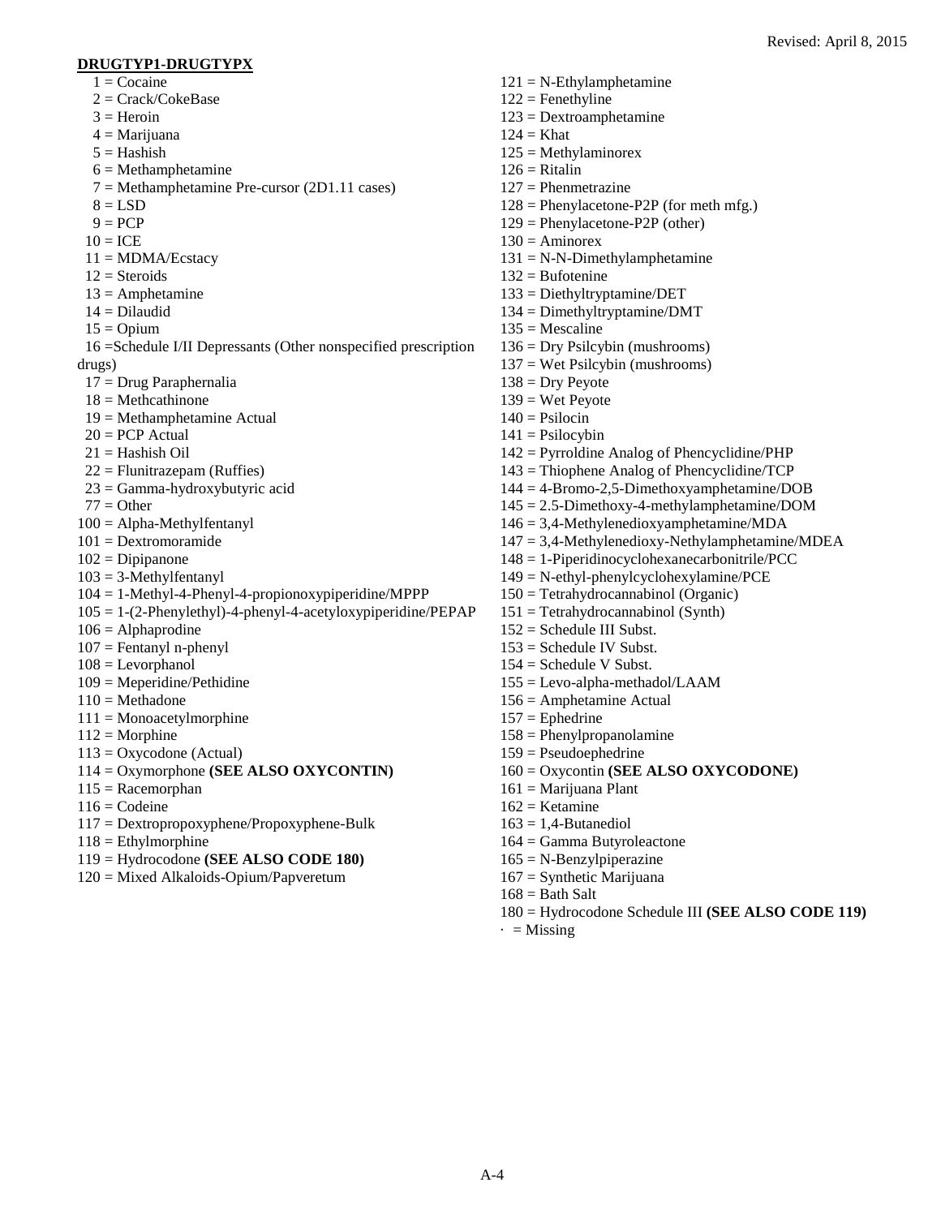Revised: April 8, 2015

**DRUGTYP1-DRUGTYPX**

1 = Cocaine
2 = Crack/CokeBase
3 = Heroin
4 = Marijuana
5 = Hashish
6 = Methamphetamine
7 = Methamphetamine Pre-cursor (2D1.11 cases)
8 = LSD
9 = PCP
10 = ICE
11 = MDMA/Ecstacy
12 = Steroids
13 = Amphetamine
14 = Dilaudid
15 = Opium
16 =Schedule I/II Depressants (Other nonspecified prescription drugs)
17 = Drug Paraphernalia
18 = Methcathinone
19 = Methamphetamine Actual
20 = PCP Actual
21 = Hashish Oil
22 = Flunitrazepam (Ruffies)
23 = Gamma-hydroxybutyric acid
77 = Other
100 = Alpha-Methylfentanyl
101 = Dextromoramide
102 = Dipipanone
103 = 3-Methylfentanyl
104 = 1-Methyl-4-Phenyl-4-propionoxypiperidine/MPPP
105 = 1-(2-Phenylethyl)-4-phenyl-4-acetyloxypiperidine/PEPAP
106 = Alphaprodine
107 = Fentanyl n-phenyl
108 = Levorphanol
109 = Meperidine/Pethidine
110 = Methadone
111 = Monoacetylmorphine
112 = Morphine
113 = Oxycodone (Actual)
114 = Oxymorphone **(SEE ALSO OXYCONTIN)**
115 = Racemorphan
116 = Codeine
117 = Dextropropoxyphene/Propoxyphene-Bulk
118 = Ethylmorphine
119 = Hydrocodone **(SEE ALSO CODE 180)**
120 = Mixed Alkaloids-Opium/Papveretum
121 = N-Ethylamphetamine
122 = Fenethyline
123 = Dextroamphetamine
124 = Khat
125 = Methylaminorex
126 = Ritalin
127 = Phenmetrazine
128 = Phenylacetone-P2P (for meth mfg.)
129 = Phenylacetone-P2P (other)
130 = Aminorex
131 = N-N-Dimethylamphetamine
132 = Bufotenine
133 = Diethyltryptamine/DET
134 = Dimethyltryptamine/DMT
135 = Mescaline
136 = Dry Psilcybin (mushrooms)
137 = Wet Psilcybin (mushrooms)
138 = Dry Peyote
139 = Wet Peyote
140 = Psilocin
141 = Psilocybin
142 = Pyrroldine Analog of Phencyclidine/PHP
143 = Thiophene Analog of Phencyclidine/TCP
144 = 4-Bromo-2,5-Dimethoxyamphetamine/DOB
145 = 2.5-Dimethoxy-4-methylamphetamine/DOM
146 = 3,4-Methylenedioxyamphetamine/MDA
147 = 3,4-Methylenedioxy-Nethylamphetamine/MDEA
148 = 1-Piperidinocyclohexanecarbonitrile/PCC
149 = N-ethyl-phenylcyclohexylamine/PCE
150 = Tetrahydrocannabinol (Organic)
151 = Tetrahydrocannabinol (Synth)
152 = Schedule III Subst.
153 = Schedule IV Subst.
154 = Schedule V Subst.
155 = Levo-alpha-methadol/LAAM
156 = Amphetamine Actual
157 = Ephedrine
158 = Phenylpropanolamine
159 = Pseudoephedrine
160 = Oxycontin **(SEE ALSO OXYCODONE)**
161 = Marijuana Plant
162 = Ketamine
163 = 1,4-Butanediol
164 = Gamma Butyroleactone
165 = N-Benzylpiperazine
167 = Synthetic Marijuana
168 = Bath Salt
180 = Hydrocodone Schedule III **(SEE ALSO CODE 119)**
. = Missing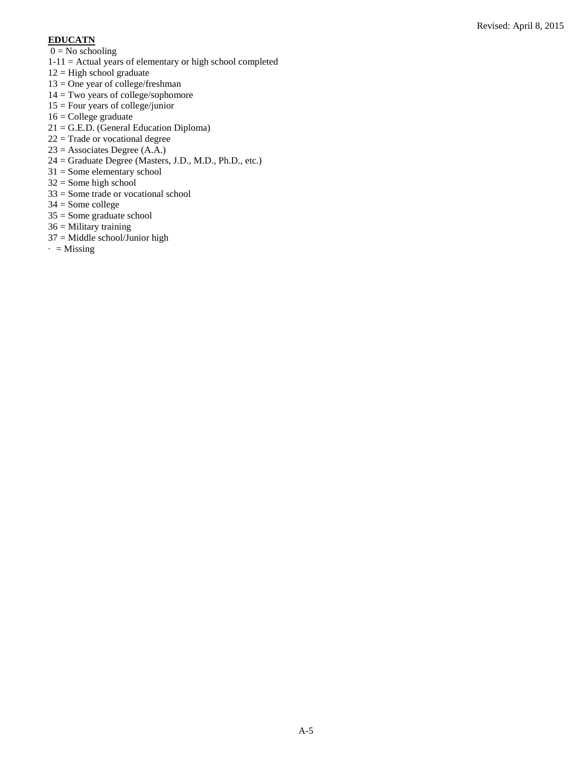**EDUCATN**

0 = No schooling
1-11 = Actual years of elementary or high school completed
12 = High school graduate
13 = One year of college/freshman
14 = Two years of college/sophomore
15 = Four years of college/junior
16 = College graduate
21 = G.E.D. (General Education Diploma)
22 = Trade or vocational degree
23 = Associates Degree (A.A.)
24 = Graduate Degree (Masters, J.D., M.D., Ph.D., etc.)
31 = Some elementary school
32 = Some high school
33 = Some trade or vocational school
34 = Some college
35 = Some graduate school
36 = Military training
37 = Middle school/Junior high
· = Missing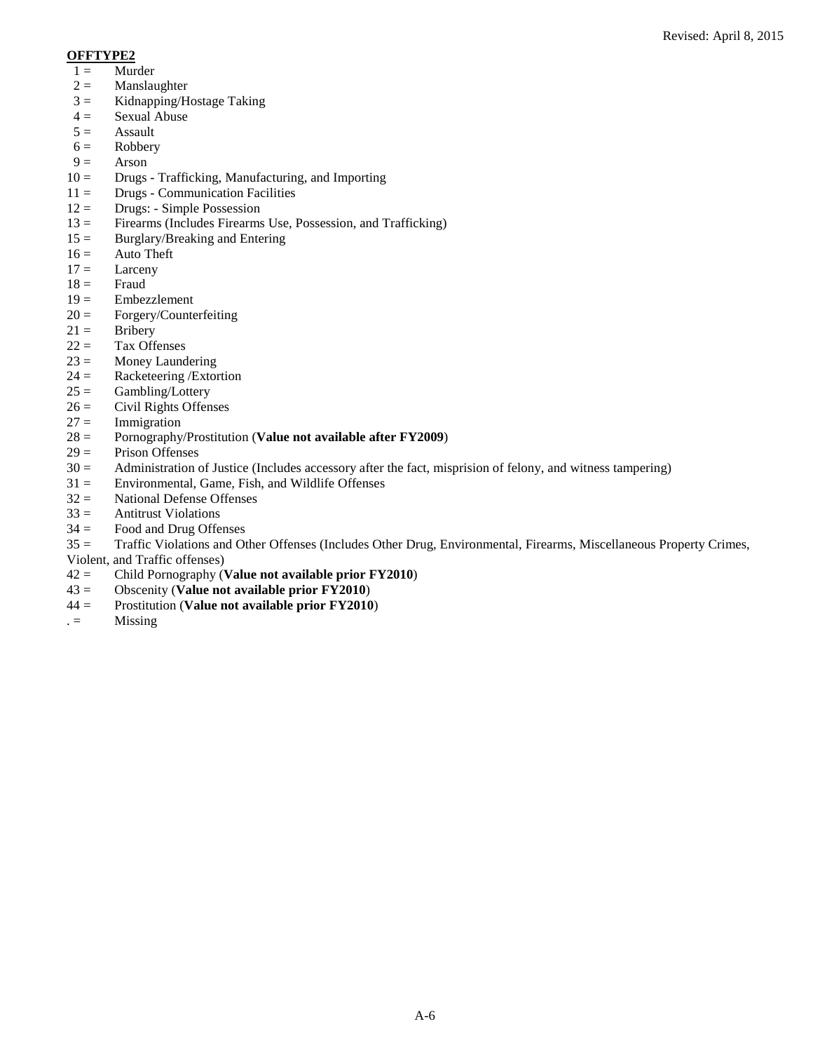**OFFTYPE2**

1 = Murder
2 = Manslaughter
3 = Kidnapping/Hostage Taking
4 = Sexual Abuse
5 = Assault
6 = Robbery
9 = Arson
10 = Drugs - Trafficking, Manufacturing, and Importing
11 = Drugs - Communication Facilities
12 = Drugs: - Simple Possession
13 = Firearms (Includes Firearms Use, Possession, and Trafficking)
15 = Burglary/Breaking and Entering
16 = Auto Theft
17 = Larceny
18 = Fraud
19 = Embezzlement
20 = Forgery/Counterfeiting
21 = Bribery
22 = Tax Offenses
23 = Money Laundering
24 = Racketeering /Extortion
25 = Gambling/Lottery
26 = Civil Rights Offenses
27 = Immigration
28 = Pornography/Prostitution (**Value not available after FY2009**)
29 = Prison Offenses
30 = Administration of Justice (Includes accessory after the fact, misprision of felony, and witness tampering)
31 = Environmental, Game, Fish, and Wildlife Offenses
32 = National Defense Offenses
33 = Antitrust Violations
34 = Food and Drug Offenses
35 = Traffic Violations and Other Offenses (Includes Other Drug, Environmental, Firearms, Miscellaneous Property Crimes, Violent, and Traffic offenses)
42 = Child Pornography (**Value not available prior FY2010**)
43 = Obscenity (**Value not available prior FY2010**)
44 = Prostitution (**Value not available prior FY2010**)
. = Missing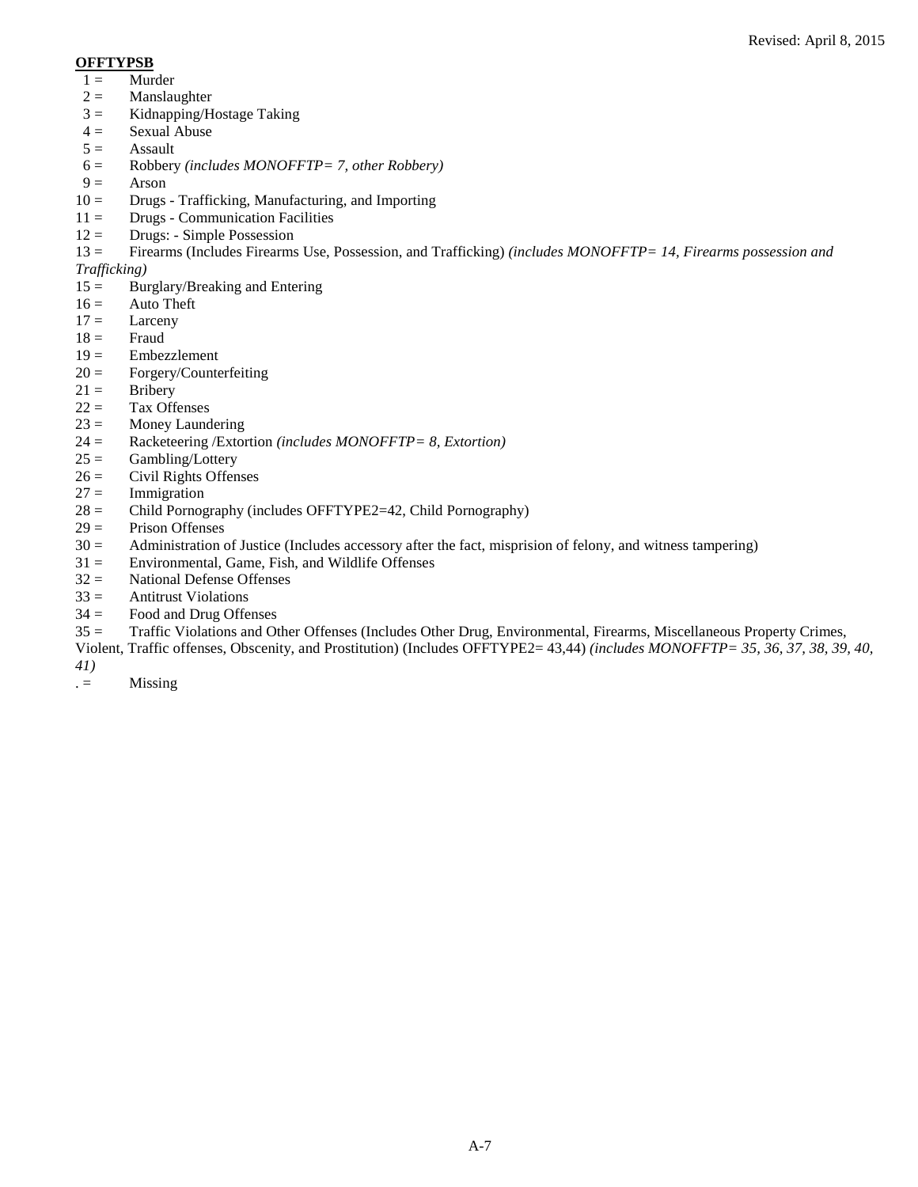**OFFTYPSB**

1 = Murder
2 = Manslaughter
3 = Kidnapping/Hostage Taking
4 = Sexual Abuse
5 = Assault
6 = Robbery *(includes MONOFFTP= 7, other Robbery)*
9 = Arson
10 = Drugs - Trafficking, Manufacturing, and Importing
11 = Drugs - Communication Facilities
12 = Drugs: - Simple Possession
13 = Firearms (Includes Firearms Use, Possession, and Trafficking) *(includes MONOFFTP= 14, Firearms possession and Trafficking)*
15 = Burglary/Breaking and Entering
16 = Auto Theft
17 = Larceny
18 = Fraud
19 = Embezzlement
20 = Forgery/Counterfeiting
21 = Bribery
22 = Tax Offenses
23 = Money Laundering
24 = Racketeering /Extortion *(includes MONOFFTP= 8, Extortion)*
25 = Gambling/Lottery
26 = Civil Rights Offenses
27 = Immigration
28 = Child Pornography (includes OFFTYPE2=42, Child Pornography)
29 = Prison Offenses
30 = Administration of Justice (Includes accessory after the fact, misprision of felony, and witness tampering)
31 = Environmental, Game, Fish, and Wildlife Offenses
32 = National Defense Offenses
33 = Antitrust Violations
34 = Food and Drug Offenses
35 = Traffic Violations and Other Offenses (Includes Other Drug, Environmental, Firearms, Miscellaneous Property Crimes, Violent, Traffic offenses, Obscenity, and Prostitution) (Includes OFFTYPE2= 43,44) *(includes MONOFFTP= 35, 36, 37, 38, 39, 40, 41)*
. = Missing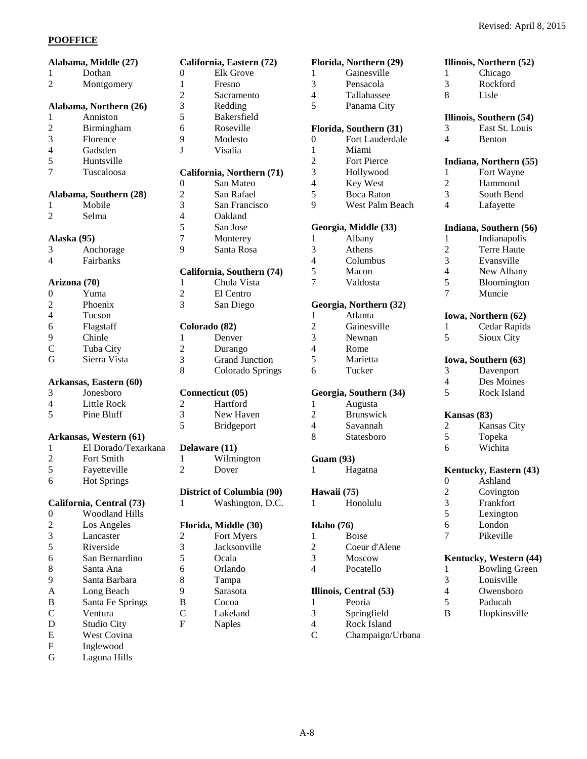Revised: April 8, 2015

**POOFFICE**

**Alabama, Middle (27)**

| | |
|---|---|
| 1 | Dothan |
| 2 | Montgomery |

**Alabama, Northern (26)**

| | |
|---|---|
| 1 | Anniston |
| 2 | Birmingham |
| 3 | Florence |
| 4 | Gadsden |
| 5 | Huntsville |
| 7 | Tuscaloosa |

**Alabama, Southern (28)**

| | |
|---|---|
| 1 | Mobile |
| 2 | Selma |

**Alaska (95)**

| | |
|---|---|
| 3 | Anchorage |
| 4 | Fairbanks |

**Arizona (70)**

| | |
|---|---|
| 0 | Yuma |
| 2 | Phoenix |
| 4 | Tucson |
| 6 | Flagstaff |
| 9 | Chinle |
| C | Tuba City |
| G | Sierra Vista |

**Arkansas, Eastern (60)**

| | |
|---|---|
| 3 | Jonesboro |
| 4 | Little Rock |
| 5 | Pine Bluff |

**Arkansas, Western (61)**

| | |
|---|---|
| 1 | El Dorado/Texarkana |
| 2 | Fort Smith |
| 5 | Fayetteville |
| 6 | Hot Springs |

**California, Central (73)**

| | |
|---|---|
| 0 | Woodland Hills |
| 2 | Los Angeles |
| 3 | Lancaster |
| 5 | Riverside |
| 6 | San Bernardino |
| 8 | Santa Ana |
| 9 | Santa Barbara |
| A | Long Beach |
| B | Santa Fe Springs |
| C | Ventura |
| D | Studio City |
| E | West Covina |
| F | Inglewood |
| G | Laguna Hills |

**California, Eastern (72)**

| | |
|---|---|
| 0 | Elk Grove |
| 1 | Fresno |
| 2 | Sacramento |
| 3 | Redding |
| 5 | Bakersfield |
| 6 | Roseville |
| 9 | Modesto |
| J | Visalia |

**California, Northern (71)**

| | |
|---|---|
| 0 | San Mateo |
| 2 | San Rafael |
| 3 | San Francisco |
| 4 | Oakland |
| 5 | San Jose |
| 7 | Monterey |
| 9 | Santa Rosa |

**California, Southern (74)**

| | |
|---|---|
| 1 | Chula Vista |
| 2 | El Centro |
| 3 | San Diego |

**Colorado (82)**

| | |
|---|---|
| 1 | Denver |
| 2 | Durango |
| 3 | Grand Junction |
| 8 | Colorado Springs |

**Connecticut (05)**

| | |
|---|---|
| 2 | Hartford |
| 3 | New Haven |
| 5 | Bridgeport |

**Delaware (11)**

| | |
|---|---|
| 1 | Wilmington |
| 2 | Dover |

**District of Columbia (90)**

| | |
|---|---|
| 1 | Washington, D.C. |

**Florida, Middle (30)**

| | |
|---|---|
| 2 | Fort Myers |
| 3 | Jacksonville |
| 5 | Ocala |
| 6 | Orlando |
| 8 | Tampa |
| 9 | Sarasota |
| B | Cocoa |
| C | Lakeland |
| F | Naples |

**Florida, Northern (29)**

| | |
|---|---|
| 1 | Gainesville |
| 3 | Pensacola |
| 4 | Tallahassee |
| 5 | Panama City |

**Florida, Southern (31)**

| | |
|---|---|
| 0 | Fort Lauderdale |
| 1 | Miami |
| 2 | Fort Pierce |
| 3 | Hollywood |
| 4 | Key West |
| 5 | Boca Raton |
| 9 | West Palm Beach |

**Georgia, Middle (33)**

| | |
|---|---|
| 1 | Albany |
| 3 | Athens |
| 4 | Columbus |
| 5 | Macon |
| 7 | Valdosta |

**Georgia, Northern (32)**

| | |
|---|---|
| 1 | Atlanta |
| 2 | Gainesville |
| 3 | Newnan |
| 4 | Rome |
| 5 | Marietta |
| 6 | Tucker |

**Georgia, Southern (34)**

| | |
|---|---|
| 1 | Augusta |
| 2 | Brunswick |
| 4 | Savannah |
| 8 | Statesboro |

**Guam (93)**

| | |
|---|---|
| 1 | Hagatna |

**Hawaii (75)**

| | |
|---|---|
| 1 | Honolulu |

**Idaho (76)**

| | |
|---|---|
| 1 | Boise |
| 2 | Coeur d'Alene |
| 3 | Moscow |
| 4 | Pocatello |

**Illinois, Central (53)**

| | |
|---|---|
| 1 | Peoria |
| 3 | Springfield |
| 4 | Rock Island |
| C | Champaign/Urbana |

**Illinois, Northern (52)**

| | |
|---|---|
| 1 | Chicago |
| 3 | Rockford |
| 8 | Lisle |

**Illinois, Southern (54)**

| | |
|---|---|
| 3 | East St. Louis |
| 4 | Benton |

**Indiana, Northern (55)**

| | |
|---|---|
| 1 | Fort Wayne |
| 2 | Hammond |
| 3 | South Bend |
| 4 | Lafayette |

**Indiana, Southern (56)**

| | |
|---|---|
| 1 | Indianapolis |
| 2 | Terre Haute |
| 3 | Evansville |
| 4 | New Albany |
| 5 | Bloomington |
| 7 | Muncie |

**Iowa, Northern (62)**

| | |
|---|---|
| 1 | Cedar Rapids |
| 5 | Sioux City |

**Iowa, Southern (63)**

| | |
|---|---|
| 3 | Davenport |
| 4 | Des Moines |
| 5 | Rock Island |

**Kansas (83)**

| | |
|---|---|
| 2 | Kansas City |
| 5 | Topeka |
| 6 | Wichita |

**Kentucky, Eastern (43)**

| | |
|---|---|
| 0 | Ashland |
| 2 | Covington |
| 3 | Frankfort |
| 5 | Lexington |
| 6 | London |
| 7 | Pikeville |

**Kentucky, Western (44)**

| | |
|---|---|
| 1 | Bowling Green |
| 3 | Louisville |
| 4 | Owensboro |
| 5 | Paducah |
| B | Hopkinsville |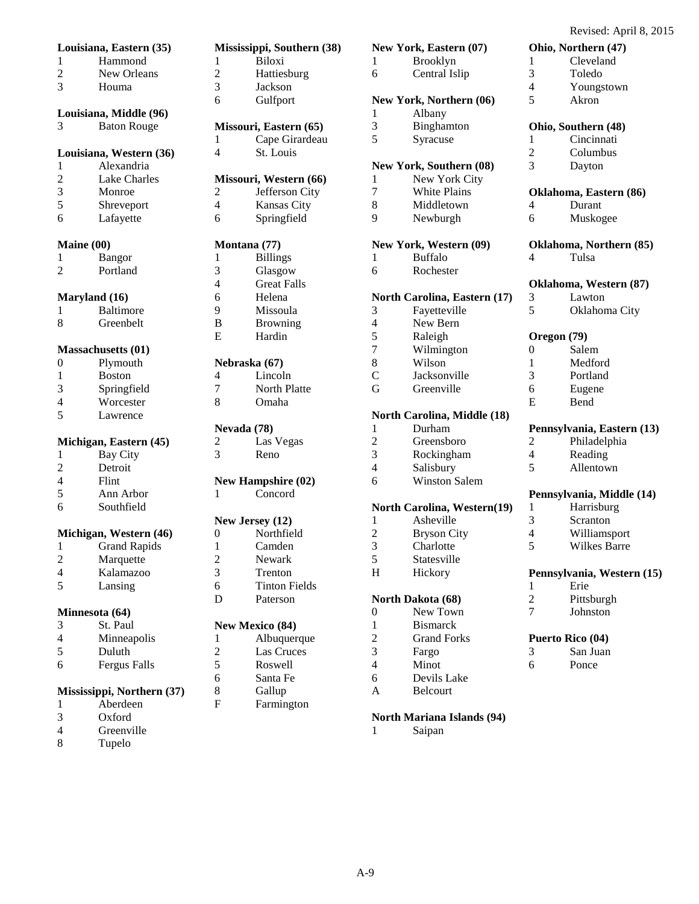Revised: April 8, 2015

**Louisiana, Eastern (35)**

| | |
|---|---|
| 1 | Hammond |
| 2 | New Orleans |
| 3 | Houma |

**Louisiana, Middle (96)**

| | |
|---|---|
| 3 | Baton Rouge |

**Louisiana, Western (36)**

| | |
|---|---|
| 1 | Alexandria |
| 2 | Lake Charles |
| 3 | Monroe |
| 5 | Shreveport |
| 6 | Lafayette |

**Maine (00)**

| | |
|---|---|
| 1 | Bangor |
| 2 | Portland |

**Maryland (16)**

| | |
|---|---|
| 1 | Baltimore |
| 8 | Greenbelt |

**Massachusetts (01)**

| | |
|---|---|
| 0 | Plymouth |
| 1 | Boston |
| 3 | Springfield |
| 4 | Worcester |
| 5 | Lawrence |

**Michigan, Eastern (45)**

| | |
|---|---|
| 1 | Bay City |
| 2 | Detroit |
| 4 | Flint |
| 5 | Ann Arbor |
| 6 | Southfield |

**Michigan, Western (46)**

| | |
|---|---|
| 1 | Grand Rapids |
| 2 | Marquette |
| 4 | Kalamazoo |
| 5 | Lansing |

**Minnesota (64)**

| | |
|---|---|
| 3 | St. Paul |
| 4 | Minneapolis |
| 5 | Duluth |
| 6 | Fergus Falls |

**Mississippi, Northern (37)**

| | |
|---|---|
| 1 | Aberdeen |
| 3 | Oxford |
| 4 | Greenville |
| 8 | Tupelo |

**Mississippi, Southern (38)**

| | |
|---|---|
| 1 | Biloxi |
| 2 | Hattiesburg |
| 3 | Jackson |
| 6 | Gulfport |

**Missouri, Eastern (65)**

| | |
|---|---|
| 1 | Cape Girardeau |
| 4 | St. Louis |

**Missouri, Western (66)**

| | |
|---|---|
| 2 | Jefferson City |
| 4 | Kansas City |
| 6 | Springfield |

**Montana (77)**

| | |
|---|---|
| 1 | Billings |
| 3 | Glasgow |
| 4 | Great Falls |
| 6 | Helena |
| 9 | Missoula |
| B | Browning |
| E | Hardin |

**Nebraska (67)**

| | |
|---|---|
| 4 | Lincoln |
| 7 | North Platte |
| 8 | Omaha |

**Nevada (78)**

| | |
|---|---|
| 2 | Las Vegas |
| 3 | Reno |

**New Hampshire (02)**

| | |
|---|---|
| 1 | Concord |

**New Jersey (12)**

| | |
|---|---|
| 0 | Northfield |
| 1 | Camden |
| 2 | Newark |
| 3 | Trenton |
| 6 | Tinton Fields |
| D | Paterson |

**New Mexico (84)**

| | |
|---|---|
| 1 | Albuquerque |
| 2 | Las Cruces |
| 5 | Roswell |
| 6 | Santa Fe |
| 8 | Gallup |
| F | Farmington |

**New York, Eastern (07)**

| | |
|---|---|
| 1 | Brooklyn |
| 6 | Central Islip |

**New York, Northern (06)**

| | |
|---|---|
| 1 | Albany |
| 3 | Binghamton |
| 5 | Syracuse |

**New York, Southern (08)**

| | |
|---|---|
| 1 | New York City |
| 7 | White Plains |
| 8 | Middletown |
| 9 | Newburgh |

**New York, Western (09)**

| | |
|---|---|
| 1 | Buffalo |
| 6 | Rochester |

**North Carolina, Eastern (17)**

| | |
|---|---|
| 3 | Fayetteville |
| 4 | New Bern |
| 5 | Raleigh |
| 7 | Wilmington |
| 8 | Wilson |
| C | Jacksonville |
| G | Greenville |

**North Carolina, Middle (18)**

| | |
|---|---|
| 1 | Durham |
| 2 | Greensboro |
| 3 | Rockingham |
| 4 | Salisbury |
| 6 | Winston Salem |

**North Carolina, Western(19)**

| | |
|---|---|
| 1 | Asheville |
| 2 | Bryson City |
| 3 | Charlotte |
| 5 | Statesville |
| H | Hickory |

**North Dakota (68)**

| | |
|---|---|
| 0 | New Town |
| 1 | Bismarck |
| 2 | Grand Forks |
| 3 | Fargo |
| 4 | Minot |
| 6 | Devils Lake |
| A | Belcourt |

**North Mariana Islands (94)**

| | |
|---|---|
| 1 | Saipan |

**Ohio, Northern (47)**

| | |
|---|---|
| 1 | Cleveland |
| 3 | Toledo |
| 4 | Youngstown |
| 5 | Akron |

**Ohio, Southern (48)**

| | |
|---|---|
| 1 | Cincinnati |
| 2 | Columbus |
| 3 | Dayton |

**Oklahoma, Eastern (86)**

| | |
|---|---|
| 4 | Durant |
| 6 | Muskogee |

**Oklahoma, Northern (85)**

| | |
|---|---|
| 4 | Tulsa |

**Oklahoma, Western (87)**

| | |
|---|---|
| 3 | Lawton |
| 5 | Oklahoma City |

**Oregon (79)**

| | |
|---|---|
| 0 | Salem |
| 1 | Medford |
| 3 | Portland |
| 6 | Eugene |
| E | Bend |

**Pennsylvania, Eastern (13)**

| | |
|---|---|
| 2 | Philadelphia |
| 4 | Reading |
| 5 | Allentown |

**Pennsylvania, Middle (14)**

| | |
|---|---|
| 1 | Harrisburg |
| 3 | Scranton |
| 4 | Williamsport |
| 5 | Wilkes Barre |

**Pennsylvania, Western (15)**

| | |
|---|---|
| 1 | Erie |
| 2 | Pittsburgh |
| 7 | Johnston |

**Puerto Rico (04)**

| | |
|---|---|
| 3 | San Juan |
| 6 | Ponce |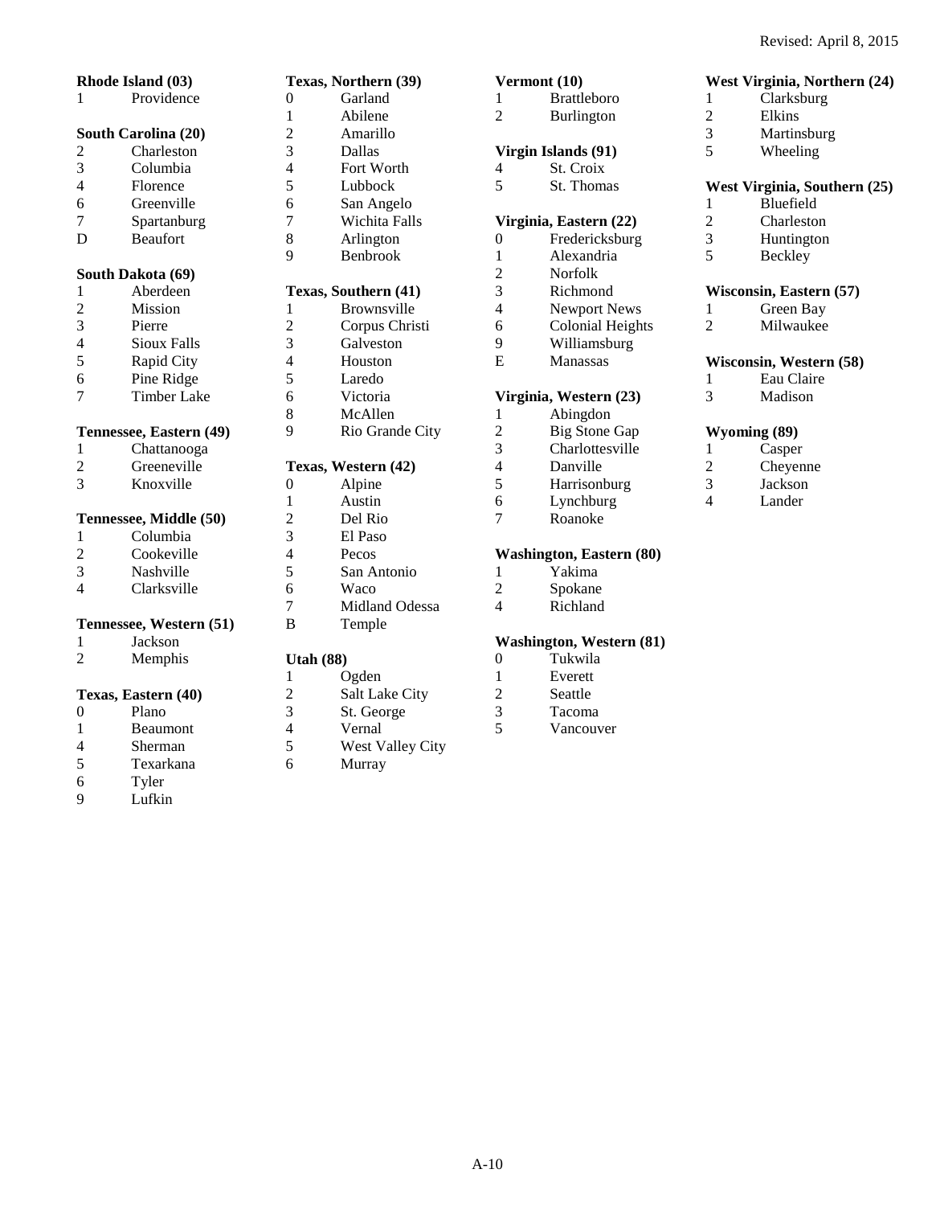Revised: April 8, 2015

**Rhode Island (03)**

| | |
|---|---|
| 1 | Providence |

**South Carolina (20)**

| | |
|---|---|
| 2 | Charleston |
| 3 | Columbia |
| 4 | Florence |
| 6 | Greenville |
| 7 | Spartanburg |
| D | Beaufort |

**South Dakota (69)**

| | |
|---|---|
| 1 | Aberdeen |
| 2 | Mission |
| 3 | Pierre |
| 4 | Sioux Falls |
| 5 | Rapid City |
| 6 | Pine Ridge |
| 7 | Timber Lake |

**Tennessee, Eastern (49)**

| | |
|---|---|
| 1 | Chattanooga |
| 2 | Greeneville |
| 3 | Knoxville |

**Tennessee, Middle (50)**

| | |
|---|---|
| 1 | Columbia |
| 2 | Cookeville |
| 3 | Nashville |
| 4 | Clarksville |

**Tennessee, Western (51)**

| | |
|---|---|
| 1 | Jackson |
| 2 | Memphis |

**Texas, Eastern (40)**

| | |
|---|---|
| 0 | Plano |
| 1 | Beaumont |
| 4 | Sherman |
| 5 | Texarkana |
| 6 | Tyler |
| 9 | Lufkin |

**Texas, Northern (39)**

| | |
|---|---|
| 0 | Garland |
| 1 | Abilene |
| 2 | Amarillo |
| 3 | Dallas |
| 4 | Fort Worth |
| 5 | Lubbock |
| 6 | San Angelo |
| 7 | Wichita Falls |
| 8 | Arlington |
| 9 | Benbrook |

**Texas, Southern (41)**

| | |
|---|---|
| 1 | Brownsville |
| 2 | Corpus Christi |
| 3 | Galveston |
| 4 | Houston |
| 5 | Laredo |
| 6 | Victoria |
| 8 | McAllen |
| 9 | Rio Grande City |

**Texas, Western (42)**

| | |
|---|---|
| 0 | Alpine |
| 1 | Austin |
| 2 | Del Rio |
| 3 | El Paso |
| 4 | Pecos |
| 5 | San Antonio |
| 6 | Waco |
| 7 | Midland Odessa |
| B | Temple |

**Utah (88)**

| | |
|---|---|
| 1 | Ogden |
| 2 | Salt Lake City |
| 3 | St. George |
| 4 | Vernal |
| 5 | West Valley City |
| 6 | Murray |

**Vermont (10)**

| | |
|---|---|
| 1 | Brattleboro |
| 2 | Burlington |

**Virgin Islands (91)**

| | |
|---|---|
| 4 | St. Croix |
| 5 | St. Thomas |

**Virginia, Eastern (22)**

| | |
|---|---|
| 0 | Fredericksburg |
| 1 | Alexandria |
| 2 | Norfolk |
| 3 | Richmond |
| 4 | Newport News |
| 6 | Colonial Heights |
| 9 | Williamsburg |
| E | Manassas |

**Virginia, Western (23)**

| | |
|---|---|
| 1 | Abingdon |
| 2 | Big Stone Gap |
| 3 | Charlottesville |
| 4 | Danville |
| 5 | Harrisonburg |
| 6 | Lynchburg |
| 7 | Roanoke |

**Washington, Eastern (80)**

| | |
|---|---|
| 1 | Yakima |
| 2 | Spokane |
| 4 | Richland |

**Washington, Western (81)**

| | |
|---|---|
| 0 | Tukwila |
| 1 | Everett |
| 2 | Seattle |
| 3 | Tacoma |
| 5 | Vancouver |

**West Virginia, Northern (24)**

| | |
|---|---|
| 1 | Clarksburg |
| 2 | Elkins |
| 3 | Martinsburg |
| 5 | Wheeling |

**West Virginia, Southern (25)**

| | |
|---|---|
| 1 | Bluefield |
| 2 | Charleston |
| 3 | Huntington |
| 5 | Beckley |

**Wisconsin, Eastern (57)**

| | |
|---|---|
| 1 | Green Bay |
| 2 | Milwaukee |

**Wisconsin, Western (58)**

| | |
|---|---|
| 1 | Eau Claire |
| 3 | Madison |

**Wyoming (89)**

| | |
|---|---|
| 1 | Casper |
| 2 | Cheyenne |
| 3 | Jackson |
| 4 | Lander |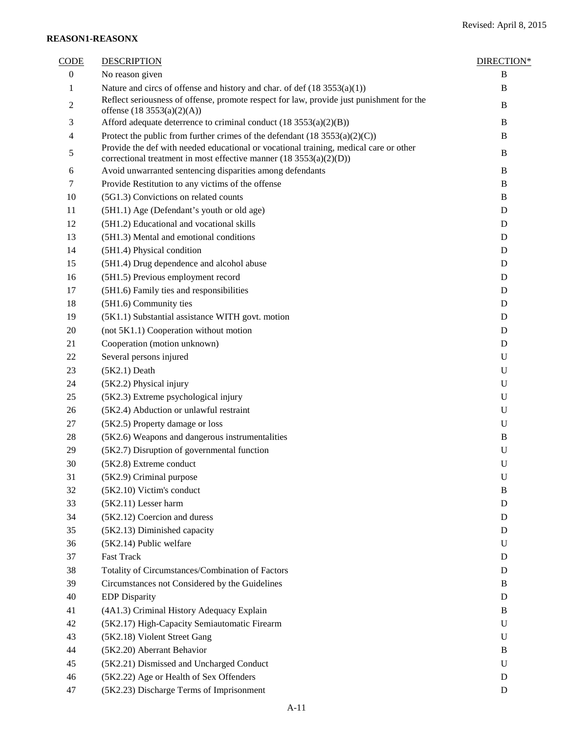Revised: April 8, 2015

**REASON1-REASONX**

| CODE | DESCRIPTION | DIRECTION* |
|---|---|---|
| 0 | No reason given | B |
| 1 | Nature and circs of offense and history and char. of def (18 3553(a)(1)) | B |
| 2 | Reflect seriousness of offense, promote respect for law, provide just punishment for the offense (18 3553(a)(2)(A)) | B |
| 3 | Afford adequate deterrence to criminal conduct (18 3553(a)(2)(B)) | B |
| 4 | Protect the public from further crimes of the defendant (18 3553(a)(2)(C)) | B |
| 5 | Provide the def with needed educational or vocational training, medical care or other correctional treatment in most effective manner (18 3553(a)(2)(D)) | B |
| 6 | Avoid unwarranted sentencing disparities among defendants | B |
| 7 | Provide Restitution to any victims of the offense | B |
| 10 | (5G1.3) Convictions on related counts | B |
| 11 | (5H1.1) Age (Defendant's youth or old age) | D |
| 12 | (5H1.2) Educational and vocational skills | D |
| 13 | (5H1.3) Mental and emotional conditions | D |
| 14 | (5H1.4) Physical condition | D |
| 15 | (5H1.4) Drug dependence and alcohol abuse | D |
| 16 | (5H1.5) Previous employment record | D |
| 17 | (5H1.6) Family ties and responsibilities | D |
| 18 | (5H1.6) Community ties | D |
| 19 | (5K1.1) Substantial assistance WITH govt. motion | D |
| 20 | (not 5K1.1) Cooperation without motion | D |
| 21 | Cooperation (motion unknown) | D |
| 22 | Several persons injured | U |
| 23 | (5K2.1) Death | U |
| 24 | (5K2.2) Physical injury | U |
| 25 | (5K2.3) Extreme psychological injury | U |
| 26 | (5K2.4) Abduction or unlawful restraint | U |
| 27 | (5K2.5) Property damage or loss | U |
| 28 | (5K2.6) Weapons and dangerous instrumentalities | B |
| 29 | (5K2.7) Disruption of governmental function | U |
| 30 | (5K2.8) Extreme conduct | U |
| 31 | (5K2.9) Criminal purpose | U |
| 32 | (5K2.10) Victim's conduct | B |
| 33 | (5K2.11) Lesser harm | D |
| 34 | (5K2.12) Coercion and duress | D |
| 35 | (5K2.13) Diminished capacity | D |
| 36 | (5K2.14) Public welfare | U |
| 37 | Fast Track | D |
| 38 | Totality of Circumstances/Combination of Factors | D |
| 39 | Circumstances not Considered by the Guidelines | B |
| 40 | EDP Disparity | D |
| 41 | (4A1.3) Criminal History Adequacy Explain | B |
| 42 | (5K2.17) High-Capacity Semiautomatic Firearm | U |
| 43 | (5K2.18) Violent Street Gang | U |
| 44 | (5K2.20) Aberrant Behavior | B |
| 45 | (5K2.21) Dismissed and Uncharged Conduct | U |
| 46 | (5K2.22) Age or Health of Sex Offenders | D |
| 47 | (5K2.23) Discharge Terms of Imprisonment | D |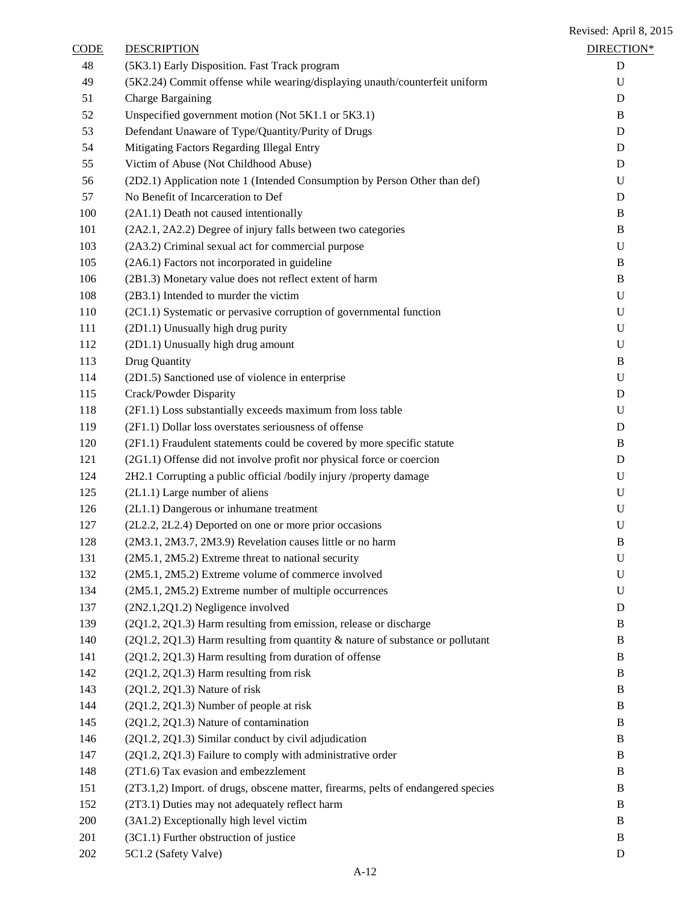Revised: April 8, 2015

| CODE | DESCRIPTION | DIRECTION* |
|---|---|---|
| 48 | (5K3.1) Early Disposition. Fast Track program | D |
| 49 | (5K2.24) Commit offense while wearing/displaying unauth/counterfeit uniform | U |
| 51 | Charge Bargaining | D |
| 52 | Unspecified government motion (Not 5K1.1 or 5K3.1) | B |
| 53 | Defendant Unaware of Type/Quantity/Purity of Drugs | D |
| 54 | Mitigating Factors Regarding Illegal Entry | D |
| 55 | Victim of Abuse (Not Childhood Abuse) | D |
| 56 | (2D2.1) Application note 1 (Intended Consumption by Person Other than def) | U |
| 57 | No Benefit of Incarceration to Def | D |
| 100 | (2A1.1) Death not caused intentionally | B |
| 101 | (2A2.1, 2A2.2) Degree of injury falls between two categories | B |
| 103 | (2A3.2) Criminal sexual act for commercial purpose | U |
| 105 | (2A6.1) Factors not incorporated in guideline | B |
| 106 | (2B1.3) Monetary value does not reflect extent of harm | B |
| 108 | (2B3.1) Intended to murder the victim | U |
| 110 | (2C1.1) Systematic or pervasive corruption of governmental function | U |
| 111 | (2D1.1) Unusually high drug purity | U |
| 112 | (2D1.1) Unusually high drug amount | U |
| 113 | Drug Quantity | B |
| 114 | (2D1.5) Sanctioned use of violence in enterprise | U |
| 115 | Crack/Powder Disparity | D |
| 118 | (2F1.1) Loss substantially exceeds maximum from loss table | U |
| 119 | (2F1.1) Dollar loss overstates seriousness of offense | D |
| 120 | (2F1.1) Fraudulent statements could be covered by more specific statute | B |
| 121 | (2G1.1) Offense did not involve profit nor physical force or coercion | D |
| 124 | 2H2.1 Corrupting a public official /bodily injury /property damage | U |
| 125 | (2L1.1) Large number of aliens | U |
| 126 | (2L1.1) Dangerous or inhumane treatment | U |
| 127 | (2L2.2, 2L2.4) Deported on one or more prior occasions | U |
| 128 | (2M3.1, 2M3.7, 2M3.9) Revelation causes little or no harm | B |
| 131 | (2M5.1, 2M5.2) Extreme threat to national security | U |
| 132 | (2M5.1, 2M5.2) Extreme volume of commerce involved | U |
| 134 | (2M5.1, 2M5.2) Extreme number of multiple occurrences | U |
| 137 | (2N2.1,2Q1.2) Negligence involved | D |
| 139 | (2Q1.2, 2Q1.3) Harm resulting from emission, release or discharge | B |
| 140 | (2Q1.2, 2Q1.3) Harm resulting from quantity & nature of substance or pollutant | B |
| 141 | (2Q1.2, 2Q1.3) Harm resulting from duration of offense | B |
| 142 | (2Q1.2, 2Q1.3) Harm resulting from risk | B |
| 143 | (2Q1.2, 2Q1.3) Nature of risk | B |
| 144 | (2Q1.2, 2Q1.3) Number of people at risk | B |
| 145 | (2Q1.2, 2Q1.3) Nature of contamination | B |
| 146 | (2Q1.2, 2Q1.3) Similar conduct by civil adjudication | B |
| 147 | (2Q1.2, 2Q1.3) Failure to comply with administrative order | B |
| 148 | (2T1.6) Tax evasion and embezzlement | B |
| 151 | (2T3.1,2) Import. of drugs, obscene matter, firearms, pelts of endangered species | B |
| 152 | (2T3.1) Duties may not adequately reflect harm | B |
| 200 | (3A1.2) Exceptionally high level victim | B |
| 201 | (3C1.1) Further obstruction of justice | B |
| 202 | 5C1.2 (Safety Valve) | D |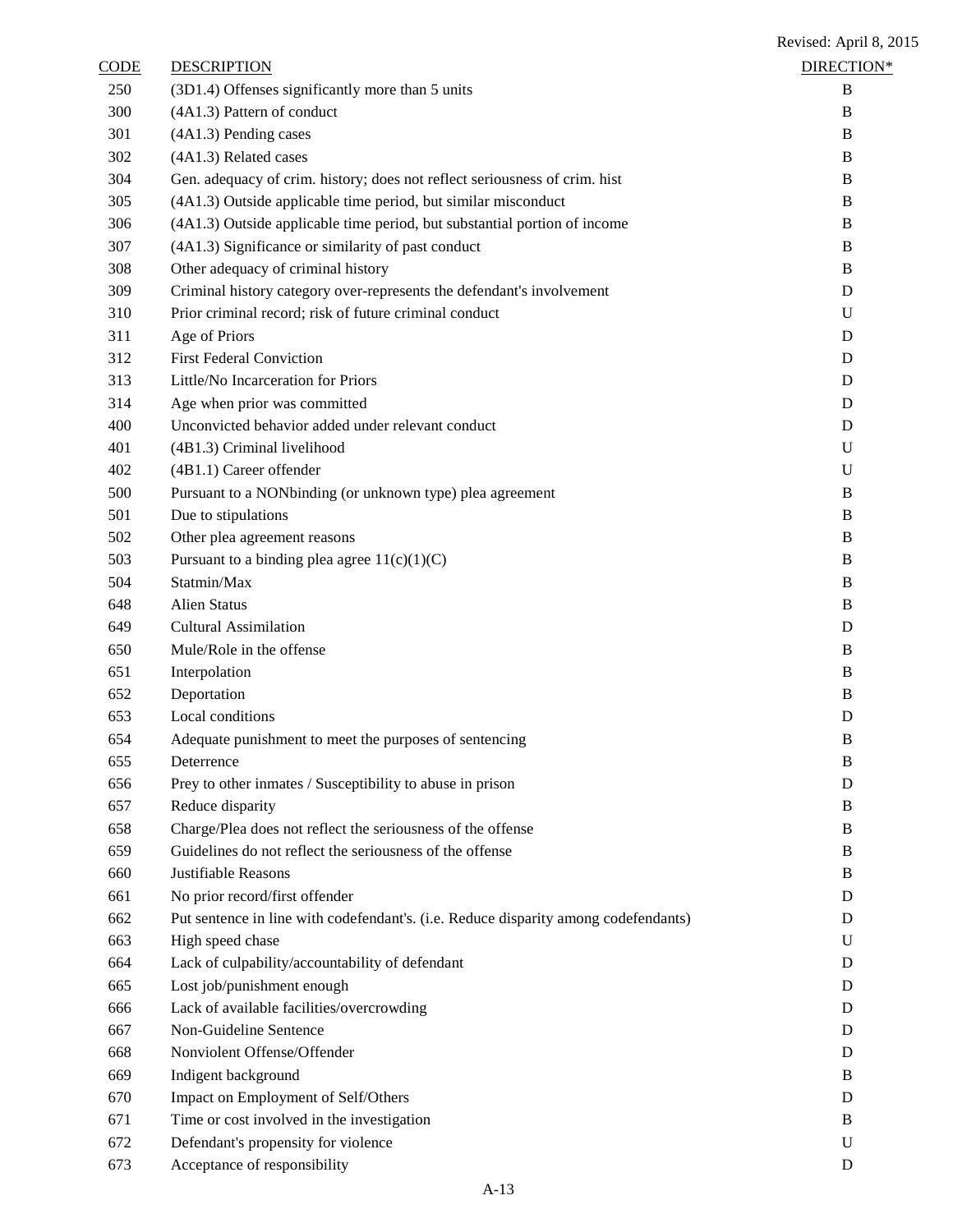Revised: April 8, 2015

| CODE | DESCRIPTION | DIRECTION* |
|---|---|---|
| 250 | (3D1.4) Offenses significantly more than 5 units | B |
| 300 | (4A1.3) Pattern of conduct | B |
| 301 | (4A1.3) Pending cases | B |
| 302 | (4A1.3) Related cases | B |
| 304 | Gen. adequacy of crim. history; does not reflect seriousness of crim. hist | B |
| 305 | (4A1.3) Outside applicable time period, but similar misconduct | B |
| 306 | (4A1.3) Outside applicable time period, but substantial portion of income | B |
| 307 | (4A1.3) Significance or similarity of past conduct | B |
| 308 | Other adequacy of criminal history | B |
| 309 | Criminal history category over-represents the defendant's involvement | D |
| 310 | Prior criminal record; risk of future criminal conduct | U |
| 311 | Age of Priors | D |
| 312 | First Federal Conviction | D |
| 313 | Little/No Incarceration for Priors | D |
| 314 | Age when prior was committed | D |
| 400 | Unconvicted behavior added under relevant conduct | D |
| 401 | (4B1.3) Criminal livelihood | U |
| 402 | (4B1.1) Career offender | U |
| 500 | Pursuant to a NONbinding (or unknown type) plea agreement | B |
| 501 | Due to stipulations | B |
| 502 | Other plea agreement reasons | B |
| 503 | Pursuant to a binding plea agree 11(c)(1)(C) | B |
| 504 | Statmin/Max | B |
| 648 | Alien Status | B |
| 649 | Cultural Assimilation | D |
| 650 | Mule/Role in the offense | B |
| 651 | Interpolation | B |
| 652 | Deportation | B |
| 653 | Local conditions | D |
| 654 | Adequate punishment to meet the purposes of sentencing | B |
| 655 | Deterrence | B |
| 656 | Prey to other inmates / Susceptibility to abuse in prison | D |
| 657 | Reduce disparity | B |
| 658 | Charge/Plea does not reflect the seriousness of the offense | B |
| 659 | Guidelines do not reflect the seriousness of the offense | B |
| 660 | Justifiable Reasons | B |
| 661 | No prior record/first offender | D |
| 662 | Put sentence in line with codefendant's. (i.e. Reduce disparity among codefendants) | D |
| 663 | High speed chase | U |
| 664 | Lack of culpability/accountability of defendant | D |
| 665 | Lost job/punishment enough | D |
| 666 | Lack of available facilities/overcrowding | D |
| 667 | Non-Guideline Sentence | D |
| 668 | Nonviolent Offense/Offender | D |
| 669 | Indigent background | B |
| 670 | Impact on Employment of Self/Others | D |
| 671 | Time or cost involved in the investigation | B |
| 672 | Defendant's propensity for violence | U |
| 673 | Acceptance of responsibility | D |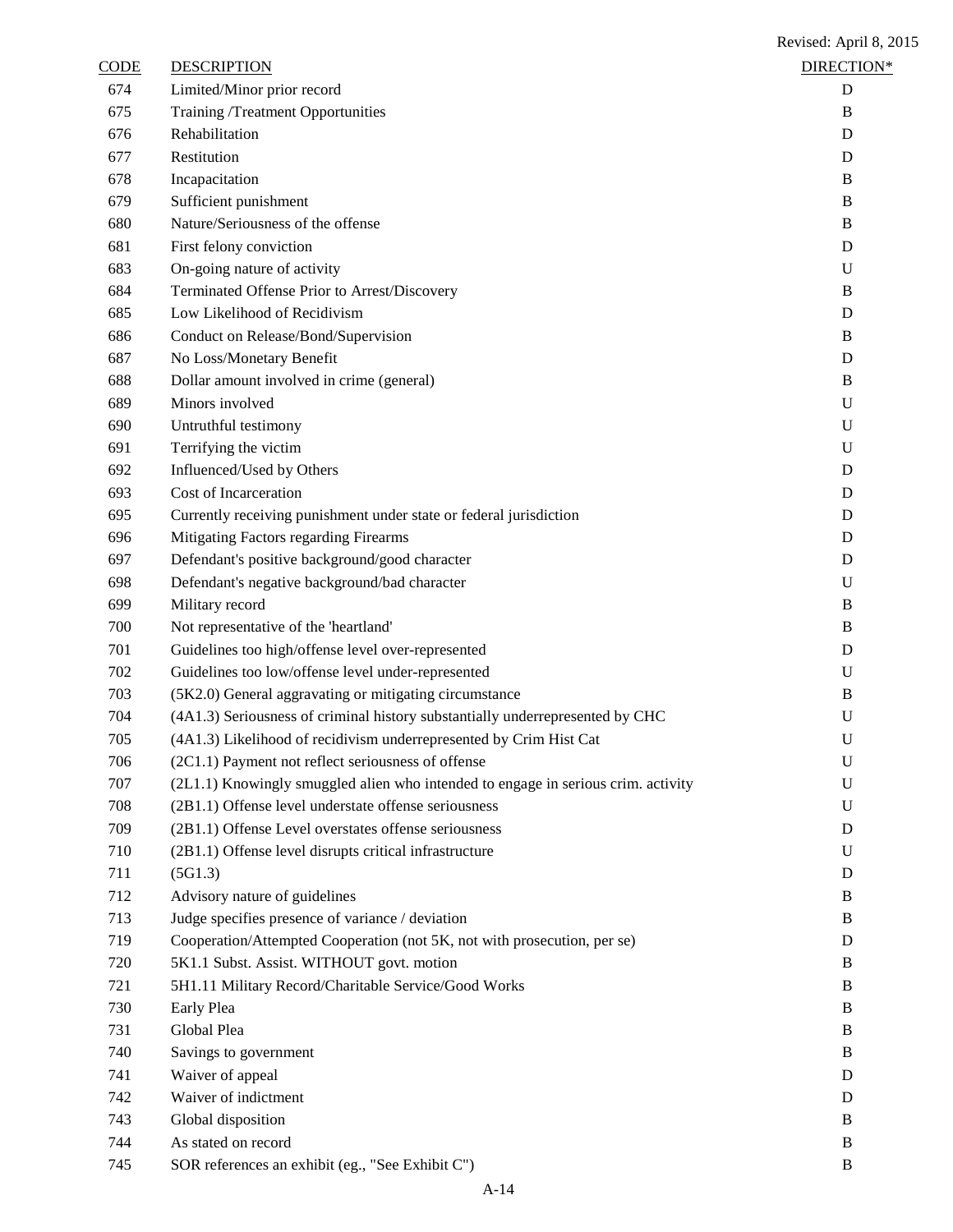Revised: April 8, 2015

| CODE | DESCRIPTION | DIRECTION* |
|---|---|---|
| 674 | Limited/Minor prior record | D |
| 675 | Training /Treatment Opportunities | B |
| 676 | Rehabilitation | D |
| 677 | Restitution | D |
| 678 | Incapacitation | B |
| 679 | Sufficient punishment | B |
| 680 | Nature/Seriousness of the offense | B |
| 681 | First felony conviction | D |
| 683 | On-going nature of activity | U |
| 684 | Terminated Offense Prior to Arrest/Discovery | B |
| 685 | Low Likelihood of Recidivism | D |
| 686 | Conduct on Release/Bond/Supervision | B |
| 687 | No Loss/Monetary Benefit | D |
| 688 | Dollar amount involved in crime (general) | B |
| 689 | Minors involved | U |
| 690 | Untruthful testimony | U |
| 691 | Terrifying the victim | U |
| 692 | Influenced/Used by Others | D |
| 693 | Cost of Incarceration | D |
| 695 | Currently receiving punishment under state or federal jurisdiction | D |
| 696 | Mitigating Factors regarding Firearms | D |
| 697 | Defendant's positive background/good character | D |
| 698 | Defendant's negative background/bad character | U |
| 699 | Military record | B |
| 700 | Not representative of the 'heartland' | B |
| 701 | Guidelines too high/offense level over-represented | D |
| 702 | Guidelines too low/offense level under-represented | U |
| 703 | (5K2.0) General aggravating or mitigating circumstance | B |
| 704 | (4A1.3) Seriousness of criminal history substantially underrepresented by CHC | U |
| 705 | (4A1.3) Likelihood of recidivism underrepresented by Crim Hist Cat | U |
| 706 | (2C1.1) Payment not reflect seriousness of offense | U |
| 707 | (2L1.1) Knowingly smuggled alien who intended to engage in serious crim. activity | U |
| 708 | (2B1.1) Offense level understate offense seriousness | U |
| 709 | (2B1.1) Offense Level overstates offense seriousness | D |
| 710 | (2B1.1) Offense level disrupts critical infrastructure | U |
| 711 | (5G1.3) | D |
| 712 | Advisory nature of guidelines | B |
| 713 | Judge specifies presence of variance / deviation | B |
| 719 | Cooperation/Attempted Cooperation (not 5K, not with prosecution, per se) | D |
| 720 | 5K1.1 Subst. Assist. WITHOUT govt. motion | B |
| 721 | 5H1.11 Military Record/Charitable Service/Good Works | B |
| 730 | Early Plea | B |
| 731 | Global Plea | B |
| 740 | Savings to government | B |
| 741 | Waiver of appeal | D |
| 742 | Waiver of indictment | D |
| 743 | Global disposition | B |
| 744 | As stated on record | B |
| 745 | SOR references an exhibit (eg., "See Exhibit C") | B |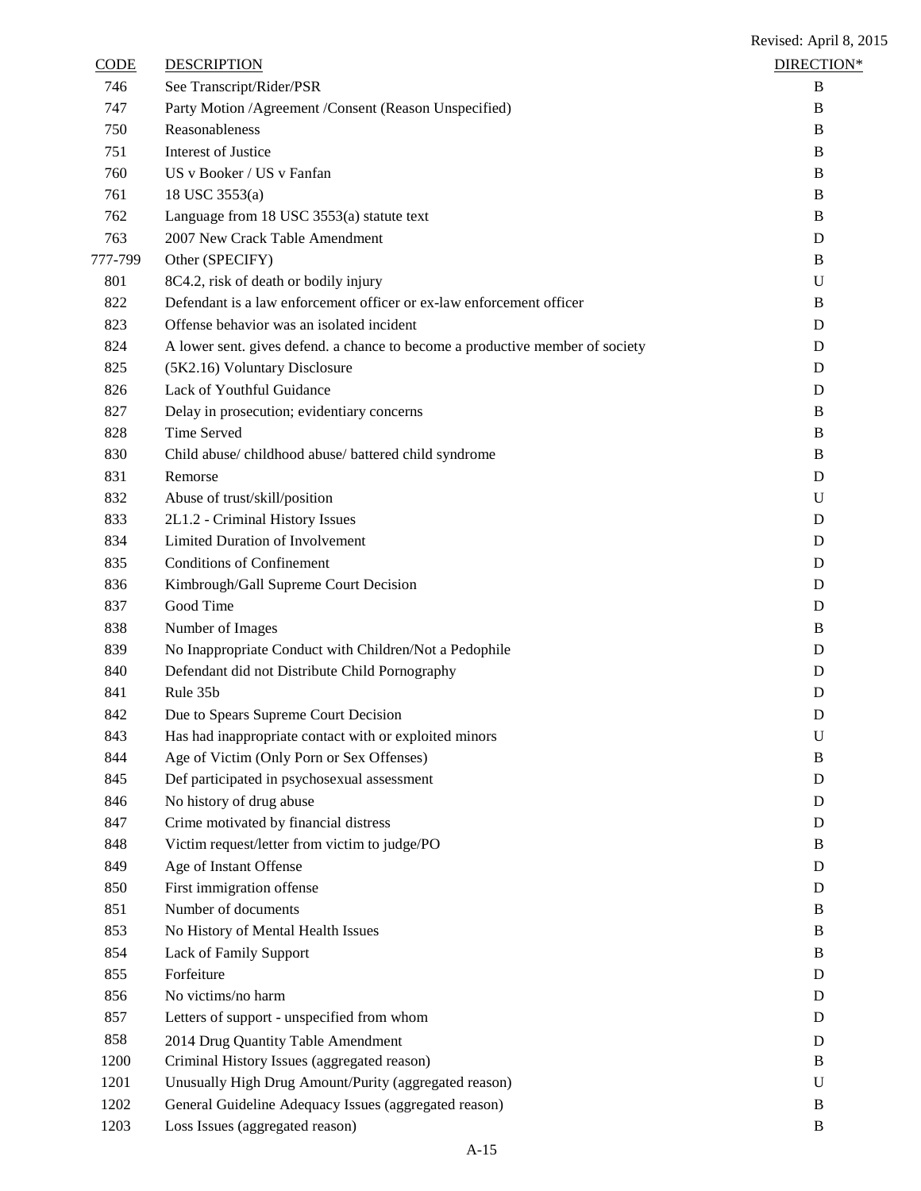Revised: April 8, 2015

| CODE | DESCRIPTION | DIRECTION* |
|---|---|---|
| 746 | See Transcript/Rider/PSR | B |
| 747 | Party Motion /Agreement /Consent (Reason Unspecified) | B |
| 750 | Reasonableness | B |
| 751 | Interest of Justice | B |
| 760 | US v Booker / US v Fanfan | B |
| 761 | 18 USC 3553(a) | B |
| 762 | Language from 18 USC 3553(a) statute text | B |
| 763 | 2007 New Crack Table Amendment | D |
| 777-799 | Other (SPECIFY) | B |
| 801 | 8C4.2, risk of death or bodily injury | U |
| 822 | Defendant is a law enforcement officer or ex-law enforcement officer | B |
| 823 | Offense behavior was an isolated incident | D |
| 824 | A lower sent. gives defend. a chance to become a productive member of society | D |
| 825 | (5K2.16) Voluntary Disclosure | D |
| 826 | Lack of Youthful Guidance | D |
| 827 | Delay in prosecution; evidentiary concerns | B |
| 828 | Time Served | B |
| 830 | Child abuse/ childhood abuse/ battered child syndrome | B |
| 831 | Remorse | D |
| 832 | Abuse of trust/skill/position | U |
| 833 | 2L1.2 - Criminal History Issues | D |
| 834 | Limited Duration of Involvement | D |
| 835 | Conditions of Confinement | D |
| 836 | Kimbrough/Gall Supreme Court Decision | D |
| 837 | Good Time | D |
| 838 | Number of Images | B |
| 839 | No Inappropriate Conduct with Children/Not a Pedophile | D |
| 840 | Defendant did not Distribute Child Pornography | D |
| 841 | Rule 35b | D |
| 842 | Due to Spears Supreme Court Decision | D |
| 843 | Has had inappropriate contact with or exploited minors | U |
| 844 | Age of Victim (Only Porn or Sex Offenses) | B |
| 845 | Def participated in psychosexual assessment | D |
| 846 | No history of drug abuse | D |
| 847 | Crime motivated by financial distress | D |
| 848 | Victim request/letter from victim to judge/PO | B |
| 849 | Age of Instant Offense | D |
| 850 | First immigration offense | D |
| 851 | Number of documents | B |
| 853 | No History of Mental Health Issues | B |
| 854 | Lack of Family Support | B |
| 855 | Forfeiture | D |
| 856 | No victims/no harm | D |
| 857 | Letters of support - unspecified from whom | D |
| 858 | 2014 Drug Quantity Table Amendment | D |
| 1200 | Criminal History Issues (aggregated reason) | B |
| 1201 | Unusually High Drug Amount/Purity (aggregated reason) | U |
| 1202 | General Guideline Adequacy Issues (aggregated reason) | B |
| 1203 | Loss Issues (aggregated reason) | B |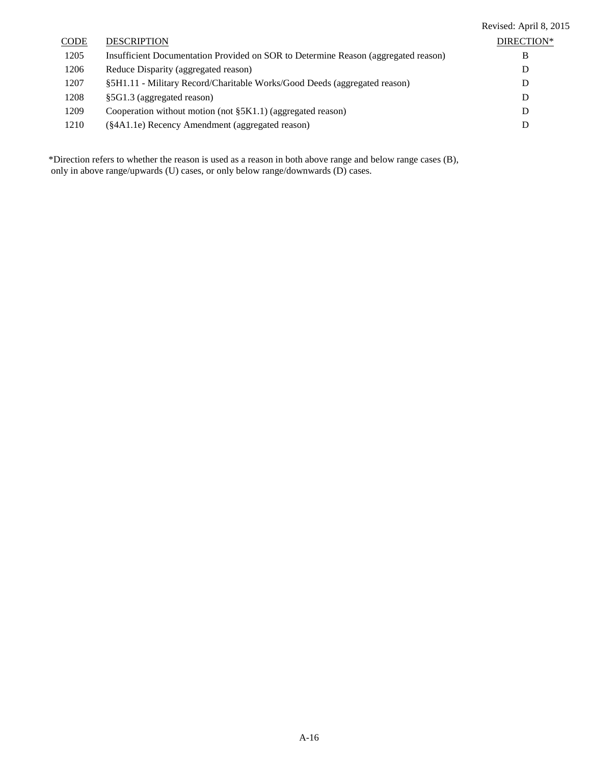Revised: April 8, 2015

| CODE | DESCRIPTION | DIRECTION* |
|---|---|---|
| 1205 | Insufficient Documentation Provided on SOR to Determine Reason (aggregated reason) | B |
| 1206 | Reduce Disparity (aggregated reason) | D |
| 1207 | §5H1.11 - Military Record/Charitable Works/Good Deeds (aggregated reason) | D |
| 1208 | §5G1.3 (aggregated reason) | D |
| 1209 | Cooperation without motion (not §5K1.1) (aggregated reason) | D |
| 1210 | (§4A1.1e) Recency Amendment (aggregated reason) | D |

*Direction refers to whether the reason is used as a reason in both above range and below range cases (B), only in above range/upwards (U) cases, or only below range/downwards (D) cases.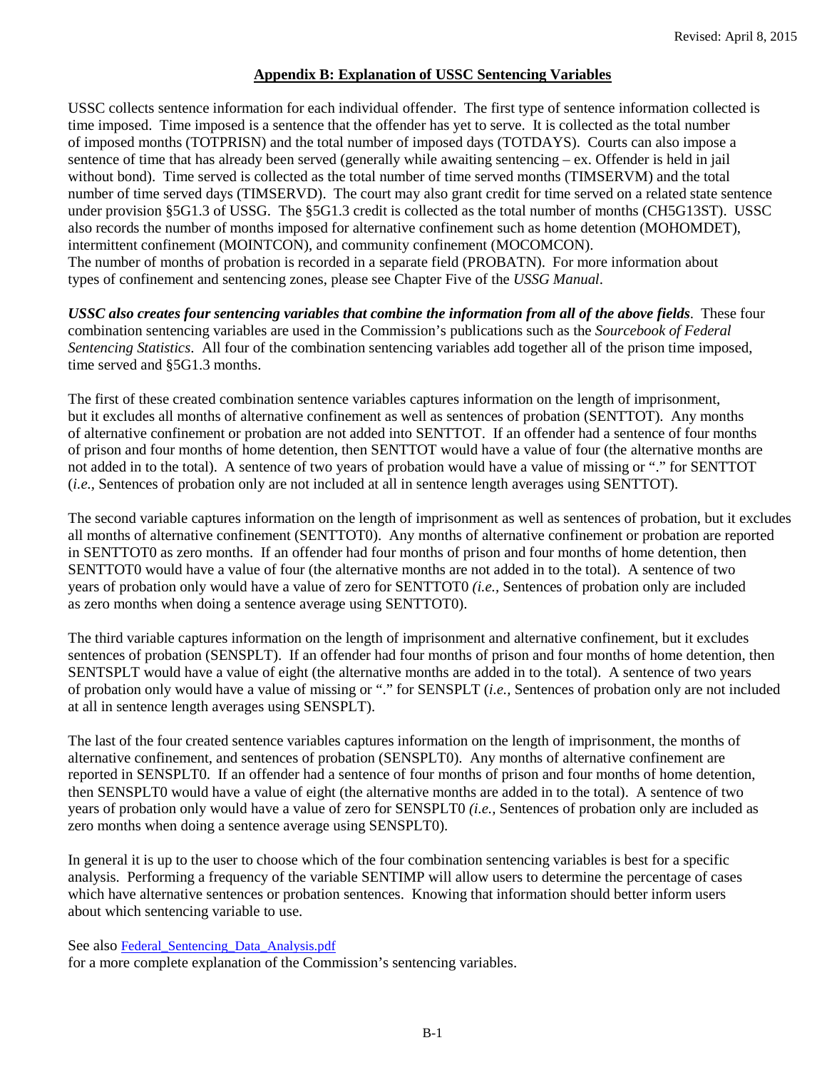## Appendix B: Explanation of USSC Sentencing Variables

USSC collects sentence information for each individual offender. The first type of sentence information collected is time imposed. Time imposed is a sentence that the offender has yet to serve. It is collected as the total number of imposed months (TOTPRISN) and the total number of imposed days (TOTDAYS). Courts can also impose a sentence of time that has already been served (generally while awaiting sentencing – ex. Offender is held in jail without bond). Time served is collected as the total number of time served months (TIMSERVM) and the total number of time served days (TIMSERVD). The court may also grant credit for time served on a related state sentence under provision §5G1.3 of USSG. The §5G1.3 credit is collected as the total number of months (CH5G13ST). USSC also records the number of months imposed for alternative confinement such as home detention (MOHOMDET), intermittent confinement (MOINTCON), and community confinement (MOCOMCON). The number of months of probation is recorded in a separate field (PROBATN). For more information about types of confinement and sentencing zones, please see Chapter Five of the *USSG Manual*.

***USSC also creates four sentencing variables that combine the information from all of the above fields***. These four combination sentencing variables are used in the Commission's publications such as the *Sourcebook of Federal Sentencing Statistics*. All four of the combination sentencing variables add together all of the prison time imposed, time served and §5G1.3 months.

The first of these created combination sentence variables captures information on the length of imprisonment, but it excludes all months of alternative confinement as well as sentences of probation (SENTTOT). Any months of alternative confinement or probation are not added into SENTTOT. If an offender had a sentence of four months of prison and four months of home detention, then SENTTOT would have a value of four (the alternative months are not added in to the total). A sentence of two years of probation would have a value of missing or "." for SENTTOT (*i.e.*, Sentences of probation only are not included at all in sentence length averages using SENTTOT).

The second variable captures information on the length of imprisonment as well as sentences of probation, but it excludes all months of alternative confinement (SENTTOT0). Any months of alternative confinement or probation are reported in SENTTOT0 as zero months. If an offender had four months of prison and four months of home detention, then SENTTOT0 would have a value of four (the alternative months are not added in to the total). A sentence of two years of probation only would have a value of zero for SENTTOT0 *(i.e.,* Sentences of probation only are included as zero months when doing a sentence average using SENTTOT0).

The third variable captures information on the length of imprisonment and alternative confinement, but it excludes sentences of probation (SENSPLT). If an offender had four months of prison and four months of home detention, then SENTSPLT would have a value of eight (the alternative months are added in to the total). A sentence of two years of probation only would have a value of missing or "." for SENSPLT (*i.e.,* Sentences of probation only are not included at all in sentence length averages using SENSPLT).

The last of the four created sentence variables captures information on the length of imprisonment, the months of alternative confinement, and sentences of probation (SENSPLT0). Any months of alternative confinement are reported in SENSPLT0. If an offender had a sentence of four months of prison and four months of home detention, then SENSPLT0 would have a value of eight (the alternative months are added in to the total). A sentence of two years of probation only would have a value of zero for SENSPLT0 *(i.e.,* Sentences of probation only are included as zero months when doing a sentence average using SENSPLT0).

In general it is up to the user to choose which of the four combination sentencing variables is best for a specific analysis. Performing a frequency of the variable SENTIMP will allow users to determine the percentage of cases which have alternative sentences or probation sentences. Knowing that information should better inform users about which sentencing variable to use.

See also Federal_Sentencing_Data_Analysis.pdf
for a more complete explanation of the Commission's sentencing variables.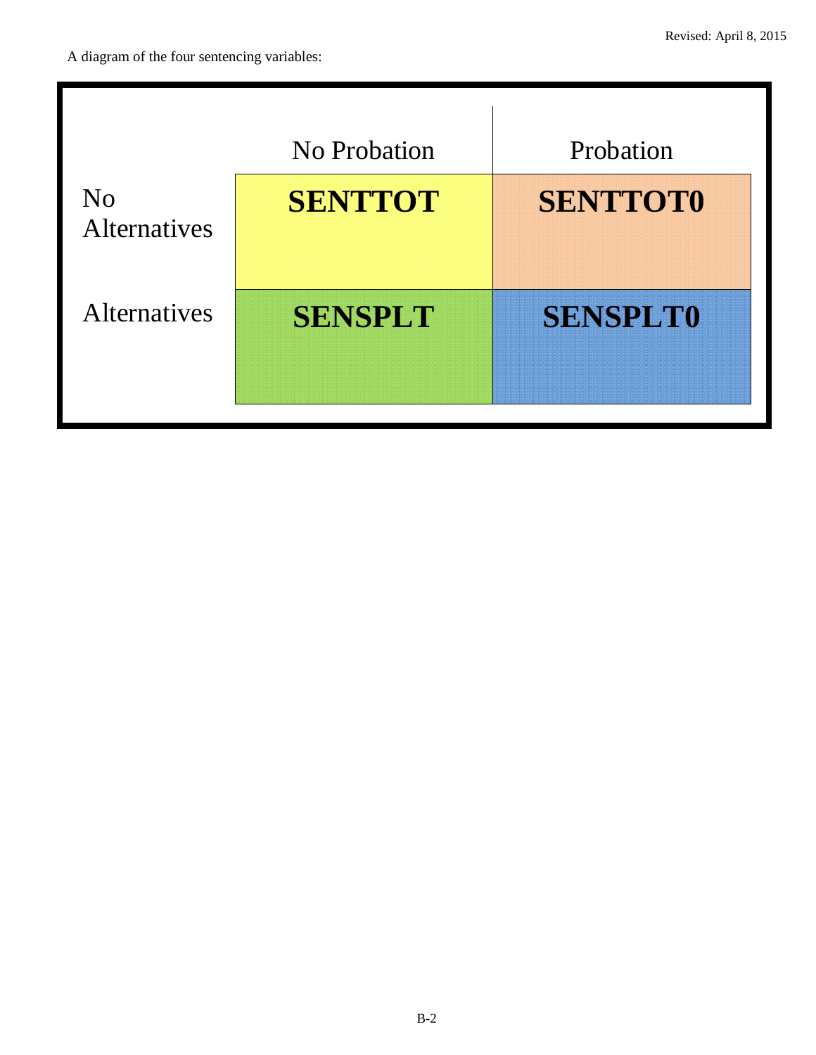A diagram of the four sentencing variables:

| | No Probation | Probation |
|---|---|---|
| No Alternatives | **SENTTOT** | **SENTTOT0** |
| Alternatives | **SENSPLT** | **SENSPLT0** |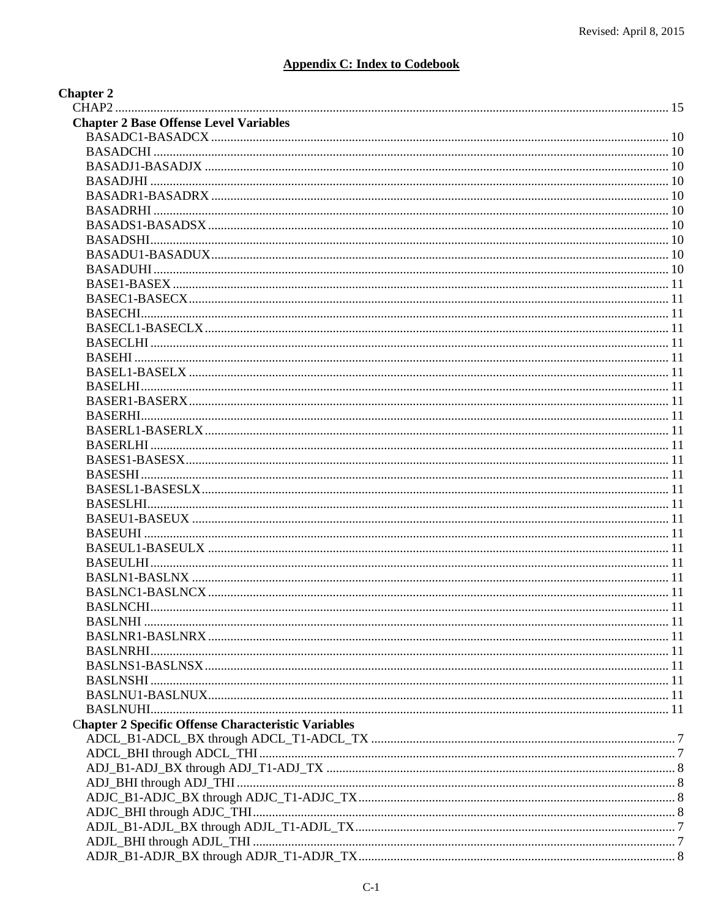## Appendix C: Index to Codebook

**Chapter 2**

CHAP2 ........................................................................ 15

**Chapter 2 Base Offense Level Variables**

- BASADC1-BASADCX ........................................................................ 10
- BASADCHI ........................................................................ 10
- BASADJ1-BASADJX ........................................................................ 10
- BASADJHI ........................................................................ 10
- BASADR1-BASADRX ........................................................................ 10
- BASADRHI ........................................................................ 10
- BASADS1-BASADSX ........................................................................ 10
- BASADSHI ........................................................................ 10
- BASADU1-BASADUX ........................................................................ 10
- BASADUHI ........................................................................ 10
- BASE1-BASEX ........................................................................ 11
- BASEC1-BASECX ........................................................................ 11
- BASECHI ........................................................................ 11
- BASECL1-BASECLX ........................................................................ 11
- BASECLHI ........................................................................ 11
- BASEHI ........................................................................ 11
- BASEL1-BASELX ........................................................................ 11
- BASELHI ........................................................................ 11
- BASER1-BASERX ........................................................................ 11
- BASERHI ........................................................................ 11
- BASERL1-BASERLX ........................................................................ 11
- BASERLHI ........................................................................ 11
- BASES1-BASESX ........................................................................ 11
- BASESHI ........................................................................ 11
- BASESL1-BASESLX ........................................................................ 11
- BASESLHI ........................................................................ 11
- BASEU1-BASEUX ........................................................................ 11
- BASEUHI ........................................................................ 11
- BASEUL1-BASEULX ........................................................................ 11
- BASEULHI ........................................................................ 11
- BASLN1-BASLNX ........................................................................ 11
- BASLNC1-BASLNCX ........................................................................ 11
- BASLNCHI ........................................................................ 11
- BASLNHI ........................................................................ 11
- BASLNR1-BASLNRX ........................................................................ 11
- BASLNRHI ........................................................................ 11
- BASLNS1-BASLNSX ........................................................................ 11
- BASLNSHI ........................................................................ 11
- BASLNU1-BASLNUX ........................................................................ 11
- BASLNUHI ........................................................................ 11

**Chapter 2 Specific Offense Characteristic Variables**

- ADCL_B1-ADCL_BX through ADCL_T1-ADCL_TX ........................................................................ 7
- ADCL_BHI through ADCL_THI ........................................................................ 7
- ADJ_B1-ADJ_BX through ADJ_T1-ADJ_TX ........................................................................ 8
- ADJ_BHI through ADJ_THI ........................................................................ 8
- ADJC_B1-ADJC_BX through ADJC_T1-ADJC_TX ........................................................................ 8
- ADJC_BHI through ADJC_THI ........................................................................ 8
- ADJL_B1-ADJL_BX through ADJL_T1-ADJL_TX ........................................................................ 7
- ADJL_BHI through ADJL_THI ........................................................................ 7
- ADJR_B1-ADJR_BX through ADJR_T1-ADJR_TX ........................................................................ 8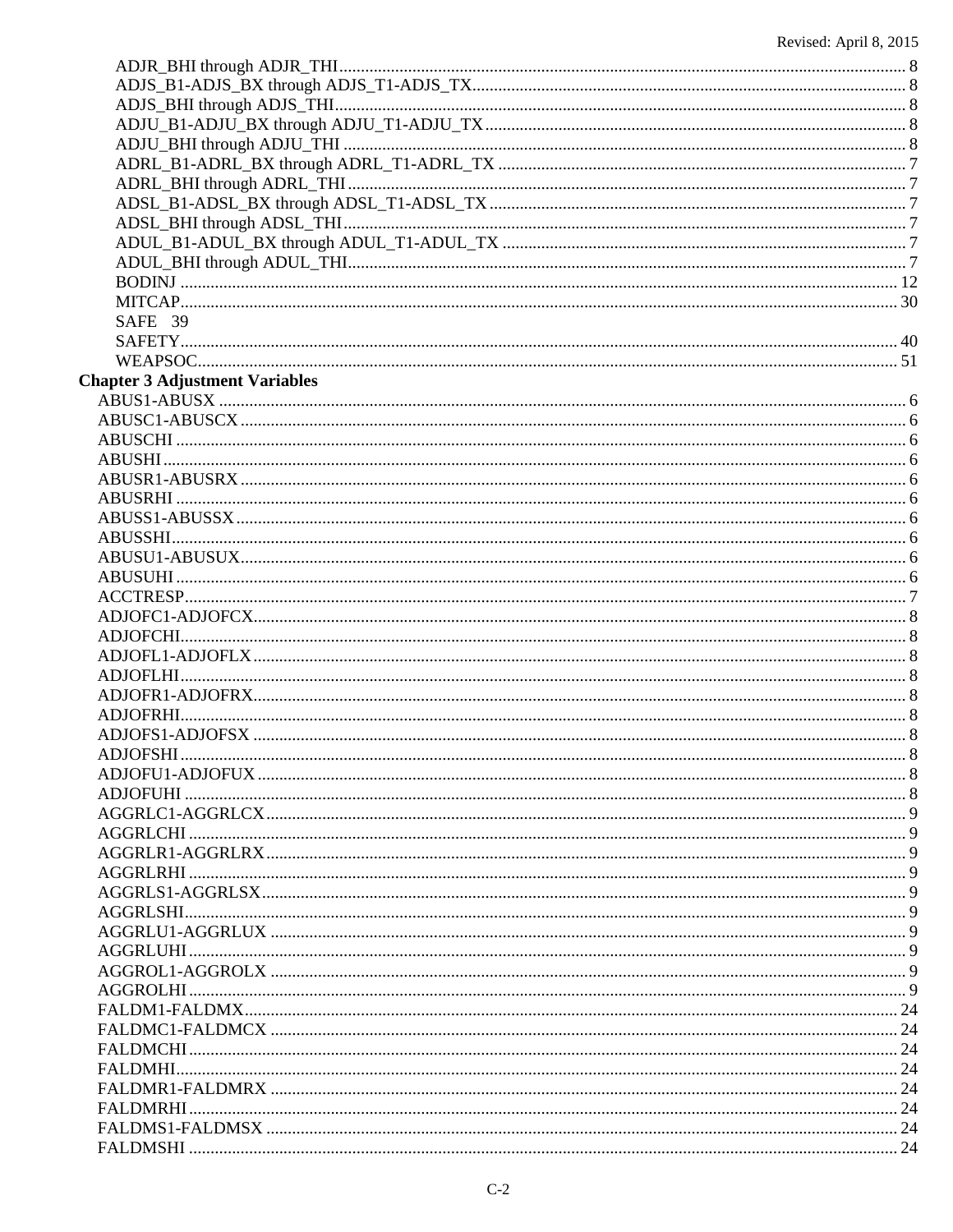ADJR_BHI through ADJR_THI ... 8
ADJS_B1-ADJS_BX through ADJS_T1-ADJS_TX ... 8
ADJS_BHI through ADJS_THI ... 8
ADJU_B1-ADJU_BX through ADJU_T1-ADJU_TX ... 8
ADJU_BHI through ADJU_THI ... 8
ADRL_B1-ADRL_BX through ADRL_T1-ADRL_TX ... 7
ADRL_BHI through ADRL_THI ... 7
ADSL_B1-ADSL_BX through ADSL_T1-ADSL_TX ... 7
ADSL_BHI through ADSL_THI ... 7
ADUL_B1-ADUL_BX through ADUL_T1-ADUL_TX ... 7
ADUL_BHI through ADUL_THI ... 7
BODINJ ... 12
MITCAP ... 30
SAFE 39
SAFETY ... 40
WEAPSOC ... 51

**Chapter 3 Adjustment Variables**

ABUS1-ABUSX ... 6
ABUSC1-ABUSCX ... 6
ABUSCHI ... 6
ABUSHI ... 6
ABUSR1-ABUSRX ... 6
ABUSRHI ... 6
ABUSS1-ABUSSX ... 6
ABUSSHI ... 6
ABUSU1-ABUSUX ... 6
ABUSUHI ... 6
ACCTRESP ... 7
ADJOFC1-ADJOFCX ... 8
ADJOFCHI ... 8
ADJOFL1-ADJOFLX ... 8
ADJOFLHI ... 8
ADJOFR1-ADJOFRX ... 8
ADJOFRHI ... 8
ADJOFS1-ADJOFSX ... 8
ADJOFSHI ... 8
ADJOFU1-ADJOFUX ... 8
ADJOFUHI ... 8
AGGRLC1-AGGRLCX ... 9
AGGRLCHI ... 9
AGGRLR1-AGGRLRX ... 9
AGGRLRHI ... 9
AGGRLS1-AGGRLSX ... 9
AGGRLSHI ... 9
AGGRLU1-AGGRLUX ... 9
AGGRLUHI ... 9
AGGROL1-AGGROLX ... 9
AGGROLHI ... 9
FALDM1-FALDMX ... 24
FALDMC1-FALDMCX ... 24
FALDMCHI ... 24
FALDMHI ... 24
FALDMR1-FALDMRX ... 24
FALDMRHI ... 24
FALDMS1-FALDMSX ... 24
FALDMSHI ... 24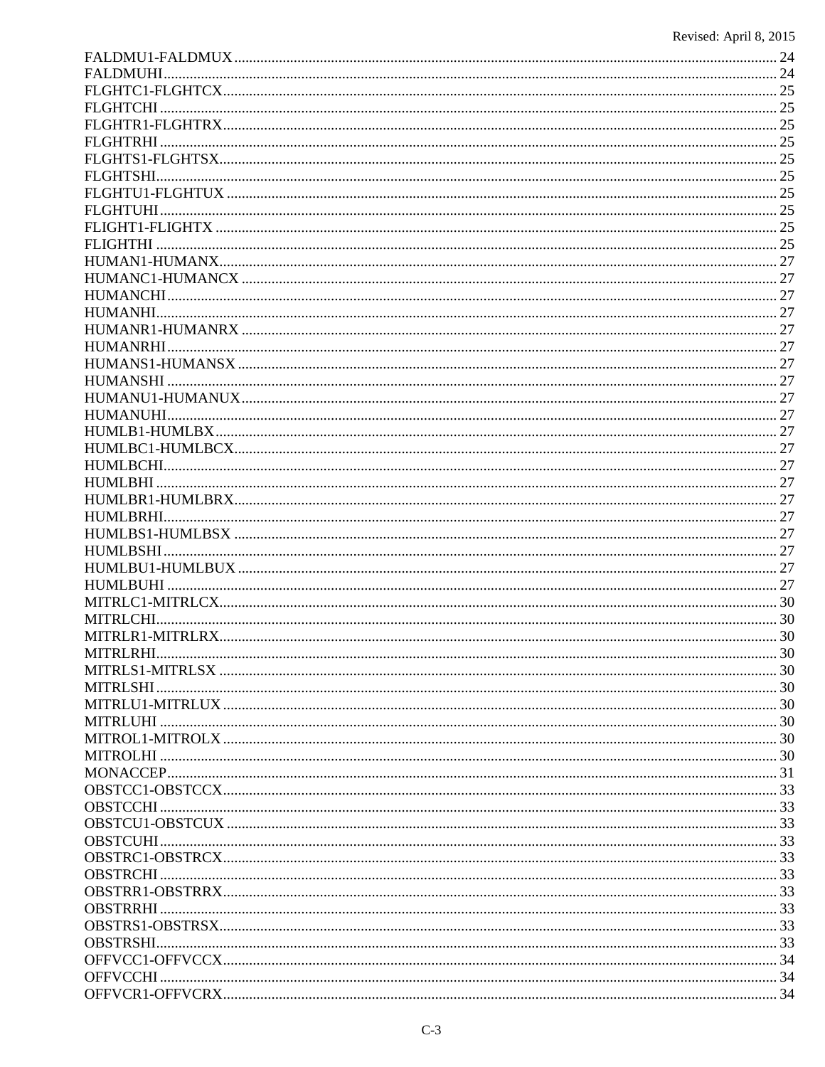FALDMU1-FALDMUX ........ 24
FALDMUHI ........ 24
FLGHTC1-FLGHTCX ........ 25
FLGHTCHI ........ 25
FLGHTR1-FLGHTRX ........ 25
FLGHTRHI ........ 25
FLGHTS1-FLGHTSX ........ 25
FLGHTSHI ........ 25
FLGHTU1-FLGHTUX ........ 25
FLGHTUHI ........ 25
FLIGHT1-FLIGHTX ........ 25
FLIGHTHI ........ 25
HUMAN1-HUMANX ........ 27
HUMANC1-HUMANCX ........ 27
HUMANCHI ........ 27
HUMANHI ........ 27
HUMANR1-HUMANRX ........ 27
HUMANRHI ........ 27
HUMANS1-HUMANSX ........ 27
HUMANSHI ........ 27
HUMANU1-HUMANUX ........ 27
HUMANUHI ........ 27
HUMLB1-HUMLBX ........ 27
HUMLBC1-HUMLBCX ........ 27
HUMLBCHI ........ 27
HUMLBHI ........ 27
HUMLBR1-HUMLBRX ........ 27
HUMLBRHI ........ 27
HUMLBS1-HUMLBSX ........ 27
HUMLBSHI ........ 27
HUMLBU1-HUMLBUX ........ 27
HUMLBUHI ........ 27
MITRLC1-MITRLCX ........ 30
MITRLCHI ........ 30
MITRLR1-MITRLRX ........ 30
MITRLRHI ........ 30
MITRLS1-MITRLSX ........ 30
MITRLSHI ........ 30
MITRLU1-MITRLUX ........ 30
MITRLUHI ........ 30
MITROL1-MITROLX ........ 30
MITROLHI ........ 30
MONACCEP ........ 31
OBSTCC1-OBSTCCX ........ 33
OBSTCCHI ........ 33
OBSTCU1-OBSTCUX ........ 33
OBSTCUHI ........ 33
OBSTRC1-OBSTRCX ........ 33
OBSTRCHI ........ 33
OBSTRR1-OBSTRRX ........ 33
OBSTRRHI ........ 33
OBSTRS1-OBSTRSX ........ 33
OBSTRSHI ........ 33
OFFVCC1-OFFVCCX ........ 34
OFFVCCHI ........ 34
OFFVCR1-OFFVCRX ........ 34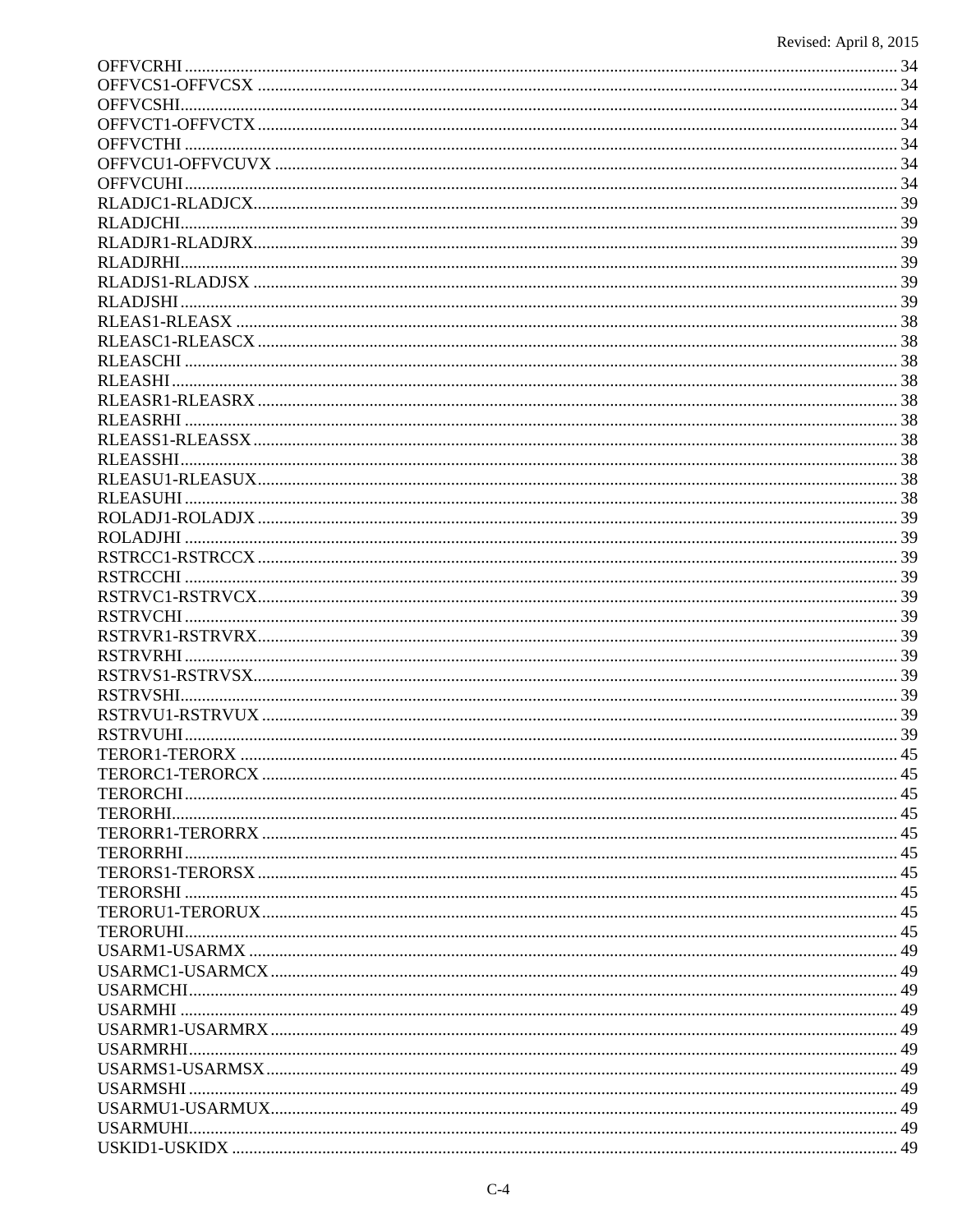OFFVCRHI ........................................................................................................................................ 34
OFFVCS1-OFFVCSX ....................................................................................................................... 34
OFFVCSHI......................................................................................................................................... 34
OFFVCT1-OFFVCTX ....................................................................................................................... 34
OFFVCTHI ........................................................................................................................................ 34
OFFVCU1-OFFVCUVX ................................................................................................................... 34
OFFVCUHI ........................................................................................................................................ 34
RLADJC1-RLADJCX........................................................................................................................ 39
RLADJCHI......................................................................................................................................... 39
RLADJR1-RLADJRX........................................................................................................................ 39
RLADJRHI......................................................................................................................................... 39
RLADJS1-RLADJSX ........................................................................................................................ 39
RLADJSHI ......................................................................................................................................... 39
RLEAS1-RLEASX ............................................................................................................................ 38
RLEASC1-RLEASCX ....................................................................................................................... 38
RLEASCHI ........................................................................................................................................ 38
RLEASHI ........................................................................................................................................... 38
RLEASR1-RLEASRX ....................................................................................................................... 38
RLEASRHI ........................................................................................................................................ 38
RLEASS1-RLEASSX ........................................................................................................................ 38
RLEASSHI ......................................................................................................................................... 38
RLEASU1-RLEASUX........................................................................................................................ 38
RLEASUHI ........................................................................................................................................ 38
ROLADJ1-ROLADJX ....................................................................................................................... 39
ROLADJHI ........................................................................................................................................ 39
RSTRCC1-RSTRCCX ....................................................................................................................... 39
RSTRCCHI ........................................................................................................................................ 39
RSTRVC1-RSTRVCX........................................................................................................................ 39
RSTRVCHI ........................................................................................................................................ 39
RSTRVR1-RSTRVRX........................................................................................................................ 39
RSTRVRHI ........................................................................................................................................ 39
RSTRVS1-RSTRVSX......................................................................................................................... 39
RSTRVSHI.......................................................................................................................................... 39
RSTRVU1-RSTRVUX ....................................................................................................................... 39
RSTRVUHI ......................................................................................................................................... 39
TEROR1-TERORX ............................................................................................................................ 45
TERORC1-TERORCX ....................................................................................................................... 45
TERORCHI ........................................................................................................................................ 45
TERORHI............................................................................................................................................ 45
TERORR1-TERORRX ....................................................................................................................... 45
TERORRHI ......................................................................................................................................... 45
TERORS1-TERORSX ........................................................................................................................ 45
TERORSHI ......................................................................................................................................... 45
TERORU1-TERORUX........................................................................................................................ 45
TERORUHI.......................................................................................................................................... 45
USARM1-USARMX ........................................................................................................................... 49
USARMC1-USARMCX...................................................................................................................... 49
USARMCHI......................................................................................................................................... 49
USARMHI ........................................................................................................................................... 49
USARMR1-USARMRX...................................................................................................................... 49
USARMRHI......................................................................................................................................... 49
USARMS1-USARMSX....................................................................................................................... 49
USARMSHI ......................................................................................................................................... 49
USARMU1-USARMUX...................................................................................................................... 49
USARMUHI......................................................................................................................................... 49
USKID1-USKIDX ............................................................................................................................... 49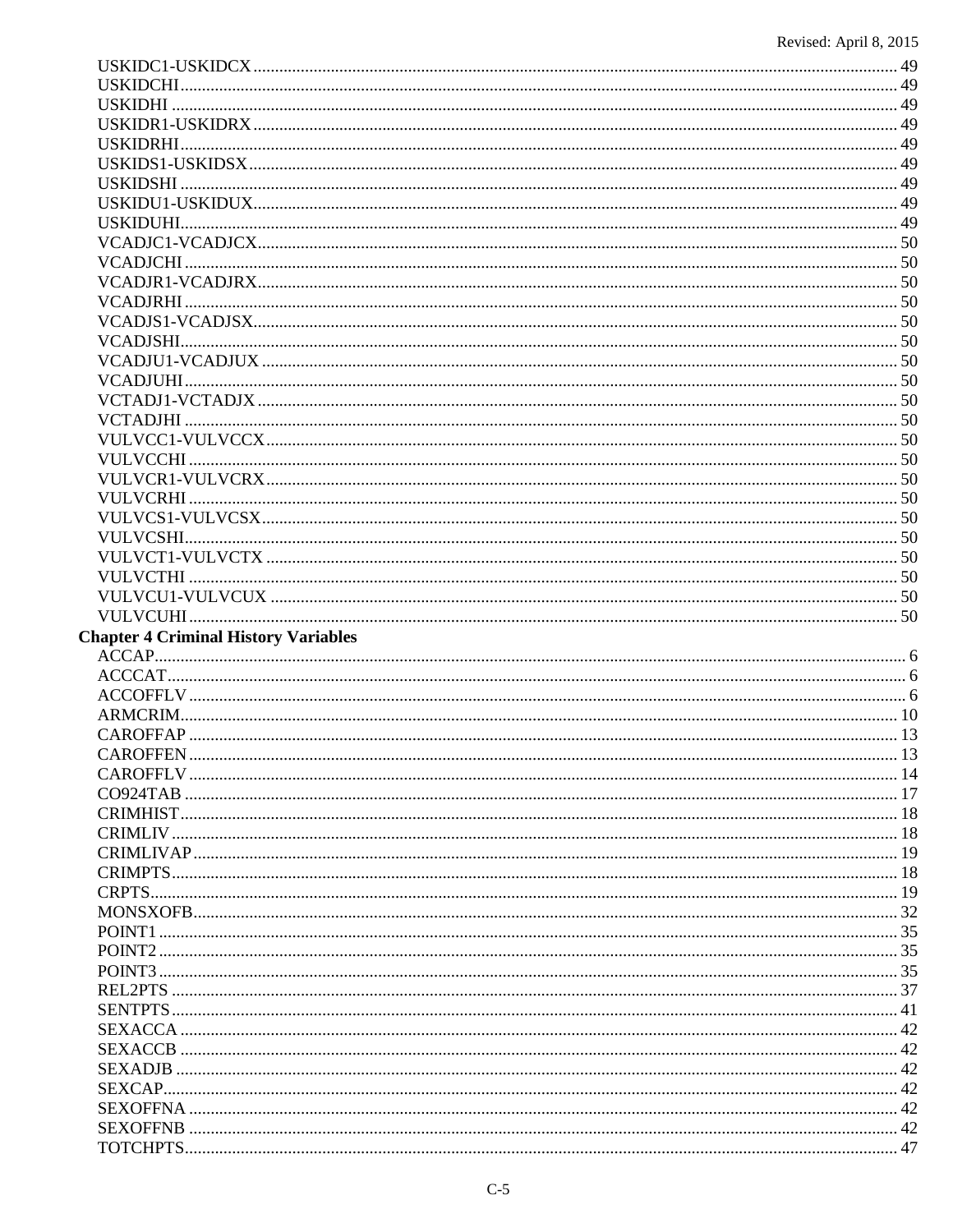USKIDC1-USKIDCX ........ 49
USKIDCHI ........ 49
USKIDHI ........ 49
USKIDR1-USKIDRX ........ 49
USKIDRHI ........ 49
USKIDS1-USKIDSX ........ 49
USKIDSHI ........ 49
USKIDU1-USKIDUX ........ 49
USKIDUHI ........ 49
VCADJC1-VCADJCX ........ 50
VCADJCHI ........ 50
VCADJR1-VCADJRX ........ 50
VCADJRHI ........ 50
VCADJS1-VCADJSX ........ 50
VCADJSHI ........ 50
VCADJU1-VCADJUX ........ 50
VCADJUHI ........ 50
VCTADJ1-VCTADJX ........ 50
VCTADJHI ........ 50
VULVCC1-VULVCCX ........ 50
VULVCCHI ........ 50
VULVCR1-VULVCRX ........ 50
VULVCRHI ........ 50
VULVCS1-VULVCSX ........ 50
VULVCSHI ........ 50
VULVCT1-VULVCTX ........ 50
VULVCTHI ........ 50
VULVCU1-VULVCUX ........ 50
VULVCUHI ........ 50

**Chapter 4 Criminal History Variables**

ACCAP ........ 6
ACCCAT ........ 6
ACCOFFLV ........ 6
ARMCRIM ........ 10
CAROFFAP ........ 13
CAROFFEN ........ 13
CAROFFLV ........ 14
CO924TAB ........ 17
CRIMHIST ........ 18
CRIMLIV ........ 18
CRIMLIVAP ........ 19
CRIMPTS ........ 18
CRPTS ........ 19
MONSXOFB ........ 32
POINT1 ........ 35
POINT2 ........ 35
POINT3 ........ 35
REL2PTS ........ 37
SENTPTS ........ 41
SEXACCA ........ 42
SEXACCB ........ 42
SEXADJB ........ 42
SEXCAP ........ 42
SEXOFFNA ........ 42
SEXOFFNB ........ 42
TOTCHPTS ........ 47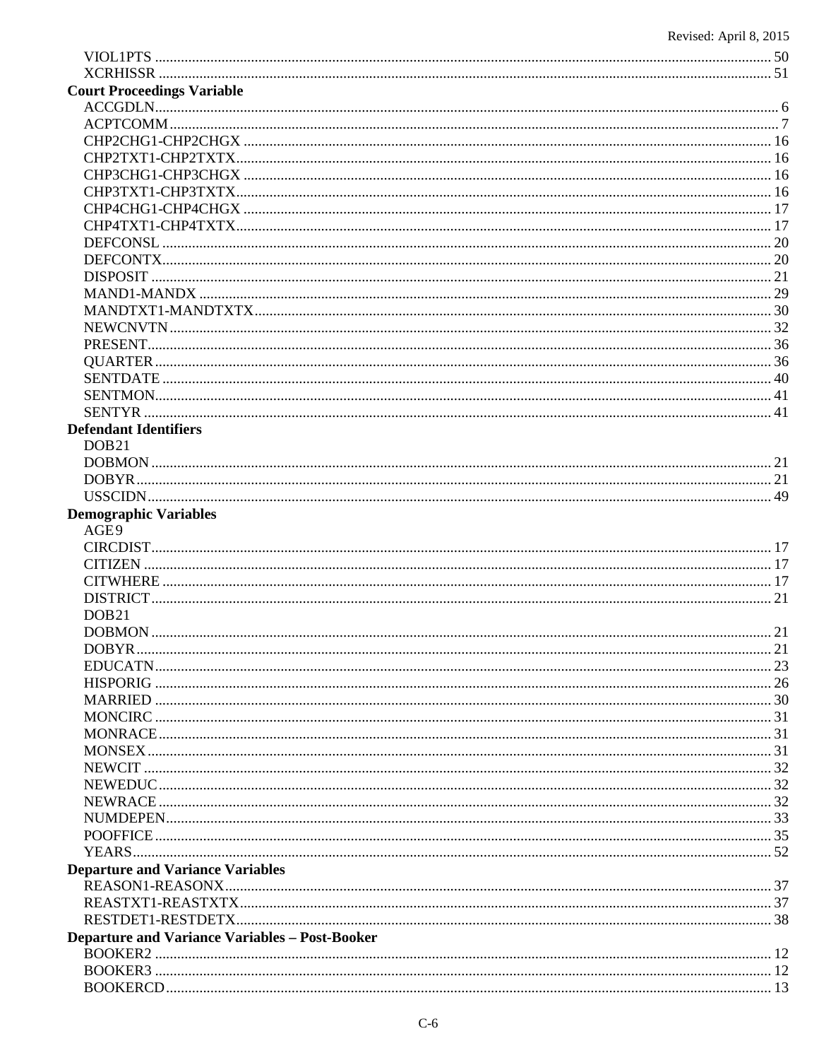VIOL1PTS .......... 50
XCRHISSR .......... 51

**Court Proceedings Variable**

ACCGDLN .......... 6
ACPTCOMM .......... 7
CHP2CHG1-CHP2CHGX .......... 16
CHP2TXT1-CHP2TXTX .......... 16
CHP3CHG1-CHP3CHGX .......... 16
CHP3TXT1-CHP3TXTX .......... 16
CHP4CHG1-CHP4CHGX .......... 17
CHP4TXT1-CHP4TXTX .......... 17
DEFCONSL .......... 20
DEFCONTX .......... 20
DISPOSIT .......... 21
MAND1-MANDX .......... 29
MANDTXT1-MANDTXTX .......... 30
NEWCNVTN .......... 32
PRESENT .......... 36
QUARTER .......... 36
SENTDATE .......... 40
SENTMON .......... 41
SENTYR .......... 41

**Defendant Identifiers**

DOB21
DOBMON .......... 21
DOBYR .......... 21
USSCIDN .......... 49

**Demographic Variables**

AGE9
CIRCDIST .......... 17
CITIZEN .......... 17
CITWHERE .......... 17
DISTRICT .......... 21
DOB21
DOBMON .......... 21
DOBYR .......... 21
EDUCATN .......... 23
HISPORIG .......... 26
MARRIED .......... 30
MONCIRC .......... 31
MONRACE .......... 31
MONSEX .......... 31
NEWCIT .......... 32
NEWEDUC .......... 32
NEWRACE .......... 32
NUMDEPEN .......... 33
POOFFICE .......... 35
YEARS .......... 52

**Departure and Variance Variables**

REASON1-REASONX .......... 37
REASTXT1-REASTXTX .......... 37
RESTDET1-RESTDETX .......... 38

**Departure and Variance Variables – Post-Booker**

BOOKER2 .......... 12
BOOKER3 .......... 12
BOOKERCD .......... 13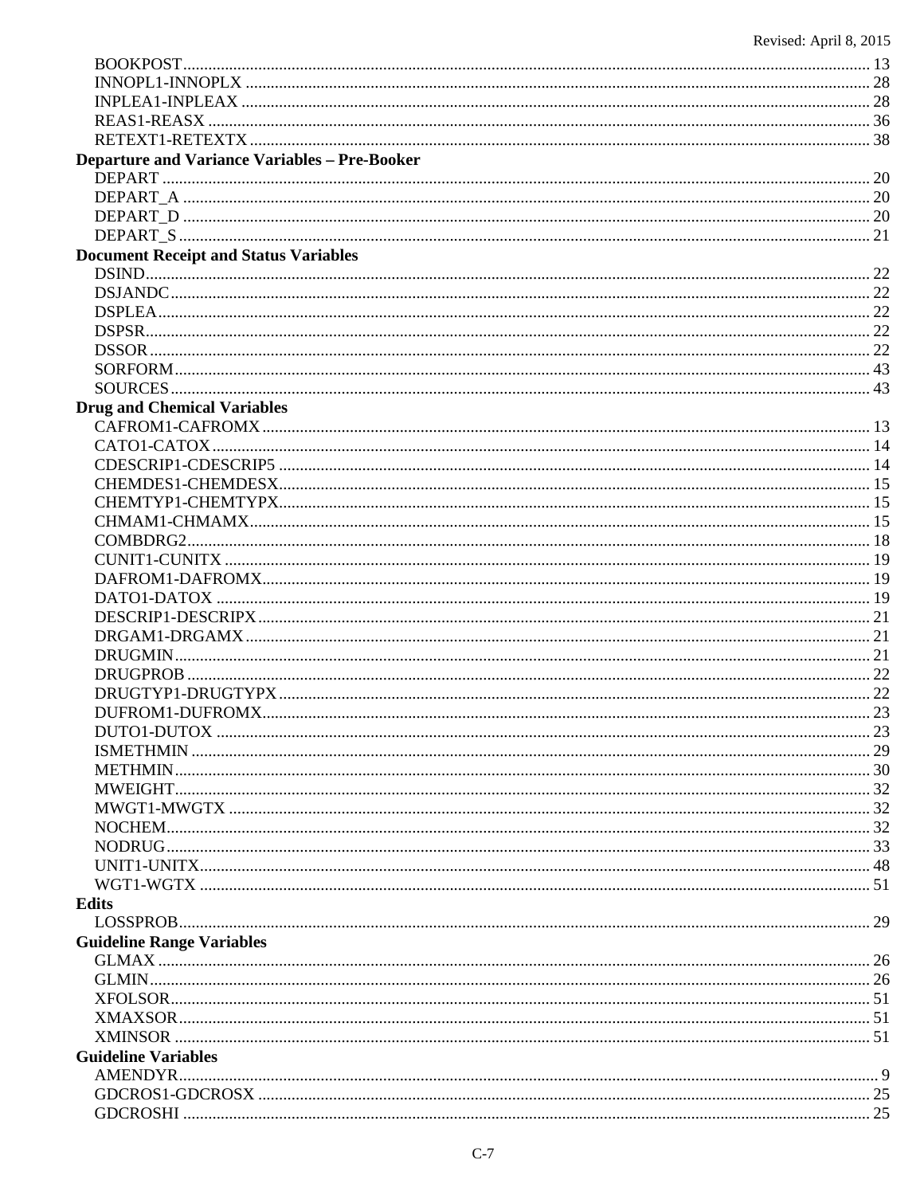BOOKPOST ... 13
INNOPL1-INNOPLX ... 28
INPLEA1-INPLEAX ... 28
REAS1-REASX ... 36
RETEXT1-RETEXTX ... 38

**Departure and Variance Variables – Pre-Booker**

DEPART ... 20
DEPART_A ... 20
DEPART_D ... 20
DEPART_S ... 21

**Document Receipt and Status Variables**

DSIND ... 22
DSJANDC ... 22
DSPLEA ... 22
DSPSR ... 22
DSSOR ... 22
SORFORM ... 43
SOURCES ... 43

**Drug and Chemical Variables**

CAFROM1-CAFROMX ... 13
CATO1-CATOX ... 14
CDESCRIP1-CDESCRIP5 ... 14
CHEMDES1-CHEMDESX ... 15
CHEMTYP1-CHEMTYPX ... 15
CHMAM1-CHMAMX ... 15
COMBDRG2 ... 18
CUNIT1-CUNITX ... 19
DAFROM1-DAFROMX ... 19
DATO1-DATOX ... 19
DESCRIP1-DESCRIPX ... 21
DRGAM1-DRGAMX ... 21
DRUGMIN ... 21
DRUGPROB ... 22
DRUGTYP1-DRUGTYPX ... 22
DUFROM1-DUFROMX ... 23
DUTO1-DUTOX ... 23
ISMETHMIN ... 29
METHMIN ... 30
MWEIGHT ... 32
MWGT1-MWGTX ... 32
NOCHEM ... 32
NODRUG ... 33
UNIT1-UNITX ... 48
WGT1-WGTX ... 51

**Edits**

LOSSPROB ... 29

**Guideline Range Variables**

GLMAX ... 26
GLMIN ... 26
XFOLSOR ... 51
XMAXSOR ... 51
XMINSOR ... 51

**Guideline Variables**

AMENDYR ... 9
GDCROS1-GDCROSX ... 25
GDCROSHI ... 25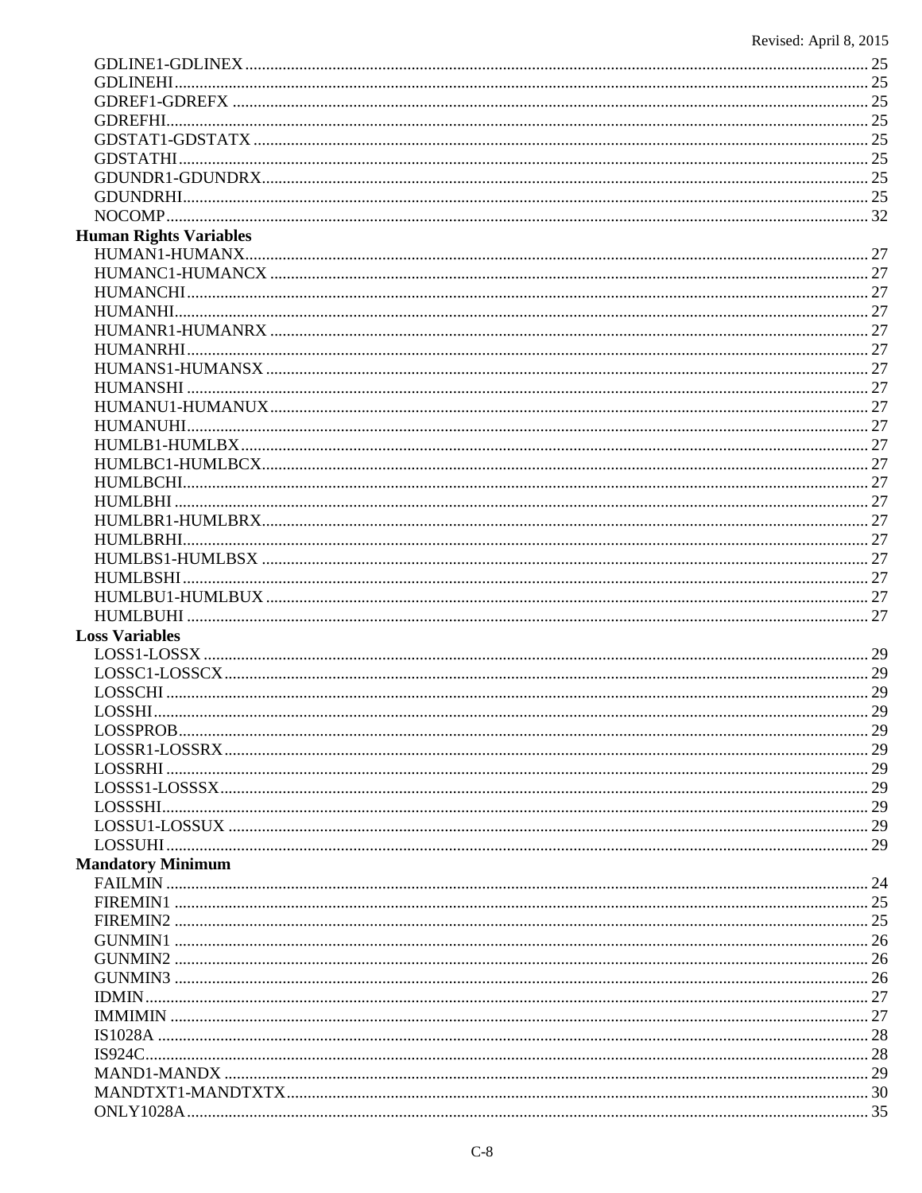GDLINE1-GDLINEX .................... 25
GDLINEHI .................... 25
GDREF1-GDREFX .................... 25
GDREFHI .................... 25
GDSTAT1-GDSTATX .................... 25
GDSTATHI .................... 25
GDUNDR1-GDUNDRX .................... 25
GDUNDRHI .................... 25
NOCOMP .................... 32

**Human Rights Variables**

HUMAN1-HUMANX .................... 27
HUMANC1-HUMANCX .................... 27
HUMANCHI .................... 27
HUMANHI .................... 27
HUMANR1-HUMANRX .................... 27
HUMANRHI .................... 27
HUMANS1-HUMANSX .................... 27
HUMANSHI .................... 27
HUMANU1-HUMANUX .................... 27
HUMANUHI .................... 27
HUMLB1-HUMLBX .................... 27
HUMLBC1-HUMLBCX .................... 27
HUMLBCHI .................... 27
HUMLBHI .................... 27
HUMLBR1-HUMLBRX .................... 27
HUMLBRHI .................... 27
HUMLBS1-HUMLBSX .................... 27
HUMLBSHI .................... 27
HUMLBU1-HUMLBUX .................... 27
HUMLBUHI .................... 27

**Loss Variables**

LOSS1-LOSSX .................... 29
LOSSC1-LOSSCX .................... 29
LOSSCHI .................... 29
LOSSHI .................... 29
LOSSPROB .................... 29
LOSSR1-LOSSRX .................... 29
LOSSRHI .................... 29
LOSSS1-LOSSSX .................... 29
LOSSSHI .................... 29
LOSSU1-LOSSUX .................... 29
LOSSUHI .................... 29

**Mandatory Minimum**

FAILMIN .................... 24
FIREMIN1 .................... 25
FIREMIN2 .................... 25
GUNMIN1 .................... 26
GUNMIN2 .................... 26
GUNMIN3 .................... 26
IDMIN .................... 27
IMMIMIN .................... 27
IS1028A .................... 28
IS924C .................... 28
MAND1-MANDX .................... 29
MANDTXT1-MANDTXTX .................... 30
ONLY1028A .................... 35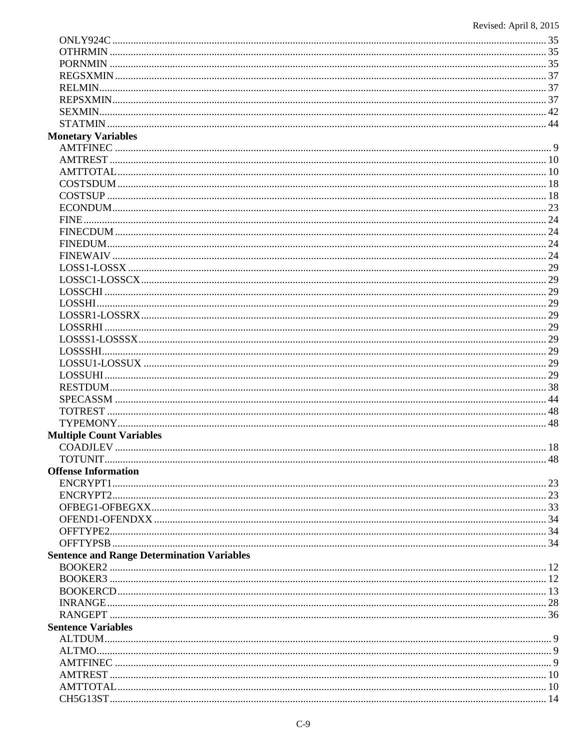ONLY924C ........ 35
OTHRMIN ........ 35
PORNMIN ........ 35
REGSXMIN ........ 37
RELMIN ........ 37
REPSXMIN ........ 37
SEXMIN ........ 42
STATMIN ........ 44

**Monetary Variables**

AMTFINEC ........ 9
AMTREST ........ 10
AMTTOTAL ........ 10
COSTSDUM ........ 18
COSTSUP ........ 18
ECONDUM ........ 23
FINE ........ 24
FINECDUM ........ 24
FINEDUM ........ 24
FINEWAIV ........ 24
LOSS1-LOSSX ........ 29
LOSSC1-LOSSCX ........ 29
LOSSCHI ........ 29
LOSSHI ........ 29
LOSSR1-LOSSRX ........ 29
LOSSRHI ........ 29
LOSSS1-LOSSSX ........ 29
LOSSSHI ........ 29
LOSSU1-LOSSUX ........ 29
LOSSUHI ........ 29
RESTDUM ........ 38
SPECASSM ........ 44
TOTREST ........ 48
TYPEMONY ........ 48

**Multiple Count Variables**

COADJLEV ........ 18
TOTUNIT ........ 48

**Offense Information**

ENCRYPT1 ........ 23
ENCRYPT2 ........ 23
OFBEG1-OFBEGXX ........ 33
OFEND1-OFENDXX ........ 34
OFFTYPE2 ........ 34
OFFTYPSB ........ 34

**Sentence and Range Determination Variables**

BOOKER2 ........ 12
BOOKER3 ........ 12
BOOKERCD ........ 13
INRANGE ........ 28
RANGEPT ........ 36

**Sentence Variables**

ALTDUM ........ 9
ALTMO ........ 9
AMTFINEC ........ 9
AMTREST ........ 10
AMTTOTAL ........ 10
CH5G13ST ........ 14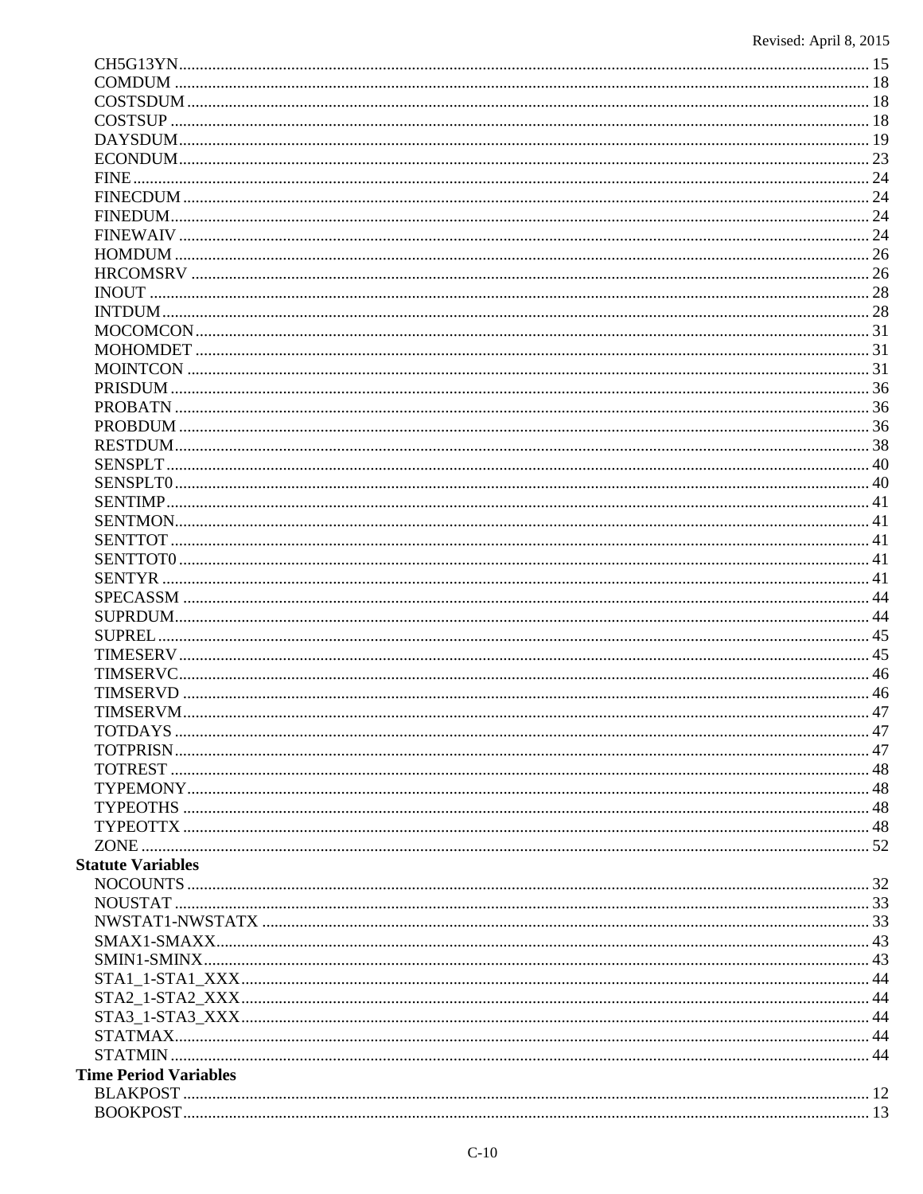CH5G13YN .......... 15
COMDUM .......... 18
COSTSDUM .......... 18
COSTSUP .......... 18
DAYSDUM .......... 19
ECONDUM .......... 23
FINE .......... 24
FINECDUM .......... 24
FINEDUM .......... 24
FINEWAIV .......... 24
HOMDUM .......... 26
HRCOMSRV .......... 26
INOUT .......... 28
INTDUM .......... 28
MOCOMCON .......... 31
MOHOMDET .......... 31
MOINTCON .......... 31
PRISDUM .......... 36
PROBATN .......... 36
PROBDUM .......... 36
RESTDUM .......... 38
SENSPLT .......... 40
SENSPLT0 .......... 40
SENTIMP .......... 41
SENTMON .......... 41
SENTTOT .......... 41
SENTTOT0 .......... 41
SENTYR .......... 41
SPECASSM .......... 44
SUPRDUM .......... 44
SUPREL .......... 45
TIMESERV .......... 45
TIMSERVC .......... 46
TIMSERVD .......... 46
TIMSERVM .......... 47
TOTDAYS .......... 47
TOTPRISN .......... 47
TOTREST .......... 48
TYPEMONY .......... 48
TYPEOTHS .......... 48
TYPEOTTX .......... 48
ZONE .......... 52

**Statute Variables**

NOCOUNTS .......... 32
NOUSTAT .......... 33
NWSTAT1-NWSTATX .......... 33
SMAX1-SMAXX .......... 43
SMIN1-SMINX .......... 43
STA1_1-STA1_XXX .......... 44
STA2_1-STA2_XXX .......... 44
STA3_1-STA3_XXX .......... 44
STATMAX .......... 44
STATMIN .......... 44

**Time Period Variables**

BLAKPOST .......... 12
BOOKPOST .......... 13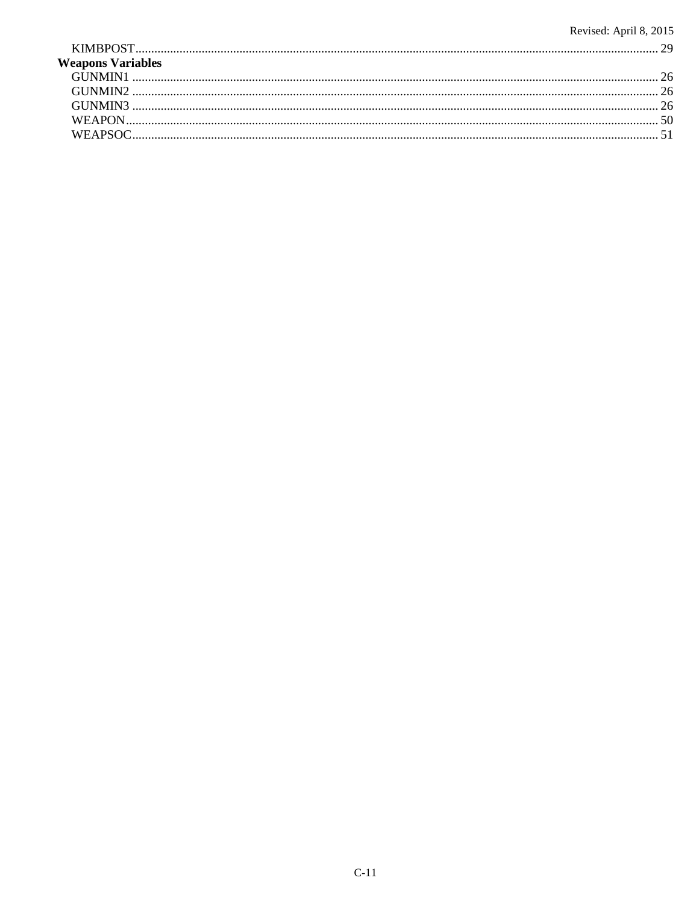KIMBPOST........................................................................................................................................................ 29

**Weapons Variables**

GUNMIN1 ........................................................................................................................................................ 26

GUNMIN2 ........................................................................................................................................................ 26

GUNMIN3 ........................................................................................................................................................ 26

WEAPON.......................................................................................................................................................... 50

WEAPSOC........................................................................................................................................................ 51